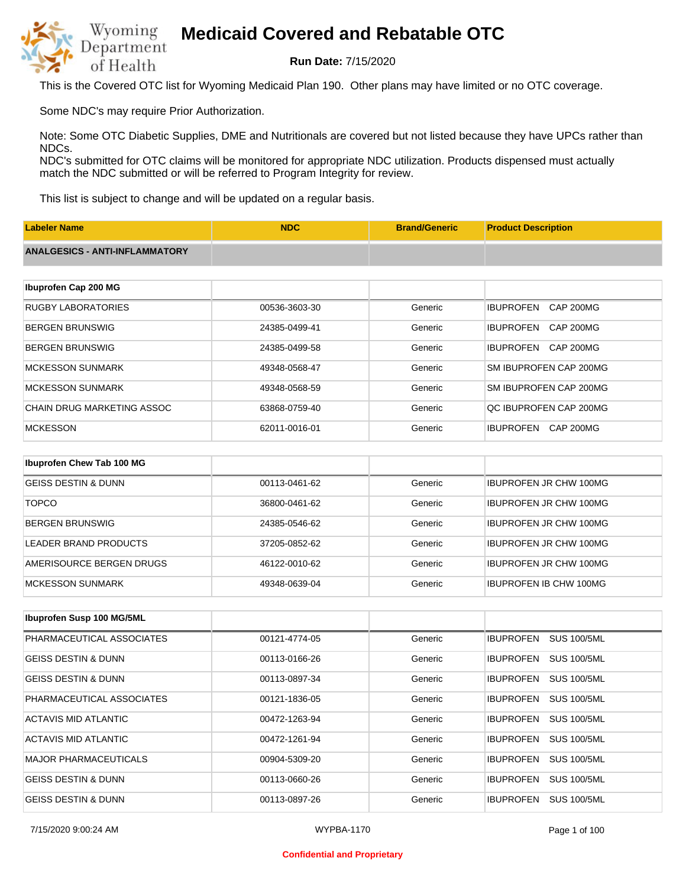# Medicaid Covered and Rebatable OTC

**Run Date:** 7/15/2020

This is the Covered OTC list for Wyoming Medicaid Plan 190. Other plans may have limited or no OTC coverage.

Some NDC's may require Prior Authorization.

Note: Some OTC Diabetic Supplies, DME and Nutritionals are covered but not listed because they have UPCs rather than NDCs.
NDC's submitted for OTC claims will be monitored for appropriate NDC utilization. Products dispensed must actually match the NDC submitted or will be referred to Program Integrity for review.

This list is subject to change and will be updated on a regular basis.

| Labeler Name | NDC | Brand/Generic | Product Description |
|---|---|---|---|
| **ANALGESICS - ANTI-INFLAMMATORY** | | | |
| **Ibuprofen Cap 200 MG** | | | |
| RUGBY LABORATORIES | 00536-3603-30 | Generic | IBUPROFEN CAP 200MG |
| BERGEN BRUNSWIG | 24385-0499-41 | Generic | IBUPROFEN CAP 200MG |
| BERGEN BRUNSWIG | 24385-0499-58 | Generic | IBUPROFEN CAP 200MG |
| MCKESSON SUNMARK | 49348-0568-47 | Generic | SM IBUPROFEN CAP 200MG |
| MCKESSON SUNMARK | 49348-0568-59 | Generic | SM IBUPROFEN CAP 200MG |
| CHAIN DRUG MARKETING ASSOC | 63868-0759-40 | Generic | QC IBUPROFEN CAP 200MG |
| MCKESSON | 62011-0016-01 | Generic | IBUPROFEN CAP 200MG |
| **Ibuprofen Chew Tab 100 MG** | | | |
| GEISS DESTIN & DUNN | 00113-0461-62 | Generic | IBUPROFEN JR CHW 100MG |
| TOPCO | 36800-0461-62 | Generic | IBUPROFEN JR CHW 100MG |
| BERGEN BRUNSWIG | 24385-0546-62 | Generic | IBUPROFEN JR CHW 100MG |
| LEADER BRAND PRODUCTS | 37205-0852-62 | Generic | IBUPROFEN JR CHW 100MG |
| AMERISOURCE BERGEN DRUGS | 46122-0010-62 | Generic | IBUPROFEN JR CHW 100MG |
| MCKESSON SUNMARK | 49348-0639-04 | Generic | IBUPROFEN IB CHW 100MG |
| **Ibuprofen Susp 100 MG/5ML** | | | |
| PHARMACEUTICAL ASSOCIATES | 00121-4774-05 | Generic | IBUPROFEN SUS 100/5ML |
| GEISS DESTIN & DUNN | 00113-0166-26 | Generic | IBUPROFEN SUS 100/5ML |
| GEISS DESTIN & DUNN | 00113-0897-34 | Generic | IBUPROFEN SUS 100/5ML |
| PHARMACEUTICAL ASSOCIATES | 00121-1836-05 | Generic | IBUPROFEN SUS 100/5ML |
| ACTAVIS MID ATLANTIC | 00472-1263-94 | Generic | IBUPROFEN SUS 100/5ML |
| ACTAVIS MID ATLANTIC | 00472-1261-94 | Generic | IBUPROFEN SUS 100/5ML |
| MAJOR PHARMACEUTICALS | 00904-5309-20 | Generic | IBUPROFEN SUS 100/5ML |
| GEISS DESTIN & DUNN | 00113-0660-26 | Generic | IBUPROFEN SUS 100/5ML |
| GEISS DESTIN & DUNN | 00113-0897-26 | Generic | IBUPROFEN SUS 100/5ML |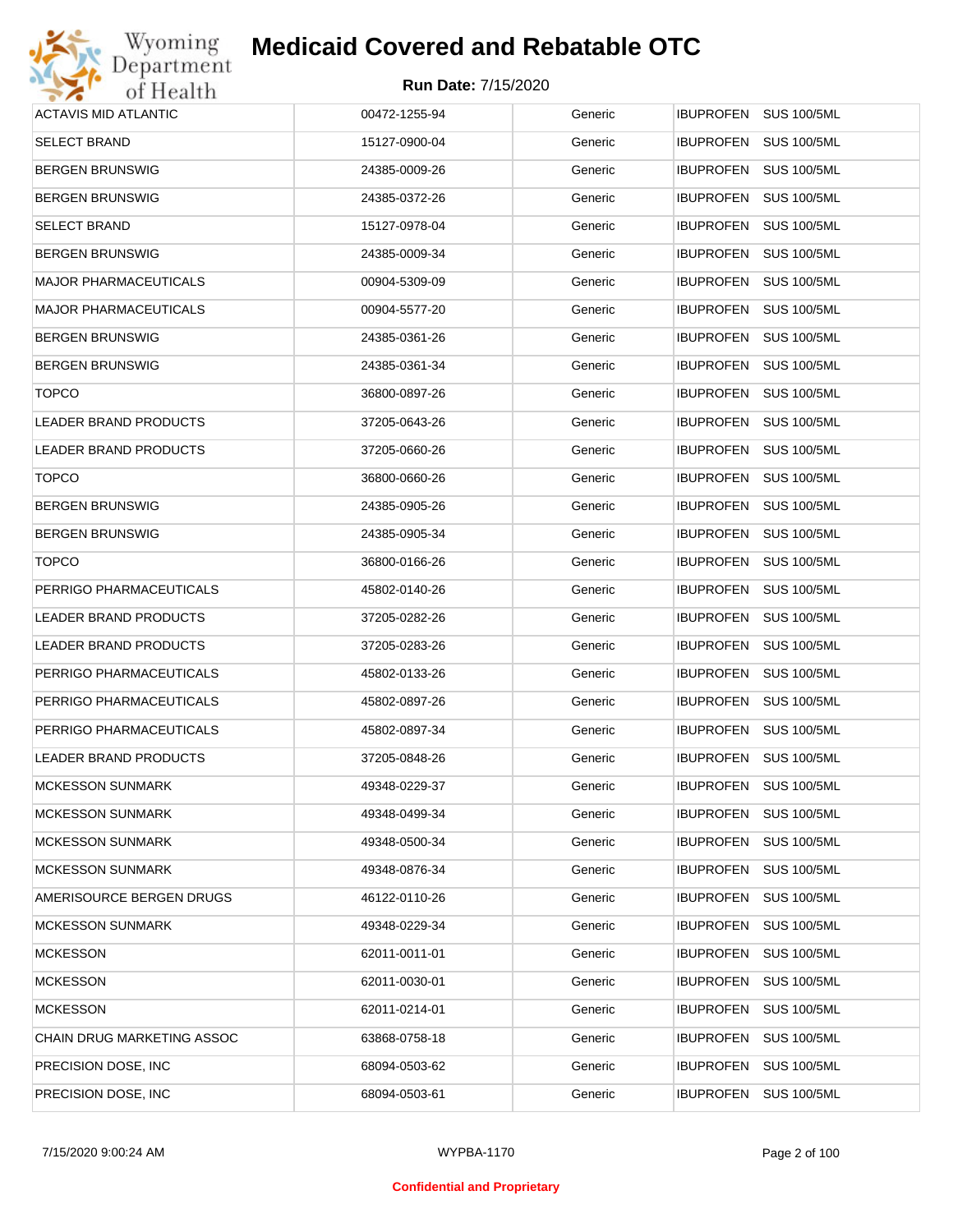# Medicaid Covered and Rebatable OTC

**Run Date:** 7/15/2020

| | | | |
|---|---|---|---|
| ACTAVIS MID ATLANTIC | 00472-1255-94 | Generic | IBUPROFEN SUS 100/5ML |
| SELECT BRAND | 15127-0900-04 | Generic | IBUPROFEN SUS 100/5ML |
| BERGEN BRUNSWIG | 24385-0009-26 | Generic | IBUPROFEN SUS 100/5ML |
| BERGEN BRUNSWIG | 24385-0372-26 | Generic | IBUPROFEN SUS 100/5ML |
| SELECT BRAND | 15127-0978-04 | Generic | IBUPROFEN SUS 100/5ML |
| BERGEN BRUNSWIG | 24385-0009-34 | Generic | IBUPROFEN SUS 100/5ML |
| MAJOR PHARMACEUTICALS | 00904-5309-09 | Generic | IBUPROFEN SUS 100/5ML |
| MAJOR PHARMACEUTICALS | 00904-5577-20 | Generic | IBUPROFEN SUS 100/5ML |
| BERGEN BRUNSWIG | 24385-0361-26 | Generic | IBUPROFEN SUS 100/5ML |
| BERGEN BRUNSWIG | 24385-0361-34 | Generic | IBUPROFEN SUS 100/5ML |
| TOPCO | 36800-0897-26 | Generic | IBUPROFEN SUS 100/5ML |
| LEADER BRAND PRODUCTS | 37205-0643-26 | Generic | IBUPROFEN SUS 100/5ML |
| LEADER BRAND PRODUCTS | 37205-0660-26 | Generic | IBUPROFEN SUS 100/5ML |
| TOPCO | 36800-0660-26 | Generic | IBUPROFEN SUS 100/5ML |
| BERGEN BRUNSWIG | 24385-0905-26 | Generic | IBUPROFEN SUS 100/5ML |
| BERGEN BRUNSWIG | 24385-0905-34 | Generic | IBUPROFEN SUS 100/5ML |
| TOPCO | 36800-0166-26 | Generic | IBUPROFEN SUS 100/5ML |
| PERRIGO PHARMACEUTICALS | 45802-0140-26 | Generic | IBUPROFEN SUS 100/5ML |
| LEADER BRAND PRODUCTS | 37205-0282-26 | Generic | IBUPROFEN SUS 100/5ML |
| LEADER BRAND PRODUCTS | 37205-0283-26 | Generic | IBUPROFEN SUS 100/5ML |
| PERRIGO PHARMACEUTICALS | 45802-0133-26 | Generic | IBUPROFEN SUS 100/5ML |
| PERRIGO PHARMACEUTICALS | 45802-0897-26 | Generic | IBUPROFEN SUS 100/5ML |
| PERRIGO PHARMACEUTICALS | 45802-0897-34 | Generic | IBUPROFEN SUS 100/5ML |
| LEADER BRAND PRODUCTS | 37205-0848-26 | Generic | IBUPROFEN SUS 100/5ML |
| MCKESSON SUNMARK | 49348-0229-37 | Generic | IBUPROFEN SUS 100/5ML |
| MCKESSON SUNMARK | 49348-0499-34 | Generic | IBUPROFEN SUS 100/5ML |
| MCKESSON SUNMARK | 49348-0500-34 | Generic | IBUPROFEN SUS 100/5ML |
| MCKESSON SUNMARK | 49348-0876-34 | Generic | IBUPROFEN SUS 100/5ML |
| AMERISOURCE BERGEN DRUGS | 46122-0110-26 | Generic | IBUPROFEN SUS 100/5ML |
| MCKESSON SUNMARK | 49348-0229-34 | Generic | IBUPROFEN SUS 100/5ML |
| MCKESSON | 62011-0011-01 | Generic | IBUPROFEN SUS 100/5ML |
| MCKESSON | 62011-0030-01 | Generic | IBUPROFEN SUS 100/5ML |
| MCKESSON | 62011-0214-01 | Generic | IBUPROFEN SUS 100/5ML |
| CHAIN DRUG MARKETING ASSOC | 63868-0758-18 | Generic | IBUPROFEN SUS 100/5ML |
| PRECISION DOSE, INC | 68094-0503-62 | Generic | IBUPROFEN SUS 100/5ML |
| PRECISION DOSE, INC | 68094-0503-61 | Generic | IBUPROFEN SUS 100/5ML |

**Confidential and Proprietary**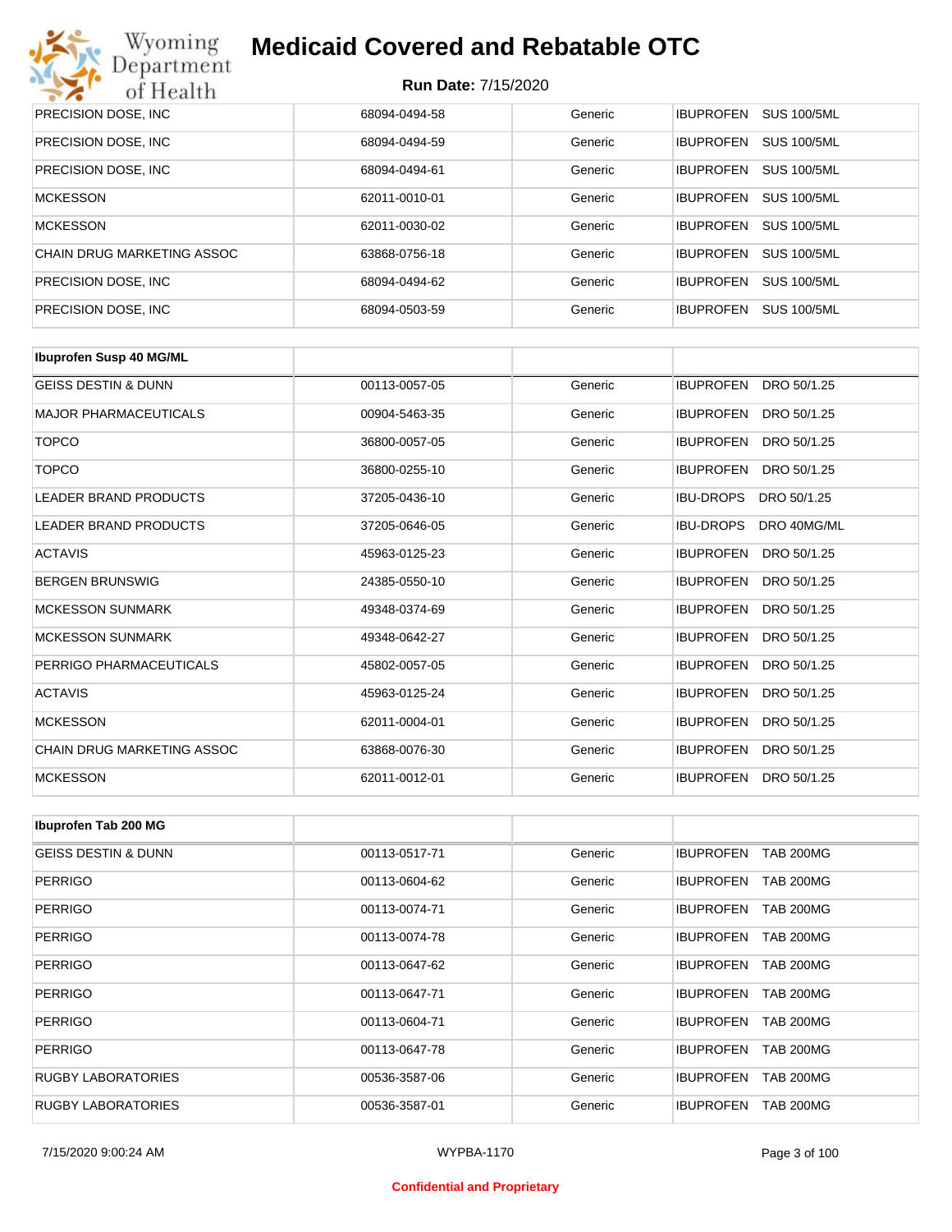# Medicaid Covered and Rebatable OTC

**Run Date:** 7/15/2020

| | | | |
|---|---|---|---|
| PRECISION DOSE, INC | 68094-0494-58 | Generic | IBUPROFEN SUS 100/5ML |
| PRECISION DOSE, INC | 68094-0494-59 | Generic | IBUPROFEN SUS 100/5ML |
| PRECISION DOSE, INC | 68094-0494-61 | Generic | IBUPROFEN SUS 100/5ML |
| MCKESSON | 62011-0010-01 | Generic | IBUPROFEN SUS 100/5ML |
| MCKESSON | 62011-0030-02 | Generic | IBUPROFEN SUS 100/5ML |
| CHAIN DRUG MARKETING ASSOC | 63868-0756-18 | Generic | IBUPROFEN SUS 100/5ML |
| PRECISION DOSE, INC | 68094-0494-62 | Generic | IBUPROFEN SUS 100/5ML |
| PRECISION DOSE, INC | 68094-0503-59 | Generic | IBUPROFEN SUS 100/5ML |

| **Ibuprofen Susp 40 MG/ML** | | | |
|---|---|---|---|
| GEISS DESTIN & DUNN | 00113-0057-05 | Generic | IBUPROFEN DRO 50/1.25 |
| MAJOR PHARMACEUTICALS | 00904-5463-35 | Generic | IBUPROFEN DRO 50/1.25 |
| TOPCO | 36800-0057-05 | Generic | IBUPROFEN DRO 50/1.25 |
| TOPCO | 36800-0255-10 | Generic | IBUPROFEN DRO 50/1.25 |
| LEADER BRAND PRODUCTS | 37205-0436-10 | Generic | IBU-DROPS DRO 50/1.25 |
| LEADER BRAND PRODUCTS | 37205-0646-05 | Generic | IBU-DROPS DRO 40MG/ML |
| ACTAVIS | 45963-0125-23 | Generic | IBUPROFEN DRO 50/1.25 |
| BERGEN BRUNSWIG | 24385-0550-10 | Generic | IBUPROFEN DRO 50/1.25 |
| MCKESSON SUNMARK | 49348-0374-69 | Generic | IBUPROFEN DRO 50/1.25 |
| MCKESSON SUNMARK | 49348-0642-27 | Generic | IBUPROFEN DRO 50/1.25 |
| PERRIGO PHARMACEUTICALS | 45802-0057-05 | Generic | IBUPROFEN DRO 50/1.25 |
| ACTAVIS | 45963-0125-24 | Generic | IBUPROFEN DRO 50/1.25 |
| MCKESSON | 62011-0004-01 | Generic | IBUPROFEN DRO 50/1.25 |
| CHAIN DRUG MARKETING ASSOC | 63868-0076-30 | Generic | IBUPROFEN DRO 50/1.25 |
| MCKESSON | 62011-0012-01 | Generic | IBUPROFEN DRO 50/1.25 |

| **Ibuprofen Tab 200 MG** | | | |
|---|---|---|---|
| GEISS DESTIN & DUNN | 00113-0517-71 | Generic | IBUPROFEN TAB 200MG |
| PERRIGO | 00113-0604-62 | Generic | IBUPROFEN TAB 200MG |
| PERRIGO | 00113-0074-71 | Generic | IBUPROFEN TAB 200MG |
| PERRIGO | 00113-0074-78 | Generic | IBUPROFEN TAB 200MG |
| PERRIGO | 00113-0647-62 | Generic | IBUPROFEN TAB 200MG |
| PERRIGO | 00113-0647-71 | Generic | IBUPROFEN TAB 200MG |
| PERRIGO | 00113-0604-71 | Generic | IBUPROFEN TAB 200MG |
| PERRIGO | 00113-0647-78 | Generic | IBUPROFEN TAB 200MG |
| RUGBY LABORATORIES | 00536-3587-06 | Generic | IBUPROFEN TAB 200MG |
| RUGBY LABORATORIES | 00536-3587-01 | Generic | IBUPROFEN TAB 200MG |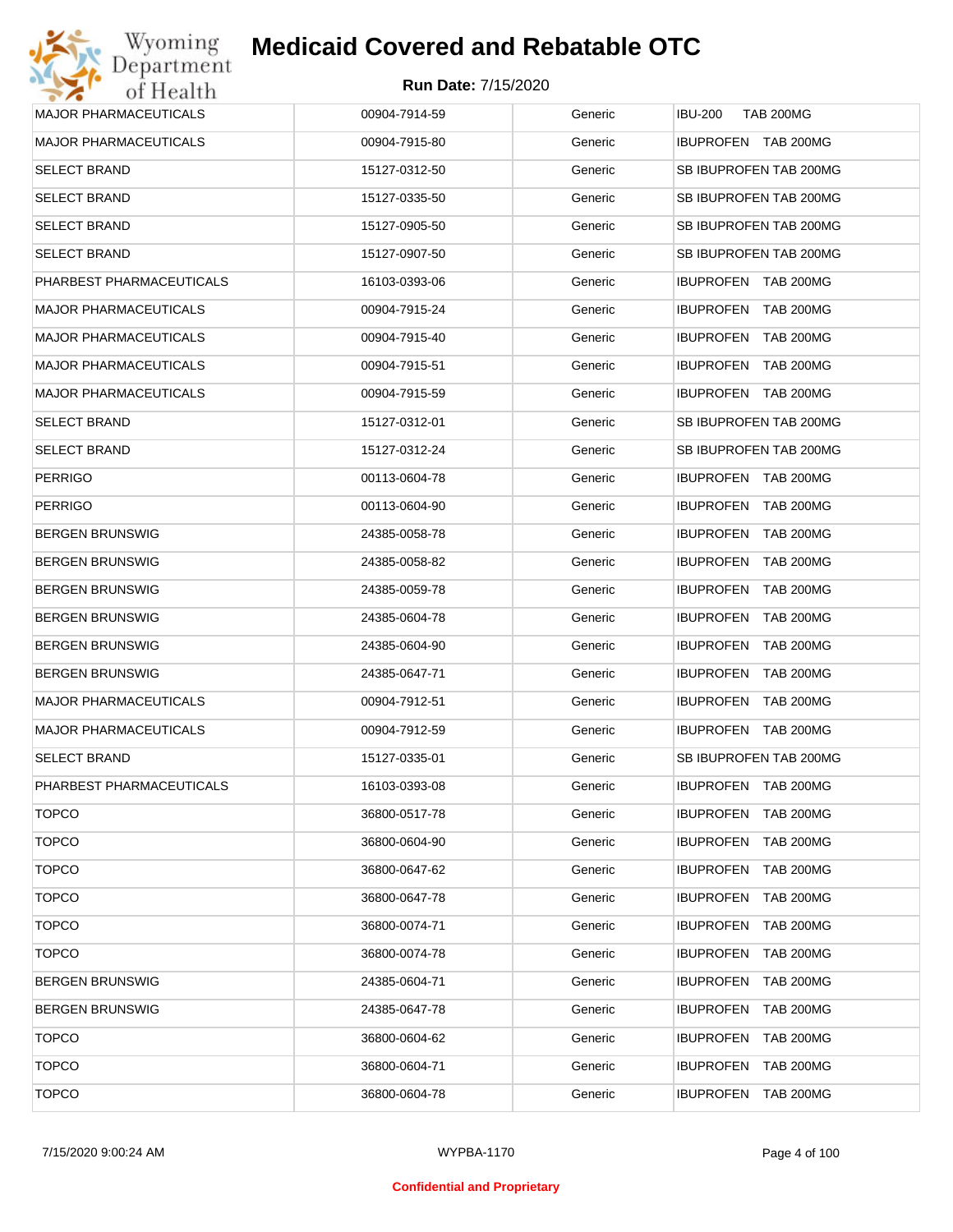# Medicaid Covered and Rebatable OTC

**Run Date:** 7/15/2020

| | | | |
|---|---|---|---|
| MAJOR PHARMACEUTICALS | 00904-7914-59 | Generic | IBU-200 TAB 200MG |
| MAJOR PHARMACEUTICALS | 00904-7915-80 | Generic | IBUPROFEN TAB 200MG |
| SELECT BRAND | 15127-0312-50 | Generic | SB IBUPROFEN TAB 200MG |
| SELECT BRAND | 15127-0335-50 | Generic | SB IBUPROFEN TAB 200MG |
| SELECT BRAND | 15127-0905-50 | Generic | SB IBUPROFEN TAB 200MG |
| SELECT BRAND | 15127-0907-50 | Generic | SB IBUPROFEN TAB 200MG |
| PHARBEST PHARMACEUTICALS | 16103-0393-06 | Generic | IBUPROFEN TAB 200MG |
| MAJOR PHARMACEUTICALS | 00904-7915-24 | Generic | IBUPROFEN TAB 200MG |
| MAJOR PHARMACEUTICALS | 00904-7915-40 | Generic | IBUPROFEN TAB 200MG |
| MAJOR PHARMACEUTICALS | 00904-7915-51 | Generic | IBUPROFEN TAB 200MG |
| MAJOR PHARMACEUTICALS | 00904-7915-59 | Generic | IBUPROFEN TAB 200MG |
| SELECT BRAND | 15127-0312-01 | Generic | SB IBUPROFEN TAB 200MG |
| SELECT BRAND | 15127-0312-24 | Generic | SB IBUPROFEN TAB 200MG |
| PERRIGO | 00113-0604-78 | Generic | IBUPROFEN TAB 200MG |
| PERRIGO | 00113-0604-90 | Generic | IBUPROFEN TAB 200MG |
| BERGEN BRUNSWIG | 24385-0058-78 | Generic | IBUPROFEN TAB 200MG |
| BERGEN BRUNSWIG | 24385-0058-82 | Generic | IBUPROFEN TAB 200MG |
| BERGEN BRUNSWIG | 24385-0059-78 | Generic | IBUPROFEN TAB 200MG |
| BERGEN BRUNSWIG | 24385-0604-78 | Generic | IBUPROFEN TAB 200MG |
| BERGEN BRUNSWIG | 24385-0604-90 | Generic | IBUPROFEN TAB 200MG |
| BERGEN BRUNSWIG | 24385-0647-71 | Generic | IBUPROFEN TAB 200MG |
| MAJOR PHARMACEUTICALS | 00904-7912-51 | Generic | IBUPROFEN TAB 200MG |
| MAJOR PHARMACEUTICALS | 00904-7912-59 | Generic | IBUPROFEN TAB 200MG |
| SELECT BRAND | 15127-0335-01 | Generic | SB IBUPROFEN TAB 200MG |
| PHARBEST PHARMACEUTICALS | 16103-0393-08 | Generic | IBUPROFEN TAB 200MG |
| TOPCO | 36800-0517-78 | Generic | IBUPROFEN TAB 200MG |
| TOPCO | 36800-0604-90 | Generic | IBUPROFEN TAB 200MG |
| TOPCO | 36800-0647-62 | Generic | IBUPROFEN TAB 200MG |
| TOPCO | 36800-0647-78 | Generic | IBUPROFEN TAB 200MG |
| TOPCO | 36800-0074-71 | Generic | IBUPROFEN TAB 200MG |
| TOPCO | 36800-0074-78 | Generic | IBUPROFEN TAB 200MG |
| BERGEN BRUNSWIG | 24385-0604-71 | Generic | IBUPROFEN TAB 200MG |
| BERGEN BRUNSWIG | 24385-0647-78 | Generic | IBUPROFEN TAB 200MG |
| TOPCO | 36800-0604-62 | Generic | IBUPROFEN TAB 200MG |
| TOPCO | 36800-0604-71 | Generic | IBUPROFEN TAB 200MG |
| TOPCO | 36800-0604-78 | Generic | IBUPROFEN TAB 200MG |

**Confidential and Proprietary**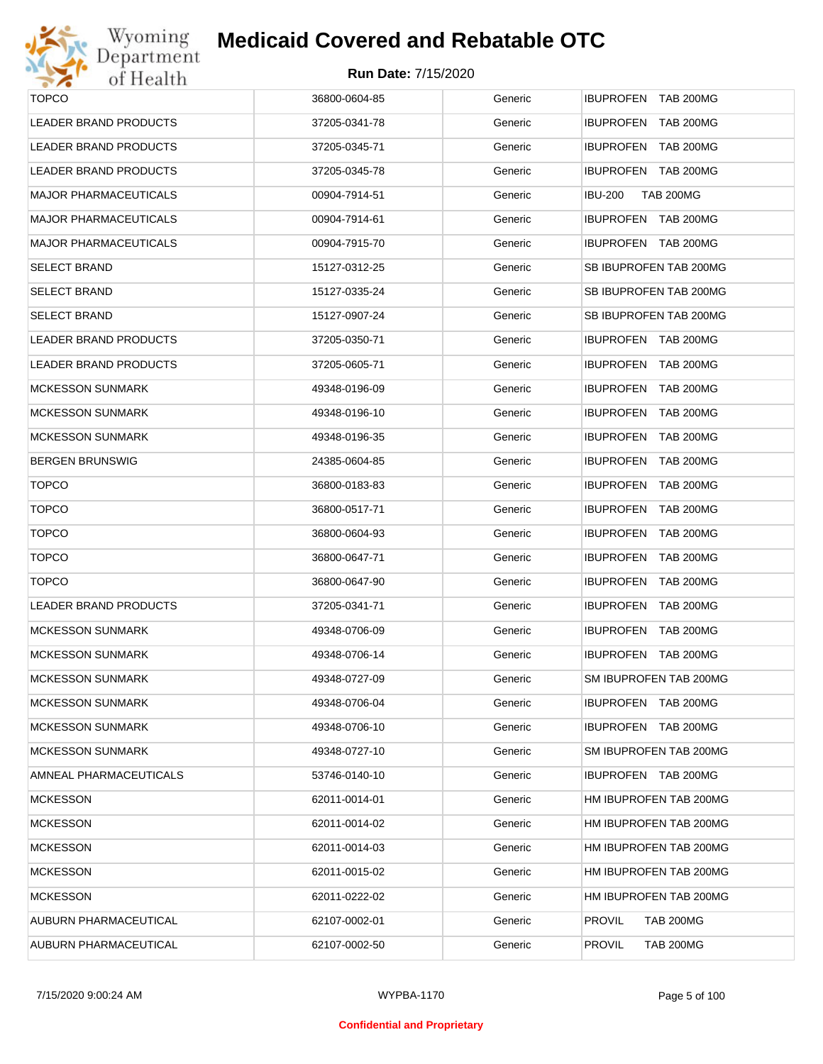# Medicaid Covered and Rebatable OTC

**Run Date:** 7/15/2020

| | | | |
|---|---|---|---|
| TOPCO | 36800-0604-85 | Generic | IBUPROFEN TAB 200MG |
| LEADER BRAND PRODUCTS | 37205-0341-78 | Generic | IBUPROFEN TAB 200MG |
| LEADER BRAND PRODUCTS | 37205-0345-71 | Generic | IBUPROFEN TAB 200MG |
| LEADER BRAND PRODUCTS | 37205-0345-78 | Generic | IBUPROFEN TAB 200MG |
| MAJOR PHARMACEUTICALS | 00904-7914-51 | Generic | IBU-200 TAB 200MG |
| MAJOR PHARMACEUTICALS | 00904-7914-61 | Generic | IBUPROFEN TAB 200MG |
| MAJOR PHARMACEUTICALS | 00904-7915-70 | Generic | IBUPROFEN TAB 200MG |
| SELECT BRAND | 15127-0312-25 | Generic | SB IBUPROFEN TAB 200MG |
| SELECT BRAND | 15127-0335-24 | Generic | SB IBUPROFEN TAB 200MG |
| SELECT BRAND | 15127-0907-24 | Generic | SB IBUPROFEN TAB 200MG |
| LEADER BRAND PRODUCTS | 37205-0350-71 | Generic | IBUPROFEN TAB 200MG |
| LEADER BRAND PRODUCTS | 37205-0605-71 | Generic | IBUPROFEN TAB 200MG |
| MCKESSON SUNMARK | 49348-0196-09 | Generic | IBUPROFEN TAB 200MG |
| MCKESSON SUNMARK | 49348-0196-10 | Generic | IBUPROFEN TAB 200MG |
| MCKESSON SUNMARK | 49348-0196-35 | Generic | IBUPROFEN TAB 200MG |
| BERGEN BRUNSWIG | 24385-0604-85 | Generic | IBUPROFEN TAB 200MG |
| TOPCO | 36800-0183-83 | Generic | IBUPROFEN TAB 200MG |
| TOPCO | 36800-0517-71 | Generic | IBUPROFEN TAB 200MG |
| TOPCO | 36800-0604-93 | Generic | IBUPROFEN TAB 200MG |
| TOPCO | 36800-0647-71 | Generic | IBUPROFEN TAB 200MG |
| TOPCO | 36800-0647-90 | Generic | IBUPROFEN TAB 200MG |
| LEADER BRAND PRODUCTS | 37205-0341-71 | Generic | IBUPROFEN TAB 200MG |
| MCKESSON SUNMARK | 49348-0706-09 | Generic | IBUPROFEN TAB 200MG |
| MCKESSON SUNMARK | 49348-0706-14 | Generic | IBUPROFEN TAB 200MG |
| MCKESSON SUNMARK | 49348-0727-09 | Generic | SM IBUPROFEN TAB 200MG |
| MCKESSON SUNMARK | 49348-0706-04 | Generic | IBUPROFEN TAB 200MG |
| MCKESSON SUNMARK | 49348-0706-10 | Generic | IBUPROFEN TAB 200MG |
| MCKESSON SUNMARK | 49348-0727-10 | Generic | SM IBUPROFEN TAB 200MG |
| AMNEAL PHARMACEUTICALS | 53746-0140-10 | Generic | IBUPROFEN TAB 200MG |
| MCKESSON | 62011-0014-01 | Generic | HM IBUPROFEN TAB 200MG |
| MCKESSON | 62011-0014-02 | Generic | HM IBUPROFEN TAB 200MG |
| MCKESSON | 62011-0014-03 | Generic | HM IBUPROFEN TAB 200MG |
| MCKESSON | 62011-0015-02 | Generic | HM IBUPROFEN TAB 200MG |
| MCKESSON | 62011-0222-02 | Generic | HM IBUPROFEN TAB 200MG |
| AUBURN PHARMACEUTICAL | 62107-0002-01 | Generic | PROVIL TAB 200MG |
| AUBURN PHARMACEUTICAL | 62107-0002-50 | Generic | PROVIL TAB 200MG |

WYPBA-1170

**Confidential and Proprietary**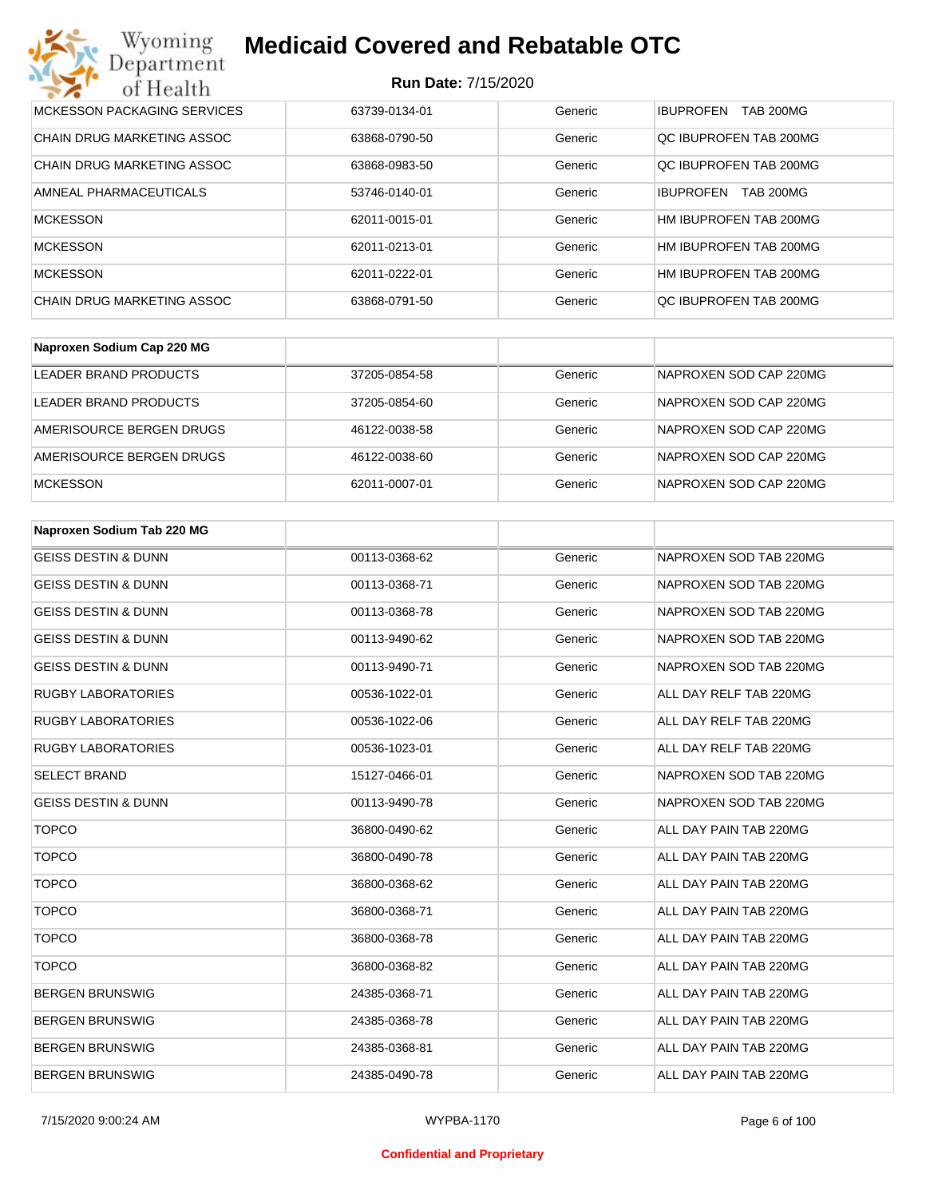| | | | |
|---|---|---|---|
| MCKESSON PACKAGING SERVICES | 63739-0134-01 | Generic | IBUPROFEN TAB 200MG |
| CHAIN DRUG MARKETING ASSOC | 63868-0790-50 | Generic | QC IBUPROFEN TAB 200MG |
| CHAIN DRUG MARKETING ASSOC | 63868-0983-50 | Generic | QC IBUPROFEN TAB 200MG |
| AMNEAL PHARMACEUTICALS | 53746-0140-01 | Generic | IBUPROFEN TAB 200MG |
| MCKESSON | 62011-0015-01 | Generic | HM IBUPROFEN TAB 200MG |
| MCKESSON | 62011-0213-01 | Generic | HM IBUPROFEN TAB 200MG |
| MCKESSON | 62011-0222-01 | Generic | HM IBUPROFEN TAB 200MG |
| CHAIN DRUG MARKETING ASSOC | 63868-0791-50 | Generic | QC IBUPROFEN TAB 200MG |

| Naproxen Sodium Cap 220 MG | | | |
|---|---|---|---|
| LEADER BRAND PRODUCTS | 37205-0854-58 | Generic | NAPROXEN SOD CAP 220MG |
| LEADER BRAND PRODUCTS | 37205-0854-60 | Generic | NAPROXEN SOD CAP 220MG |
| AMERISOURCE BERGEN DRUGS | 46122-0038-58 | Generic | NAPROXEN SOD CAP 220MG |
| AMERISOURCE BERGEN DRUGS | 46122-0038-60 | Generic | NAPROXEN SOD CAP 220MG |
| MCKESSON | 62011-0007-01 | Generic | NAPROXEN SOD CAP 220MG |

| Naproxen Sodium Tab 220 MG | | | |
|---|---|---|---|
| GEISS DESTIN & DUNN | 00113-0368-62 | Generic | NAPROXEN SOD TAB 220MG |
| GEISS DESTIN & DUNN | 00113-0368-71 | Generic | NAPROXEN SOD TAB 220MG |
| GEISS DESTIN & DUNN | 00113-0368-78 | Generic | NAPROXEN SOD TAB 220MG |
| GEISS DESTIN & DUNN | 00113-9490-62 | Generic | NAPROXEN SOD TAB 220MG |
| GEISS DESTIN & DUNN | 00113-9490-71 | Generic | NAPROXEN SOD TAB 220MG |
| RUGBY LABORATORIES | 00536-1022-01 | Generic | ALL DAY RELF TAB 220MG |
| RUGBY LABORATORIES | 00536-1022-06 | Generic | ALL DAY RELF TAB 220MG |
| RUGBY LABORATORIES | 00536-1023-01 | Generic | ALL DAY RELF TAB 220MG |
| SELECT BRAND | 15127-0466-01 | Generic | NAPROXEN SOD TAB 220MG |
| GEISS DESTIN & DUNN | 00113-9490-78 | Generic | NAPROXEN SOD TAB 220MG |
| TOPCO | 36800-0490-62 | Generic | ALL DAY PAIN TAB 220MG |
| TOPCO | 36800-0490-78 | Generic | ALL DAY PAIN TAB 220MG |
| TOPCO | 36800-0368-62 | Generic | ALL DAY PAIN TAB 220MG |
| TOPCO | 36800-0368-71 | Generic | ALL DAY PAIN TAB 220MG |
| TOPCO | 36800-0368-78 | Generic | ALL DAY PAIN TAB 220MG |
| TOPCO | 36800-0368-82 | Generic | ALL DAY PAIN TAB 220MG |
| BERGEN BRUNSWIG | 24385-0368-71 | Generic | ALL DAY PAIN TAB 220MG |
| BERGEN BRUNSWIG | 24385-0368-78 | Generic | ALL DAY PAIN TAB 220MG |
| BERGEN BRUNSWIG | 24385-0368-81 | Generic | ALL DAY PAIN TAB 220MG |
| BERGEN BRUNSWIG | 24385-0490-78 | Generic | ALL DAY PAIN TAB 220MG |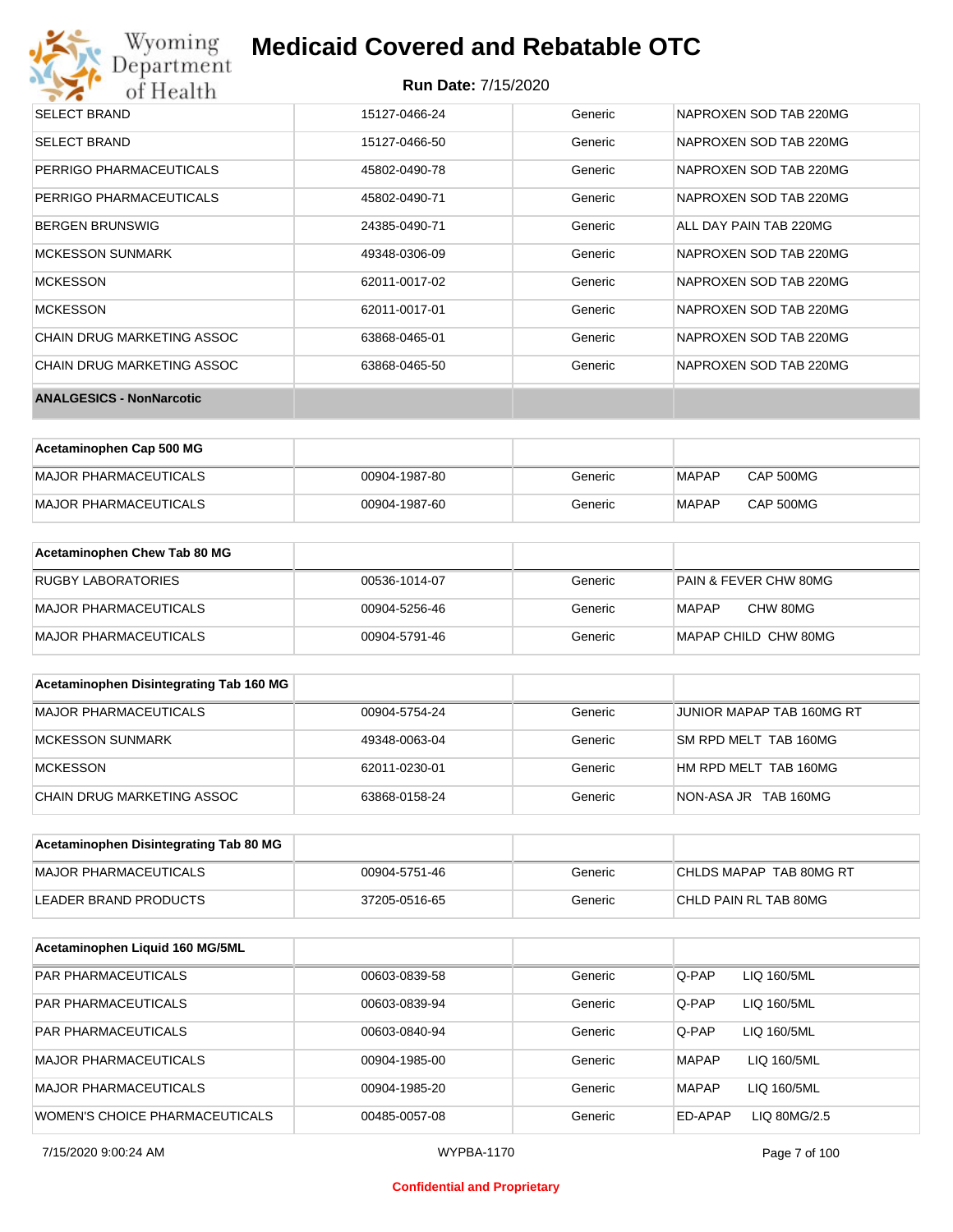| | | | |
|---|---|---|---|
| SELECT BRAND | 15127-0466-24 | Generic | NAPROXEN SOD TAB 220MG |
| SELECT BRAND | 15127-0466-50 | Generic | NAPROXEN SOD TAB 220MG |
| PERRIGO PHARMACEUTICALS | 45802-0490-78 | Generic | NAPROXEN SOD TAB 220MG |
| PERRIGO PHARMACEUTICALS | 45802-0490-71 | Generic | NAPROXEN SOD TAB 220MG |
| BERGEN BRUNSWIG | 24385-0490-71 | Generic | ALL DAY PAIN TAB 220MG |
| MCKESSON SUNMARK | 49348-0306-09 | Generic | NAPROXEN SOD TAB 220MG |
| MCKESSON | 62011-0017-02 | Generic | NAPROXEN SOD TAB 220MG |
| MCKESSON | 62011-0017-01 | Generic | NAPROXEN SOD TAB 220MG |
| CHAIN DRUG MARKETING ASSOC | 63868-0465-01 | Generic | NAPROXEN SOD TAB 220MG |
| CHAIN DRUG MARKETING ASSOC | 63868-0465-50 | Generic | NAPROXEN SOD TAB 220MG |
| **ANALGESICS - NonNarcotic** | | | |

| **Acetaminophen Cap 500 MG** | | | |
|---|---|---|---|
| MAJOR PHARMACEUTICALS | 00904-1987-80 | Generic | MAPAP CAP 500MG |
| MAJOR PHARMACEUTICALS | 00904-1987-60 | Generic | MAPAP CAP 500MG |

| **Acetaminophen Chew Tab 80 MG** | | | |
|---|---|---|---|
| RUGBY LABORATORIES | 00536-1014-07 | Generic | PAIN & FEVER CHW 80MG |
| MAJOR PHARMACEUTICALS | 00904-5256-46 | Generic | MAPAP CHW 80MG |
| MAJOR PHARMACEUTICALS | 00904-5791-46 | Generic | MAPAP CHILD CHW 80MG |

| **Acetaminophen Disintegrating Tab 160 MG** | | | |
|---|---|---|---|
| MAJOR PHARMACEUTICALS | 00904-5754-24 | Generic | JUNIOR MAPAP TAB 160MG RT |
| MCKESSON SUNMARK | 49348-0063-04 | Generic | SM RPD MELT TAB 160MG |
| MCKESSON | 62011-0230-01 | Generic | HM RPD MELT TAB 160MG |
| CHAIN DRUG MARKETING ASSOC | 63868-0158-24 | Generic | NON-ASA JR TAB 160MG |

| **Acetaminophen Disintegrating Tab 80 MG** | | | |
|---|---|---|---|
| MAJOR PHARMACEUTICALS | 00904-5751-46 | Generic | CHLDS MAPAP TAB 80MG RT |
| LEADER BRAND PRODUCTS | 37205-0516-65 | Generic | CHLD PAIN RL TAB 80MG |

| **Acetaminophen Liquid 160 MG/5ML** | | | |
|---|---|---|---|
| PAR PHARMACEUTICALS | 00603-0839-58 | Generic | Q-PAP LIQ 160/5ML |
| PAR PHARMACEUTICALS | 00603-0839-94 | Generic | Q-PAP LIQ 160/5ML |
| PAR PHARMACEUTICALS | 00603-0840-94 | Generic | Q-PAP LIQ 160/5ML |
| MAJOR PHARMACEUTICALS | 00904-1985-00 | Generic | MAPAP LIQ 160/5ML |
| MAJOR PHARMACEUTICALS | 00904-1985-20 | Generic | MAPAP LIQ 160/5ML |
| WOMEN'S CHOICE PHARMACEUTICALS | 00485-0057-08 | Generic | ED-APAP LIQ 80MG/2.5 |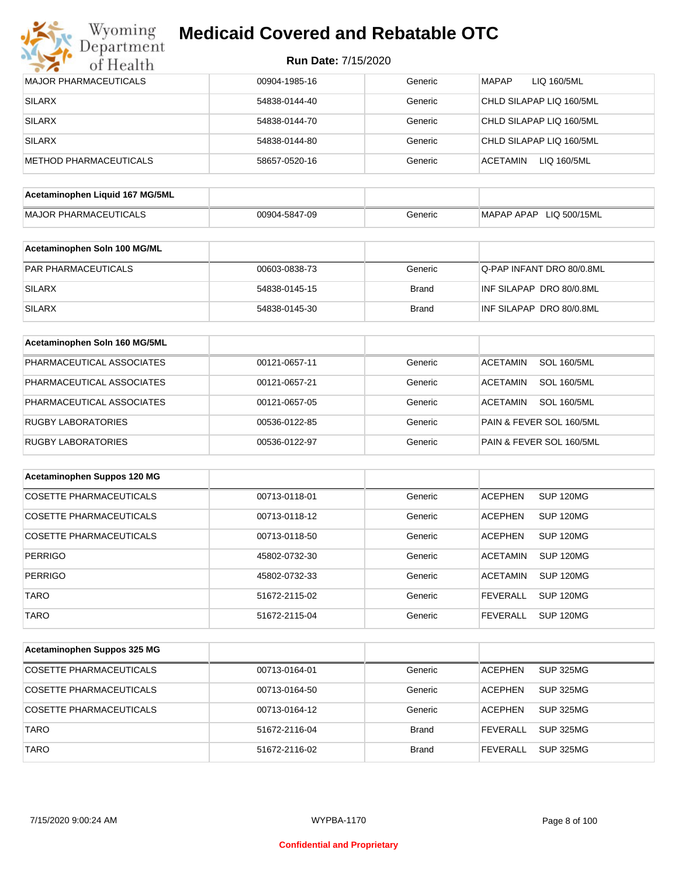# Medicaid Covered and Rebatable OTC

**Run Date:** 7/15/2020

| | | | |
|---|---|---|---|
| MAJOR PHARMACEUTICALS | 00904-1985-16 | Generic | MAPAP LIQ 160/5ML |
| SILARX | 54838-0144-40 | Generic | CHLD SILAPAP LIQ 160/5ML |
| SILARX | 54838-0144-70 | Generic | CHLD SILAPAP LIQ 160/5ML |
| SILARX | 54838-0144-80 | Generic | CHLD SILAPAP LIQ 160/5ML |
| METHOD PHARMACEUTICALS | 58657-0520-16 | Generic | ACETAMIN LIQ 160/5ML |

| Acetaminophen Liquid 167 MG/5ML | | | |
|---|---|---|---|
| MAJOR PHARMACEUTICALS | 00904-5847-09 | Generic | MAPAP APAP LIQ 500/15ML |

| Acetaminophen Soln 100 MG/ML | | | |
|---|---|---|---|
| PAR PHARMACEUTICALS | 00603-0838-73 | Generic | Q-PAP INFANT DRO 80/0.8ML |
| SILARX | 54838-0145-15 | Brand | INF SILAPAP DRO 80/0.8ML |
| SILARX | 54838-0145-30 | Brand | INF SILAPAP DRO 80/0.8ML |

| Acetaminophen Soln 160 MG/5ML | | | |
|---|---|---|---|
| PHARMACEUTICAL ASSOCIATES | 00121-0657-11 | Generic | ACETAMIN SOL 160/5ML |
| PHARMACEUTICAL ASSOCIATES | 00121-0657-21 | Generic | ACETAMIN SOL 160/5ML |
| PHARMACEUTICAL ASSOCIATES | 00121-0657-05 | Generic | ACETAMIN SOL 160/5ML |
| RUGBY LABORATORIES | 00536-0122-85 | Generic | PAIN & FEVER SOL 160/5ML |
| RUGBY LABORATORIES | 00536-0122-97 | Generic | PAIN & FEVER SOL 160/5ML |

| Acetaminophen Suppos 120 MG | | | |
|---|---|---|---|
| COSETTE PHARMACEUTICALS | 00713-0118-01 | Generic | ACEPHEN SUP 120MG |
| COSETTE PHARMACEUTICALS | 00713-0118-12 | Generic | ACEPHEN SUP 120MG |
| COSETTE PHARMACEUTICALS | 00713-0118-50 | Generic | ACEPHEN SUP 120MG |
| PERRIGO | 45802-0732-30 | Generic | ACETAMIN SUP 120MG |
| PERRIGO | 45802-0732-33 | Generic | ACETAMIN SUP 120MG |
| TARO | 51672-2115-02 | Generic | FEVERALL SUP 120MG |
| TARO | 51672-2115-04 | Generic | FEVERALL SUP 120MG |

| Acetaminophen Suppos 325 MG | | | |
|---|---|---|---|
| COSETTE PHARMACEUTICALS | 00713-0164-01 | Generic | ACEPHEN SUP 325MG |
| COSETTE PHARMACEUTICALS | 00713-0164-50 | Generic | ACEPHEN SUP 325MG |
| COSETTE PHARMACEUTICALS | 00713-0164-12 | Generic | ACEPHEN SUP 325MG |
| TARO | 51672-2116-04 | Brand | FEVERALL SUP 325MG |
| TARO | 51672-2116-02 | Brand | FEVERALL SUP 325MG |

WYPBA-1170

Confidential and Proprietary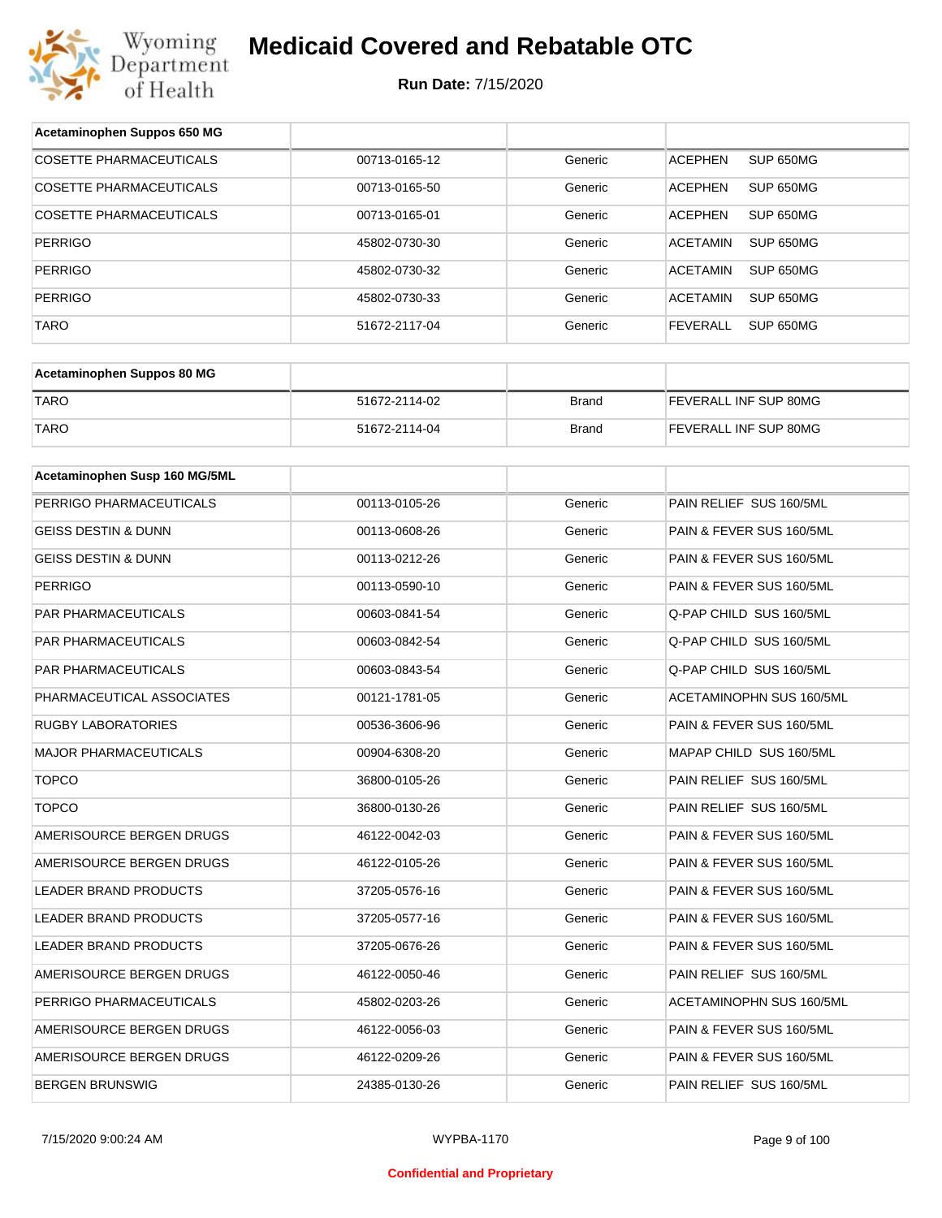# Medicaid Covered and Rebatable OTC

**Run Date:** 7/15/2020

| Acetaminophen Suppos 650 MG | | | |
|---|---|---|---|
| COSETTE PHARMACEUTICALS | 00713-0165-12 | Generic | ACEPHEN SUP 650MG |
| COSETTE PHARMACEUTICALS | 00713-0165-50 | Generic | ACEPHEN SUP 650MG |
| COSETTE PHARMACEUTICALS | 00713-0165-01 | Generic | ACEPHEN SUP 650MG |
| PERRIGO | 45802-0730-30 | Generic | ACETAMIN SUP 650MG |
| PERRIGO | 45802-0730-32 | Generic | ACETAMIN SUP 650MG |
| PERRIGO | 45802-0730-33 | Generic | ACETAMIN SUP 650MG |
| TARO | 51672-2117-04 | Generic | FEVERALL SUP 650MG |

| Acetaminophen Suppos 80 MG | | | |
|---|---|---|---|
| TARO | 51672-2114-02 | Brand | FEVERALL INF SUP 80MG |
| TARO | 51672-2114-04 | Brand | FEVERALL INF SUP 80MG |

| Acetaminophen Susp 160 MG/5ML | | | |
|---|---|---|---|
| PERRIGO PHARMACEUTICALS | 00113-0105-26 | Generic | PAIN RELIEF SUS 160/5ML |
| GEISS DESTIN & DUNN | 00113-0608-26 | Generic | PAIN & FEVER SUS 160/5ML |
| GEISS DESTIN & DUNN | 00113-0212-26 | Generic | PAIN & FEVER SUS 160/5ML |
| PERRIGO | 00113-0590-10 | Generic | PAIN & FEVER SUS 160/5ML |
| PAR PHARMACEUTICALS | 00603-0841-54 | Generic | Q-PAP CHILD SUS 160/5ML |
| PAR PHARMACEUTICALS | 00603-0842-54 | Generic | Q-PAP CHILD SUS 160/5ML |
| PAR PHARMACEUTICALS | 00603-0843-54 | Generic | Q-PAP CHILD SUS 160/5ML |
| PHARMACEUTICAL ASSOCIATES | 00121-1781-05 | Generic | ACETAMINOPHN SUS 160/5ML |
| RUGBY LABORATORIES | 00536-3606-96 | Generic | PAIN & FEVER SUS 160/5ML |
| MAJOR PHARMACEUTICALS | 00904-6308-20 | Generic | MAPAP CHILD SUS 160/5ML |
| TOPCO | 36800-0105-26 | Generic | PAIN RELIEF SUS 160/5ML |
| TOPCO | 36800-0130-26 | Generic | PAIN RELIEF SUS 160/5ML |
| AMERISOURCE BERGEN DRUGS | 46122-0042-03 | Generic | PAIN & FEVER SUS 160/5ML |
| AMERISOURCE BERGEN DRUGS | 46122-0105-26 | Generic | PAIN & FEVER SUS 160/5ML |
| LEADER BRAND PRODUCTS | 37205-0576-16 | Generic | PAIN & FEVER SUS 160/5ML |
| LEADER BRAND PRODUCTS | 37205-0577-16 | Generic | PAIN & FEVER SUS 160/5ML |
| LEADER BRAND PRODUCTS | 37205-0676-26 | Generic | PAIN & FEVER SUS 160/5ML |
| AMERISOURCE BERGEN DRUGS | 46122-0050-46 | Generic | PAIN RELIEF SUS 160/5ML |
| PERRIGO PHARMACEUTICALS | 45802-0203-26 | Generic | ACETAMINOPHN SUS 160/5ML |
| AMERISOURCE BERGEN DRUGS | 46122-0056-03 | Generic | PAIN & FEVER SUS 160/5ML |
| AMERISOURCE BERGEN DRUGS | 46122-0209-26 | Generic | PAIN & FEVER SUS 160/5ML |
| BERGEN BRUNSWIG | 24385-0130-26 | Generic | PAIN RELIEF SUS 160/5ML |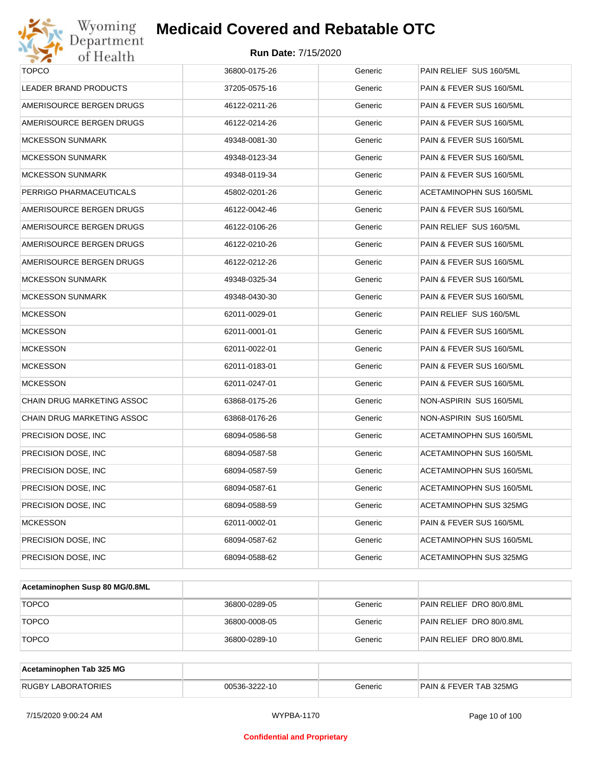| | | | |
|---|---|---|---|
| TOPCO | 36800-0175-26 | Generic | PAIN RELIEF SUS 160/5ML |
| LEADER BRAND PRODUCTS | 37205-0575-16 | Generic | PAIN & FEVER SUS 160/5ML |
| AMERISOURCE BERGEN DRUGS | 46122-0211-26 | Generic | PAIN & FEVER SUS 160/5ML |
| AMERISOURCE BERGEN DRUGS | 46122-0214-26 | Generic | PAIN & FEVER SUS 160/5ML |
| MCKESSON SUNMARK | 49348-0081-30 | Generic | PAIN & FEVER SUS 160/5ML |
| MCKESSON SUNMARK | 49348-0123-34 | Generic | PAIN & FEVER SUS 160/5ML |
| MCKESSON SUNMARK | 49348-0119-34 | Generic | PAIN & FEVER SUS 160/5ML |
| PERRIGO PHARMACEUTICALS | 45802-0201-26 | Generic | ACETAMINOPHN SUS 160/5ML |
| AMERISOURCE BERGEN DRUGS | 46122-0042-46 | Generic | PAIN & FEVER SUS 160/5ML |
| AMERISOURCE BERGEN DRUGS | 46122-0106-26 | Generic | PAIN RELIEF SUS 160/5ML |
| AMERISOURCE BERGEN DRUGS | 46122-0210-26 | Generic | PAIN & FEVER SUS 160/5ML |
| AMERISOURCE BERGEN DRUGS | 46122-0212-26 | Generic | PAIN & FEVER SUS 160/5ML |
| MCKESSON SUNMARK | 49348-0325-34 | Generic | PAIN & FEVER SUS 160/5ML |
| MCKESSON SUNMARK | 49348-0430-30 | Generic | PAIN & FEVER SUS 160/5ML |
| MCKESSON | 62011-0029-01 | Generic | PAIN RELIEF SUS 160/5ML |
| MCKESSON | 62011-0001-01 | Generic | PAIN & FEVER SUS 160/5ML |
| MCKESSON | 62011-0022-01 | Generic | PAIN & FEVER SUS 160/5ML |
| MCKESSON | 62011-0183-01 | Generic | PAIN & FEVER SUS 160/5ML |
| MCKESSON | 62011-0247-01 | Generic | PAIN & FEVER SUS 160/5ML |
| CHAIN DRUG MARKETING ASSOC | 63868-0175-26 | Generic | NON-ASPIRIN SUS 160/5ML |
| CHAIN DRUG MARKETING ASSOC | 63868-0176-26 | Generic | NON-ASPIRIN SUS 160/5ML |
| PRECISION DOSE, INC | 68094-0586-58 | Generic | ACETAMINOPHN SUS 160/5ML |
| PRECISION DOSE, INC | 68094-0587-58 | Generic | ACETAMINOPHN SUS 160/5ML |
| PRECISION DOSE, INC | 68094-0587-59 | Generic | ACETAMINOPHN SUS 160/5ML |
| PRECISION DOSE, INC | 68094-0587-61 | Generic | ACETAMINOPHN SUS 160/5ML |
| PRECISION DOSE, INC | 68094-0588-59 | Generic | ACETAMINOPHN SUS 325MG |
| MCKESSON | 62011-0002-01 | Generic | PAIN & FEVER SUS 160/5ML |
| PRECISION DOSE, INC | 68094-0587-62 | Generic | ACETAMINOPHN SUS 160/5ML |
| PRECISION DOSE, INC | 68094-0588-62 | Generic | ACETAMINOPHN SUS 325MG |

| **Acetaminophen Susp 80 MG/0.8ML** | | | |
|---|---|---|---|
| TOPCO | 36800-0289-05 | Generic | PAIN RELIEF DRO 80/0.8ML |
| TOPCO | 36800-0008-05 | Generic | PAIN RELIEF DRO 80/0.8ML |
| TOPCO | 36800-0289-10 | Generic | PAIN RELIEF DRO 80/0.8ML |

| **Acetaminophen Tab 325 MG** | | | |
|---|---|---|---|
| RUGBY LABORATORIES | 00536-3222-10 | Generic | PAIN & FEVER TAB 325MG |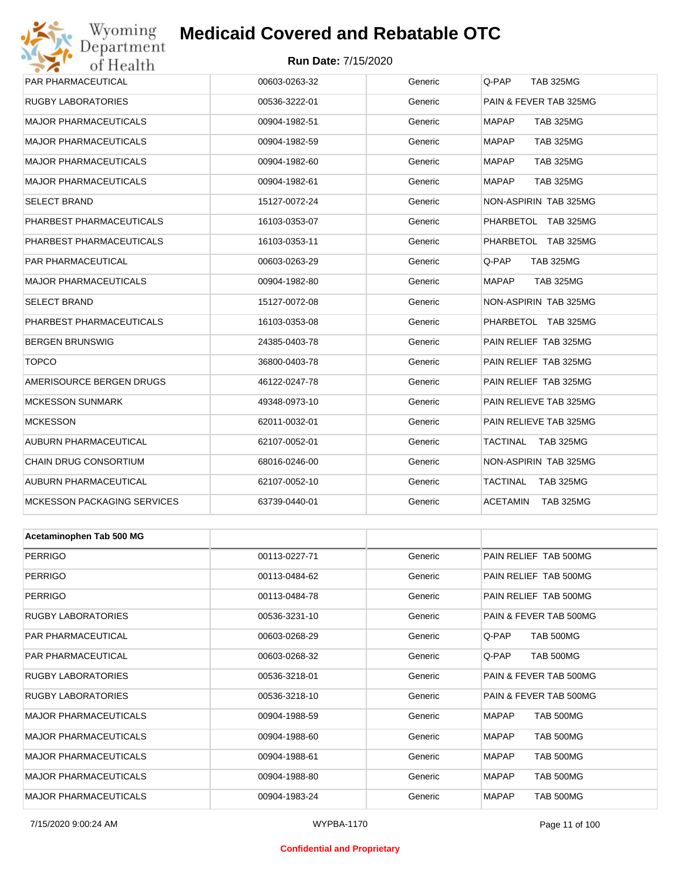| | | | |
|---|---|---|---|
| PAR PHARMACEUTICAL | 00603-0263-32 | Generic | Q-PAP TAB 325MG |
| RUGBY LABORATORIES | 00536-3222-01 | Generic | PAIN & FEVER TAB 325MG |
| MAJOR PHARMACEUTICALS | 00904-1982-51 | Generic | MAPAP TAB 325MG |
| MAJOR PHARMACEUTICALS | 00904-1982-59 | Generic | MAPAP TAB 325MG |
| MAJOR PHARMACEUTICALS | 00904-1982-60 | Generic | MAPAP TAB 325MG |
| MAJOR PHARMACEUTICALS | 00904-1982-61 | Generic | MAPAP TAB 325MG |
| SELECT BRAND | 15127-0072-24 | Generic | NON-ASPIRIN TAB 325MG |
| PHARBEST PHARMACEUTICALS | 16103-0353-07 | Generic | PHARBETOL TAB 325MG |
| PHARBEST PHARMACEUTICALS | 16103-0353-11 | Generic | PHARBETOL TAB 325MG |
| PAR PHARMACEUTICAL | 00603-0263-29 | Generic | Q-PAP TAB 325MG |
| MAJOR PHARMACEUTICALS | 00904-1982-80 | Generic | MAPAP TAB 325MG |
| SELECT BRAND | 15127-0072-08 | Generic | NON-ASPIRIN TAB 325MG |
| PHARBEST PHARMACEUTICALS | 16103-0353-08 | Generic | PHARBETOL TAB 325MG |
| BERGEN BRUNSWIG | 24385-0403-78 | Generic | PAIN RELIEF TAB 325MG |
| TOPCO | 36800-0403-78 | Generic | PAIN RELIEF TAB 325MG |
| AMERISOURCE BERGEN DRUGS | 46122-0247-78 | Generic | PAIN RELIEF TAB 325MG |
| MCKESSON SUNMARK | 49348-0973-10 | Generic | PAIN RELIEVE TAB 325MG |
| MCKESSON | 62011-0032-01 | Generic | PAIN RELIEVE TAB 325MG |
| AUBURN PHARMACEUTICAL | 62107-0052-01 | Generic | TACTINAL TAB 325MG |
| CHAIN DRUG CONSORTIUM | 68016-0246-00 | Generic | NON-ASPIRIN TAB 325MG |
| AUBURN PHARMACEUTICAL | 62107-0052-10 | Generic | TACTINAL TAB 325MG |
| MCKESSON PACKAGING SERVICES | 63739-0440-01 | Generic | ACETAMIN TAB 325MG |

| **Acetaminophen Tab 500 MG** | | | |
|---|---|---|---|
| PERRIGO | 00113-0227-71 | Generic | PAIN RELIEF TAB 500MG |
| PERRIGO | 00113-0484-62 | Generic | PAIN RELIEF TAB 500MG |
| PERRIGO | 00113-0484-78 | Generic | PAIN RELIEF TAB 500MG |
| RUGBY LABORATORIES | 00536-3231-10 | Generic | PAIN & FEVER TAB 500MG |
| PAR PHARMACEUTICAL | 00603-0268-29 | Generic | Q-PAP TAB 500MG |
| PAR PHARMACEUTICAL | 00603-0268-32 | Generic | Q-PAP TAB 500MG |
| RUGBY LABORATORIES | 00536-3218-01 | Generic | PAIN & FEVER TAB 500MG |
| RUGBY LABORATORIES | 00536-3218-10 | Generic | PAIN & FEVER TAB 500MG |
| MAJOR PHARMACEUTICALS | 00904-1988-59 | Generic | MAPAP TAB 500MG |
| MAJOR PHARMACEUTICALS | 00904-1988-60 | Generic | MAPAP TAB 500MG |
| MAJOR PHARMACEUTICALS | 00904-1988-61 | Generic | MAPAP TAB 500MG |
| MAJOR PHARMACEUTICALS | 00904-1988-80 | Generic | MAPAP TAB 500MG |
| MAJOR PHARMACEUTICALS | 00904-1983-24 | Generic | MAPAP TAB 500MG |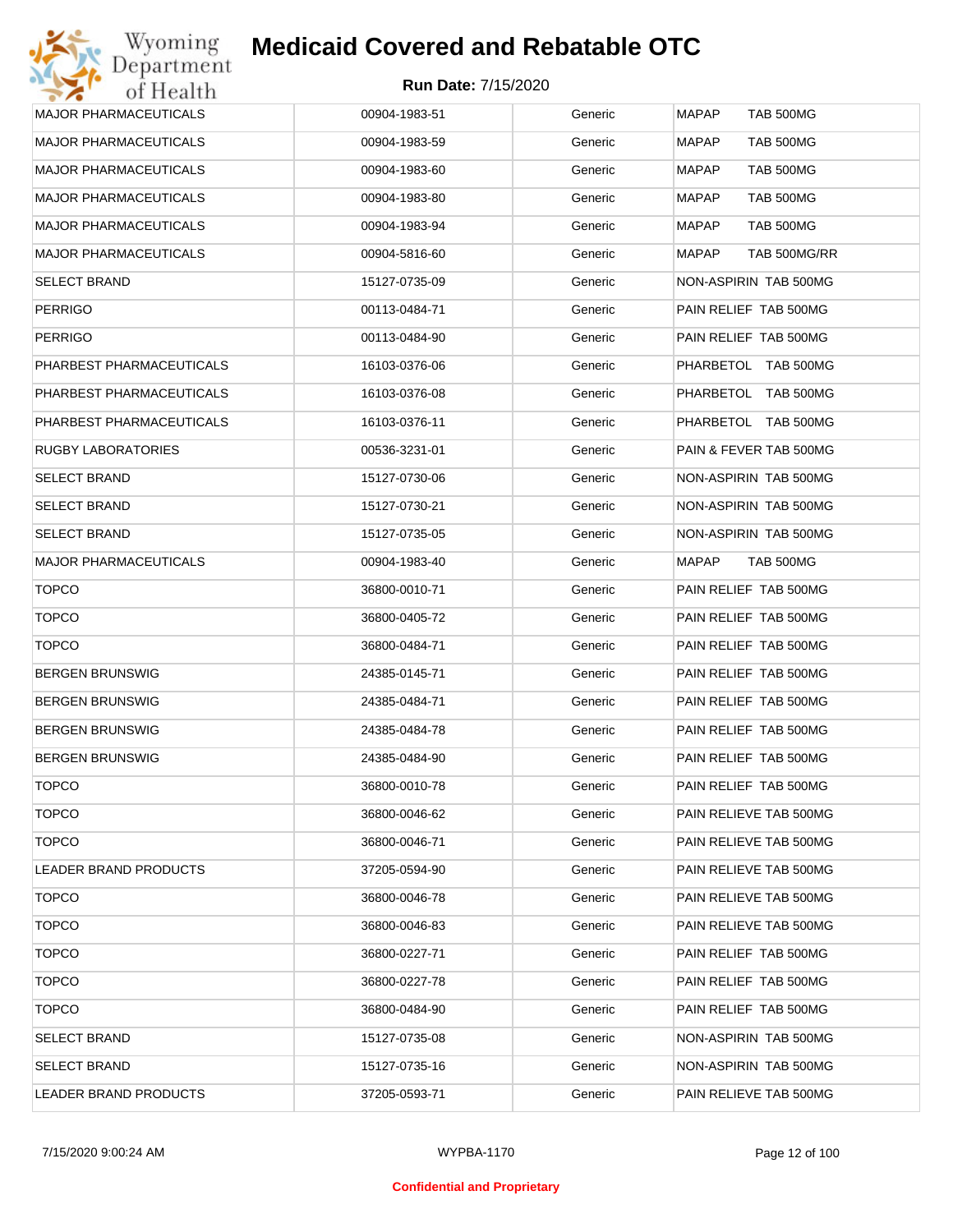# Medicaid Covered and Rebatable OTC

**Run Date:** 7/15/2020

| | | | |
|---|---|---|---|
| MAJOR PHARMACEUTICALS | 00904-1983-51 | Generic | MAPAP TAB 500MG |
| MAJOR PHARMACEUTICALS | 00904-1983-59 | Generic | MAPAP TAB 500MG |
| MAJOR PHARMACEUTICALS | 00904-1983-60 | Generic | MAPAP TAB 500MG |
| MAJOR PHARMACEUTICALS | 00904-1983-80 | Generic | MAPAP TAB 500MG |
| MAJOR PHARMACEUTICALS | 00904-1983-94 | Generic | MAPAP TAB 500MG |
| MAJOR PHARMACEUTICALS | 00904-5816-60 | Generic | MAPAP TAB 500MG/RR |
| SELECT BRAND | 15127-0735-09 | Generic | NON-ASPIRIN TAB 500MG |
| PERRIGO | 00113-0484-71 | Generic | PAIN RELIEF TAB 500MG |
| PERRIGO | 00113-0484-90 | Generic | PAIN RELIEF TAB 500MG |
| PHARBEST PHARMACEUTICALS | 16103-0376-06 | Generic | PHARBETOL TAB 500MG |
| PHARBEST PHARMACEUTICALS | 16103-0376-08 | Generic | PHARBETOL TAB 500MG |
| PHARBEST PHARMACEUTICALS | 16103-0376-11 | Generic | PHARBETOL TAB 500MG |
| RUGBY LABORATORIES | 00536-3231-01 | Generic | PAIN & FEVER TAB 500MG |
| SELECT BRAND | 15127-0730-06 | Generic | NON-ASPIRIN TAB 500MG |
| SELECT BRAND | 15127-0730-21 | Generic | NON-ASPIRIN TAB 500MG |
| SELECT BRAND | 15127-0735-05 | Generic | NON-ASPIRIN TAB 500MG |
| MAJOR PHARMACEUTICALS | 00904-1983-40 | Generic | MAPAP TAB 500MG |
| TOPCO | 36800-0010-71 | Generic | PAIN RELIEF TAB 500MG |
| TOPCO | 36800-0405-72 | Generic | PAIN RELIEF TAB 500MG |
| TOPCO | 36800-0484-71 | Generic | PAIN RELIEF TAB 500MG |
| BERGEN BRUNSWIG | 24385-0145-71 | Generic | PAIN RELIEF TAB 500MG |
| BERGEN BRUNSWIG | 24385-0484-71 | Generic | PAIN RELIEF TAB 500MG |
| BERGEN BRUNSWIG | 24385-0484-78 | Generic | PAIN RELIEF TAB 500MG |
| BERGEN BRUNSWIG | 24385-0484-90 | Generic | PAIN RELIEF TAB 500MG |
| TOPCO | 36800-0010-78 | Generic | PAIN RELIEF TAB 500MG |
| TOPCO | 36800-0046-62 | Generic | PAIN RELIEVE TAB 500MG |
| TOPCO | 36800-0046-71 | Generic | PAIN RELIEVE TAB 500MG |
| LEADER BRAND PRODUCTS | 37205-0594-90 | Generic | PAIN RELIEVE TAB 500MG |
| TOPCO | 36800-0046-78 | Generic | PAIN RELIEVE TAB 500MG |
| TOPCO | 36800-0046-83 | Generic | PAIN RELIEVE TAB 500MG |
| TOPCO | 36800-0227-71 | Generic | PAIN RELIEF TAB 500MG |
| TOPCO | 36800-0227-78 | Generic | PAIN RELIEF TAB 500MG |
| TOPCO | 36800-0484-90 | Generic | PAIN RELIEF TAB 500MG |
| SELECT BRAND | 15127-0735-08 | Generic | NON-ASPIRIN TAB 500MG |
| SELECT BRAND | 15127-0735-16 | Generic | NON-ASPIRIN TAB 500MG |
| LEADER BRAND PRODUCTS | 37205-0593-71 | Generic | PAIN RELIEVE TAB 500MG |

7/15/2020 9:00:24 AM WYPBA-1170

Confidential and Proprietary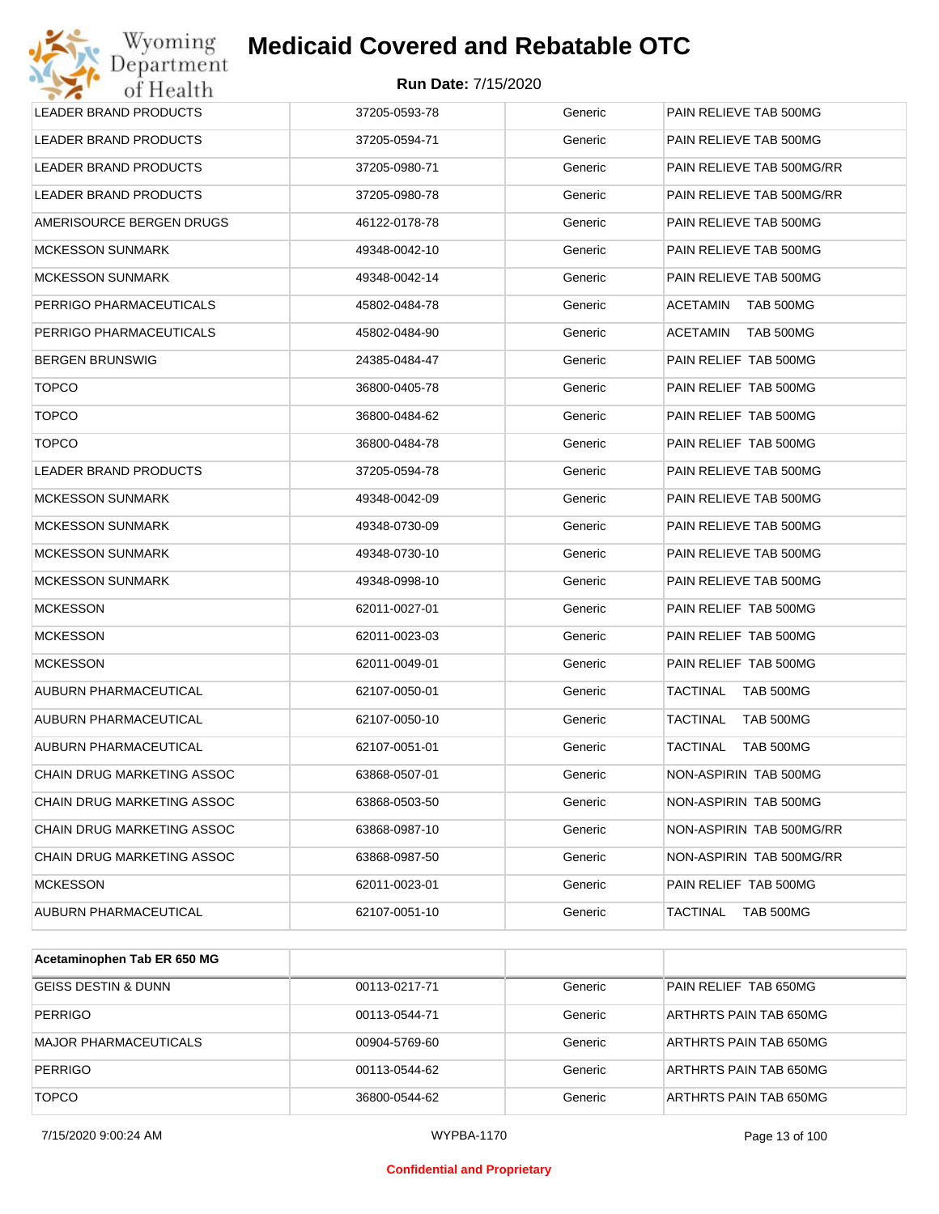| | | | |
|---|---|---|---|
| LEADER BRAND PRODUCTS | 37205-0593-78 | Generic | PAIN RELIEVE TAB 500MG |
| LEADER BRAND PRODUCTS | 37205-0594-71 | Generic | PAIN RELIEVE TAB 500MG |
| LEADER BRAND PRODUCTS | 37205-0980-71 | Generic | PAIN RELIEVE TAB 500MG/RR |
| LEADER BRAND PRODUCTS | 37205-0980-78 | Generic | PAIN RELIEVE TAB 500MG/RR |
| AMERISOURCE BERGEN DRUGS | 46122-0178-78 | Generic | PAIN RELIEVE TAB 500MG |
| MCKESSON SUNMARK | 49348-0042-10 | Generic | PAIN RELIEVE TAB 500MG |
| MCKESSON SUNMARK | 49348-0042-14 | Generic | PAIN RELIEVE TAB 500MG |
| PERRIGO PHARMACEUTICALS | 45802-0484-78 | Generic | ACETAMIN TAB 500MG |
| PERRIGO PHARMACEUTICALS | 45802-0484-90 | Generic | ACETAMIN TAB 500MG |
| BERGEN BRUNSWIG | 24385-0484-47 | Generic | PAIN RELIEF TAB 500MG |
| TOPCO | 36800-0405-78 | Generic | PAIN RELIEF TAB 500MG |
| TOPCO | 36800-0484-62 | Generic | PAIN RELIEF TAB 500MG |
| TOPCO | 36800-0484-78 | Generic | PAIN RELIEF TAB 500MG |
| LEADER BRAND PRODUCTS | 37205-0594-78 | Generic | PAIN RELIEVE TAB 500MG |
| MCKESSON SUNMARK | 49348-0042-09 | Generic | PAIN RELIEVE TAB 500MG |
| MCKESSON SUNMARK | 49348-0730-09 | Generic | PAIN RELIEVE TAB 500MG |
| MCKESSON SUNMARK | 49348-0730-10 | Generic | PAIN RELIEVE TAB 500MG |
| MCKESSON SUNMARK | 49348-0998-10 | Generic | PAIN RELIEVE TAB 500MG |
| MCKESSON | 62011-0027-01 | Generic | PAIN RELIEF TAB 500MG |
| MCKESSON | 62011-0023-03 | Generic | PAIN RELIEF TAB 500MG |
| MCKESSON | 62011-0049-01 | Generic | PAIN RELIEF TAB 500MG |
| AUBURN PHARMACEUTICAL | 62107-0050-01 | Generic | TACTINAL TAB 500MG |
| AUBURN PHARMACEUTICAL | 62107-0050-10 | Generic | TACTINAL TAB 500MG |
| AUBURN PHARMACEUTICAL | 62107-0051-01 | Generic | TACTINAL TAB 500MG |
| CHAIN DRUG MARKETING ASSOC | 63868-0507-01 | Generic | NON-ASPIRIN TAB 500MG |
| CHAIN DRUG MARKETING ASSOC | 63868-0503-50 | Generic | NON-ASPIRIN TAB 500MG |
| CHAIN DRUG MARKETING ASSOC | 63868-0987-10 | Generic | NON-ASPIRIN TAB 500MG/RR |
| CHAIN DRUG MARKETING ASSOC | 63868-0987-50 | Generic | NON-ASPIRIN TAB 500MG/RR |
| MCKESSON | 62011-0023-01 | Generic | PAIN RELIEF TAB 500MG |
| AUBURN PHARMACEUTICAL | 62107-0051-10 | Generic | TACTINAL TAB 500MG |

| **Acetaminophen Tab ER 650 MG** | | | |
|---|---|---|---|
| GEISS DESTIN & DUNN | 00113-0217-71 | Generic | PAIN RELIEF TAB 650MG |
| PERRIGO | 00113-0544-71 | Generic | ARTHRTS PAIN TAB 650MG |
| MAJOR PHARMACEUTICALS | 00904-5769-60 | Generic | ARTHRTS PAIN TAB 650MG |
| PERRIGO | 00113-0544-62 | Generic | ARTHRTS PAIN TAB 650MG |
| TOPCO | 36800-0544-62 | Generic | ARTHRTS PAIN TAB 650MG |

Confidential and Proprietary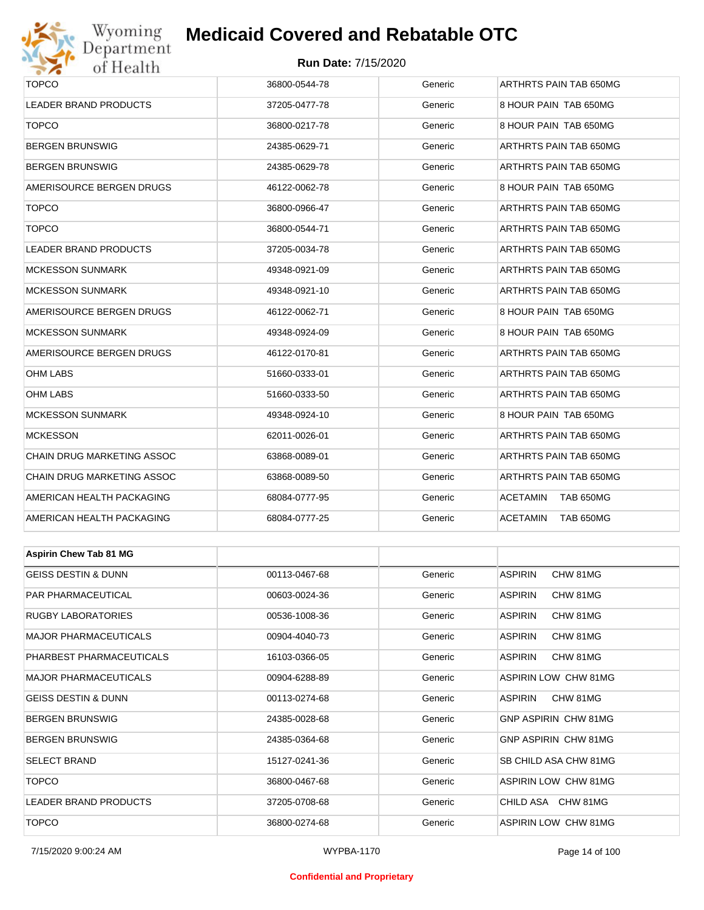| TOPCO | 36800-0544-78 | Generic | ARTHRTS PAIN TAB 650MG |
|---|---|---|---|
| LEADER BRAND PRODUCTS | 37205-0477-78 | Generic | 8 HOUR PAIN TAB 650MG |
| TOPCO | 36800-0217-78 | Generic | 8 HOUR PAIN TAB 650MG |
| BERGEN BRUNSWIG | 24385-0629-71 | Generic | ARTHRTS PAIN TAB 650MG |
| BERGEN BRUNSWIG | 24385-0629-78 | Generic | ARTHRTS PAIN TAB 650MG |
| AMERISOURCE BERGEN DRUGS | 46122-0062-78 | Generic | 8 HOUR PAIN TAB 650MG |
| TOPCO | 36800-0966-47 | Generic | ARTHRTS PAIN TAB 650MG |
| TOPCO | 36800-0544-71 | Generic | ARTHRTS PAIN TAB 650MG |
| LEADER BRAND PRODUCTS | 37205-0034-78 | Generic | ARTHRTS PAIN TAB 650MG |
| MCKESSON SUNMARK | 49348-0921-09 | Generic | ARTHRTS PAIN TAB 650MG |
| MCKESSON SUNMARK | 49348-0921-10 | Generic | ARTHRTS PAIN TAB 650MG |
| AMERISOURCE BERGEN DRUGS | 46122-0062-71 | Generic | 8 HOUR PAIN TAB 650MG |
| MCKESSON SUNMARK | 49348-0924-09 | Generic | 8 HOUR PAIN TAB 650MG |
| AMERISOURCE BERGEN DRUGS | 46122-0170-81 | Generic | ARTHRTS PAIN TAB 650MG |
| OHM LABS | 51660-0333-01 | Generic | ARTHRTS PAIN TAB 650MG |
| OHM LABS | 51660-0333-50 | Generic | ARTHRTS PAIN TAB 650MG |
| MCKESSON SUNMARK | 49348-0924-10 | Generic | 8 HOUR PAIN TAB 650MG |
| MCKESSON | 62011-0026-01 | Generic | ARTHRTS PAIN TAB 650MG |
| CHAIN DRUG MARKETING ASSOC | 63868-0089-01 | Generic | ARTHRTS PAIN TAB 650MG |
| CHAIN DRUG MARKETING ASSOC | 63868-0089-50 | Generic | ARTHRTS PAIN TAB 650MG |
| AMERICAN HEALTH PACKAGING | 68084-0777-95 | Generic | ACETAMIN TAB 650MG |
| AMERICAN HEALTH PACKAGING | 68084-0777-25 | Generic | ACETAMIN TAB 650MG |

| **Aspirin Chew Tab 81 MG** | | | |
|---|---|---|---|
| GEISS DESTIN & DUNN | 00113-0467-68 | Generic | ASPIRIN CHW 81MG |
| PAR PHARMACEUTICAL | 00603-0024-36 | Generic | ASPIRIN CHW 81MG |
| RUGBY LABORATORIES | 00536-1008-36 | Generic | ASPIRIN CHW 81MG |
| MAJOR PHARMACEUTICALS | 00904-4040-73 | Generic | ASPIRIN CHW 81MG |
| PHARBEST PHARMACEUTICALS | 16103-0366-05 | Generic | ASPIRIN CHW 81MG |
| MAJOR PHARMACEUTICALS | 00904-6288-89 | Generic | ASPIRIN LOW CHW 81MG |
| GEISS DESTIN & DUNN | 00113-0274-68 | Generic | ASPIRIN CHW 81MG |
| BERGEN BRUNSWIG | 24385-0028-68 | Generic | GNP ASPIRIN CHW 81MG |
| BERGEN BRUNSWIG | 24385-0364-68 | Generic | GNP ASPIRIN CHW 81MG |
| SELECT BRAND | 15127-0241-36 | Generic | SB CHILD ASA CHW 81MG |
| TOPCO | 36800-0467-68 | Generic | ASPIRIN LOW CHW 81MG |
| LEADER BRAND PRODUCTS | 37205-0708-68 | Generic | CHILD ASA CHW 81MG |
| TOPCO | 36800-0274-68 | Generic | ASPIRIN LOW CHW 81MG |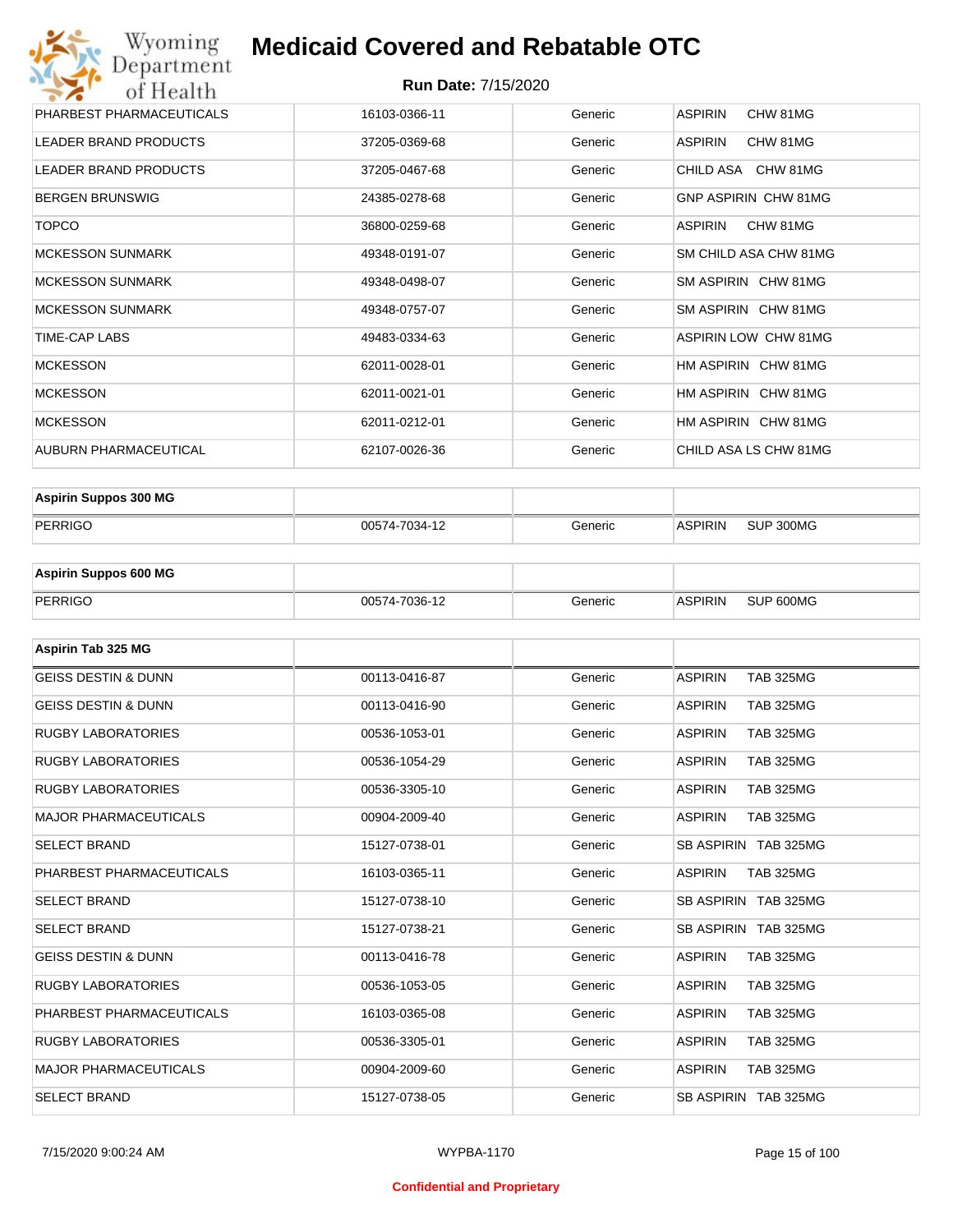| | | | |
|---|---|---|---|
| PHARBEST PHARMACEUTICALS | 16103-0366-11 | Generic | ASPIRIN CHW 81MG |
| LEADER BRAND PRODUCTS | 37205-0369-68 | Generic | ASPIRIN CHW 81MG |
| LEADER BRAND PRODUCTS | 37205-0467-68 | Generic | CHILD ASA CHW 81MG |
| BERGEN BRUNSWIG | 24385-0278-68 | Generic | GNP ASPIRIN CHW 81MG |
| TOPCO | 36800-0259-68 | Generic | ASPIRIN CHW 81MG |
| MCKESSON SUNMARK | 49348-0191-07 | Generic | SM CHILD ASA CHW 81MG |
| MCKESSON SUNMARK | 49348-0498-07 | Generic | SM ASPIRIN CHW 81MG |
| MCKESSON SUNMARK | 49348-0757-07 | Generic | SM ASPIRIN CHW 81MG |
| TIME-CAP LABS | 49483-0334-63 | Generic | ASPIRIN LOW CHW 81MG |
| MCKESSON | 62011-0028-01 | Generic | HM ASPIRIN CHW 81MG |
| MCKESSON | 62011-0021-01 | Generic | HM ASPIRIN CHW 81MG |
| MCKESSON | 62011-0212-01 | Generic | HM ASPIRIN CHW 81MG |
| AUBURN PHARMACEUTICAL | 62107-0026-36 | Generic | CHILD ASA LS CHW 81MG |

| **Aspirin Suppos 300 MG** | | | |
|---|---|---|---|
| PERRIGO | 00574-7034-12 | Generic | ASPIRIN SUP 300MG |

| **Aspirin Suppos 600 MG** | | | |
|---|---|---|---|
| PERRIGO | 00574-7036-12 | Generic | ASPIRIN SUP 600MG |

| **Aspirin Tab 325 MG** | | | |
|---|---|---|---|
| GEISS DESTIN & DUNN | 00113-0416-87 | Generic | ASPIRIN TAB 325MG |
| GEISS DESTIN & DUNN | 00113-0416-90 | Generic | ASPIRIN TAB 325MG |
| RUGBY LABORATORIES | 00536-1053-01 | Generic | ASPIRIN TAB 325MG |
| RUGBY LABORATORIES | 00536-1054-29 | Generic | ASPIRIN TAB 325MG |
| RUGBY LABORATORIES | 00536-3305-10 | Generic | ASPIRIN TAB 325MG |
| MAJOR PHARMACEUTICALS | 00904-2009-40 | Generic | ASPIRIN TAB 325MG |
| SELECT BRAND | 15127-0738-01 | Generic | SB ASPIRIN TAB 325MG |
| PHARBEST PHARMACEUTICALS | 16103-0365-11 | Generic | ASPIRIN TAB 325MG |
| SELECT BRAND | 15127-0738-10 | Generic | SB ASPIRIN TAB 325MG |
| SELECT BRAND | 15127-0738-21 | Generic | SB ASPIRIN TAB 325MG |
| GEISS DESTIN & DUNN | 00113-0416-78 | Generic | ASPIRIN TAB 325MG |
| RUGBY LABORATORIES | 00536-1053-05 | Generic | ASPIRIN TAB 325MG |
| PHARBEST PHARMACEUTICALS | 16103-0365-08 | Generic | ASPIRIN TAB 325MG |
| RUGBY LABORATORIES | 00536-3305-01 | Generic | ASPIRIN TAB 325MG |
| MAJOR PHARMACEUTICALS | 00904-2009-60 | Generic | ASPIRIN TAB 325MG |
| SELECT BRAND | 15127-0738-05 | Generic | SB ASPIRIN TAB 325MG |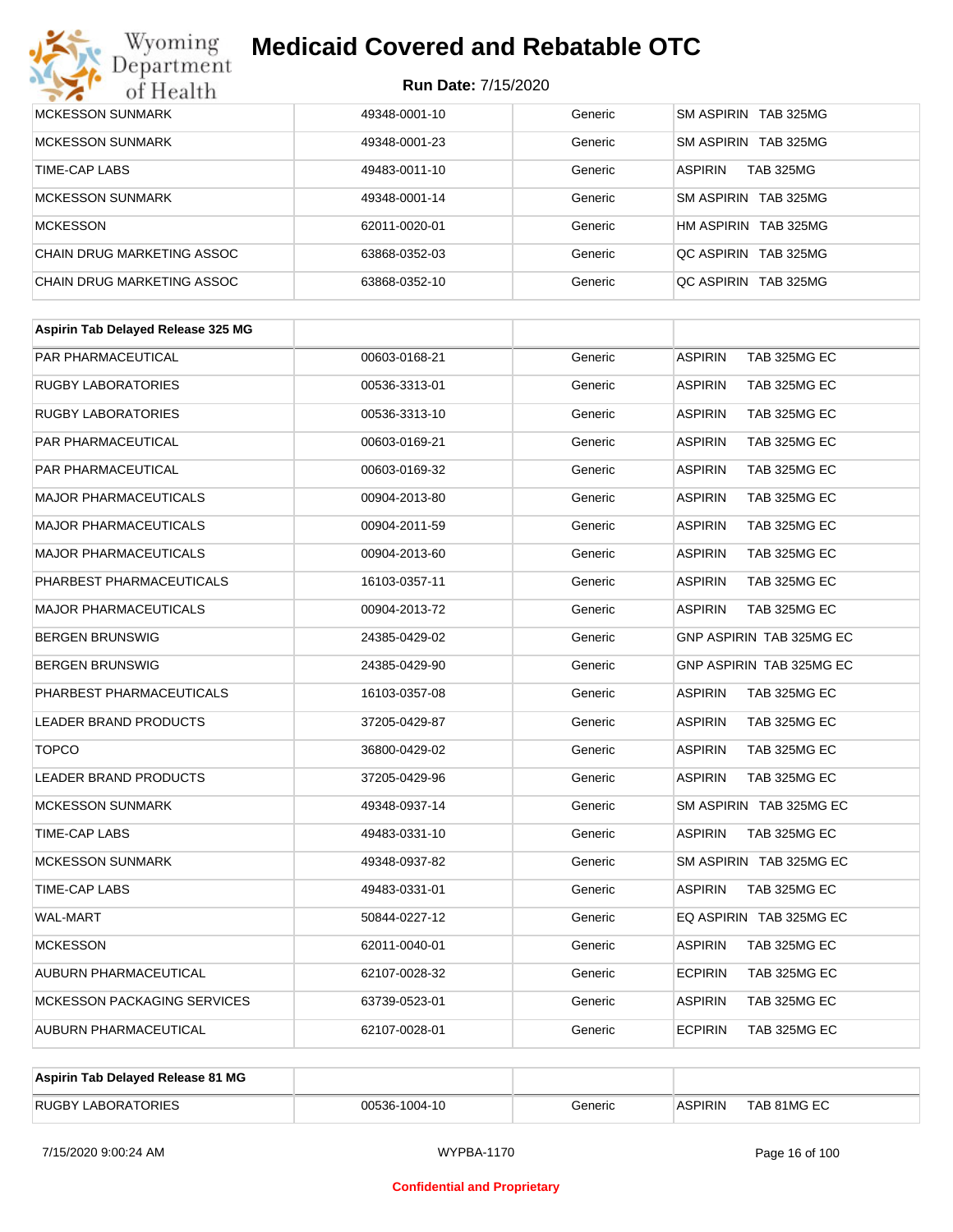| | | | |
|---|---|---|---|
| MCKESSON SUNMARK | 49348-0001-10 | Generic | SM ASPIRIN TAB 325MG |
| MCKESSON SUNMARK | 49348-0001-23 | Generic | SM ASPIRIN TAB 325MG |
| TIME-CAP LABS | 49483-0011-10 | Generic | ASPIRIN TAB 325MG |
| MCKESSON SUNMARK | 49348-0001-14 | Generic | SM ASPIRIN TAB 325MG |
| MCKESSON | 62011-0020-01 | Generic | HM ASPIRIN TAB 325MG |
| CHAIN DRUG MARKETING ASSOC | 63868-0352-03 | Generic | QC ASPIRIN TAB 325MG |
| CHAIN DRUG MARKETING ASSOC | 63868-0352-10 | Generic | QC ASPIRIN TAB 325MG |

| Aspirin Tab Delayed Release 325 MG | | | |
|---|---|---|---|
| PAR PHARMACEUTICAL | 00603-0168-21 | Generic | ASPIRIN TAB 325MG EC |
| RUGBY LABORATORIES | 00536-3313-01 | Generic | ASPIRIN TAB 325MG EC |
| RUGBY LABORATORIES | 00536-3313-10 | Generic | ASPIRIN TAB 325MG EC |
| PAR PHARMACEUTICAL | 00603-0169-21 | Generic | ASPIRIN TAB 325MG EC |
| PAR PHARMACEUTICAL | 00603-0169-32 | Generic | ASPIRIN TAB 325MG EC |
| MAJOR PHARMACEUTICALS | 00904-2013-80 | Generic | ASPIRIN TAB 325MG EC |
| MAJOR PHARMACEUTICALS | 00904-2011-59 | Generic | ASPIRIN TAB 325MG EC |
| MAJOR PHARMACEUTICALS | 00904-2013-60 | Generic | ASPIRIN TAB 325MG EC |
| PHARBEST PHARMACEUTICALS | 16103-0357-11 | Generic | ASPIRIN TAB 325MG EC |
| MAJOR PHARMACEUTICALS | 00904-2013-72 | Generic | ASPIRIN TAB 325MG EC |
| BERGEN BRUNSWIG | 24385-0429-02 | Generic | GNP ASPIRIN TAB 325MG EC |
| BERGEN BRUNSWIG | 24385-0429-90 | Generic | GNP ASPIRIN TAB 325MG EC |
| PHARBEST PHARMACEUTICALS | 16103-0357-08 | Generic | ASPIRIN TAB 325MG EC |
| LEADER BRAND PRODUCTS | 37205-0429-87 | Generic | ASPIRIN TAB 325MG EC |
| TOPCO | 36800-0429-02 | Generic | ASPIRIN TAB 325MG EC |
| LEADER BRAND PRODUCTS | 37205-0429-96 | Generic | ASPIRIN TAB 325MG EC |
| MCKESSON SUNMARK | 49348-0937-14 | Generic | SM ASPIRIN TAB 325MG EC |
| TIME-CAP LABS | 49483-0331-10 | Generic | ASPIRIN TAB 325MG EC |
| MCKESSON SUNMARK | 49348-0937-82 | Generic | SM ASPIRIN TAB 325MG EC |
| TIME-CAP LABS | 49483-0331-01 | Generic | ASPIRIN TAB 325MG EC |
| WAL-MART | 50844-0227-12 | Generic | EQ ASPIRIN TAB 325MG EC |
| MCKESSON | 62011-0040-01 | Generic | ASPIRIN TAB 325MG EC |
| AUBURN PHARMACEUTICAL | 62107-0028-32 | Generic | ECPIRIN TAB 325MG EC |
| MCKESSON PACKAGING SERVICES | 63739-0523-01 | Generic | ASPIRIN TAB 325MG EC |
| AUBURN PHARMACEUTICAL | 62107-0028-01 | Generic | ECPIRIN TAB 325MG EC |

| Aspirin Tab Delayed Release 81 MG | | | |
|---|---|---|---|
| RUGBY LABORATORIES | 00536-1004-10 | Generic | ASPIRIN TAB 81MG EC |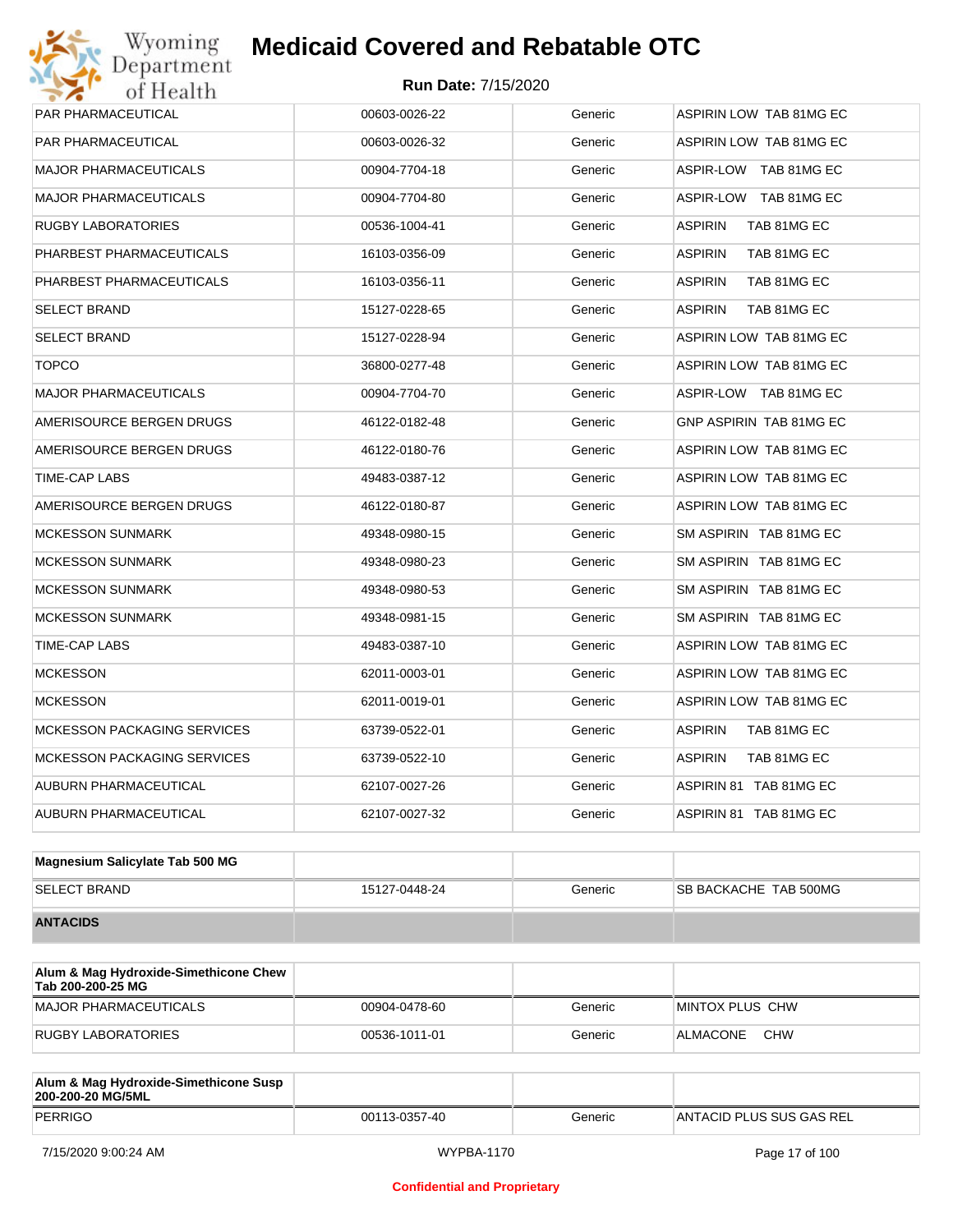# Medicaid Covered and Rebatable OTC

**Run Date:** 7/15/2020

| | | | |
|---|---|---|---|
| PAR PHARMACEUTICAL | 00603-0026-22 | Generic | ASPIRIN LOW TAB 81MG EC |
| PAR PHARMACEUTICAL | 00603-0026-32 | Generic | ASPIRIN LOW TAB 81MG EC |
| MAJOR PHARMACEUTICALS | 00904-7704-18 | Generic | ASPIR-LOW TAB 81MG EC |
| MAJOR PHARMACEUTICALS | 00904-7704-80 | Generic | ASPIR-LOW TAB 81MG EC |
| RUGBY LABORATORIES | 00536-1004-41 | Generic | ASPIRIN TAB 81MG EC |
| PHARBEST PHARMACEUTICALS | 16103-0356-09 | Generic | ASPIRIN TAB 81MG EC |
| PHARBEST PHARMACEUTICALS | 16103-0356-11 | Generic | ASPIRIN TAB 81MG EC |
| SELECT BRAND | 15127-0228-65 | Generic | ASPIRIN TAB 81MG EC |
| SELECT BRAND | 15127-0228-94 | Generic | ASPIRIN LOW TAB 81MG EC |
| TOPCO | 36800-0277-48 | Generic | ASPIRIN LOW TAB 81MG EC |
| MAJOR PHARMACEUTICALS | 00904-7704-70 | Generic | ASPIR-LOW TAB 81MG EC |
| AMERISOURCE BERGEN DRUGS | 46122-0182-48 | Generic | GNP ASPIRIN TAB 81MG EC |
| AMERISOURCE BERGEN DRUGS | 46122-0180-76 | Generic | ASPIRIN LOW TAB 81MG EC |
| TIME-CAP LABS | 49483-0387-12 | Generic | ASPIRIN LOW TAB 81MG EC |
| AMERISOURCE BERGEN DRUGS | 46122-0180-87 | Generic | ASPIRIN LOW TAB 81MG EC |
| MCKESSON SUNMARK | 49348-0980-15 | Generic | SM ASPIRIN TAB 81MG EC |
| MCKESSON SUNMARK | 49348-0980-23 | Generic | SM ASPIRIN TAB 81MG EC |
| MCKESSON SUNMARK | 49348-0980-53 | Generic | SM ASPIRIN TAB 81MG EC |
| MCKESSON SUNMARK | 49348-0981-15 | Generic | SM ASPIRIN TAB 81MG EC |
| TIME-CAP LABS | 49483-0387-10 | Generic | ASPIRIN LOW TAB 81MG EC |
| MCKESSON | 62011-0003-01 | Generic | ASPIRIN LOW TAB 81MG EC |
| MCKESSON | 62011-0019-01 | Generic | ASPIRIN LOW TAB 81MG EC |
| MCKESSON PACKAGING SERVICES | 63739-0522-01 | Generic | ASPIRIN TAB 81MG EC |
| MCKESSON PACKAGING SERVICES | 63739-0522-10 | Generic | ASPIRIN TAB 81MG EC |
| AUBURN PHARMACEUTICAL | 62107-0027-26 | Generic | ASPIRIN 81 TAB 81MG EC |
| AUBURN PHARMACEUTICAL | 62107-0027-32 | Generic | ASPIRIN 81 TAB 81MG EC |

| **Magnesium Salicylate Tab 500 MG** | | | |
|---|---|---|---|
| SELECT BRAND | 15127-0448-24 | Generic | SB BACKACHE TAB 500MG |
| **ANTACIDS** | | | |

| **Alum & Mag Hydroxide-Simethicone Chew Tab 200-200-25 MG** | | | |
|---|---|---|---|
| MAJOR PHARMACEUTICALS | 00904-0478-60 | Generic | MINTOX PLUS CHW |
| RUGBY LABORATORIES | 00536-1011-01 | Generic | ALMACONE CHW |

| **Alum & Mag Hydroxide-Simethicone Susp 200-200-20 MG/5ML** | | | |
|---|---|---|---|
| PERRIGO | 00113-0357-40 | Generic | ANTACID PLUS SUS GAS REL |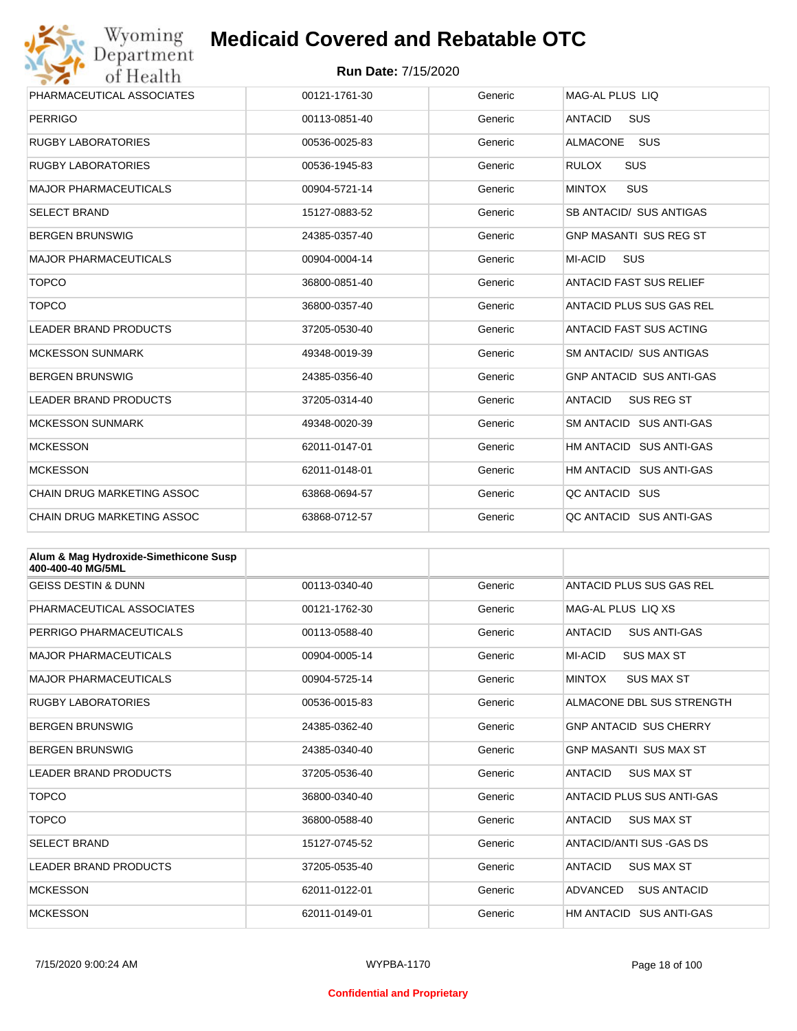# Medicaid Covered and Rebatable OTC

**Run Date:** 7/15/2020

| | | | |
|---|---|---|---|
| PHARMACEUTICAL ASSOCIATES | 00121-1761-30 | Generic | MAG-AL PLUS LIQ |
| PERRIGO | 00113-0851-40 | Generic | ANTACID SUS |
| RUGBY LABORATORIES | 00536-0025-83 | Generic | ALMACONE SUS |
| RUGBY LABORATORIES | 00536-1945-83 | Generic | RULOX SUS |
| MAJOR PHARMACEUTICALS | 00904-5721-14 | Generic | MINTOX SUS |
| SELECT BRAND | 15127-0883-52 | Generic | SB ANTACID/ SUS ANTIGAS |
| BERGEN BRUNSWIG | 24385-0357-40 | Generic | GNP MASANTI SUS REG ST |
| MAJOR PHARMACEUTICALS | 00904-0004-14 | Generic | MI-ACID SUS |
| TOPCO | 36800-0851-40 | Generic | ANTACID FAST SUS RELIEF |
| TOPCO | 36800-0357-40 | Generic | ANTACID PLUS SUS GAS REL |
| LEADER BRAND PRODUCTS | 37205-0530-40 | Generic | ANTACID FAST SUS ACTING |
| MCKESSON SUNMARK | 49348-0019-39 | Generic | SM ANTACID/ SUS ANTIGAS |
| BERGEN BRUNSWIG | 24385-0356-40 | Generic | GNP ANTACID SUS ANTI-GAS |
| LEADER BRAND PRODUCTS | 37205-0314-40 | Generic | ANTACID SUS REG ST |
| MCKESSON SUNMARK | 49348-0020-39 | Generic | SM ANTACID SUS ANTI-GAS |
| MCKESSON | 62011-0147-01 | Generic | HM ANTACID SUS ANTI-GAS |
| MCKESSON | 62011-0148-01 | Generic | HM ANTACID SUS ANTI-GAS |
| CHAIN DRUG MARKETING ASSOC | 63868-0694-57 | Generic | QC ANTACID SUS |
| CHAIN DRUG MARKETING ASSOC | 63868-0712-57 | Generic | QC ANTACID SUS ANTI-GAS |

| **Alum & Mag Hydroxide-Simethicone Susp 400-400-40 MG/5ML** | | | |
|---|---|---|---|
| GEISS DESTIN & DUNN | 00113-0340-40 | Generic | ANTACID PLUS SUS GAS REL |
| PHARMACEUTICAL ASSOCIATES | 00121-1762-30 | Generic | MAG-AL PLUS LIQ XS |
| PERRIGO PHARMACEUTICALS | 00113-0588-40 | Generic | ANTACID SUS ANTI-GAS |
| MAJOR PHARMACEUTICALS | 00904-0005-14 | Generic | MI-ACID SUS MAX ST |
| MAJOR PHARMACEUTICALS | 00904-5725-14 | Generic | MINTOX SUS MAX ST |
| RUGBY LABORATORIES | 00536-0015-83 | Generic | ALMACONE DBL SUS STRENGTH |
| BERGEN BRUNSWIG | 24385-0362-40 | Generic | GNP ANTACID SUS CHERRY |
| BERGEN BRUNSWIG | 24385-0340-40 | Generic | GNP MASANTI SUS MAX ST |
| LEADER BRAND PRODUCTS | 37205-0536-40 | Generic | ANTACID SUS MAX ST |
| TOPCO | 36800-0340-40 | Generic | ANTACID PLUS SUS ANTI-GAS |
| TOPCO | 36800-0588-40 | Generic | ANTACID SUS MAX ST |
| SELECT BRAND | 15127-0745-52 | Generic | ANTACID/ANTI SUS -GAS DS |
| LEADER BRAND PRODUCTS | 37205-0535-40 | Generic | ANTACID SUS MAX ST |
| MCKESSON | 62011-0122-01 | Generic | ADVANCED SUS ANTACID |
| MCKESSON | 62011-0149-01 | Generic | HM ANTACID SUS ANTI-GAS |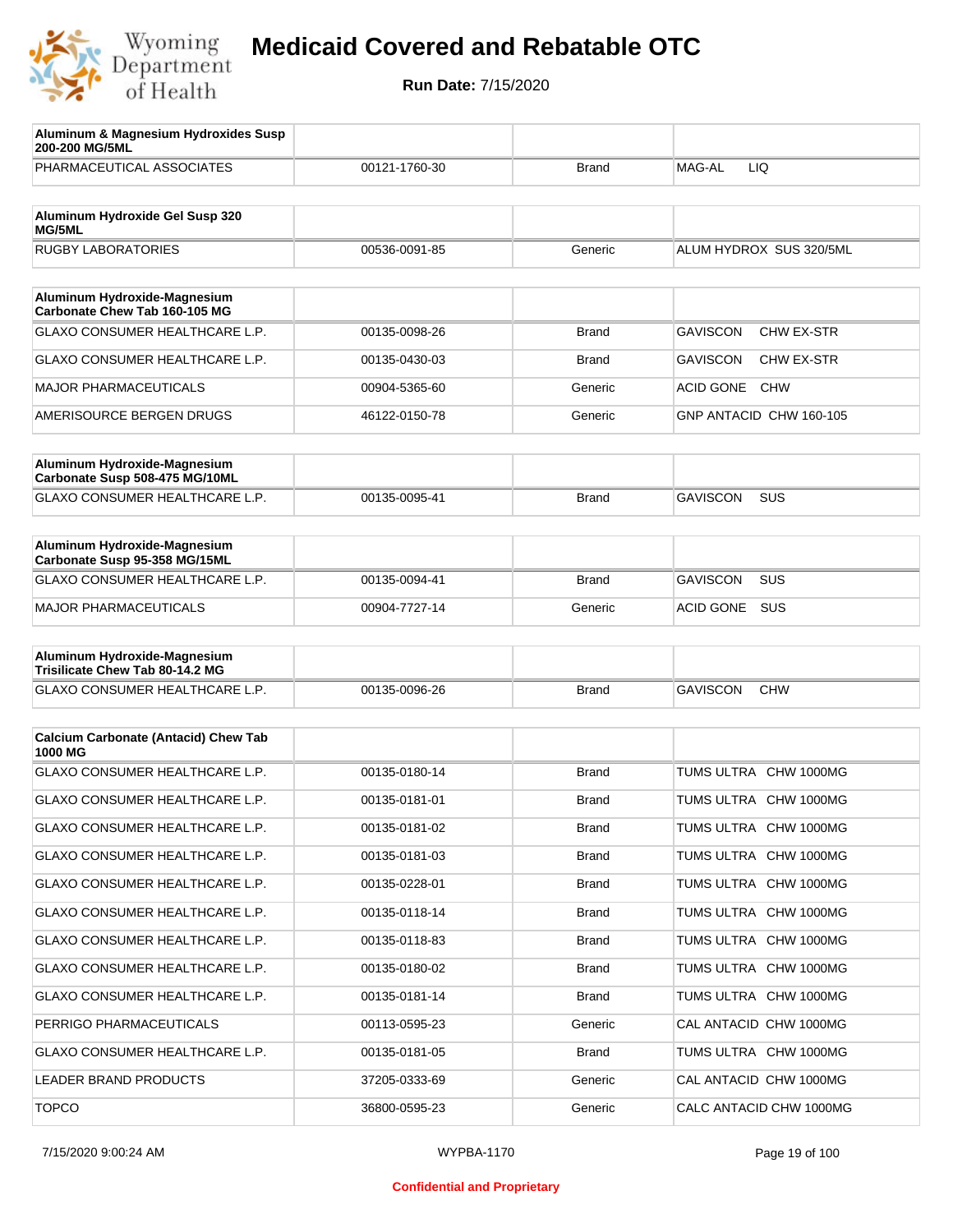# Medicaid Covered and Rebatable OTC

**Run Date:** 7/15/2020

| Aluminum & Magnesium Hydroxides Susp 200-200 MG/5ML | | | |
|---|---|---|---|
| PHARMACEUTICAL ASSOCIATES | 00121-1760-30 | Brand | MAG-AL LIQ |

| Aluminum Hydroxide Gel Susp 320 MG/5ML | | | |
|---|---|---|---|
| RUGBY LABORATORIES | 00536-0091-85 | Generic | ALUM HYDROX SUS 320/5ML |

| Aluminum Hydroxide-Magnesium Carbonate Chew Tab 160-105 MG | | | |
|---|---|---|---|
| GLAXO CONSUMER HEALTHCARE L.P. | 00135-0098-26 | Brand | GAVISCON CHW EX-STR |
| GLAXO CONSUMER HEALTHCARE L.P. | 00135-0430-03 | Brand | GAVISCON CHW EX-STR |
| MAJOR PHARMACEUTICALS | 00904-5365-60 | Generic | ACID GONE CHW |
| AMERISOURCE BERGEN DRUGS | 46122-0150-78 | Generic | GNP ANTACID CHW 160-105 |

| Aluminum Hydroxide-Magnesium Carbonate Susp 508-475 MG/10ML | | | |
|---|---|---|---|
| GLAXO CONSUMER HEALTHCARE L.P. | 00135-0095-41 | Brand | GAVISCON SUS |

| Aluminum Hydroxide-Magnesium Carbonate Susp 95-358 MG/15ML | | | |
|---|---|---|---|
| GLAXO CONSUMER HEALTHCARE L.P. | 00135-0094-41 | Brand | GAVISCON SUS |
| MAJOR PHARMACEUTICALS | 00904-7727-14 | Generic | ACID GONE SUS |

| Aluminum Hydroxide-Magnesium Trisilicate Chew Tab 80-14.2 MG | | | |
|---|---|---|---|
| GLAXO CONSUMER HEALTHCARE L.P. | 00135-0096-26 | Brand | GAVISCON CHW |

| Calcium Carbonate (Antacid) Chew Tab 1000 MG | | | |
|---|---|---|---|
| GLAXO CONSUMER HEALTHCARE L.P. | 00135-0180-14 | Brand | TUMS ULTRA CHW 1000MG |
| GLAXO CONSUMER HEALTHCARE L.P. | 00135-0181-01 | Brand | TUMS ULTRA CHW 1000MG |
| GLAXO CONSUMER HEALTHCARE L.P. | 00135-0181-02 | Brand | TUMS ULTRA CHW 1000MG |
| GLAXO CONSUMER HEALTHCARE L.P. | 00135-0181-03 | Brand | TUMS ULTRA CHW 1000MG |
| GLAXO CONSUMER HEALTHCARE L.P. | 00135-0228-01 | Brand | TUMS ULTRA CHW 1000MG |
| GLAXO CONSUMER HEALTHCARE L.P. | 00135-0118-14 | Brand | TUMS ULTRA CHW 1000MG |
| GLAXO CONSUMER HEALTHCARE L.P. | 00135-0118-83 | Brand | TUMS ULTRA CHW 1000MG |
| GLAXO CONSUMER HEALTHCARE L.P. | 00135-0180-02 | Brand | TUMS ULTRA CHW 1000MG |
| GLAXO CONSUMER HEALTHCARE L.P. | 00135-0181-14 | Brand | TUMS ULTRA CHW 1000MG |
| PERRIGO PHARMACEUTICALS | 00113-0595-23 | Generic | CAL ANTACID CHW 1000MG |
| GLAXO CONSUMER HEALTHCARE L.P. | 00135-0181-05 | Brand | TUMS ULTRA CHW 1000MG |
| LEADER BRAND PRODUCTS | 37205-0333-69 | Generic | CAL ANTACID CHW 1000MG |
| TOPCO | 36800-0595-23 | Generic | CALC ANTACID CHW 1000MG |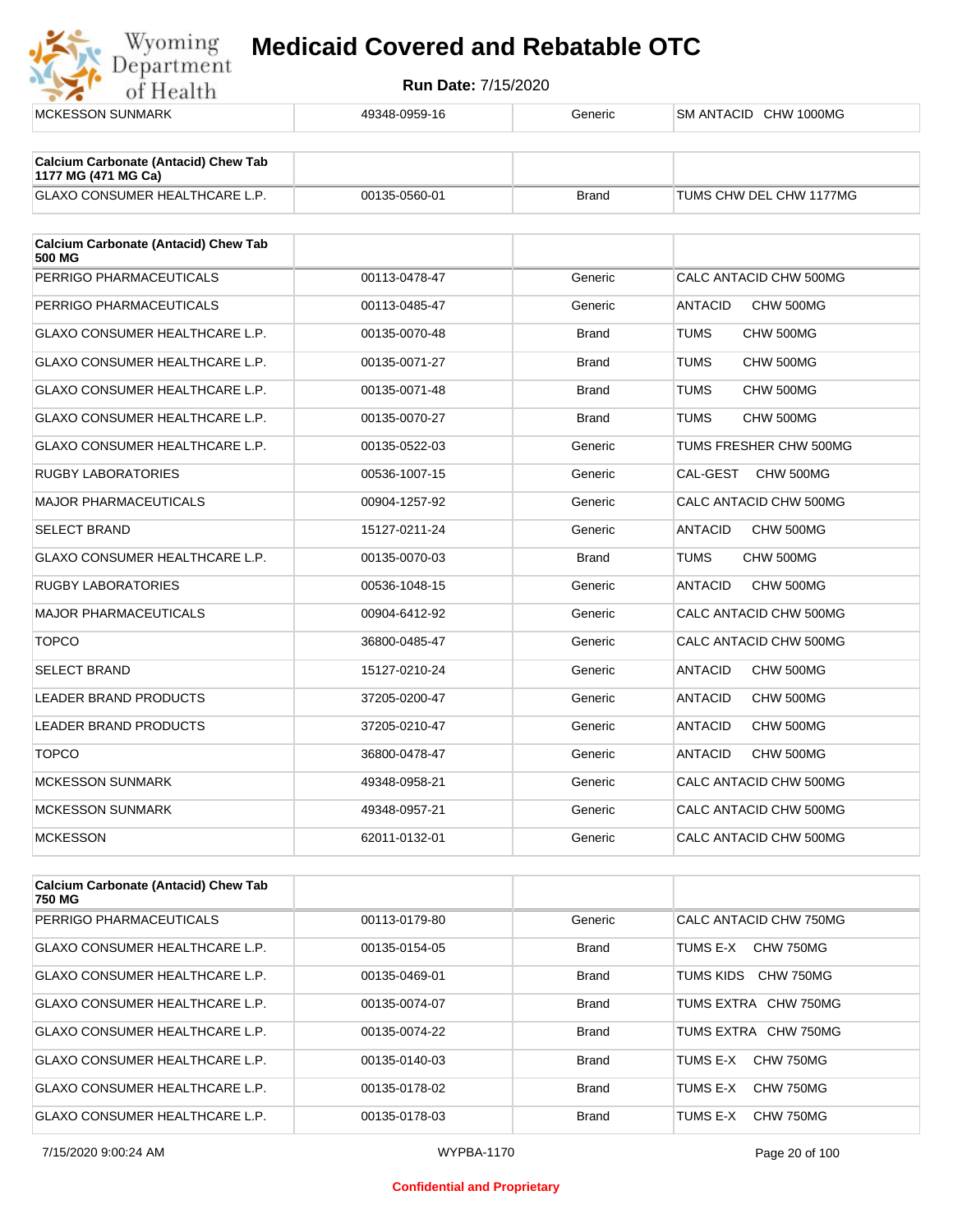| MCKESSON SUNMARK | 49348-0959-16 | Generic | SM ANTACID CHW 1000MG |
|---|---|---|---|

| Calcium Carbonate (Antacid) Chew Tab 1177 MG (471 MG Ca) | | | |
|---|---|---|---|
| GLAXO CONSUMER HEALTHCARE L.P. | 00135-0560-01 | Brand | TUMS CHW DEL CHW 1177MG |

| Calcium Carbonate (Antacid) Chew Tab 500 MG | | | |
|---|---|---|---|
| PERRIGO PHARMACEUTICALS | 00113-0478-47 | Generic | CALC ANTACID CHW 500MG |
| PERRIGO PHARMACEUTICALS | 00113-0485-47 | Generic | ANTACID CHW 500MG |
| GLAXO CONSUMER HEALTHCARE L.P. | 00135-0070-48 | Brand | TUMS CHW 500MG |
| GLAXO CONSUMER HEALTHCARE L.P. | 00135-0071-27 | Brand | TUMS CHW 500MG |
| GLAXO CONSUMER HEALTHCARE L.P. | 00135-0071-48 | Brand | TUMS CHW 500MG |
| GLAXO CONSUMER HEALTHCARE L.P. | 00135-0070-27 | Brand | TUMS CHW 500MG |
| GLAXO CONSUMER HEALTHCARE L.P. | 00135-0522-03 | Generic | TUMS FRESHER CHW 500MG |
| RUGBY LABORATORIES | 00536-1007-15 | Generic | CAL-GEST CHW 500MG |
| MAJOR PHARMACEUTICALS | 00904-1257-92 | Generic | CALC ANTACID CHW 500MG |
| SELECT BRAND | 15127-0211-24 | Generic | ANTACID CHW 500MG |
| GLAXO CONSUMER HEALTHCARE L.P. | 00135-0070-03 | Brand | TUMS CHW 500MG |
| RUGBY LABORATORIES | 00536-1048-15 | Generic | ANTACID CHW 500MG |
| MAJOR PHARMACEUTICALS | 00904-6412-92 | Generic | CALC ANTACID CHW 500MG |
| TOPCO | 36800-0485-47 | Generic | CALC ANTACID CHW 500MG |
| SELECT BRAND | 15127-0210-24 | Generic | ANTACID CHW 500MG |
| LEADER BRAND PRODUCTS | 37205-0200-47 | Generic | ANTACID CHW 500MG |
| LEADER BRAND PRODUCTS | 37205-0210-47 | Generic | ANTACID CHW 500MG |
| TOPCO | 36800-0478-47 | Generic | ANTACID CHW 500MG |
| MCKESSON SUNMARK | 49348-0958-21 | Generic | CALC ANTACID CHW 500MG |
| MCKESSON SUNMARK | 49348-0957-21 | Generic | CALC ANTACID CHW 500MG |
| MCKESSON | 62011-0132-01 | Generic | CALC ANTACID CHW 500MG |

| Calcium Carbonate (Antacid) Chew Tab 750 MG | | | |
|---|---|---|---|
| PERRIGO PHARMACEUTICALS | 00113-0179-80 | Generic | CALC ANTACID CHW 750MG |
| GLAXO CONSUMER HEALTHCARE L.P. | 00135-0154-05 | Brand | TUMS E-X CHW 750MG |
| GLAXO CONSUMER HEALTHCARE L.P. | 00135-0469-01 | Brand | TUMS KIDS CHW 750MG |
| GLAXO CONSUMER HEALTHCARE L.P. | 00135-0074-07 | Brand | TUMS EXTRA CHW 750MG |
| GLAXO CONSUMER HEALTHCARE L.P. | 00135-0074-22 | Brand | TUMS EXTRA CHW 750MG |
| GLAXO CONSUMER HEALTHCARE L.P. | 00135-0140-03 | Brand | TUMS E-X CHW 750MG |
| GLAXO CONSUMER HEALTHCARE L.P. | 00135-0178-02 | Brand | TUMS E-X CHW 750MG |
| GLAXO CONSUMER HEALTHCARE L.P. | 00135-0178-03 | Brand | TUMS E-X CHW 750MG |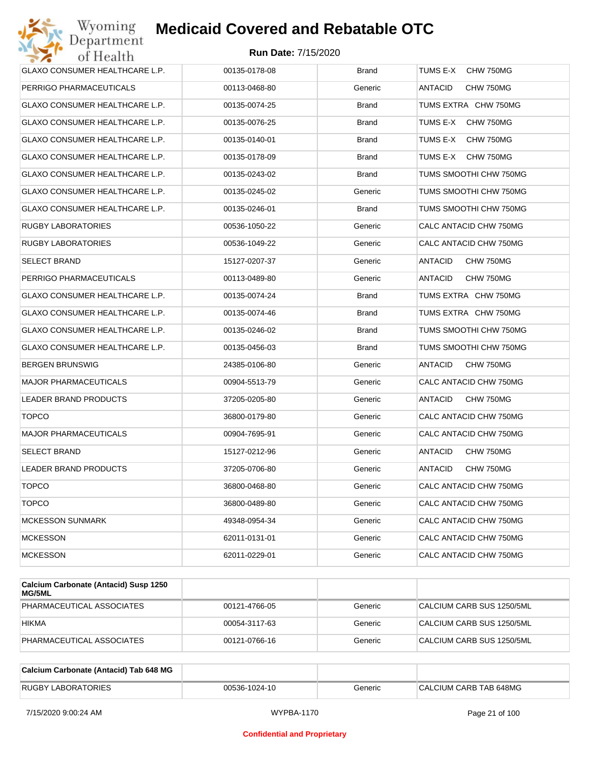| | | | |
|---|---|---|---|
| GLAXO CONSUMER HEALTHCARE L.P. | 00135-0178-08 | Brand | TUMS E-X CHW 750MG |
| PERRIGO PHARMACEUTICALS | 00113-0468-80 | Generic | ANTACID CHW 750MG |
| GLAXO CONSUMER HEALTHCARE L.P. | 00135-0074-25 | Brand | TUMS EXTRA CHW 750MG |
| GLAXO CONSUMER HEALTHCARE L.P. | 00135-0076-25 | Brand | TUMS E-X CHW 750MG |
| GLAXO CONSUMER HEALTHCARE L.P. | 00135-0140-01 | Brand | TUMS E-X CHW 750MG |
| GLAXO CONSUMER HEALTHCARE L.P. | 00135-0178-09 | Brand | TUMS E-X CHW 750MG |
| GLAXO CONSUMER HEALTHCARE L.P. | 00135-0243-02 | Brand | TUMS SMOOTHI CHW 750MG |
| GLAXO CONSUMER HEALTHCARE L.P. | 00135-0245-02 | Generic | TUMS SMOOTHI CHW 750MG |
| GLAXO CONSUMER HEALTHCARE L.P. | 00135-0246-01 | Brand | TUMS SMOOTHI CHW 750MG |
| RUGBY LABORATORIES | 00536-1050-22 | Generic | CALC ANTACID CHW 750MG |
| RUGBY LABORATORIES | 00536-1049-22 | Generic | CALC ANTACID CHW 750MG |
| SELECT BRAND | 15127-0207-37 | Generic | ANTACID CHW 750MG |
| PERRIGO PHARMACEUTICALS | 00113-0489-80 | Generic | ANTACID CHW 750MG |
| GLAXO CONSUMER HEALTHCARE L.P. | 00135-0074-24 | Brand | TUMS EXTRA CHW 750MG |
| GLAXO CONSUMER HEALTHCARE L.P. | 00135-0074-46 | Brand | TUMS EXTRA CHW 750MG |
| GLAXO CONSUMER HEALTHCARE L.P. | 00135-0246-02 | Brand | TUMS SMOOTHI CHW 750MG |
| GLAXO CONSUMER HEALTHCARE L.P. | 00135-0456-03 | Brand | TUMS SMOOTHI CHW 750MG |
| BERGEN BRUNSWIG | 24385-0106-80 | Generic | ANTACID CHW 750MG |
| MAJOR PHARMACEUTICALS | 00904-5513-79 | Generic | CALC ANTACID CHW 750MG |
| LEADER BRAND PRODUCTS | 37205-0205-80 | Generic | ANTACID CHW 750MG |
| TOPCO | 36800-0179-80 | Generic | CALC ANTACID CHW 750MG |
| MAJOR PHARMACEUTICALS | 00904-7695-91 | Generic | CALC ANTACID CHW 750MG |
| SELECT BRAND | 15127-0212-96 | Generic | ANTACID CHW 750MG |
| LEADER BRAND PRODUCTS | 37205-0706-80 | Generic | ANTACID CHW 750MG |
| TOPCO | 36800-0468-80 | Generic | CALC ANTACID CHW 750MG |
| TOPCO | 36800-0489-80 | Generic | CALC ANTACID CHW 750MG |
| MCKESSON SUNMARK | 49348-0954-34 | Generic | CALC ANTACID CHW 750MG |
| MCKESSON | 62011-0131-01 | Generic | CALC ANTACID CHW 750MG |
| MCKESSON | 62011-0229-01 | Generic | CALC ANTACID CHW 750MG |

| **Calcium Carbonate (Antacid) Susp 1250 MG/5ML** | | | |
|---|---|---|---|
| PHARMACEUTICAL ASSOCIATES | 00121-4766-05 | Generic | CALCIUM CARB SUS 1250/5ML |
| HIKMA | 00054-3117-63 | Generic | CALCIUM CARB SUS 1250/5ML |
| PHARMACEUTICAL ASSOCIATES | 00121-0766-16 | Generic | CALCIUM CARB SUS 1250/5ML |

| **Calcium Carbonate (Antacid) Tab 648 MG** | | | |
|---|---|---|---|
| RUGBY LABORATORIES | 00536-1024-10 | Generic | CALCIUM CARB TAB 648MG |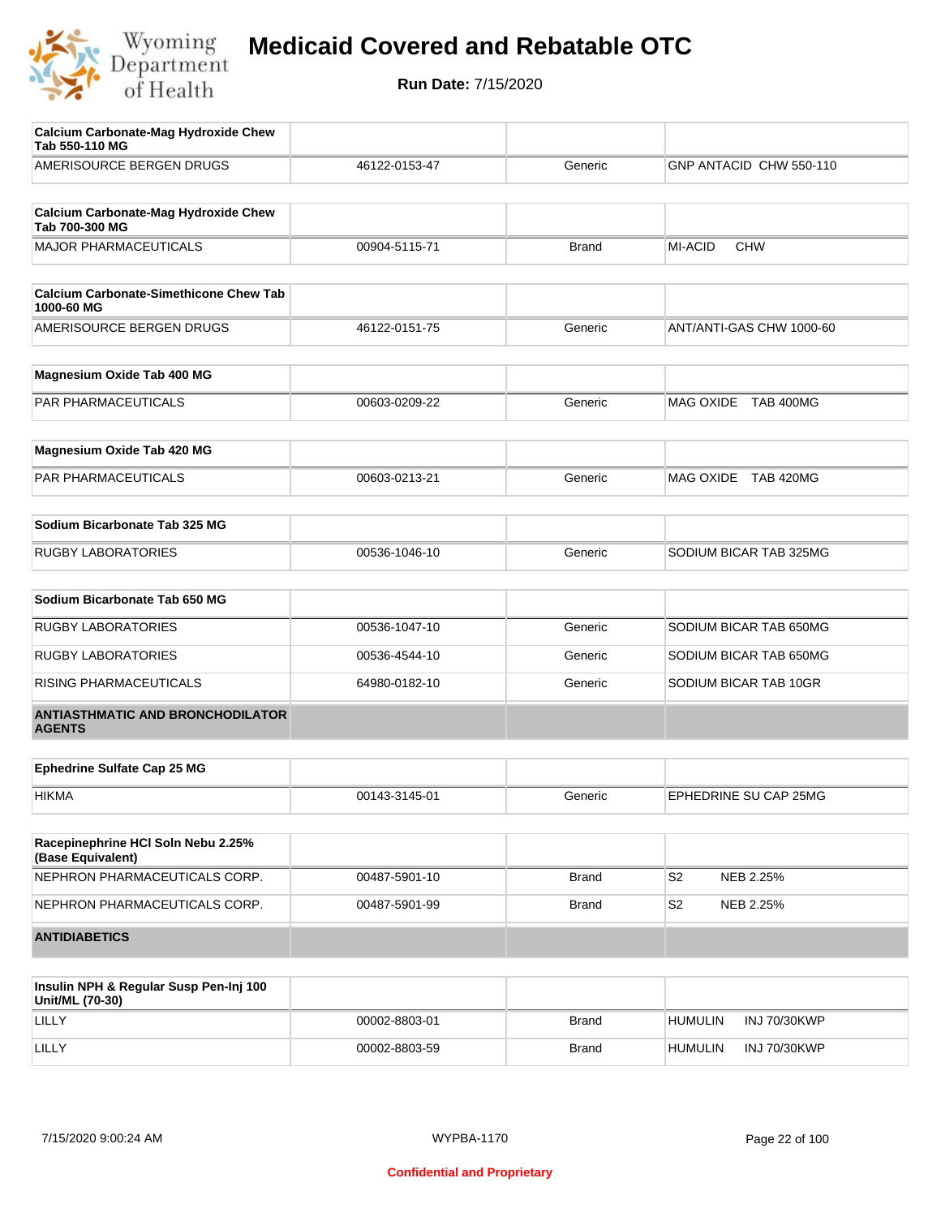| Calcium Carbonate-Mag Hydroxide Chew Tab 550-110 MG | | | |
|---|---|---|---|
| AMERISOURCE BERGEN DRUGS | 46122-0153-47 | Generic | GNP ANTACID CHW 550-110 |

| Calcium Carbonate-Mag Hydroxide Chew Tab 700-300 MG | | | |
|---|---|---|---|
| MAJOR PHARMACEUTICALS | 00904-5115-71 | Brand | MI-ACID CHW |

| Calcium Carbonate-Simethicone Chew Tab 1000-60 MG | | | |
|---|---|---|---|
| AMERISOURCE BERGEN DRUGS | 46122-0151-75 | Generic | ANT/ANTI-GAS CHW 1000-60 |

| Magnesium Oxide Tab 400 MG | | | |
|---|---|---|---|
| PAR PHARMACEUTICALS | 00603-0209-22 | Generic | MAG OXIDE TAB 400MG |

| Magnesium Oxide Tab 420 MG | | | |
|---|---|---|---|
| PAR PHARMACEUTICALS | 00603-0213-21 | Generic | MAG OXIDE TAB 420MG |

| Sodium Bicarbonate Tab 325 MG | | | |
|---|---|---|---|
| RUGBY LABORATORIES | 00536-1046-10 | Generic | SODIUM BICAR TAB 325MG |

| Sodium Bicarbonate Tab 650 MG | | | |
|---|---|---|---|
| RUGBY LABORATORIES | 00536-1047-10 | Generic | SODIUM BICAR TAB 650MG |
| RUGBY LABORATORIES | 00536-4544-10 | Generic | SODIUM BICAR TAB 650MG |
| RISING PHARMACEUTICALS | 64980-0182-10 | Generic | SODIUM BICAR TAB 10GR |

## ANTIASTHMATIC AND BRONCHODILATOR AGENTS

| Ephedrine Sulfate Cap 25 MG | | | |
|---|---|---|---|
| HIKMA | 00143-3145-01 | Generic | EPHEDRINE SU CAP 25MG |

| Racepinephrine HCl Soln Nebu 2.25% (Base Equivalent) | | | |
|---|---|---|---|
| NEPHRON PHARMACEUTICALS CORP. | 00487-5901-10 | Brand | S2 NEB 2.25% |
| NEPHRON PHARMACEUTICALS CORP. | 00487-5901-99 | Brand | S2 NEB 2.25% |

## ANTIDIABETICS

| Insulin NPH & Regular Susp Pen-Inj 100 Unit/ML (70-30) | | | |
|---|---|---|---|
| LILLY | 00002-8803-01 | Brand | HUMULIN INJ 70/30KWP |
| LILLY | 00002-8803-59 | Brand | HUMULIN INJ 70/30KWP |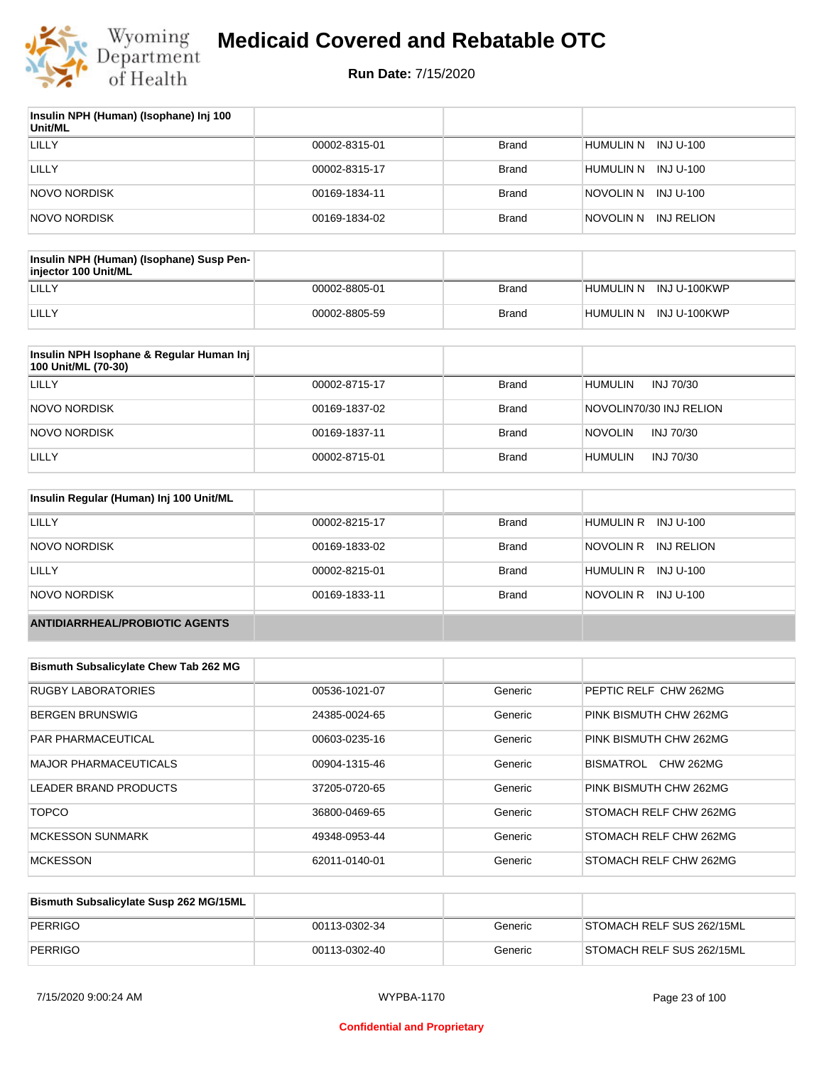# Medicaid Covered and Rebatable OTC

**Run Date:** 7/15/2020

| Insulin NPH (Human) (Isophane) Inj 100 Unit/ML | | | |
|---|---|---|---|
| LILLY | 00002-8315-01 | Brand | HUMULIN N INJ U-100 |
| LILLY | 00002-8315-17 | Brand | HUMULIN N INJ U-100 |
| NOVO NORDISK | 00169-1834-11 | Brand | NOVOLIN N INJ U-100 |
| NOVO NORDISK | 00169-1834-02 | Brand | NOVOLIN N INJ RELION |

| Insulin NPH (Human) (Isophane) Susp Pen-injector 100 Unit/ML | | | |
|---|---|---|---|
| LILLY | 00002-8805-01 | Brand | HUMULIN N INJ U-100KWP |
| LILLY | 00002-8805-59 | Brand | HUMULIN N INJ U-100KWP |

| Insulin NPH Isophane & Regular Human Inj 100 Unit/ML (70-30) | | | |
|---|---|---|---|
| LILLY | 00002-8715-17 | Brand | HUMULIN INJ 70/30 |
| NOVO NORDISK | 00169-1837-02 | Brand | NOVOLIN70/30 INJ RELION |
| NOVO NORDISK | 00169-1837-11 | Brand | NOVOLIN INJ 70/30 |
| LILLY | 00002-8715-01 | Brand | HUMULIN INJ 70/30 |

| Insulin Regular (Human) Inj 100 Unit/ML | | | |
|---|---|---|---|
| LILLY | 00002-8215-17 | Brand | HUMULIN R INJ U-100 |
| NOVO NORDISK | 00169-1833-02 | Brand | NOVOLIN R INJ RELION |
| LILLY | 00002-8215-01 | Brand | HUMULIN R INJ U-100 |
| NOVO NORDISK | 00169-1833-11 | Brand | NOVOLIN R INJ U-100 |

## ANTIDIARRHEAL/PROBIOTIC AGENTS

| Bismuth Subsalicylate Chew Tab 262 MG | | | |
|---|---|---|---|
| RUGBY LABORATORIES | 00536-1021-07 | Generic | PEPTIC RELF CHW 262MG |
| BERGEN BRUNSWIG | 24385-0024-65 | Generic | PINK BISMUTH CHW 262MG |
| PAR PHARMACEUTICAL | 00603-0235-16 | Generic | PINK BISMUTH CHW 262MG |
| MAJOR PHARMACEUTICALS | 00904-1315-46 | Generic | BISMATROL CHW 262MG |
| LEADER BRAND PRODUCTS | 37205-0720-65 | Generic | PINK BISMUTH CHW 262MG |
| TOPCO | 36800-0469-65 | Generic | STOMACH RELF CHW 262MG |
| MCKESSON SUNMARK | 49348-0953-44 | Generic | STOMACH RELF CHW 262MG |
| MCKESSON | 62011-0140-01 | Generic | STOMACH RELF CHW 262MG |

| Bismuth Subsalicylate Susp 262 MG/15ML | | | |
|---|---|---|---|
| PERRIGO | 00113-0302-34 | Generic | STOMACH RELF SUS 262/15ML |
| PERRIGO | 00113-0302-40 | Generic | STOMACH RELF SUS 262/15ML |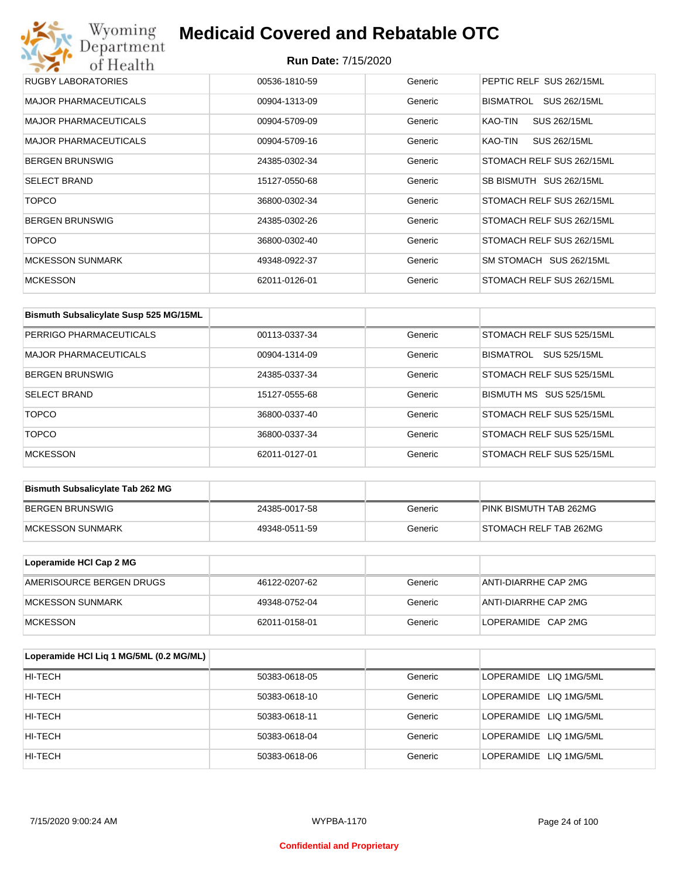| | | | |
|---|---|---|---|
| RUGBY LABORATORIES | 00536-1810-59 | Generic | PEPTIC RELF SUS 262/15ML |
| MAJOR PHARMACEUTICALS | 00904-1313-09 | Generic | BISMATROL SUS 262/15ML |
| MAJOR PHARMACEUTICALS | 00904-5709-09 | Generic | KAO-TIN SUS 262/15ML |
| MAJOR PHARMACEUTICALS | 00904-5709-16 | Generic | KAO-TIN SUS 262/15ML |
| BERGEN BRUNSWIG | 24385-0302-34 | Generic | STOMACH RELF SUS 262/15ML |
| SELECT BRAND | 15127-0550-68 | Generic | SB BISMUTH SUS 262/15ML |
| TOPCO | 36800-0302-34 | Generic | STOMACH RELF SUS 262/15ML |
| BERGEN BRUNSWIG | 24385-0302-26 | Generic | STOMACH RELF SUS 262/15ML |
| TOPCO | 36800-0302-40 | Generic | STOMACH RELF SUS 262/15ML |
| MCKESSON SUNMARK | 49348-0922-37 | Generic | SM STOMACH SUS 262/15ML |
| MCKESSON | 62011-0126-01 | Generic | STOMACH RELF SUS 262/15ML |

| Bismuth Subsalicylate Susp 525 MG/15ML | | | |
|---|---|---|---|
| PERRIGO PHARMACEUTICALS | 00113-0337-34 | Generic | STOMACH RELF SUS 525/15ML |
| MAJOR PHARMACEUTICALS | 00904-1314-09 | Generic | BISMATROL SUS 525/15ML |
| BERGEN BRUNSWIG | 24385-0337-34 | Generic | STOMACH RELF SUS 525/15ML |
| SELECT BRAND | 15127-0555-68 | Generic | BISMUTH MS SUS 525/15ML |
| TOPCO | 36800-0337-40 | Generic | STOMACH RELF SUS 525/15ML |
| TOPCO | 36800-0337-34 | Generic | STOMACH RELF SUS 525/15ML |
| MCKESSON | 62011-0127-01 | Generic | STOMACH RELF SUS 525/15ML |

| Bismuth Subsalicylate Tab 262 MG | | | |
|---|---|---|---|
| BERGEN BRUNSWIG | 24385-0017-58 | Generic | PINK BISMUTH TAB 262MG |
| MCKESSON SUNMARK | 49348-0511-59 | Generic | STOMACH RELF TAB 262MG |

| Loperamide HCl Cap 2 MG | | | |
|---|---|---|---|
| AMERISOURCE BERGEN DRUGS | 46122-0207-62 | Generic | ANTI-DIARRHE CAP 2MG |
| MCKESSON SUNMARK | 49348-0752-04 | Generic | ANTI-DIARRHE CAP 2MG |
| MCKESSON | 62011-0158-01 | Generic | LOPERAMIDE CAP 2MG |

| Loperamide HCl Liq 1 MG/5ML (0.2 MG/ML) | | | |
|---|---|---|---|
| HI-TECH | 50383-0618-05 | Generic | LOPERAMIDE LIQ 1MG/5ML |
| HI-TECH | 50383-0618-10 | Generic | LOPERAMIDE LIQ 1MG/5ML |
| HI-TECH | 50383-0618-11 | Generic | LOPERAMIDE LIQ 1MG/5ML |
| HI-TECH | 50383-0618-04 | Generic | LOPERAMIDE LIQ 1MG/5ML |
| HI-TECH | 50383-0618-06 | Generic | LOPERAMIDE LIQ 1MG/5ML |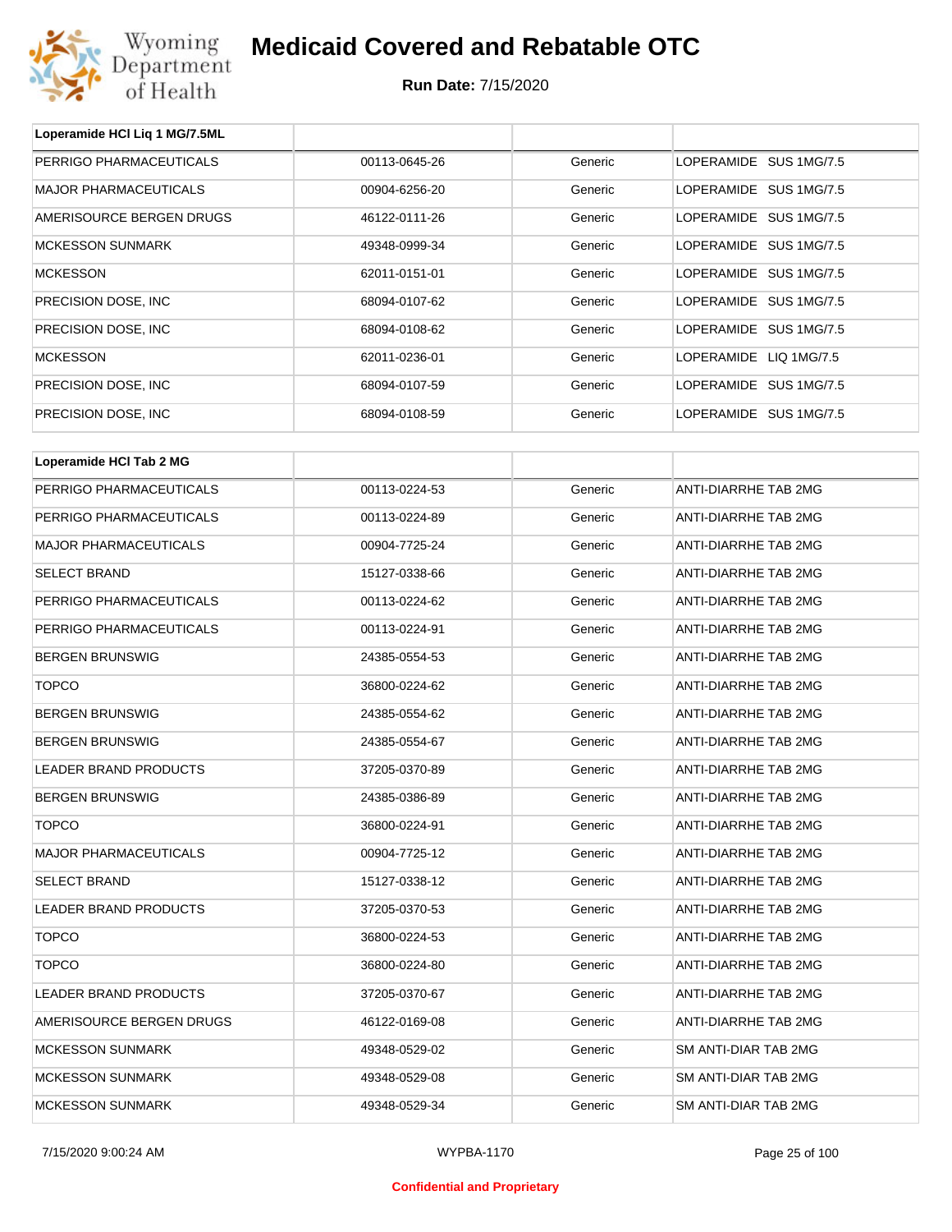# Medicaid Covered and Rebatable OTC

**Run Date:** 7/15/2020

| Loperamide HCl Liq 1 MG/7.5ML | | | |
|---|---|---|---|
| PERRIGO PHARMACEUTICALS | 00113-0645-26 | Generic | LOPERAMIDE SUS 1MG/7.5 |
| MAJOR PHARMACEUTICALS | 00904-6256-20 | Generic | LOPERAMIDE SUS 1MG/7.5 |
| AMERISOURCE BERGEN DRUGS | 46122-0111-26 | Generic | LOPERAMIDE SUS 1MG/7.5 |
| MCKESSON SUNMARK | 49348-0999-34 | Generic | LOPERAMIDE SUS 1MG/7.5 |
| MCKESSON | 62011-0151-01 | Generic | LOPERAMIDE SUS 1MG/7.5 |
| PRECISION DOSE, INC | 68094-0107-62 | Generic | LOPERAMIDE SUS 1MG/7.5 |
| PRECISION DOSE, INC | 68094-0108-62 | Generic | LOPERAMIDE SUS 1MG/7.5 |
| MCKESSON | 62011-0236-01 | Generic | LOPERAMIDE LIQ 1MG/7.5 |
| PRECISION DOSE, INC | 68094-0107-59 | Generic | LOPERAMIDE SUS 1MG/7.5 |
| PRECISION DOSE, INC | 68094-0108-59 | Generic | LOPERAMIDE SUS 1MG/7.5 |

| Loperamide HCl Tab 2 MG | | | |
|---|---|---|---|
| PERRIGO PHARMACEUTICALS | 00113-0224-53 | Generic | ANTI-DIARRHE TAB 2MG |
| PERRIGO PHARMACEUTICALS | 00113-0224-89 | Generic | ANTI-DIARRHE TAB 2MG |
| MAJOR PHARMACEUTICALS | 00904-7725-24 | Generic | ANTI-DIARRHE TAB 2MG |
| SELECT BRAND | 15127-0338-66 | Generic | ANTI-DIARRHE TAB 2MG |
| PERRIGO PHARMACEUTICALS | 00113-0224-62 | Generic | ANTI-DIARRHE TAB 2MG |
| PERRIGO PHARMACEUTICALS | 00113-0224-91 | Generic | ANTI-DIARRHE TAB 2MG |
| BERGEN BRUNSWIG | 24385-0554-53 | Generic | ANTI-DIARRHE TAB 2MG |
| TOPCO | 36800-0224-62 | Generic | ANTI-DIARRHE TAB 2MG |
| BERGEN BRUNSWIG | 24385-0554-62 | Generic | ANTI-DIARRHE TAB 2MG |
| BERGEN BRUNSWIG | 24385-0554-67 | Generic | ANTI-DIARRHE TAB 2MG |
| LEADER BRAND PRODUCTS | 37205-0370-89 | Generic | ANTI-DIARRHE TAB 2MG |
| BERGEN BRUNSWIG | 24385-0386-89 | Generic | ANTI-DIARRHE TAB 2MG |
| TOPCO | 36800-0224-91 | Generic | ANTI-DIARRHE TAB 2MG |
| MAJOR PHARMACEUTICALS | 00904-7725-12 | Generic | ANTI-DIARRHE TAB 2MG |
| SELECT BRAND | 15127-0338-12 | Generic | ANTI-DIARRHE TAB 2MG |
| LEADER BRAND PRODUCTS | 37205-0370-53 | Generic | ANTI-DIARRHE TAB 2MG |
| TOPCO | 36800-0224-53 | Generic | ANTI-DIARRHE TAB 2MG |
| TOPCO | 36800-0224-80 | Generic | ANTI-DIARRHE TAB 2MG |
| LEADER BRAND PRODUCTS | 37205-0370-67 | Generic | ANTI-DIARRHE TAB 2MG |
| AMERISOURCE BERGEN DRUGS | 46122-0169-08 | Generic | ANTI-DIARRHE TAB 2MG |
| MCKESSON SUNMARK | 49348-0529-02 | Generic | SM ANTI-DIAR TAB 2MG |
| MCKESSON SUNMARK | 49348-0529-08 | Generic | SM ANTI-DIAR TAB 2MG |
| MCKESSON SUNMARK | 49348-0529-34 | Generic | SM ANTI-DIAR TAB 2MG |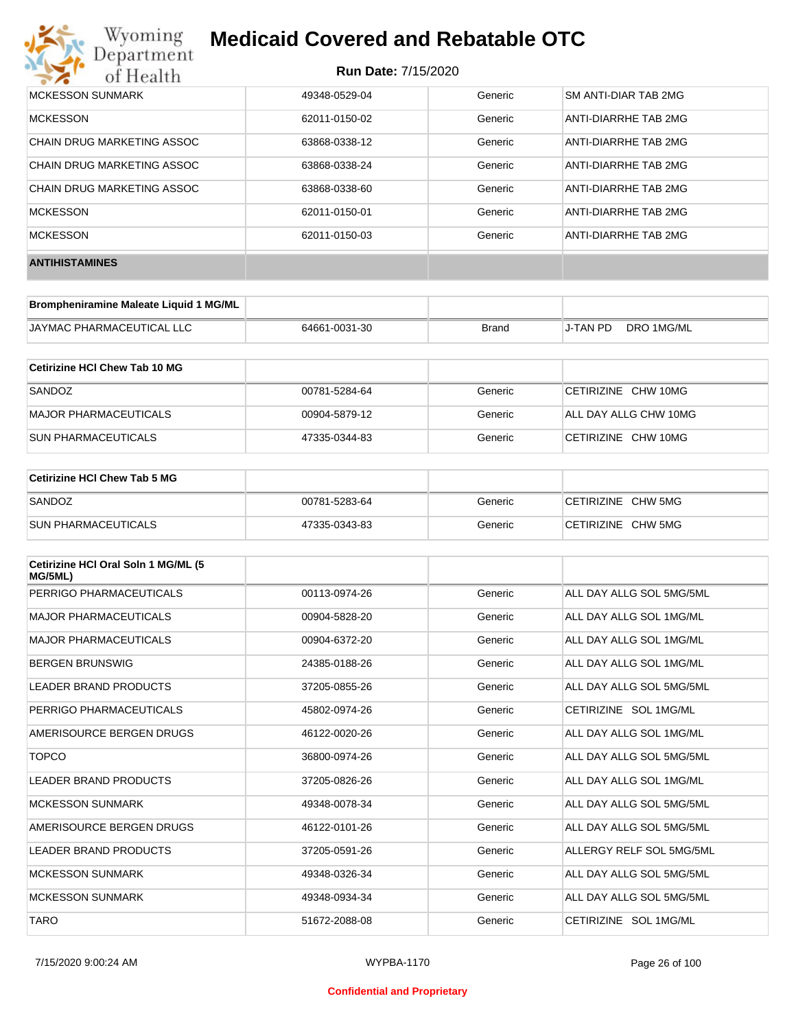| MCKESSON SUNMARK | 49348-0529-04 | Generic | SM ANTI-DIAR TAB 2MG |
|---|---|---|---|
| MCKESSON | 62011-0150-02 | Generic | ANTI-DIARRHE TAB 2MG |
| CHAIN DRUG MARKETING ASSOC | 63868-0338-12 | Generic | ANTI-DIARRHE TAB 2MG |
| CHAIN DRUG MARKETING ASSOC | 63868-0338-24 | Generic | ANTI-DIARRHE TAB 2MG |
| CHAIN DRUG MARKETING ASSOC | 63868-0338-60 | Generic | ANTI-DIARRHE TAB 2MG |
| MCKESSON | 62011-0150-01 | Generic | ANTI-DIARRHE TAB 2MG |
| MCKESSON | 62011-0150-03 | Generic | ANTI-DIARRHE TAB 2MG |
| **ANTIHISTAMINES** | | | |

| **Brompheniramine Maleate Liquid 1 MG/ML** | | | |
|---|---|---|---|
| JAYMAC PHARMACEUTICAL LLC | 64661-0031-30 | Brand | J-TAN PD DRO 1MG/ML |

| **Cetirizine HCl Chew Tab 10 MG** | | | |
|---|---|---|---|
| SANDOZ | 00781-5284-64 | Generic | CETIRIZINE CHW 10MG |
| MAJOR PHARMACEUTICALS | 00904-5879-12 | Generic | ALL DAY ALLG CHW 10MG |
| SUN PHARMACEUTICALS | 47335-0344-83 | Generic | CETIRIZINE CHW 10MG |

| **Cetirizine HCl Chew Tab 5 MG** | | | |
|---|---|---|---|
| SANDOZ | 00781-5283-64 | Generic | CETIRIZINE CHW 5MG |
| SUN PHARMACEUTICALS | 47335-0343-83 | Generic | CETIRIZINE CHW 5MG |

| **Cetirizine HCl Oral Soln 1 MG/ML (5 MG/5ML)** | | | |
|---|---|---|---|
| PERRIGO PHARMACEUTICALS | 00113-0974-26 | Generic | ALL DAY ALLG SOL 5MG/5ML |
| MAJOR PHARMACEUTICALS | 00904-5828-20 | Generic | ALL DAY ALLG SOL 1MG/ML |
| MAJOR PHARMACEUTICALS | 00904-6372-20 | Generic | ALL DAY ALLG SOL 1MG/ML |
| BERGEN BRUNSWIG | 24385-0188-26 | Generic | ALL DAY ALLG SOL 1MG/ML |
| LEADER BRAND PRODUCTS | 37205-0855-26 | Generic | ALL DAY ALLG SOL 5MG/5ML |
| PERRIGO PHARMACEUTICALS | 45802-0974-26 | Generic | CETIRIZINE SOL 1MG/ML |
| AMERISOURCE BERGEN DRUGS | 46122-0020-26 | Generic | ALL DAY ALLG SOL 1MG/ML |
| TOPCO | 36800-0974-26 | Generic | ALL DAY ALLG SOL 5MG/5ML |
| LEADER BRAND PRODUCTS | 37205-0826-26 | Generic | ALL DAY ALLG SOL 1MG/ML |
| MCKESSON SUNMARK | 49348-0078-34 | Generic | ALL DAY ALLG SOL 5MG/5ML |
| AMERISOURCE BERGEN DRUGS | 46122-0101-26 | Generic | ALL DAY ALLG SOL 5MG/5ML |
| LEADER BRAND PRODUCTS | 37205-0591-26 | Generic | ALLERGY RELF SOL 5MG/5ML |
| MCKESSON SUNMARK | 49348-0326-34 | Generic | ALL DAY ALLG SOL 5MG/5ML |
| MCKESSON SUNMARK | 49348-0934-34 | Generic | ALL DAY ALLG SOL 5MG/5ML |
| TARO | 51672-2088-08 | Generic | CETIRIZINE SOL 1MG/ML |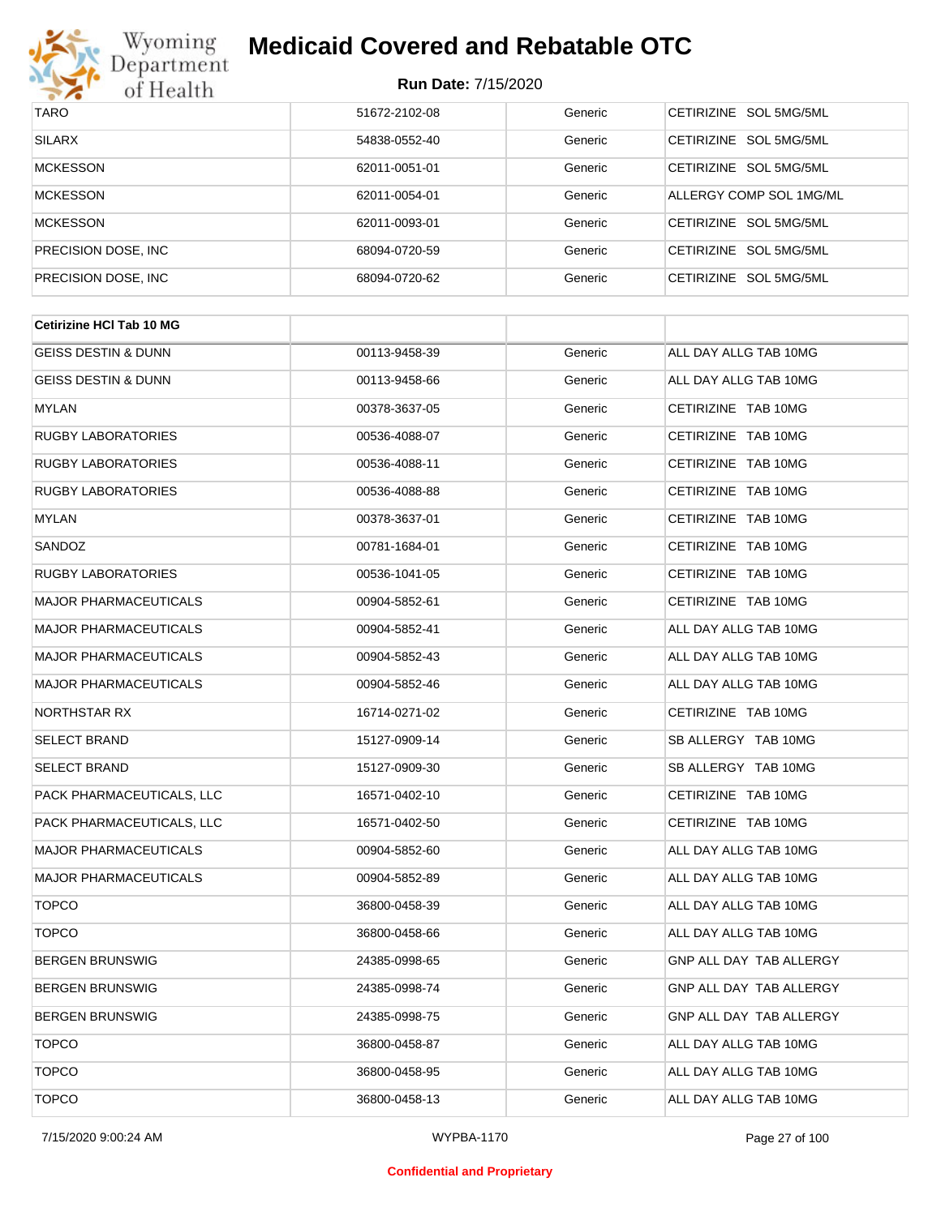# Medicaid Covered and Rebatable OTC

**Run Date:** 7/15/2020

| | | | |
|---|---|---|---|
| TARO | 51672-2102-08 | Generic | CETIRIZINE SOL 5MG/5ML |
| SILARX | 54838-0552-40 | Generic | CETIRIZINE SOL 5MG/5ML |
| MCKESSON | 62011-0051-01 | Generic | CETIRIZINE SOL 5MG/5ML |
| MCKESSON | 62011-0054-01 | Generic | ALLERGY COMP SOL 1MG/ML |
| MCKESSON | 62011-0093-01 | Generic | CETIRIZINE SOL 5MG/5ML |
| PRECISION DOSE, INC | 68094-0720-59 | Generic | CETIRIZINE SOL 5MG/5ML |
| PRECISION DOSE, INC | 68094-0720-62 | Generic | CETIRIZINE SOL 5MG/5ML |

| **Cetirizine HCl Tab 10 MG** | | | |
|---|---|---|---|
| GEISS DESTIN & DUNN | 00113-9458-39 | Generic | ALL DAY ALLG TAB 10MG |
| GEISS DESTIN & DUNN | 00113-9458-66 | Generic | ALL DAY ALLG TAB 10MG |
| MYLAN | 00378-3637-05 | Generic | CETIRIZINE TAB 10MG |
| RUGBY LABORATORIES | 00536-4088-07 | Generic | CETIRIZINE TAB 10MG |
| RUGBY LABORATORIES | 00536-4088-11 | Generic | CETIRIZINE TAB 10MG |
| RUGBY LABORATORIES | 00536-4088-88 | Generic | CETIRIZINE TAB 10MG |
| MYLAN | 00378-3637-01 | Generic | CETIRIZINE TAB 10MG |
| SANDOZ | 00781-1684-01 | Generic | CETIRIZINE TAB 10MG |
| RUGBY LABORATORIES | 00536-1041-05 | Generic | CETIRIZINE TAB 10MG |
| MAJOR PHARMACEUTICALS | 00904-5852-61 | Generic | CETIRIZINE TAB 10MG |
| MAJOR PHARMACEUTICALS | 00904-5852-41 | Generic | ALL DAY ALLG TAB 10MG |
| MAJOR PHARMACEUTICALS | 00904-5852-43 | Generic | ALL DAY ALLG TAB 10MG |
| MAJOR PHARMACEUTICALS | 00904-5852-46 | Generic | ALL DAY ALLG TAB 10MG |
| NORTHSTAR RX | 16714-0271-02 | Generic | CETIRIZINE TAB 10MG |
| SELECT BRAND | 15127-0909-14 | Generic | SB ALLERGY TAB 10MG |
| SELECT BRAND | 15127-0909-30 | Generic | SB ALLERGY TAB 10MG |
| PACK PHARMACEUTICALS, LLC | 16571-0402-10 | Generic | CETIRIZINE TAB 10MG |
| PACK PHARMACEUTICALS, LLC | 16571-0402-50 | Generic | CETIRIZINE TAB 10MG |
| MAJOR PHARMACEUTICALS | 00904-5852-60 | Generic | ALL DAY ALLG TAB 10MG |
| MAJOR PHARMACEUTICALS | 00904-5852-89 | Generic | ALL DAY ALLG TAB 10MG |
| TOPCO | 36800-0458-39 | Generic | ALL DAY ALLG TAB 10MG |
| TOPCO | 36800-0458-66 | Generic | ALL DAY ALLG TAB 10MG |
| BERGEN BRUNSWIG | 24385-0998-65 | Generic | GNP ALL DAY TAB ALLERGY |
| BERGEN BRUNSWIG | 24385-0998-74 | Generic | GNP ALL DAY TAB ALLERGY |
| BERGEN BRUNSWIG | 24385-0998-75 | Generic | GNP ALL DAY TAB ALLERGY |
| TOPCO | 36800-0458-87 | Generic | ALL DAY ALLG TAB 10MG |
| TOPCO | 36800-0458-95 | Generic | ALL DAY ALLG TAB 10MG |
| TOPCO | 36800-0458-13 | Generic | ALL DAY ALLG TAB 10MG |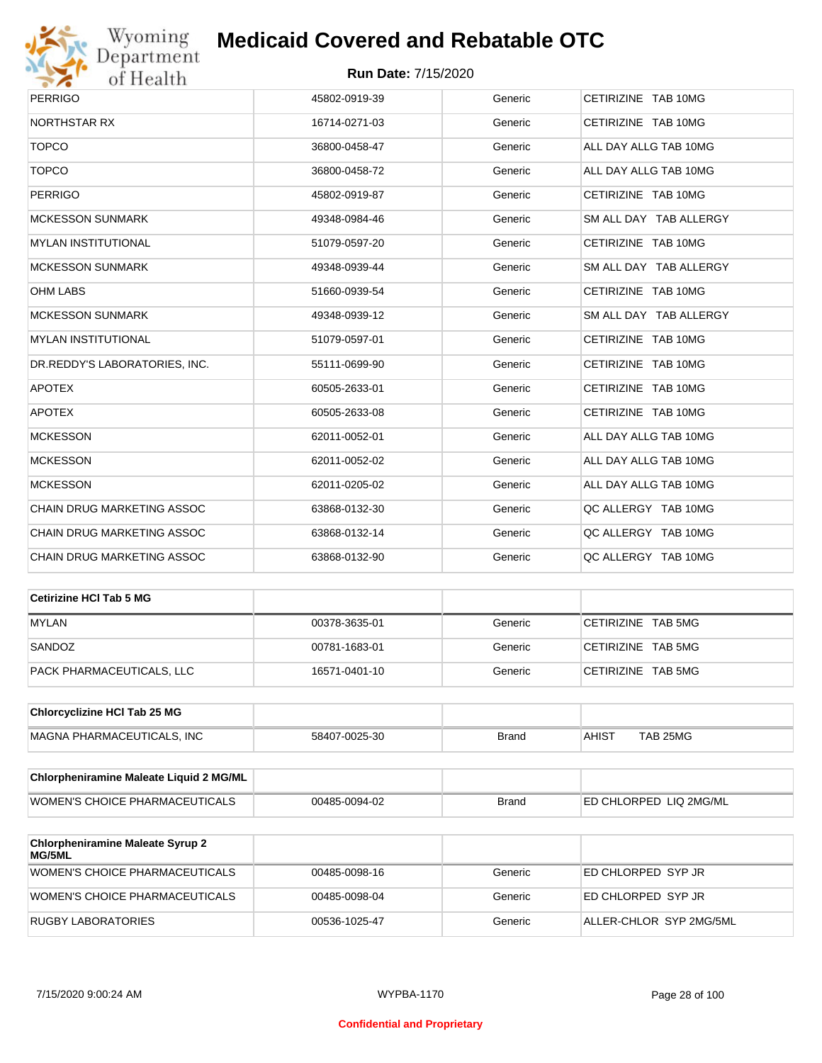| | | | |
|---|---|---|---|
| PERRIGO | 45802-0919-39 | Generic | CETIRIZINE TAB 10MG |
| NORTHSTAR RX | 16714-0271-03 | Generic | CETIRIZINE TAB 10MG |
| TOPCO | 36800-0458-47 | Generic | ALL DAY ALLG TAB 10MG |
| TOPCO | 36800-0458-72 | Generic | ALL DAY ALLG TAB 10MG |
| PERRIGO | 45802-0919-87 | Generic | CETIRIZINE TAB 10MG |
| MCKESSON SUNMARK | 49348-0984-46 | Generic | SM ALL DAY TAB ALLERGY |
| MYLAN INSTITUTIONAL | 51079-0597-20 | Generic | CETIRIZINE TAB 10MG |
| MCKESSON SUNMARK | 49348-0939-44 | Generic | SM ALL DAY TAB ALLERGY |
| OHM LABS | 51660-0939-54 | Generic | CETIRIZINE TAB 10MG |
| MCKESSON SUNMARK | 49348-0939-12 | Generic | SM ALL DAY TAB ALLERGY |
| MYLAN INSTITUTIONAL | 51079-0597-01 | Generic | CETIRIZINE TAB 10MG |
| DR.REDDY'S LABORATORIES, INC. | 55111-0699-90 | Generic | CETIRIZINE TAB 10MG |
| APOTEX | 60505-2633-01 | Generic | CETIRIZINE TAB 10MG |
| APOTEX | 60505-2633-08 | Generic | CETIRIZINE TAB 10MG |
| MCKESSON | 62011-0052-01 | Generic | ALL DAY ALLG TAB 10MG |
| MCKESSON | 62011-0052-02 | Generic | ALL DAY ALLG TAB 10MG |
| MCKESSON | 62011-0205-02 | Generic | ALL DAY ALLG TAB 10MG |
| CHAIN DRUG MARKETING ASSOC | 63868-0132-30 | Generic | QC ALLERGY TAB 10MG |
| CHAIN DRUG MARKETING ASSOC | 63868-0132-14 | Generic | QC ALLERGY TAB 10MG |
| CHAIN DRUG MARKETING ASSOC | 63868-0132-90 | Generic | QC ALLERGY TAB 10MG |

| **Cetirizine HCl Tab 5 MG** | | | |
|---|---|---|---|
| MYLAN | 00378-3635-01 | Generic | CETIRIZINE TAB 5MG |
| SANDOZ | 00781-1683-01 | Generic | CETIRIZINE TAB 5MG |
| PACK PHARMACEUTICALS, LLC | 16571-0401-10 | Generic | CETIRIZINE TAB 5MG |

| **Chlorcyclizine HCl Tab 25 MG** | | | |
|---|---|---|---|
| MAGNA PHARMACEUTICALS, INC | 58407-0025-30 | Brand | AHIST TAB 25MG |

| **Chlorpheniramine Maleate Liquid 2 MG/ML** | | | |
|---|---|---|---|
| WOMEN'S CHOICE PHARMACEUTICALS | 00485-0094-02 | Brand | ED CHLORPED LIQ 2MG/ML |

| **Chlorpheniramine Maleate Syrup 2 MG/5ML** | | | |
|---|---|---|---|
| WOMEN'S CHOICE PHARMACEUTICALS | 00485-0098-16 | Generic | ED CHLORPED SYP JR |
| WOMEN'S CHOICE PHARMACEUTICALS | 00485-0098-04 | Generic | ED CHLORPED SYP JR |
| RUGBY LABORATORIES | 00536-1025-47 | Generic | ALLER-CHLOR SYP 2MG/5ML |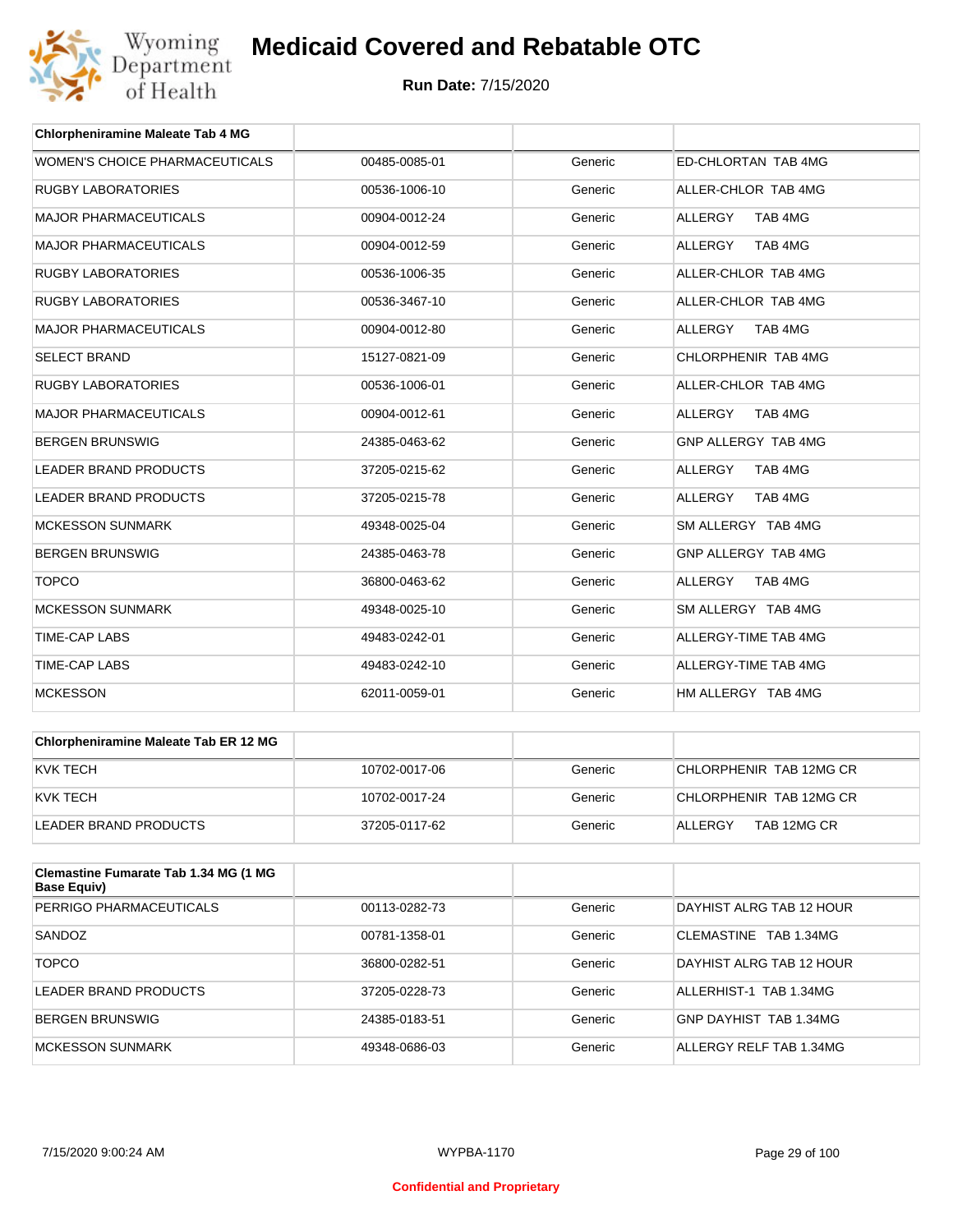# Medicaid Covered and Rebatable OTC

**Run Date:** 7/15/2020

| Chlorpheniramine Maleate Tab 4 MG | | | |
|---|---|---|---|
| WOMEN'S CHOICE PHARMACEUTICALS | 00485-0085-01 | Generic | ED-CHLORTAN TAB 4MG |
| RUGBY LABORATORIES | 00536-1006-10 | Generic | ALLER-CHLOR TAB 4MG |
| MAJOR PHARMACEUTICALS | 00904-0012-24 | Generic | ALLERGY TAB 4MG |
| MAJOR PHARMACEUTICALS | 00904-0012-59 | Generic | ALLERGY TAB 4MG |
| RUGBY LABORATORIES | 00536-1006-35 | Generic | ALLER-CHLOR TAB 4MG |
| RUGBY LABORATORIES | 00536-3467-10 | Generic | ALLER-CHLOR TAB 4MG |
| MAJOR PHARMACEUTICALS | 00904-0012-80 | Generic | ALLERGY TAB 4MG |
| SELECT BRAND | 15127-0821-09 | Generic | CHLORPHENIR TAB 4MG |
| RUGBY LABORATORIES | 00536-1006-01 | Generic | ALLER-CHLOR TAB 4MG |
| MAJOR PHARMACEUTICALS | 00904-0012-61 | Generic | ALLERGY TAB 4MG |
| BERGEN BRUNSWIG | 24385-0463-62 | Generic | GNP ALLERGY TAB 4MG |
| LEADER BRAND PRODUCTS | 37205-0215-62 | Generic | ALLERGY TAB 4MG |
| LEADER BRAND PRODUCTS | 37205-0215-78 | Generic | ALLERGY TAB 4MG |
| MCKESSON SUNMARK | 49348-0025-04 | Generic | SM ALLERGY TAB 4MG |
| BERGEN BRUNSWIG | 24385-0463-78 | Generic | GNP ALLERGY TAB 4MG |
| TOPCO | 36800-0463-62 | Generic | ALLERGY TAB 4MG |
| MCKESSON SUNMARK | 49348-0025-10 | Generic | SM ALLERGY TAB 4MG |
| TIME-CAP LABS | 49483-0242-01 | Generic | ALLERGY-TIME TAB 4MG |
| TIME-CAP LABS | 49483-0242-10 | Generic | ALLERGY-TIME TAB 4MG |
| MCKESSON | 62011-0059-01 | Generic | HM ALLERGY TAB 4MG |

| Chlorpheniramine Maleate Tab ER 12 MG | | | |
|---|---|---|---|
| KVK TECH | 10702-0017-06 | Generic | CHLORPHENIR TAB 12MG CR |
| KVK TECH | 10702-0017-24 | Generic | CHLORPHENIR TAB 12MG CR |
| LEADER BRAND PRODUCTS | 37205-0117-62 | Generic | ALLERGY TAB 12MG CR |

| Clemastine Fumarate Tab 1.34 MG (1 MG Base Equiv) | | | |
|---|---|---|---|
| PERRIGO PHARMACEUTICALS | 00113-0282-73 | Generic | DAYHIST ALRG TAB 12 HOUR |
| SANDOZ | 00781-1358-01 | Generic | CLEMASTINE TAB 1.34MG |
| TOPCO | 36800-0282-51 | Generic | DAYHIST ALRG TAB 12 HOUR |
| LEADER BRAND PRODUCTS | 37205-0228-73 | Generic | ALLERHIST-1 TAB 1.34MG |
| BERGEN BRUNSWIG | 24385-0183-51 | Generic | GNP DAYHIST TAB 1.34MG |
| MCKESSON SUNMARK | 49348-0686-03 | Generic | ALLERGY RELF TAB 1.34MG |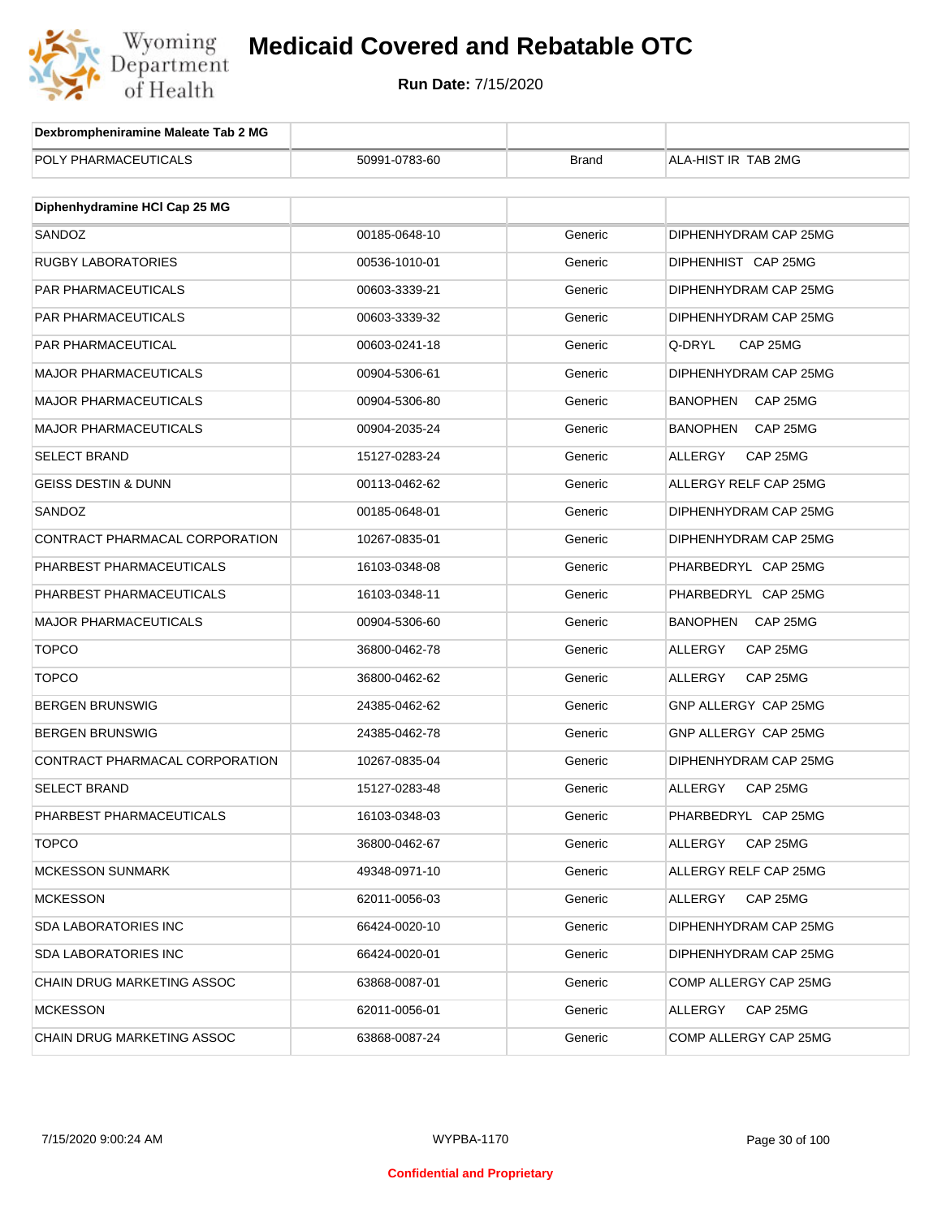# Medicaid Covered and Rebatable OTC

**Run Date:** 7/15/2020

| Dexbrompheniramine Maleate Tab 2 MG | | | |
|---|---|---|---|
| POLY PHARMACEUTICALS | 50991-0783-60 | Brand | ALA-HIST IR TAB 2MG |

| Diphenhydramine HCl Cap 25 MG | | | |
|---|---|---|---|
| SANDOZ | 00185-0648-10 | Generic | DIPHENHYDRAM CAP 25MG |
| RUGBY LABORATORIES | 00536-1010-01 | Generic | DIPHENHIST CAP 25MG |
| PAR PHARMACEUTICALS | 00603-3339-21 | Generic | DIPHENHYDRAM CAP 25MG |
| PAR PHARMACEUTICALS | 00603-3339-32 | Generic | DIPHENHYDRAM CAP 25MG |
| PAR PHARMACEUTICAL | 00603-0241-18 | Generic | Q-DRYL CAP 25MG |
| MAJOR PHARMACEUTICALS | 00904-5306-61 | Generic | DIPHENHYDRAM CAP 25MG |
| MAJOR PHARMACEUTICALS | 00904-5306-80 | Generic | BANOPHEN CAP 25MG |
| MAJOR PHARMACEUTICALS | 00904-2035-24 | Generic | BANOPHEN CAP 25MG |
| SELECT BRAND | 15127-0283-24 | Generic | ALLERGY CAP 25MG |
| GEISS DESTIN & DUNN | 00113-0462-62 | Generic | ALLERGY RELF CAP 25MG |
| SANDOZ | 00185-0648-01 | Generic | DIPHENHYDRAM CAP 25MG |
| CONTRACT PHARMACAL CORPORATION | 10267-0835-01 | Generic | DIPHENHYDRAM CAP 25MG |
| PHARBEST PHARMACEUTICALS | 16103-0348-08 | Generic | PHARBEDRYL CAP 25MG |
| PHARBEST PHARMACEUTICALS | 16103-0348-11 | Generic | PHARBEDRYL CAP 25MG |
| MAJOR PHARMACEUTICALS | 00904-5306-60 | Generic | BANOPHEN CAP 25MG |
| TOPCO | 36800-0462-78 | Generic | ALLERGY CAP 25MG |
| TOPCO | 36800-0462-62 | Generic | ALLERGY CAP 25MG |
| BERGEN BRUNSWIG | 24385-0462-62 | Generic | GNP ALLERGY CAP 25MG |
| BERGEN BRUNSWIG | 24385-0462-78 | Generic | GNP ALLERGY CAP 25MG |
| CONTRACT PHARMACAL CORPORATION | 10267-0835-04 | Generic | DIPHENHYDRAM CAP 25MG |
| SELECT BRAND | 15127-0283-48 | Generic | ALLERGY CAP 25MG |
| PHARBEST PHARMACEUTICALS | 16103-0348-03 | Generic | PHARBEDRYL CAP 25MG |
| TOPCO | 36800-0462-67 | Generic | ALLERGY CAP 25MG |
| MCKESSON SUNMARK | 49348-0971-10 | Generic | ALLERGY RELF CAP 25MG |
| MCKESSON | 62011-0056-03 | Generic | ALLERGY CAP 25MG |
| SDA LABORATORIES INC | 66424-0020-10 | Generic | DIPHENHYDRAM CAP 25MG |
| SDA LABORATORIES INC | 66424-0020-01 | Generic | DIPHENHYDRAM CAP 25MG |
| CHAIN DRUG MARKETING ASSOC | 63868-0087-01 | Generic | COMP ALLERGY CAP 25MG |
| MCKESSON | 62011-0056-01 | Generic | ALLERGY CAP 25MG |
| CHAIN DRUG MARKETING ASSOC | 63868-0087-24 | Generic | COMP ALLERGY CAP 25MG |

Confidential and Proprietary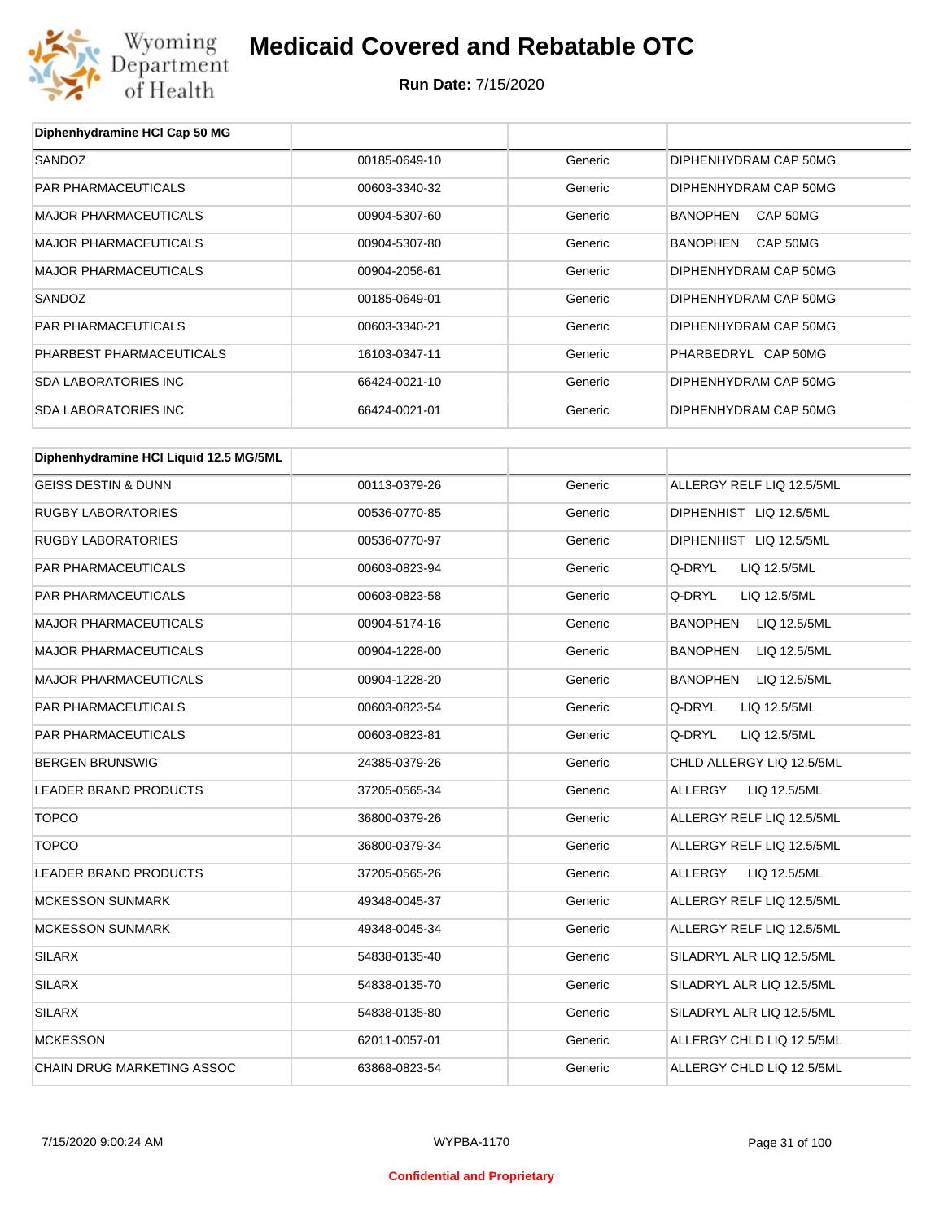# Medicaid Covered and Rebatable OTC

**Run Date:** 7/15/2020

| Diphenhydramine HCl Cap 50 MG | | | |
|---|---|---|---|
| SANDOZ | 00185-0649-10 | Generic | DIPHENHYDRAM CAP 50MG |
| PAR PHARMACEUTICALS | 00603-3340-32 | Generic | DIPHENHYDRAM CAP 50MG |
| MAJOR PHARMACEUTICALS | 00904-5307-60 | Generic | BANOPHEN CAP 50MG |
| MAJOR PHARMACEUTICALS | 00904-5307-80 | Generic | BANOPHEN CAP 50MG |
| MAJOR PHARMACEUTICALS | 00904-2056-61 | Generic | DIPHENHYDRAM CAP 50MG |
| SANDOZ | 00185-0649-01 | Generic | DIPHENHYDRAM CAP 50MG |
| PAR PHARMACEUTICALS | 00603-3340-21 | Generic | DIPHENHYDRAM CAP 50MG |
| PHARBEST PHARMACEUTICALS | 16103-0347-11 | Generic | PHARBEDRYL CAP 50MG |
| SDA LABORATORIES INC | 66424-0021-10 | Generic | DIPHENHYDRAM CAP 50MG |
| SDA LABORATORIES INC | 66424-0021-01 | Generic | DIPHENHYDRAM CAP 50MG |

| Diphenhydramine HCl Liquid 12.5 MG/5ML | | | |
|---|---|---|---|
| GEISS DESTIN & DUNN | 00113-0379-26 | Generic | ALLERGY RELF LIQ 12.5/5ML |
| RUGBY LABORATORIES | 00536-0770-85 | Generic | DIPHENHIST LIQ 12.5/5ML |
| RUGBY LABORATORIES | 00536-0770-97 | Generic | DIPHENHIST LIQ 12.5/5ML |
| PAR PHARMACEUTICALS | 00603-0823-94 | Generic | Q-DRYL LIQ 12.5/5ML |
| PAR PHARMACEUTICALS | 00603-0823-58 | Generic | Q-DRYL LIQ 12.5/5ML |
| MAJOR PHARMACEUTICALS | 00904-5174-16 | Generic | BANOPHEN LIQ 12.5/5ML |
| MAJOR PHARMACEUTICALS | 00904-1228-00 | Generic | BANOPHEN LIQ 12.5/5ML |
| MAJOR PHARMACEUTICALS | 00904-1228-20 | Generic | BANOPHEN LIQ 12.5/5ML |
| PAR PHARMACEUTICALS | 00603-0823-54 | Generic | Q-DRYL LIQ 12.5/5ML |
| PAR PHARMACEUTICALS | 00603-0823-81 | Generic | Q-DRYL LIQ 12.5/5ML |
| BERGEN BRUNSWIG | 24385-0379-26 | Generic | CHLD ALLERGY LIQ 12.5/5ML |
| LEADER BRAND PRODUCTS | 37205-0565-34 | Generic | ALLERGY LIQ 12.5/5ML |
| TOPCO | 36800-0379-26 | Generic | ALLERGY RELF LIQ 12.5/5ML |
| TOPCO | 36800-0379-34 | Generic | ALLERGY RELF LIQ 12.5/5ML |
| LEADER BRAND PRODUCTS | 37205-0565-26 | Generic | ALLERGY LIQ 12.5/5ML |
| MCKESSON SUNMARK | 49348-0045-37 | Generic | ALLERGY RELF LIQ 12.5/5ML |
| MCKESSON SUNMARK | 49348-0045-34 | Generic | ALLERGY RELF LIQ 12.5/5ML |
| SILARX | 54838-0135-40 | Generic | SILADRYL ALR LIQ 12.5/5ML |
| SILARX | 54838-0135-70 | Generic | SILADRYL ALR LIQ 12.5/5ML |
| SILARX | 54838-0135-80 | Generic | SILADRYL ALR LIQ 12.5/5ML |
| MCKESSON | 62011-0057-01 | Generic | ALLERGY CHLD LIQ 12.5/5ML |
| CHAIN DRUG MARKETING ASSOC | 63868-0823-54 | Generic | ALLERGY CHLD LIQ 12.5/5ML |

Confidential and Proprietary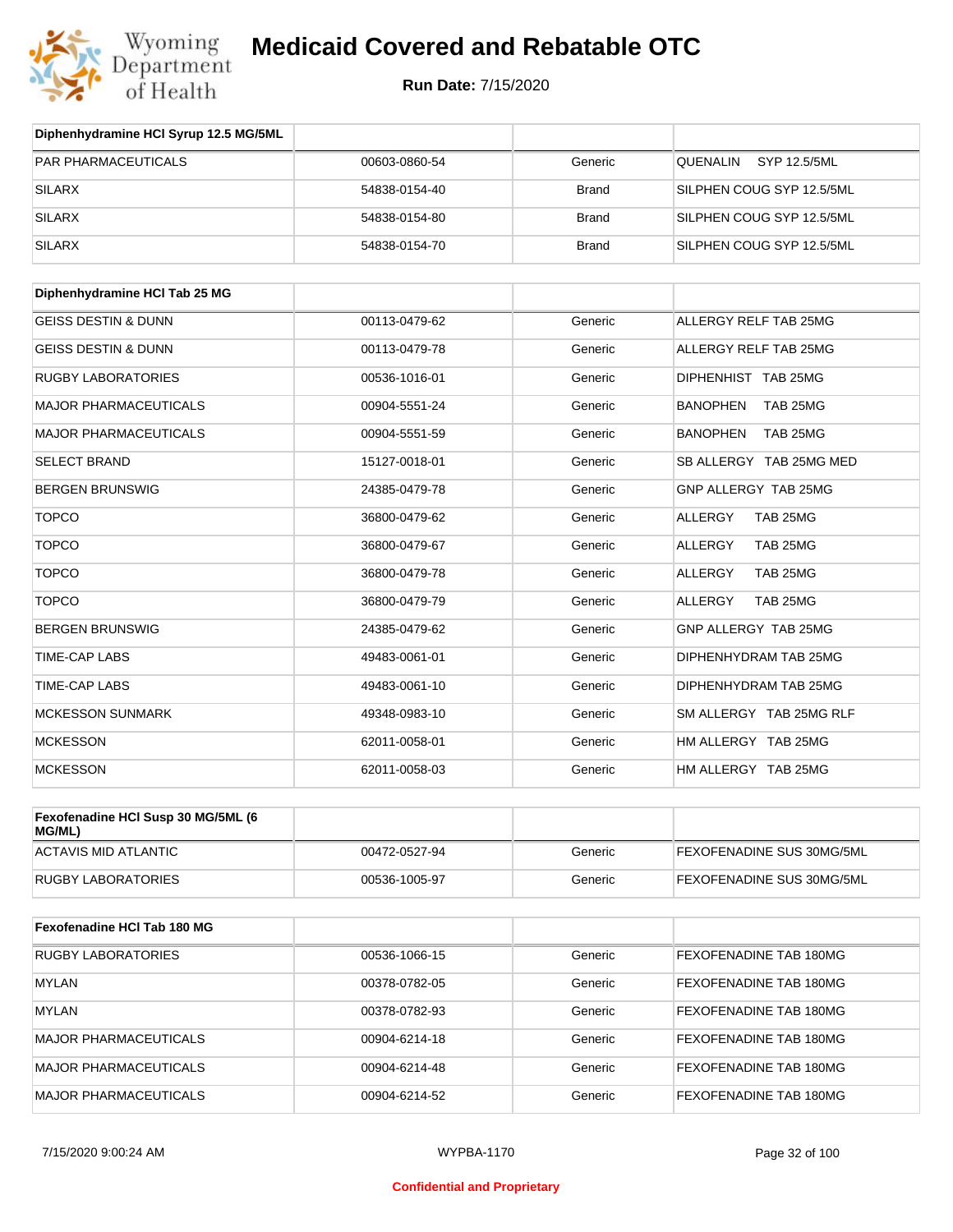# Medicaid Covered and Rebatable OTC

**Run Date:** 7/15/2020

| Diphenhydramine HCl Syrup 12.5 MG/5ML | | | |
|---|---|---|---|
| PAR PHARMACEUTICALS | 00603-0860-54 | Generic | QUENALIN SYP 12.5/5ML |
| SILARX | 54838-0154-40 | Brand | SILPHEN COUG SYP 12.5/5ML |
| SILARX | 54838-0154-80 | Brand | SILPHEN COUG SYP 12.5/5ML |
| SILARX | 54838-0154-70 | Brand | SILPHEN COUG SYP 12.5/5ML |

| Diphenhydramine HCl Tab 25 MG | | | |
|---|---|---|---|
| GEISS DESTIN & DUNN | 00113-0479-62 | Generic | ALLERGY RELF TAB 25MG |
| GEISS DESTIN & DUNN | 00113-0479-78 | Generic | ALLERGY RELF TAB 25MG |
| RUGBY LABORATORIES | 00536-1016-01 | Generic | DIPHENHIST TAB 25MG |
| MAJOR PHARMACEUTICALS | 00904-5551-24 | Generic | BANOPHEN TAB 25MG |
| MAJOR PHARMACEUTICALS | 00904-5551-59 | Generic | BANOPHEN TAB 25MG |
| SELECT BRAND | 15127-0018-01 | Generic | SB ALLERGY TAB 25MG MED |
| BERGEN BRUNSWIG | 24385-0479-78 | Generic | GNP ALLERGY TAB 25MG |
| TOPCO | 36800-0479-62 | Generic | ALLERGY TAB 25MG |
| TOPCO | 36800-0479-67 | Generic | ALLERGY TAB 25MG |
| TOPCO | 36800-0479-78 | Generic | ALLERGY TAB 25MG |
| TOPCO | 36800-0479-79 | Generic | ALLERGY TAB 25MG |
| BERGEN BRUNSWIG | 24385-0479-62 | Generic | GNP ALLERGY TAB 25MG |
| TIME-CAP LABS | 49483-0061-01 | Generic | DIPHENHYDRAM TAB 25MG |
| TIME-CAP LABS | 49483-0061-10 | Generic | DIPHENHYDRAM TAB 25MG |
| MCKESSON SUNMARK | 49348-0983-10 | Generic | SM ALLERGY TAB 25MG RLF |
| MCKESSON | 62011-0058-01 | Generic | HM ALLERGY TAB 25MG |
| MCKESSON | 62011-0058-03 | Generic | HM ALLERGY TAB 25MG |

| Fexofenadine HCl Susp 30 MG/5ML (6 MG/ML) | | | |
|---|---|---|---|
| ACTAVIS MID ATLANTIC | 00472-0527-94 | Generic | FEXOFENADINE SUS 30MG/5ML |
| RUGBY LABORATORIES | 00536-1005-97 | Generic | FEXOFENADINE SUS 30MG/5ML |

| Fexofenadine HCl Tab 180 MG | | | |
|---|---|---|---|
| RUGBY LABORATORIES | 00536-1066-15 | Generic | FEXOFENADINE TAB 180MG |
| MYLAN | 00378-0782-05 | Generic | FEXOFENADINE TAB 180MG |
| MYLAN | 00378-0782-93 | Generic | FEXOFENADINE TAB 180MG |
| MAJOR PHARMACEUTICALS | 00904-6214-18 | Generic | FEXOFENADINE TAB 180MG |
| MAJOR PHARMACEUTICALS | 00904-6214-48 | Generic | FEXOFENADINE TAB 180MG |
| MAJOR PHARMACEUTICALS | 00904-6214-52 | Generic | FEXOFENADINE TAB 180MG |

7/15/2020 9:00:24 AM WYPBA-1170

**Confidential and Proprietary**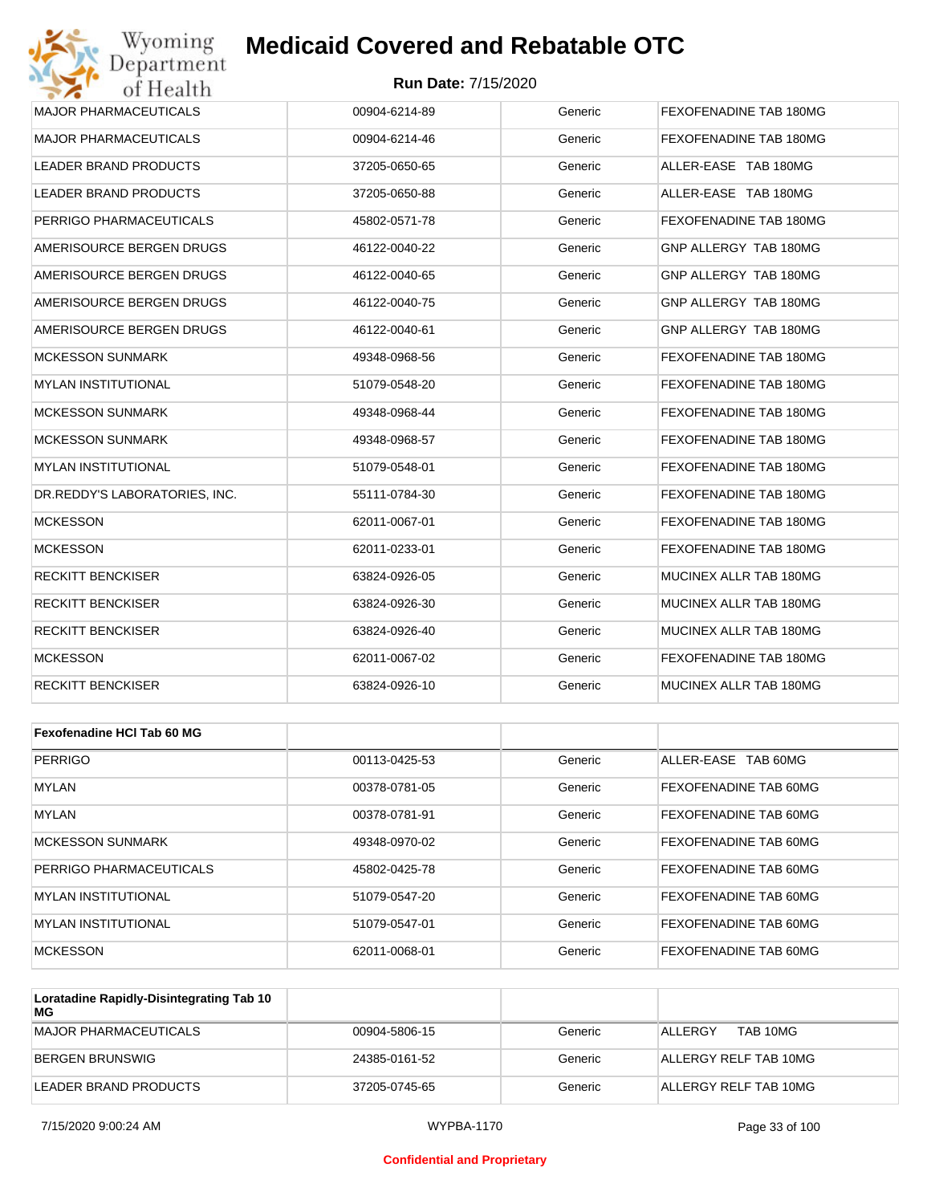| | | | |
|---|---|---|---|
| MAJOR PHARMACEUTICALS | 00904-6214-89 | Generic | FEXOFENADINE TAB 180MG |
| MAJOR PHARMACEUTICALS | 00904-6214-46 | Generic | FEXOFENADINE TAB 180MG |
| LEADER BRAND PRODUCTS | 37205-0650-65 | Generic | ALLER-EASE TAB 180MG |
| LEADER BRAND PRODUCTS | 37205-0650-88 | Generic | ALLER-EASE TAB 180MG |
| PERRIGO PHARMACEUTICALS | 45802-0571-78 | Generic | FEXOFENADINE TAB 180MG |
| AMERISOURCE BERGEN DRUGS | 46122-0040-22 | Generic | GNP ALLERGY TAB 180MG |
| AMERISOURCE BERGEN DRUGS | 46122-0040-65 | Generic | GNP ALLERGY TAB 180MG |
| AMERISOURCE BERGEN DRUGS | 46122-0040-75 | Generic | GNP ALLERGY TAB 180MG |
| AMERISOURCE BERGEN DRUGS | 46122-0040-61 | Generic | GNP ALLERGY TAB 180MG |
| MCKESSON SUNMARK | 49348-0968-56 | Generic | FEXOFENADINE TAB 180MG |
| MYLAN INSTITUTIONAL | 51079-0548-20 | Generic | FEXOFENADINE TAB 180MG |
| MCKESSON SUNMARK | 49348-0968-44 | Generic | FEXOFENADINE TAB 180MG |
| MCKESSON SUNMARK | 49348-0968-57 | Generic | FEXOFENADINE TAB 180MG |
| MYLAN INSTITUTIONAL | 51079-0548-01 | Generic | FEXOFENADINE TAB 180MG |
| DR.REDDY'S LABORATORIES, INC. | 55111-0784-30 | Generic | FEXOFENADINE TAB 180MG |
| MCKESSON | 62011-0067-01 | Generic | FEXOFENADINE TAB 180MG |
| MCKESSON | 62011-0233-01 | Generic | FEXOFENADINE TAB 180MG |
| RECKITT BENCKISER | 63824-0926-05 | Generic | MUCINEX ALLR TAB 180MG |
| RECKITT BENCKISER | 63824-0926-30 | Generic | MUCINEX ALLR TAB 180MG |
| RECKITT BENCKISER | 63824-0926-40 | Generic | MUCINEX ALLR TAB 180MG |
| MCKESSON | 62011-0067-02 | Generic | FEXOFENADINE TAB 180MG |
| RECKITT BENCKISER | 63824-0926-10 | Generic | MUCINEX ALLR TAB 180MG |

| **Fexofenadine HCl Tab 60 MG** | | | |
|---|---|---|---|
| PERRIGO | 00113-0425-53 | Generic | ALLER-EASE TAB 60MG |
| MYLAN | 00378-0781-05 | Generic | FEXOFENADINE TAB 60MG |
| MYLAN | 00378-0781-91 | Generic | FEXOFENADINE TAB 60MG |
| MCKESSON SUNMARK | 49348-0970-02 | Generic | FEXOFENADINE TAB 60MG |
| PERRIGO PHARMACEUTICALS | 45802-0425-78 | Generic | FEXOFENADINE TAB 60MG |
| MYLAN INSTITUTIONAL | 51079-0547-20 | Generic | FEXOFENADINE TAB 60MG |
| MYLAN INSTITUTIONAL | 51079-0547-01 | Generic | FEXOFENADINE TAB 60MG |
| MCKESSON | 62011-0068-01 | Generic | FEXOFENADINE TAB 60MG |

| **Loratadine Rapidly-Disintegrating Tab 10 MG** | | | |
|---|---|---|---|
| MAJOR PHARMACEUTICALS | 00904-5806-15 | Generic | ALLERGY TAB 10MG |
| BERGEN BRUNSWIG | 24385-0161-52 | Generic | ALLERGY RELF TAB 10MG |
| LEADER BRAND PRODUCTS | 37205-0745-65 | Generic | ALLERGY RELF TAB 10MG |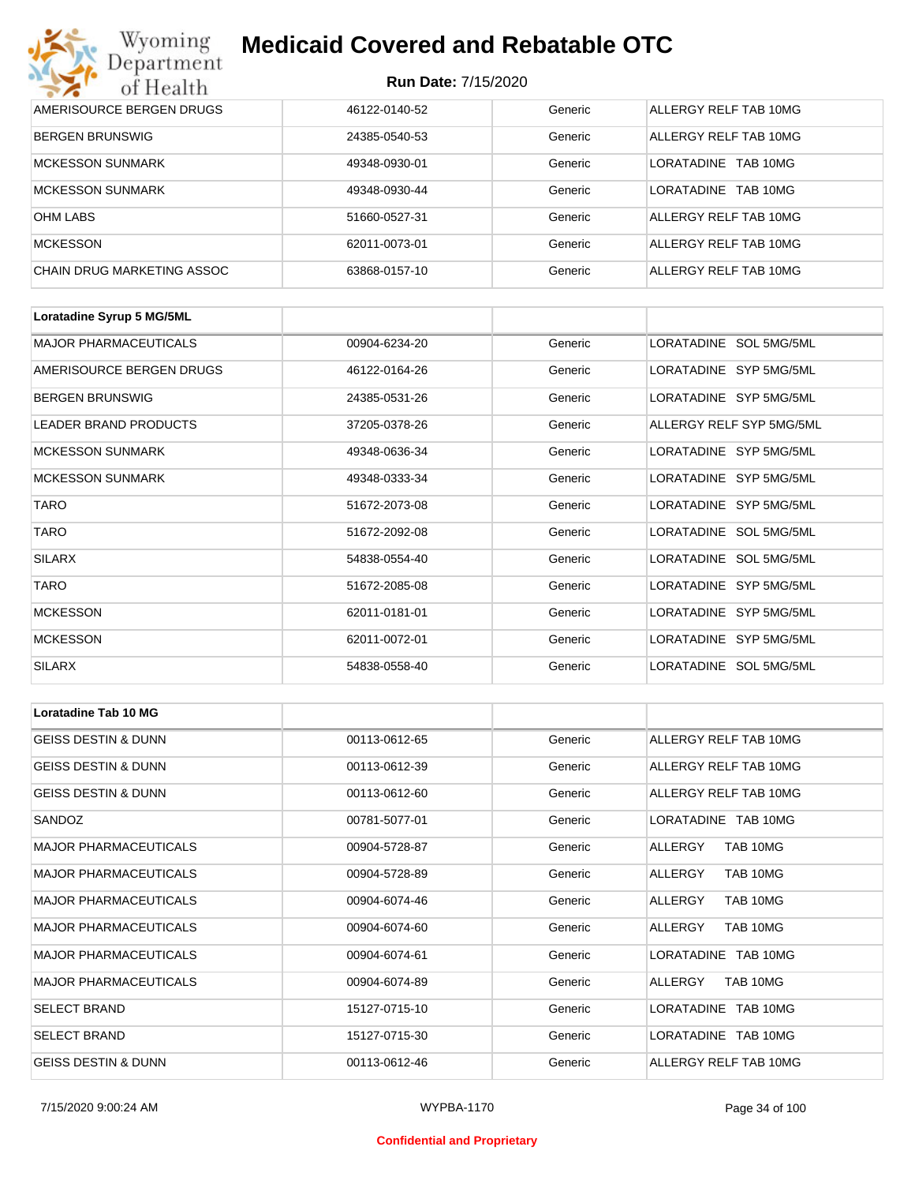| | | | |
|---|---|---|---|
| AMERISOURCE BERGEN DRUGS | 46122-0140-52 | Generic | ALLERGY RELF TAB 10MG |
| BERGEN BRUNSWIG | 24385-0540-53 | Generic | ALLERGY RELF TAB 10MG |
| MCKESSON SUNMARK | 49348-0930-01 | Generic | LORATADINE TAB 10MG |
| MCKESSON SUNMARK | 49348-0930-44 | Generic | LORATADINE TAB 10MG |
| OHM LABS | 51660-0527-31 | Generic | ALLERGY RELF TAB 10MG |
| MCKESSON | 62011-0073-01 | Generic | ALLERGY RELF TAB 10MG |
| CHAIN DRUG MARKETING ASSOC | 63868-0157-10 | Generic | ALLERGY RELF TAB 10MG |

| **Loratadine Syrup 5 MG/5ML** | | | |
|---|---|---|---|
| MAJOR PHARMACEUTICALS | 00904-6234-20 | Generic | LORATADINE SOL 5MG/5ML |
| AMERISOURCE BERGEN DRUGS | 46122-0164-26 | Generic | LORATADINE SYP 5MG/5ML |
| BERGEN BRUNSWIG | 24385-0531-26 | Generic | LORATADINE SYP 5MG/5ML |
| LEADER BRAND PRODUCTS | 37205-0378-26 | Generic | ALLERGY RELF SYP 5MG/5ML |
| MCKESSON SUNMARK | 49348-0636-34 | Generic | LORATADINE SYP 5MG/5ML |
| MCKESSON SUNMARK | 49348-0333-34 | Generic | LORATADINE SYP 5MG/5ML |
| TARO | 51672-2073-08 | Generic | LORATADINE SYP 5MG/5ML |
| TARO | 51672-2092-08 | Generic | LORATADINE SOL 5MG/5ML |
| SILARX | 54838-0554-40 | Generic | LORATADINE SOL 5MG/5ML |
| TARO | 51672-2085-08 | Generic | LORATADINE SYP 5MG/5ML |
| MCKESSON | 62011-0181-01 | Generic | LORATADINE SYP 5MG/5ML |
| MCKESSON | 62011-0072-01 | Generic | LORATADINE SYP 5MG/5ML |
| SILARX | 54838-0558-40 | Generic | LORATADINE SOL 5MG/5ML |

| **Loratadine Tab 10 MG** | | | |
|---|---|---|---|
| GEISS DESTIN & DUNN | 00113-0612-65 | Generic | ALLERGY RELF TAB 10MG |
| GEISS DESTIN & DUNN | 00113-0612-39 | Generic | ALLERGY RELF TAB 10MG |
| GEISS DESTIN & DUNN | 00113-0612-60 | Generic | ALLERGY RELF TAB 10MG |
| SANDOZ | 00781-5077-01 | Generic | LORATADINE TAB 10MG |
| MAJOR PHARMACEUTICALS | 00904-5728-87 | Generic | ALLERGY TAB 10MG |
| MAJOR PHARMACEUTICALS | 00904-5728-89 | Generic | ALLERGY TAB 10MG |
| MAJOR PHARMACEUTICALS | 00904-6074-46 | Generic | ALLERGY TAB 10MG |
| MAJOR PHARMACEUTICALS | 00904-6074-60 | Generic | ALLERGY TAB 10MG |
| MAJOR PHARMACEUTICALS | 00904-6074-61 | Generic | LORATADINE TAB 10MG |
| MAJOR PHARMACEUTICALS | 00904-6074-89 | Generic | ALLERGY TAB 10MG |
| SELECT BRAND | 15127-0715-10 | Generic | LORATADINE TAB 10MG |
| SELECT BRAND | 15127-0715-30 | Generic | LORATADINE TAB 10MG |
| GEISS DESTIN & DUNN | 00113-0612-46 | Generic | ALLERGY RELF TAB 10MG |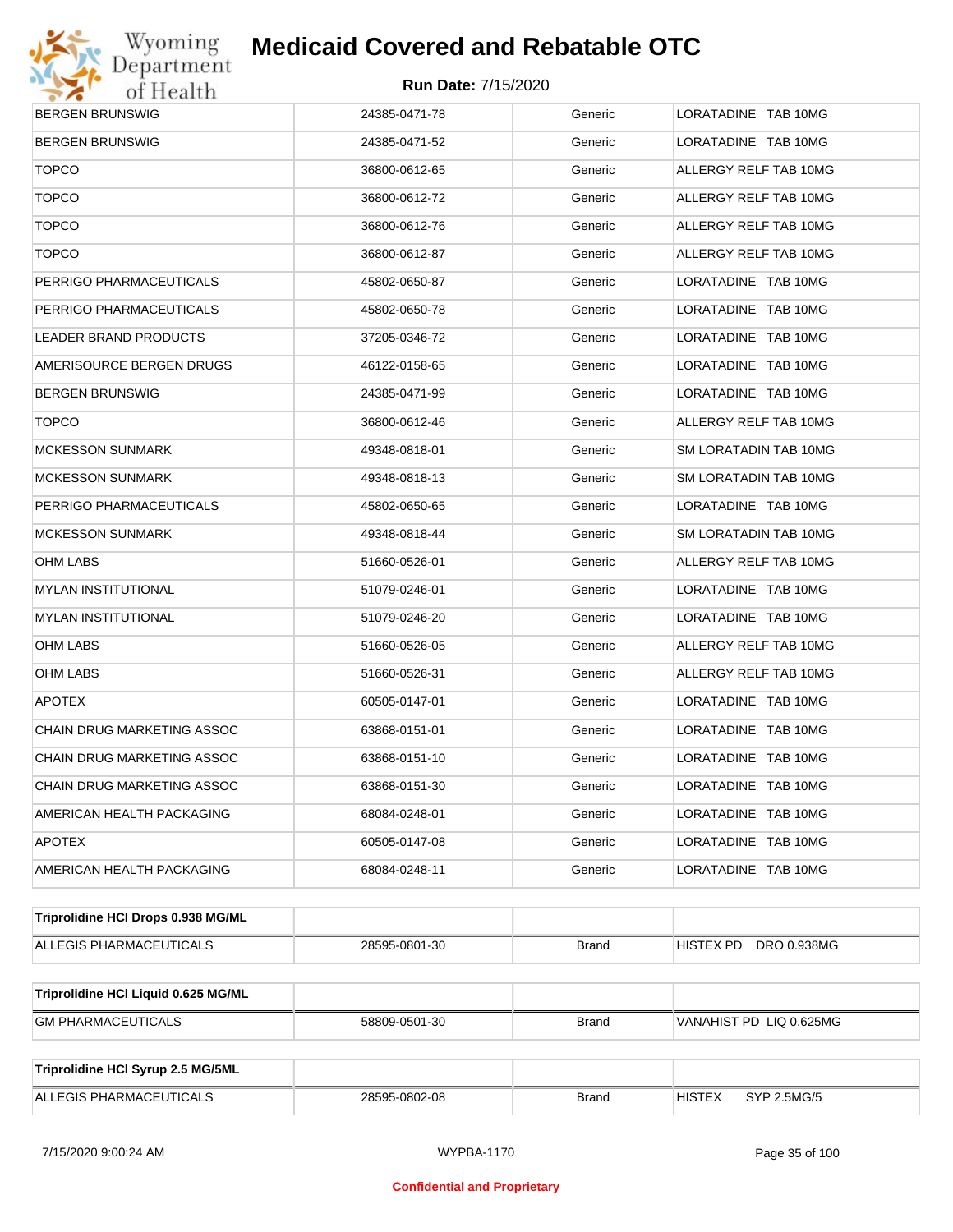| | | | |
|---|---|---|---|
| BERGEN BRUNSWIG | 24385-0471-78 | Generic | LORATADINE TAB 10MG |
| BERGEN BRUNSWIG | 24385-0471-52 | Generic | LORATADINE TAB 10MG |
| TOPCO | 36800-0612-65 | Generic | ALLERGY RELF TAB 10MG |
| TOPCO | 36800-0612-72 | Generic | ALLERGY RELF TAB 10MG |
| TOPCO | 36800-0612-76 | Generic | ALLERGY RELF TAB 10MG |
| TOPCO | 36800-0612-87 | Generic | ALLERGY RELF TAB 10MG |
| PERRIGO PHARMACEUTICALS | 45802-0650-87 | Generic | LORATADINE TAB 10MG |
| PERRIGO PHARMACEUTICALS | 45802-0650-78 | Generic | LORATADINE TAB 10MG |
| LEADER BRAND PRODUCTS | 37205-0346-72 | Generic | LORATADINE TAB 10MG |
| AMERISOURCE BERGEN DRUGS | 46122-0158-65 | Generic | LORATADINE TAB 10MG |
| BERGEN BRUNSWIG | 24385-0471-99 | Generic | LORATADINE TAB 10MG |
| TOPCO | 36800-0612-46 | Generic | ALLERGY RELF TAB 10MG |
| MCKESSON SUNMARK | 49348-0818-01 | Generic | SM LORATADIN TAB 10MG |
| MCKESSON SUNMARK | 49348-0818-13 | Generic | SM LORATADIN TAB 10MG |
| PERRIGO PHARMACEUTICALS | 45802-0650-65 | Generic | LORATADINE TAB 10MG |
| MCKESSON SUNMARK | 49348-0818-44 | Generic | SM LORATADIN TAB 10MG |
| OHM LABS | 51660-0526-01 | Generic | ALLERGY RELF TAB 10MG |
| MYLAN INSTITUTIONAL | 51079-0246-01 | Generic | LORATADINE TAB 10MG |
| MYLAN INSTITUTIONAL | 51079-0246-20 | Generic | LORATADINE TAB 10MG |
| OHM LABS | 51660-0526-05 | Generic | ALLERGY RELF TAB 10MG |
| OHM LABS | 51660-0526-31 | Generic | ALLERGY RELF TAB 10MG |
| APOTEX | 60505-0147-01 | Generic | LORATADINE TAB 10MG |
| CHAIN DRUG MARKETING ASSOC | 63868-0151-01 | Generic | LORATADINE TAB 10MG |
| CHAIN DRUG MARKETING ASSOC | 63868-0151-10 | Generic | LORATADINE TAB 10MG |
| CHAIN DRUG MARKETING ASSOC | 63868-0151-30 | Generic | LORATADINE TAB 10MG |
| AMERICAN HEALTH PACKAGING | 68084-0248-01 | Generic | LORATADINE TAB 10MG |
| APOTEX | 60505-0147-08 | Generic | LORATADINE TAB 10MG |
| AMERICAN HEALTH PACKAGING | 68084-0248-11 | Generic | LORATADINE TAB 10MG |

| **Triprolidine HCl Drops 0.938 MG/ML** | | | |
|---|---|---|---|
| ALLEGIS PHARMACEUTICALS | 28595-0801-30 | Brand | HISTEX PD DRO 0.938MG |

| **Triprolidine HCl Liquid 0.625 MG/ML** | | | |
|---|---|---|---|
| GM PHARMACEUTICALS | 58809-0501-30 | Brand | VANAHIST PD LIQ 0.625MG |

| **Triprolidine HCl Syrup 2.5 MG/5ML** | | | |
|---|---|---|---|
| ALLEGIS PHARMACEUTICALS | 28595-0802-08 | Brand | HISTEX SYP 2.5MG/5 |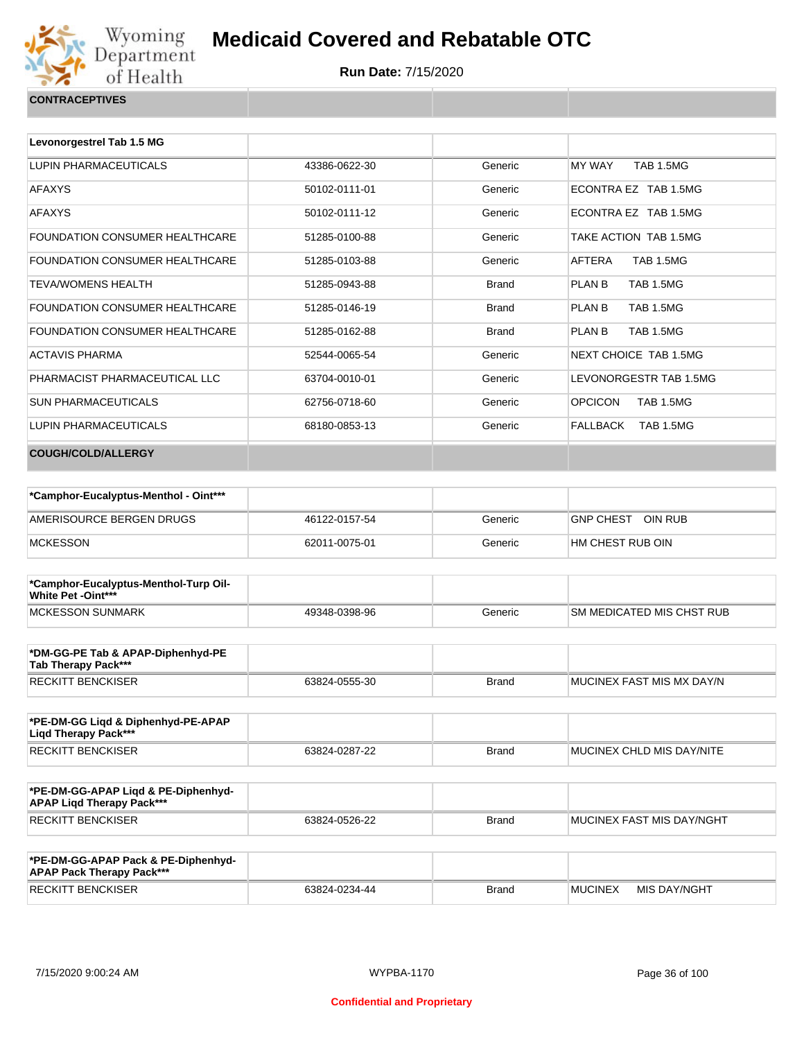# Medicaid Covered and Rebatable OTC

**Run Date:** 7/15/2020

| CONTRACEPTIVES | | | |
|---|---|---|---|

| Levonorgestrel Tab 1.5 MG | | | |
|---|---|---|---|
| LUPIN PHARMACEUTICALS | 43386-0622-30 | Generic | MY WAY TAB 1.5MG |
| AFAXYS | 50102-0111-01 | Generic | ECONTRA EZ TAB 1.5MG |
| AFAXYS | 50102-0111-12 | Generic | ECONTRA EZ TAB 1.5MG |
| FOUNDATION CONSUMER HEALTHCARE | 51285-0100-88 | Generic | TAKE ACTION TAB 1.5MG |
| FOUNDATION CONSUMER HEALTHCARE | 51285-0103-88 | Generic | AFTERA TAB 1.5MG |
| TEVA/WOMENS HEALTH | 51285-0943-88 | Brand | PLAN B TAB 1.5MG |
| FOUNDATION CONSUMER HEALTHCARE | 51285-0146-19 | Brand | PLAN B TAB 1.5MG |
| FOUNDATION CONSUMER HEALTHCARE | 51285-0162-88 | Brand | PLAN B TAB 1.5MG |
| ACTAVIS PHARMA | 52544-0065-54 | Generic | NEXT CHOICE TAB 1.5MG |
| PHARMACIST PHARMACEUTICAL LLC | 63704-0010-01 | Generic | LEVONORGESTR TAB 1.5MG |
| SUN PHARMACEUTICALS | 62756-0718-60 | Generic | OPCICON TAB 1.5MG |
| LUPIN PHARMACEUTICALS | 68180-0853-13 | Generic | FALLBACK TAB 1.5MG |

| COUGH/COLD/ALLERGY | | | |
|---|---|---|---|

| *Camphor-Eucalyptus-Menthol - Oint*** | | | |
|---|---|---|---|
| AMERISOURCE BERGEN DRUGS | 46122-0157-54 | Generic | GNP CHEST OIN RUB |
| MCKESSON | 62011-0075-01 | Generic | HM CHEST RUB OIN |

| *Camphor-Eucalyptus-Menthol-Turp Oil-White Pet -Oint*** | | | |
|---|---|---|---|
| MCKESSON SUNMARK | 49348-0398-96 | Generic | SM MEDICATED MIS CHST RUB |

| *DM-GG-PE Tab & APAP-Diphenhyd-PE Tab Therapy Pack*** | | | |
|---|---|---|---|
| RECKITT BENCKISER | 63824-0555-30 | Brand | MUCINEX FAST MIS MX DAY/N |

| *PE-DM-GG Liqd & Diphenhyd-PE-APAP Liqd Therapy Pack*** | | | |
|---|---|---|---|
| RECKITT BENCKISER | 63824-0287-22 | Brand | MUCINEX CHLD MIS DAY/NITE |

| *PE-DM-GG-APAP Liqd & PE-Diphenhyd-APAP Liqd Therapy Pack*** | | | |
|---|---|---|---|
| RECKITT BENCKISER | 63824-0526-22 | Brand | MUCINEX FAST MIS DAY/NGHT |

| *PE-DM-GG-APAP Pack & PE-Diphenhyd-APAP Pack Therapy Pack*** | | | |
|---|---|---|---|
| RECKITT BENCKISER | 63824-0234-44 | Brand | MUCINEX MIS DAY/NGHT |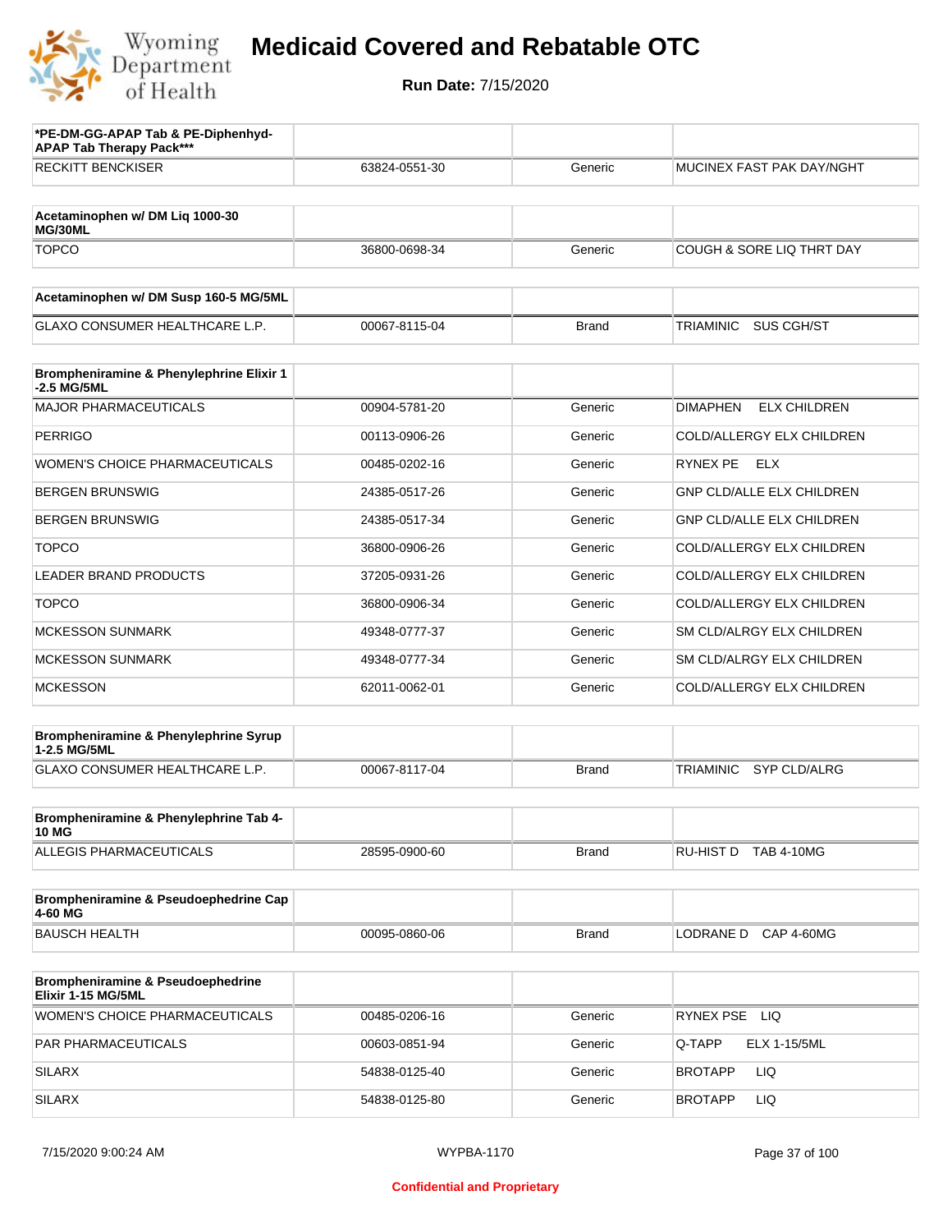# Medicaid Covered and Rebatable OTC

**Run Date:** 7/15/2020

| *PE-DM-GG-APAP Tab & PE-Diphenhyd-APAP Tab Therapy Pack*** | | | |
|---|---|---|---|
| RECKITT BENCKISER | 63824-0551-30 | Generic | MUCINEX FAST PAK DAY/NGHT |

| Acetaminophen w/ DM Liq 1000-30 MG/30ML | | | |
|---|---|---|---|
| TOPCO | 36800-0698-34 | Generic | COUGH & SORE LIQ THRT DAY |

| Acetaminophen w/ DM Susp 160-5 MG/5ML | | | |
|---|---|---|---|
| GLAXO CONSUMER HEALTHCARE L.P. | 00067-8115-04 | Brand | TRIAMINIC SUS CGH/ST |

| Brompheniramine & Phenylephrine Elixir 1-2.5 MG/5ML | | | |
|---|---|---|---|
| MAJOR PHARMACEUTICALS | 00904-5781-20 | Generic | DIMAPHEN ELX CHILDREN |
| PERRIGO | 00113-0906-26 | Generic | COLD/ALLERGY ELX CHILDREN |
| WOMEN'S CHOICE PHARMACEUTICALS | 00485-0202-16 | Generic | RYNEX PE ELX |
| BERGEN BRUNSWIG | 24385-0517-26 | Generic | GNP CLD/ALLE ELX CHILDREN |
| BERGEN BRUNSWIG | 24385-0517-34 | Generic | GNP CLD/ALLE ELX CHILDREN |
| TOPCO | 36800-0906-26 | Generic | COLD/ALLERGY ELX CHILDREN |
| LEADER BRAND PRODUCTS | 37205-0931-26 | Generic | COLD/ALLERGY ELX CHILDREN |
| TOPCO | 36800-0906-34 | Generic | COLD/ALLERGY ELX CHILDREN |
| MCKESSON SUNMARK | 49348-0777-37 | Generic | SM CLD/ALRGY ELX CHILDREN |
| MCKESSON SUNMARK | 49348-0777-34 | Generic | SM CLD/ALRGY ELX CHILDREN |
| MCKESSON | 62011-0062-01 | Generic | COLD/ALLERGY ELX CHILDREN |

| Brompheniramine & Phenylephrine Syrup 1-2.5 MG/5ML | | | |
|---|---|---|---|
| GLAXO CONSUMER HEALTHCARE L.P. | 00067-8117-04 | Brand | TRIAMINIC SYP CLD/ALRG |

| Brompheniramine & Phenylephrine Tab 4-10 MG | | | |
|---|---|---|---|
| ALLEGIS PHARMACEUTICALS | 28595-0900-60 | Brand | RU-HIST D TAB 4-10MG |

| Brompheniramine & Pseudoephedrine Cap 4-60 MG | | | |
|---|---|---|---|
| BAUSCH HEALTH | 00095-0860-06 | Brand | LODRANE D CAP 4-60MG |

| Brompheniramine & Pseudoephedrine Elixir 1-15 MG/5ML | | | |
|---|---|---|---|
| WOMEN'S CHOICE PHARMACEUTICALS | 00485-0206-16 | Generic | RYNEX PSE LIQ |
| PAR PHARMACEUTICALS | 00603-0851-94 | Generic | Q-TAPP ELX 1-15/5ML |
| SILARX | 54838-0125-40 | Generic | BROTAPP LIQ |
| SILARX | 54838-0125-80 | Generic | BROTAPP LIQ |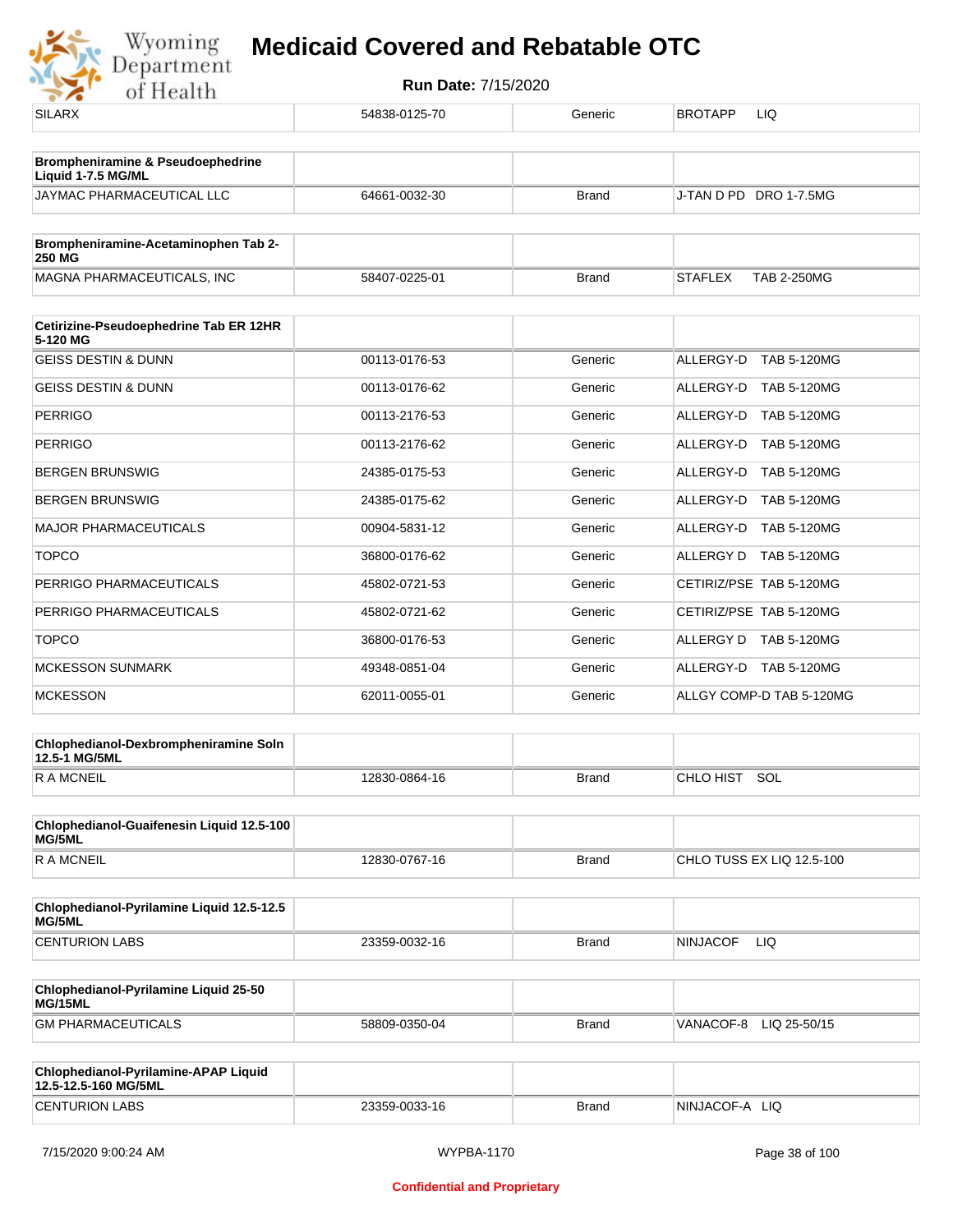| SILARX | 54838-0125-70 | Generic | BROTAPP LIQ |
|---|---|---|---|

| **Brompheniramine & Pseudoephedrine Liquid 1-7.5 MG/ML** | | | |
|---|---|---|---|
| JAYMAC PHARMACEUTICAL LLC | 64661-0032-30 | Brand | J-TAN D PD DRO 1-7.5MG |

| **Brompheniramine-Acetaminophen Tab 2-250 MG** | | | |
|---|---|---|---|
| MAGNA PHARMACEUTICALS, INC | 58407-0225-01 | Brand | STAFLEX TAB 2-250MG |

| **Cetirizine-Pseudoephedrine Tab ER 12HR 5-120 MG** | | | |
|---|---|---|---|
| GEISS DESTIN & DUNN | 00113-0176-53 | Generic | ALLERGY-D TAB 5-120MG |
| GEISS DESTIN & DUNN | 00113-0176-62 | Generic | ALLERGY-D TAB 5-120MG |
| PERRIGO | 00113-2176-53 | Generic | ALLERGY-D TAB 5-120MG |
| PERRIGO | 00113-2176-62 | Generic | ALLERGY-D TAB 5-120MG |
| BERGEN BRUNSWIG | 24385-0175-53 | Generic | ALLERGY-D TAB 5-120MG |
| BERGEN BRUNSWIG | 24385-0175-62 | Generic | ALLERGY-D TAB 5-120MG |
| MAJOR PHARMACEUTICALS | 00904-5831-12 | Generic | ALLERGY-D TAB 5-120MG |
| TOPCO | 36800-0176-62 | Generic | ALLERGY D TAB 5-120MG |
| PERRIGO PHARMACEUTICALS | 45802-0721-53 | Generic | CETIRIZ/PSE TAB 5-120MG |
| PERRIGO PHARMACEUTICALS | 45802-0721-62 | Generic | CETIRIZ/PSE TAB 5-120MG |
| TOPCO | 36800-0176-53 | Generic | ALLERGY D TAB 5-120MG |
| MCKESSON SUNMARK | 49348-0851-04 | Generic | ALLERGY-D TAB 5-120MG |
| MCKESSON | 62011-0055-01 | Generic | ALLGY COMP-D TAB 5-120MG |

| **Chlophedianol-Dexbrompheniramine Soln 12.5-1 MG/5ML** | | | |
|---|---|---|---|
| R A MCNEIL | 12830-0864-16 | Brand | CHLO HIST SOL |

| **Chlophedianol-Guaifenesin Liquid 12.5-100 MG/5ML** | | | |
|---|---|---|---|
| R A MCNEIL | 12830-0767-16 | Brand | CHLO TUSS EX LIQ 12.5-100 |

| **Chlophedianol-Pyrilamine Liquid 12.5-12.5 MG/5ML** | | | |
|---|---|---|---|
| CENTURION LABS | 23359-0032-16 | Brand | NINJACOF LIQ |

| **Chlophedianol-Pyrilamine Liquid 25-50 MG/15ML** | | | |
|---|---|---|---|
| GM PHARMACEUTICALS | 58809-0350-04 | Brand | VANACOF-8 LIQ 25-50/15 |

| **Chlophedianol-Pyrilamine-APAP Liquid 12.5-12.5-160 MG/5ML** | | | |
|---|---|---|---|
| CENTURION LABS | 23359-0033-16 | Brand | NINJACOF-A LIQ |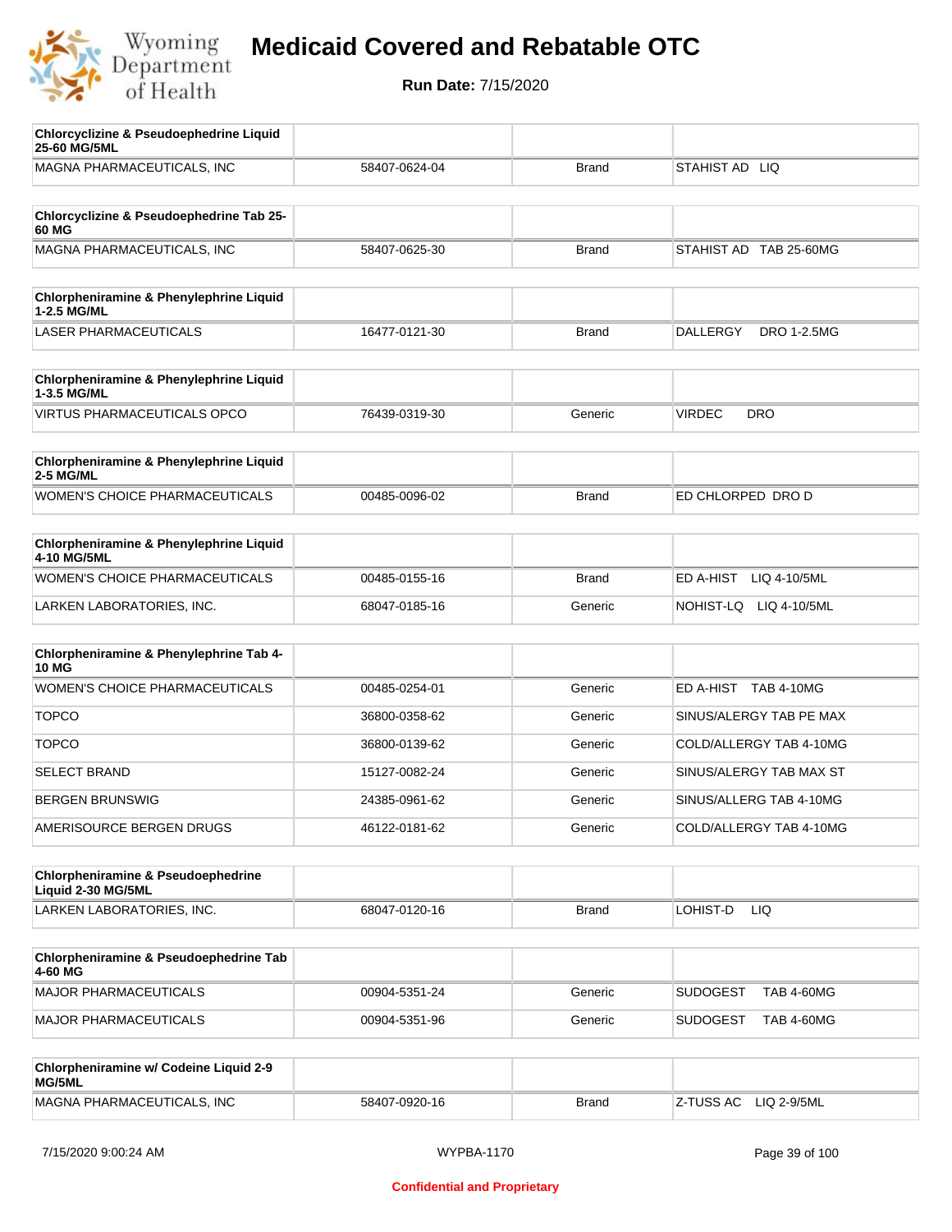# Medicaid Covered and Rebatable OTC

**Run Date:** 7/15/2020

| Chlorcyclizine & Pseudoephedrine Liquid 25-60 MG/5ML | | | |
|---|---|---|---|
| MAGNA PHARMACEUTICALS, INC | 58407-0624-04 | Brand | STAHIST AD LIQ |

| Chlorcyclizine & Pseudoephedrine Tab 25-60 MG | | | |
|---|---|---|---|
| MAGNA PHARMACEUTICALS, INC | 58407-0625-30 | Brand | STAHIST AD TAB 25-60MG |

| Chlorpheniramine & Phenylephrine Liquid 1-2.5 MG/ML | | | |
|---|---|---|---|
| LASER PHARMACEUTICALS | 16477-0121-30 | Brand | DALLERGY DRO 1-2.5MG |

| Chlorpheniramine & Phenylephrine Liquid 1-3.5 MG/ML | | | |
|---|---|---|---|
| VIRTUS PHARMACEUTICALS OPCO | 76439-0319-30 | Generic | VIRDEC DRO |

| Chlorpheniramine & Phenylephrine Liquid 2-5 MG/ML | | | |
|---|---|---|---|
| WOMEN'S CHOICE PHARMACEUTICALS | 00485-0096-02 | Brand | ED CHLORPED DRO D |

| Chlorpheniramine & Phenylephrine Liquid 4-10 MG/5ML | | | |
|---|---|---|---|
| WOMEN'S CHOICE PHARMACEUTICALS | 00485-0155-16 | Brand | ED A-HIST LIQ 4-10/5ML |
| LARKEN LABORATORIES, INC. | 68047-0185-16 | Generic | NOHIST-LQ LIQ 4-10/5ML |

| Chlorpheniramine & Phenylephrine Tab 4-10 MG | | | |
|---|---|---|---|
| WOMEN'S CHOICE PHARMACEUTICALS | 00485-0254-01 | Generic | ED A-HIST TAB 4-10MG |
| TOPCO | 36800-0358-62 | Generic | SINUS/ALERGY TAB PE MAX |
| TOPCO | 36800-0139-62 | Generic | COLD/ALLERGY TAB 4-10MG |
| SELECT BRAND | 15127-0082-24 | Generic | SINUS/ALERGY TAB MAX ST |
| BERGEN BRUNSWIG | 24385-0961-62 | Generic | SINUS/ALLERG TAB 4-10MG |
| AMERISOURCE BERGEN DRUGS | 46122-0181-62 | Generic | COLD/ALLERGY TAB 4-10MG |

| Chlorpheniramine & Pseudoephedrine Liquid 2-30 MG/5ML | | | |
|---|---|---|---|
| LARKEN LABORATORIES, INC. | 68047-0120-16 | Brand | LOHIST-D LIQ |

| Chlorpheniramine & Pseudoephedrine Tab 4-60 MG | | | |
|---|---|---|---|
| MAJOR PHARMACEUTICALS | 00904-5351-24 | Generic | SUDOGEST TAB 4-60MG |
| MAJOR PHARMACEUTICALS | 00904-5351-96 | Generic | SUDOGEST TAB 4-60MG |

| Chlorpheniramine w/ Codeine Liquid 2-9 MG/5ML | | | |
|---|---|---|---|
| MAGNA PHARMACEUTICALS, INC | 58407-0920-16 | Brand | Z-TUSS AC LIQ 2-9/5ML |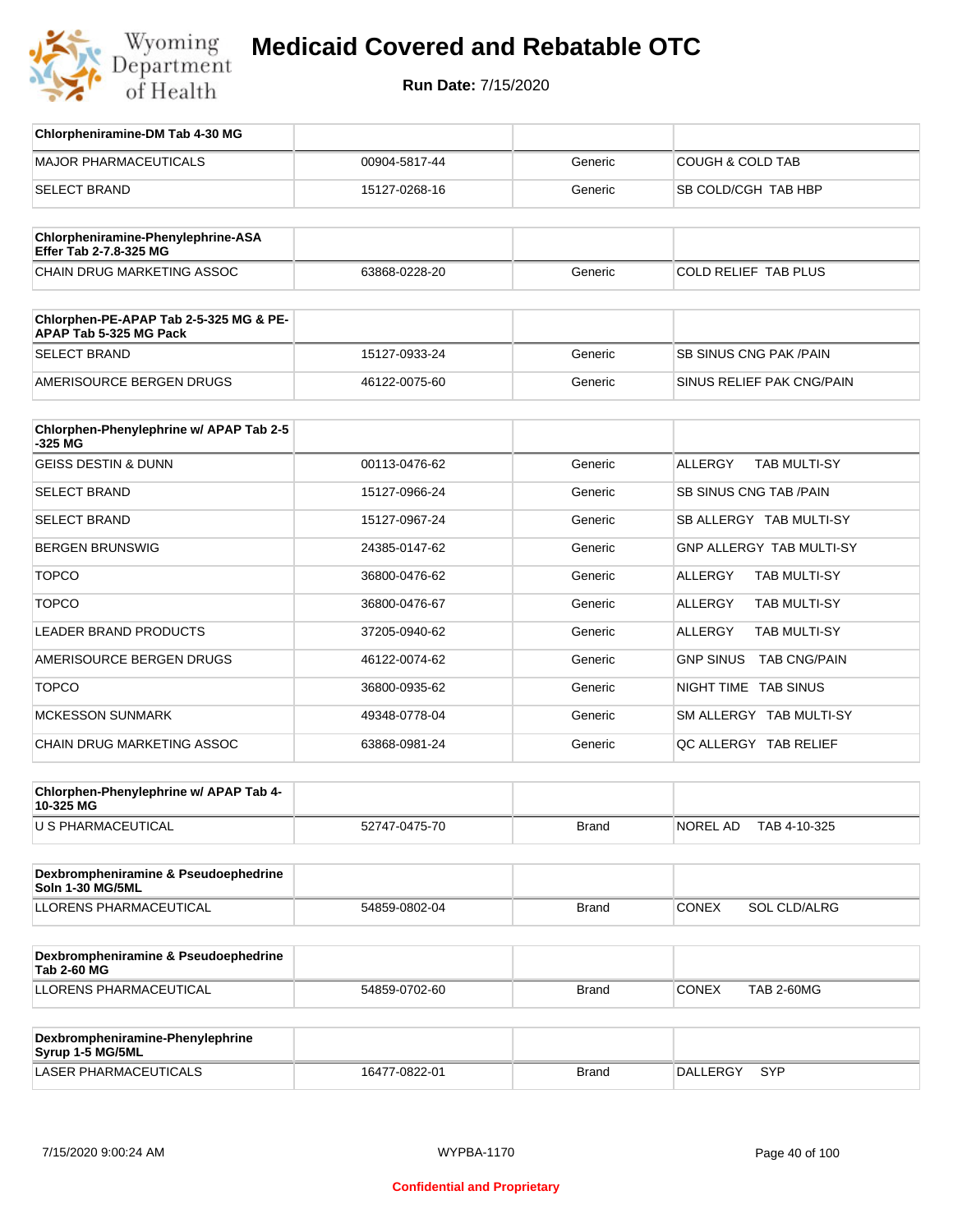# Medicaid Covered and Rebatable OTC

**Run Date:** 7/15/2020

| Chlorpheniramine-DM Tab 4-30 MG | | | |
|---|---|---|---|
| MAJOR PHARMACEUTICALS | 00904-5817-44 | Generic | COUGH & COLD TAB |
| SELECT BRAND | 15127-0268-16 | Generic | SB COLD/CGH TAB HBP |

| Chlorpheniramine-Phenylephrine-ASA Effer Tab 2-7.8-325 MG | | | |
|---|---|---|---|
| CHAIN DRUG MARKETING ASSOC | 63868-0228-20 | Generic | COLD RELIEF TAB PLUS |

| Chlorphen-PE-APAP Tab 2-5-325 MG & PE-APAP Tab 5-325 MG Pack | | | |
|---|---|---|---|
| SELECT BRAND | 15127-0933-24 | Generic | SB SINUS CNG PAK /PAIN |
| AMERISOURCE BERGEN DRUGS | 46122-0075-60 | Generic | SINUS RELIEF PAK CNG/PAIN |

| Chlorphen-Phenylephrine w/ APAP Tab 2-5-325 MG | | | |
|---|---|---|---|
| GEISS DESTIN & DUNN | 00113-0476-62 | Generic | ALLERGY TAB MULTI-SY |
| SELECT BRAND | 15127-0966-24 | Generic | SB SINUS CNG TAB /PAIN |
| SELECT BRAND | 15127-0967-24 | Generic | SB ALLERGY TAB MULTI-SY |
| BERGEN BRUNSWIG | 24385-0147-62 | Generic | GNP ALLERGY TAB MULTI-SY |
| TOPCO | 36800-0476-62 | Generic | ALLERGY TAB MULTI-SY |
| TOPCO | 36800-0476-67 | Generic | ALLERGY TAB MULTI-SY |
| LEADER BRAND PRODUCTS | 37205-0940-62 | Generic | ALLERGY TAB MULTI-SY |
| AMERISOURCE BERGEN DRUGS | 46122-0074-62 | Generic | GNP SINUS TAB CNG/PAIN |
| TOPCO | 36800-0935-62 | Generic | NIGHT TIME TAB SINUS |
| MCKESSON SUNMARK | 49348-0778-04 | Generic | SM ALLERGY TAB MULTI-SY |
| CHAIN DRUG MARKETING ASSOC | 63868-0981-24 | Generic | QC ALLERGY TAB RELIEF |

| Chlorphen-Phenylephrine w/ APAP Tab 4-10-325 MG | | | |
|---|---|---|---|
| U S PHARMACEUTICAL | 52747-0475-70 | Brand | NOREL AD TAB 4-10-325 |

| Dexbrompheniramine & Pseudoephedrine Soln 1-30 MG/5ML | | | |
|---|---|---|---|
| LLORENS PHARMACEUTICAL | 54859-0802-04 | Brand | CONEX SOL CLD/ALRG |

| Dexbrompheniramine & Pseudoephedrine Tab 2-60 MG | | | |
|---|---|---|---|
| LLORENS PHARMACEUTICAL | 54859-0702-60 | Brand | CONEX TAB 2-60MG |

| Dexbrompheniramine-Phenylephrine Syrup 1-5 MG/5ML | | | |
|---|---|---|---|
| LASER PHARMACEUTICALS | 16477-0822-01 | Brand | DALLERGY SYP |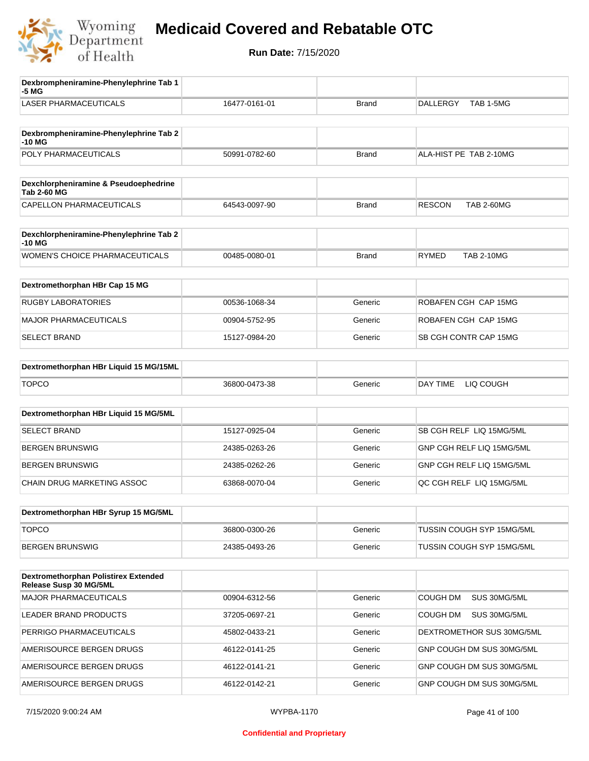# Medicaid Covered and Rebatable OTC

**Run Date:** 7/15/2020

| Dexbrompheniramine-Phenylephrine Tab 1-5 MG | | | |
|---|---|---|---|
| LASER PHARMACEUTICALS | 16477-0161-01 | Brand | DALLERGY TAB 1-5MG |

| Dexbrompheniramine-Phenylephrine Tab 2-10 MG | | | |
|---|---|---|---|
| POLY PHARMACEUTICALS | 50991-0782-60 | Brand | ALA-HIST PE TAB 2-10MG |

| Dexchlorpheniramine & Pseudoephedrine Tab 2-60 MG | | | |
|---|---|---|---|
| CAPELLON PHARMACEUTICALS | 64543-0097-90 | Brand | RESCON TAB 2-60MG |

| Dexchlorpheniramine-Phenylephrine Tab 2-10 MG | | | |
|---|---|---|---|
| WOMEN'S CHOICE PHARMACEUTICALS | 00485-0080-01 | Brand | RYMED TAB 2-10MG |

| Dextromethorphan HBr Cap 15 MG | | | |
|---|---|---|---|
| RUGBY LABORATORIES | 00536-1068-34 | Generic | ROBAFEN CGH CAP 15MG |
| MAJOR PHARMACEUTICALS | 00904-5752-95 | Generic | ROBAFEN CGH CAP 15MG |
| SELECT BRAND | 15127-0984-20 | Generic | SB CGH CONTR CAP 15MG |

| Dextromethorphan HBr Liquid 15 MG/15ML | | | |
|---|---|---|---|
| TOPCO | 36800-0473-38 | Generic | DAY TIME LIQ COUGH |

| Dextromethorphan HBr Liquid 15 MG/5ML | | | |
|---|---|---|---|
| SELECT BRAND | 15127-0925-04 | Generic | SB CGH RELF LIQ 15MG/5ML |
| BERGEN BRUNSWIG | 24385-0263-26 | Generic | GNP CGH RELF LIQ 15MG/5ML |
| BERGEN BRUNSWIG | 24385-0262-26 | Generic | GNP CGH RELF LIQ 15MG/5ML |
| CHAIN DRUG MARKETING ASSOC | 63868-0070-04 | Generic | QC CGH RELF LIQ 15MG/5ML |

| Dextromethorphan HBr Syrup 15 MG/5ML | | | |
|---|---|---|---|
| TOPCO | 36800-0300-26 | Generic | TUSSIN COUGH SYP 15MG/5ML |
| BERGEN BRUNSWIG | 24385-0493-26 | Generic | TUSSIN COUGH SYP 15MG/5ML |

| Dextromethorphan Polistirex Extended Release Susp 30 MG/5ML | | | |
|---|---|---|---|
| MAJOR PHARMACEUTICALS | 00904-6312-56 | Generic | COUGH DM SUS 30MG/5ML |
| LEADER BRAND PRODUCTS | 37205-0697-21 | Generic | COUGH DM SUS 30MG/5ML |
| PERRIGO PHARMACEUTICALS | 45802-0433-21 | Generic | DEXTROMETHOR SUS 30MG/5ML |
| AMERISOURCE BERGEN DRUGS | 46122-0141-25 | Generic | GNP COUGH DM SUS 30MG/5ML |
| AMERISOURCE BERGEN DRUGS | 46122-0141-21 | Generic | GNP COUGH DM SUS 30MG/5ML |
| AMERISOURCE BERGEN DRUGS | 46122-0142-21 | Generic | GNP COUGH DM SUS 30MG/5ML |

7/15/2020 9:00:24 AM WYPBA-1170

Confidential and Proprietary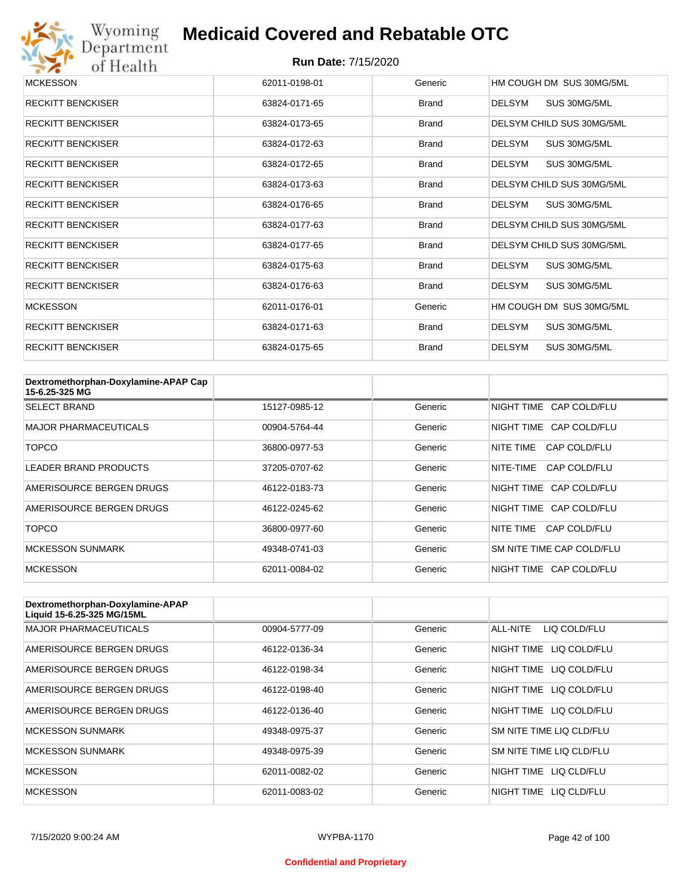| MCKESSON | 62011-0198-01 | Generic | HM COUGH DM SUS 30MG/5ML |
|---|---|---|---|
| RECKITT BENCKISER | 63824-0171-65 | Brand | DELSYM SUS 30MG/5ML |
| RECKITT BENCKISER | 63824-0173-65 | Brand | DELSYM CHILD SUS 30MG/5ML |
| RECKITT BENCKISER | 63824-0172-63 | Brand | DELSYM SUS 30MG/5ML |
| RECKITT BENCKISER | 63824-0172-65 | Brand | DELSYM SUS 30MG/5ML |
| RECKITT BENCKISER | 63824-0173-63 | Brand | DELSYM CHILD SUS 30MG/5ML |
| RECKITT BENCKISER | 63824-0176-65 | Brand | DELSYM SUS 30MG/5ML |
| RECKITT BENCKISER | 63824-0177-63 | Brand | DELSYM CHILD SUS 30MG/5ML |
| RECKITT BENCKISER | 63824-0177-65 | Brand | DELSYM CHILD SUS 30MG/5ML |
| RECKITT BENCKISER | 63824-0175-63 | Brand | DELSYM SUS 30MG/5ML |
| RECKITT BENCKISER | 63824-0176-63 | Brand | DELSYM SUS 30MG/5ML |
| MCKESSON | 62011-0176-01 | Generic | HM COUGH DM SUS 30MG/5ML |
| RECKITT BENCKISER | 63824-0171-63 | Brand | DELSYM SUS 30MG/5ML |
| RECKITT BENCKISER | 63824-0175-65 | Brand | DELSYM SUS 30MG/5ML |

| Dextromethorphan-Doxylamine-APAP Cap 15-6.25-325 MG | | | |
|---|---|---|---|
| SELECT BRAND | 15127-0985-12 | Generic | NIGHT TIME CAP COLD/FLU |
| MAJOR PHARMACEUTICALS | 00904-5764-44 | Generic | NIGHT TIME CAP COLD/FLU |
| TOPCO | 36800-0977-53 | Generic | NITE TIME CAP COLD/FLU |
| LEADER BRAND PRODUCTS | 37205-0707-62 | Generic | NITE-TIME CAP COLD/FLU |
| AMERISOURCE BERGEN DRUGS | 46122-0183-73 | Generic | NIGHT TIME CAP COLD/FLU |
| AMERISOURCE BERGEN DRUGS | 46122-0245-62 | Generic | NIGHT TIME CAP COLD/FLU |
| TOPCO | 36800-0977-60 | Generic | NITE TIME CAP COLD/FLU |
| MCKESSON SUNMARK | 49348-0741-03 | Generic | SM NITE TIME CAP COLD/FLU |
| MCKESSON | 62011-0084-02 | Generic | NIGHT TIME CAP COLD/FLU |

| Dextromethorphan-Doxylamine-APAP Liquid 15-6.25-325 MG/15ML | | | |
|---|---|---|---|
| MAJOR PHARMACEUTICALS | 00904-5777-09 | Generic | ALL-NITE LIQ COLD/FLU |
| AMERISOURCE BERGEN DRUGS | 46122-0136-34 | Generic | NIGHT TIME LIQ COLD/FLU |
| AMERISOURCE BERGEN DRUGS | 46122-0198-34 | Generic | NIGHT TIME LIQ COLD/FLU |
| AMERISOURCE BERGEN DRUGS | 46122-0198-40 | Generic | NIGHT TIME LIQ COLD/FLU |
| AMERISOURCE BERGEN DRUGS | 46122-0136-40 | Generic | NIGHT TIME LIQ COLD/FLU |
| MCKESSON SUNMARK | 49348-0975-37 | Generic | SM NITE TIME LIQ CLD/FLU |
| MCKESSON SUNMARK | 49348-0975-39 | Generic | SM NITE TIME LIQ CLD/FLU |
| MCKESSON | 62011-0082-02 | Generic | NIGHT TIME LIQ CLD/FLU |
| MCKESSON | 62011-0083-02 | Generic | NIGHT TIME LIQ CLD/FLU |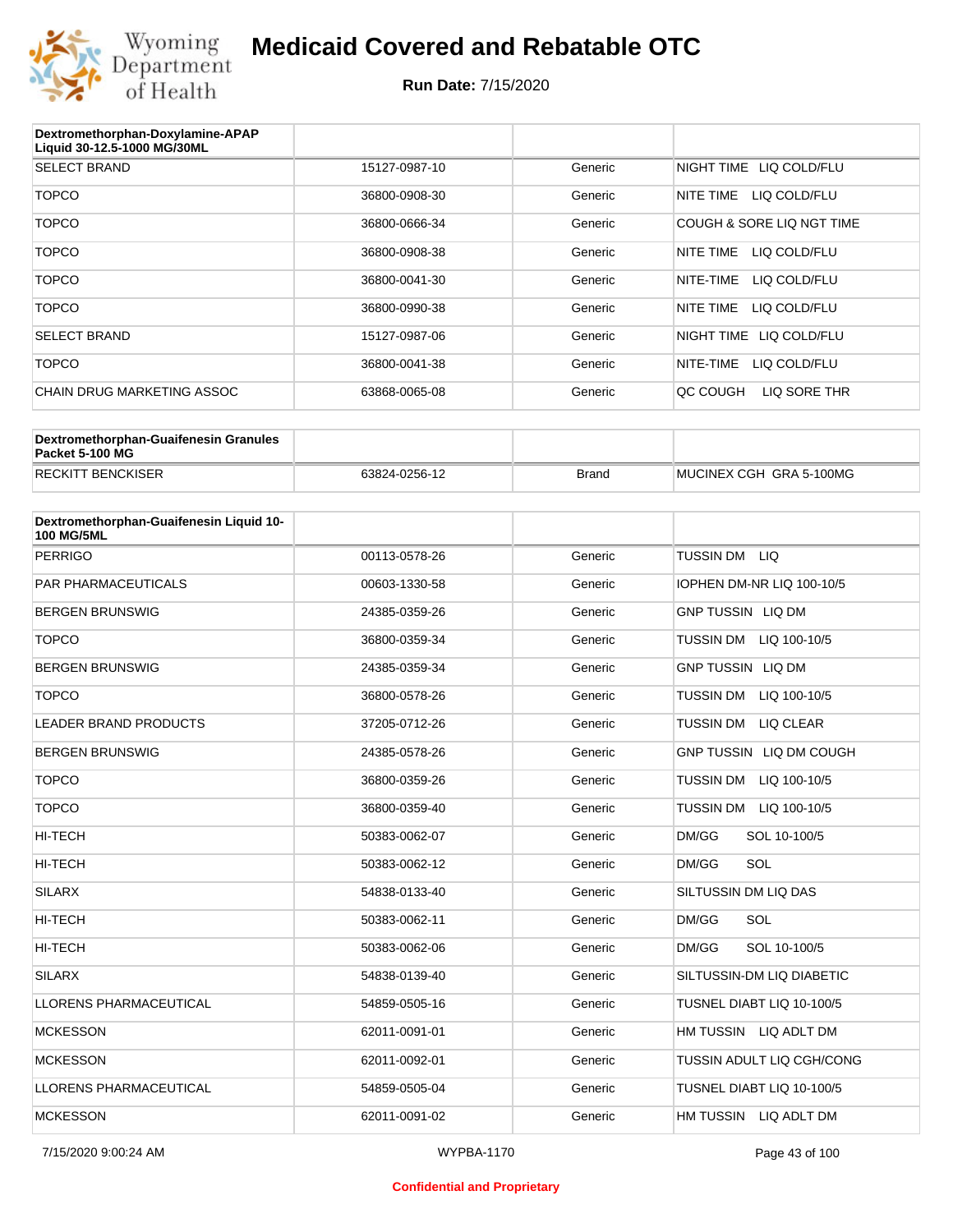| Dextromethorphan-Doxylamine-APAP Liquid 30-12.5-1000 MG/30ML | | | |
|---|---|---|---|
| SELECT BRAND | 15127-0987-10 | Generic | NIGHT TIME LIQ COLD/FLU |
| TOPCO | 36800-0908-30 | Generic | NITE TIME LIQ COLD/FLU |
| TOPCO | 36800-0666-34 | Generic | COUGH & SORE LIQ NGT TIME |
| TOPCO | 36800-0908-38 | Generic | NITE TIME LIQ COLD/FLU |
| TOPCO | 36800-0041-30 | Generic | NITE-TIME LIQ COLD/FLU |
| TOPCO | 36800-0990-38 | Generic | NITE TIME LIQ COLD/FLU |
| SELECT BRAND | 15127-0987-06 | Generic | NIGHT TIME LIQ COLD/FLU |
| TOPCO | 36800-0041-38 | Generic | NITE-TIME LIQ COLD/FLU |
| CHAIN DRUG MARKETING ASSOC | 63868-0065-08 | Generic | QC COUGH LIQ SORE THR |

| Dextromethorphan-Guaifenesin Granules Packet 5-100 MG | | | |
|---|---|---|---|
| RECKITT BENCKISER | 63824-0256-12 | Brand | MUCINEX CGH GRA 5-100MG |

| Dextromethorphan-Guaifenesin Liquid 10-100 MG/5ML | | | |
|---|---|---|---|
| PERRIGO | 00113-0578-26 | Generic | TUSSIN DM LIQ |
| PAR PHARMACEUTICALS | 00603-1330-58 | Generic | IOPHEN DM-NR LIQ 100-10/5 |
| BERGEN BRUNSWIG | 24385-0359-26 | Generic | GNP TUSSIN LIQ DM |
| TOPCO | 36800-0359-34 | Generic | TUSSIN DM LIQ 100-10/5 |
| BERGEN BRUNSWIG | 24385-0359-34 | Generic | GNP TUSSIN LIQ DM |
| TOPCO | 36800-0578-26 | Generic | TUSSIN DM LIQ 100-10/5 |
| LEADER BRAND PRODUCTS | 37205-0712-26 | Generic | TUSSIN DM LIQ CLEAR |
| BERGEN BRUNSWIG | 24385-0578-26 | Generic | GNP TUSSIN LIQ DM COUGH |
| TOPCO | 36800-0359-26 | Generic | TUSSIN DM LIQ 100-10/5 |
| TOPCO | 36800-0359-40 | Generic | TUSSIN DM LIQ 100-10/5 |
| HI-TECH | 50383-0062-07 | Generic | DM/GG SOL 10-100/5 |
| HI-TECH | 50383-0062-12 | Generic | DM/GG SOL |
| SILARX | 54838-0133-40 | Generic | SILTUSSIN DM LIQ DAS |
| HI-TECH | 50383-0062-11 | Generic | DM/GG SOL |
| HI-TECH | 50383-0062-06 | Generic | DM/GG SOL 10-100/5 |
| SILARX | 54838-0139-40 | Generic | SILTUSSIN-DM LIQ DIABETIC |
| LLORENS PHARMACEUTICAL | 54859-0505-16 | Generic | TUSNEL DIABT LIQ 10-100/5 |
| MCKESSON | 62011-0091-01 | Generic | HM TUSSIN LIQ ADLT DM |
| MCKESSON | 62011-0092-01 | Generic | TUSSIN ADULT LIQ CGH/CONG |
| LLORENS PHARMACEUTICAL | 54859-0505-04 | Generic | TUSNEL DIABT LIQ 10-100/5 |
| MCKESSON | 62011-0091-02 | Generic | HM TUSSIN LIQ ADLT DM |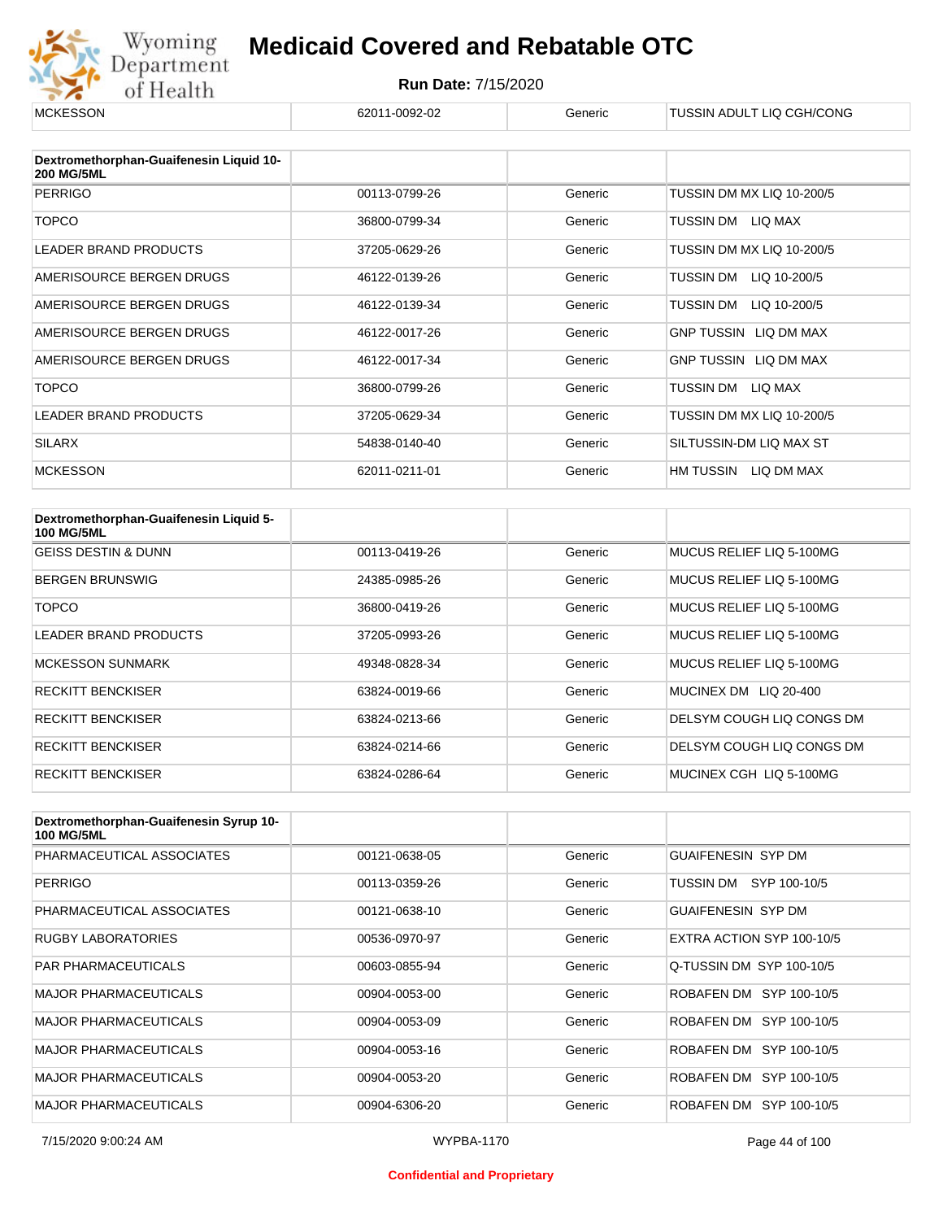| MCKESSON | 62011-0092-02 | Generic | TUSSIN ADULT LIQ CGH/CONG |
|---|---|---|---|

| Dextromethorphan-Guaifenesin Liquid 10-200 MG/5ML | | | |
|---|---|---|---|
| PERRIGO | 00113-0799-26 | Generic | TUSSIN DM MX LIQ 10-200/5 |
| TOPCO | 36800-0799-34 | Generic | TUSSIN DM LIQ MAX |
| LEADER BRAND PRODUCTS | 37205-0629-26 | Generic | TUSSIN DM MX LIQ 10-200/5 |
| AMERISOURCE BERGEN DRUGS | 46122-0139-26 | Generic | TUSSIN DM LIQ 10-200/5 |
| AMERISOURCE BERGEN DRUGS | 46122-0139-34 | Generic | TUSSIN DM LIQ 10-200/5 |
| AMERISOURCE BERGEN DRUGS | 46122-0017-26 | Generic | GNP TUSSIN LIQ DM MAX |
| AMERISOURCE BERGEN DRUGS | 46122-0017-34 | Generic | GNP TUSSIN LIQ DM MAX |
| TOPCO | 36800-0799-26 | Generic | TUSSIN DM LIQ MAX |
| LEADER BRAND PRODUCTS | 37205-0629-34 | Generic | TUSSIN DM MX LIQ 10-200/5 |
| SILARX | 54838-0140-40 | Generic | SILTUSSIN-DM LIQ MAX ST |
| MCKESSON | 62011-0211-01 | Generic | HM TUSSIN LIQ DM MAX |

| Dextromethorphan-Guaifenesin Liquid 5-100 MG/5ML | | | |
|---|---|---|---|
| GEISS DESTIN & DUNN | 00113-0419-26 | Generic | MUCUS RELIEF LIQ 5-100MG |
| BERGEN BRUNSWIG | 24385-0985-26 | Generic | MUCUS RELIEF LIQ 5-100MG |
| TOPCO | 36800-0419-26 | Generic | MUCUS RELIEF LIQ 5-100MG |
| LEADER BRAND PRODUCTS | 37205-0993-26 | Generic | MUCUS RELIEF LIQ 5-100MG |
| MCKESSON SUNMARK | 49348-0828-34 | Generic | MUCUS RELIEF LIQ 5-100MG |
| RECKITT BENCKISER | 63824-0019-66 | Generic | MUCINEX DM LIQ 20-400 |
| RECKITT BENCKISER | 63824-0213-66 | Generic | DELSYM COUGH LIQ CONGS DM |
| RECKITT BENCKISER | 63824-0214-66 | Generic | DELSYM COUGH LIQ CONGS DM |
| RECKITT BENCKISER | 63824-0286-64 | Generic | MUCINEX CGH LIQ 5-100MG |

| Dextromethorphan-Guaifenesin Syrup 10-100 MG/5ML | | | |
|---|---|---|---|
| PHARMACEUTICAL ASSOCIATES | 00121-0638-05 | Generic | GUAIFENESIN SYP DM |
| PERRIGO | 00113-0359-26 | Generic | TUSSIN DM SYP 100-10/5 |
| PHARMACEUTICAL ASSOCIATES | 00121-0638-10 | Generic | GUAIFENESIN SYP DM |
| RUGBY LABORATORIES | 00536-0970-97 | Generic | EXTRA ACTION SYP 100-10/5 |
| PAR PHARMACEUTICALS | 00603-0855-94 | Generic | Q-TUSSIN DM SYP 100-10/5 |
| MAJOR PHARMACEUTICALS | 00904-0053-00 | Generic | ROBAFEN DM SYP 100-10/5 |
| MAJOR PHARMACEUTICALS | 00904-0053-09 | Generic | ROBAFEN DM SYP 100-10/5 |
| MAJOR PHARMACEUTICALS | 00904-0053-16 | Generic | ROBAFEN DM SYP 100-10/5 |
| MAJOR PHARMACEUTICALS | 00904-0053-20 | Generic | ROBAFEN DM SYP 100-10/5 |
| MAJOR PHARMACEUTICALS | 00904-6306-20 | Generic | ROBAFEN DM SYP 100-10/5 |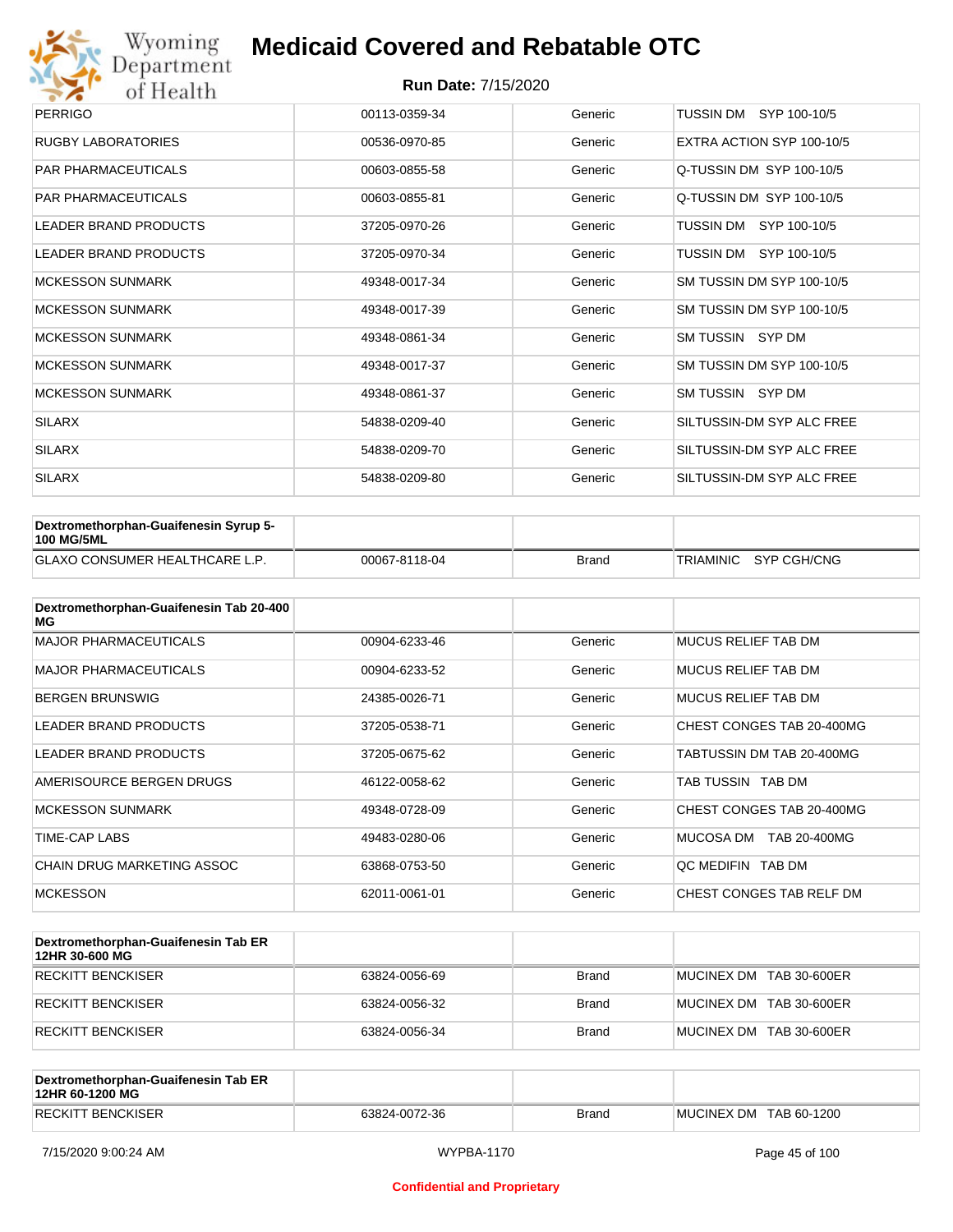# Medicaid Covered and Rebatable OTC

**Run Date:** 7/15/2020

| | | | |
|---|---|---|---|
| PERRIGO | 00113-0359-34 | Generic | TUSSIN DM SYP 100-10/5 |
| RUGBY LABORATORIES | 00536-0970-85 | Generic | EXTRA ACTION SYP 100-10/5 |
| PAR PHARMACEUTICALS | 00603-0855-58 | Generic | Q-TUSSIN DM SYP 100-10/5 |
| PAR PHARMACEUTICALS | 00603-0855-81 | Generic | Q-TUSSIN DM SYP 100-10/5 |
| LEADER BRAND PRODUCTS | 37205-0970-26 | Generic | TUSSIN DM SYP 100-10/5 |
| LEADER BRAND PRODUCTS | 37205-0970-34 | Generic | TUSSIN DM SYP 100-10/5 |
| MCKESSON SUNMARK | 49348-0017-34 | Generic | SM TUSSIN DM SYP 100-10/5 |
| MCKESSON SUNMARK | 49348-0017-39 | Generic | SM TUSSIN DM SYP 100-10/5 |
| MCKESSON SUNMARK | 49348-0861-34 | Generic | SM TUSSIN SYP DM |
| MCKESSON SUNMARK | 49348-0017-37 | Generic | SM TUSSIN DM SYP 100-10/5 |
| MCKESSON SUNMARK | 49348-0861-37 | Generic | SM TUSSIN SYP DM |
| SILARX | 54838-0209-40 | Generic | SILTUSSIN-DM SYP ALC FREE |
| SILARX | 54838-0209-70 | Generic | SILTUSSIN-DM SYP ALC FREE |
| SILARX | 54838-0209-80 | Generic | SILTUSSIN-DM SYP ALC FREE |

| **Dextromethorphan-Guaifenesin Syrup 5-100 MG/5ML** | | | |
|---|---|---|---|
| GLAXO CONSUMER HEALTHCARE L.P. | 00067-8118-04 | Brand | TRIAMINIC SYP CGH/CNG |

| **Dextromethorphan-Guaifenesin Tab 20-400 MG** | | | |
|---|---|---|---|
| MAJOR PHARMACEUTICALS | 00904-6233-46 | Generic | MUCUS RELIEF TAB DM |
| MAJOR PHARMACEUTICALS | 00904-6233-52 | Generic | MUCUS RELIEF TAB DM |
| BERGEN BRUNSWIG | 24385-0026-71 | Generic | MUCUS RELIEF TAB DM |
| LEADER BRAND PRODUCTS | 37205-0538-71 | Generic | CHEST CONGES TAB 20-400MG |
| LEADER BRAND PRODUCTS | 37205-0675-62 | Generic | TABTUSSIN DM TAB 20-400MG |
| AMERISOURCE BERGEN DRUGS | 46122-0058-62 | Generic | TAB TUSSIN TAB DM |
| MCKESSON SUNMARK | 49348-0728-09 | Generic | CHEST CONGES TAB 20-400MG |
| TIME-CAP LABS | 49483-0280-06 | Generic | MUCOSA DM TAB 20-400MG |
| CHAIN DRUG MARKETING ASSOC | 63868-0753-50 | Generic | QC MEDIFIN TAB DM |
| MCKESSON | 62011-0061-01 | Generic | CHEST CONGES TAB RELF DM |

| **Dextromethorphan-Guaifenesin Tab ER 12HR 30-600 MG** | | | |
|---|---|---|---|
| RECKITT BENCKISER | 63824-0056-69 | Brand | MUCINEX DM TAB 30-600ER |
| RECKITT BENCKISER | 63824-0056-32 | Brand | MUCINEX DM TAB 30-600ER |
| RECKITT BENCKISER | 63824-0056-34 | Brand | MUCINEX DM TAB 30-600ER |

| **Dextromethorphan-Guaifenesin Tab ER 12HR 60-1200 MG** | | | |
|---|---|---|---|
| RECKITT BENCKISER | 63824-0072-36 | Brand | MUCINEX DM TAB 60-1200 |

7/15/2020 9:00:24 AM WYPBA-1170

**Confidential and Proprietary**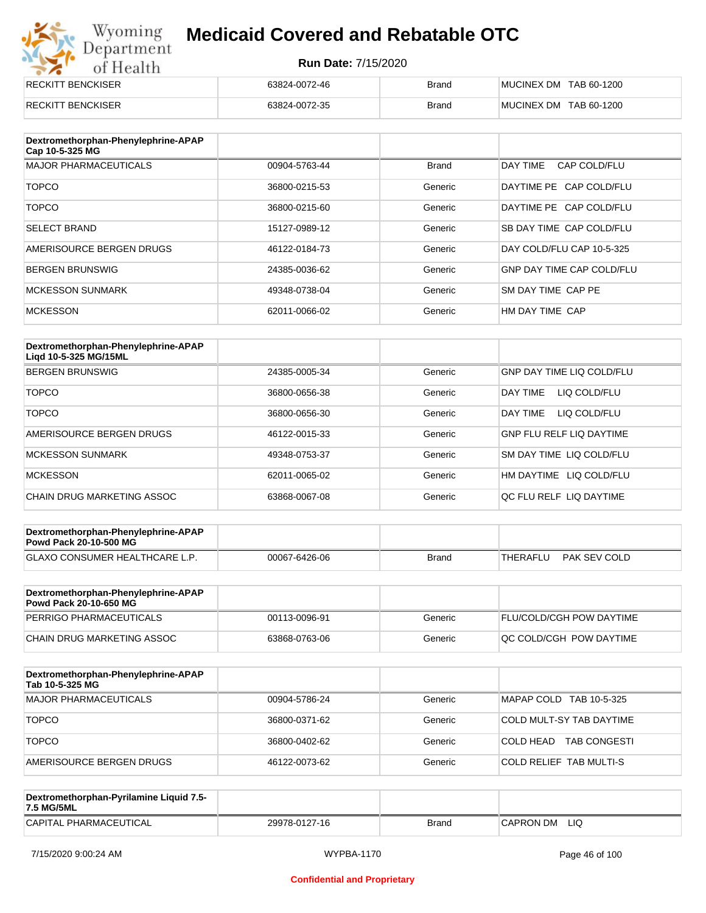| RECKITT BENCKISER | 63824-0072-46 | Brand | MUCINEX DM TAB 60-1200 |
|---|---|---|---|
| RECKITT BENCKISER | 63824-0072-35 | Brand | MUCINEX DM TAB 60-1200 |

| Dextromethorphan-Phenylephrine-APAP Cap 10-5-325 MG | | | |
|---|---|---|---|
| MAJOR PHARMACEUTICALS | 00904-5763-44 | Brand | DAY TIME CAP COLD/FLU |
| TOPCO | 36800-0215-53 | Generic | DAYTIME PE CAP COLD/FLU |
| TOPCO | 36800-0215-60 | Generic | DAYTIME PE CAP COLD/FLU |
| SELECT BRAND | 15127-0989-12 | Generic | SB DAY TIME CAP COLD/FLU |
| AMERISOURCE BERGEN DRUGS | 46122-0184-73 | Generic | DAY COLD/FLU CAP 10-5-325 |
| BERGEN BRUNSWIG | 24385-0036-62 | Generic | GNP DAY TIME CAP COLD/FLU |
| MCKESSON SUNMARK | 49348-0738-04 | Generic | SM DAY TIME CAP PE |
| MCKESSON | 62011-0066-02 | Generic | HM DAY TIME CAP |

| Dextromethorphan-Phenylephrine-APAP Liqd 10-5-325 MG/15ML | | | |
|---|---|---|---|
| BERGEN BRUNSWIG | 24385-0005-34 | Generic | GNP DAY TIME LIQ COLD/FLU |
| TOPCO | 36800-0656-38 | Generic | DAY TIME LIQ COLD/FLU |
| TOPCO | 36800-0656-30 | Generic | DAY TIME LIQ COLD/FLU |
| AMERISOURCE BERGEN DRUGS | 46122-0015-33 | Generic | GNP FLU RELF LIQ DAYTIME |
| MCKESSON SUNMARK | 49348-0753-37 | Generic | SM DAY TIME LIQ COLD/FLU |
| MCKESSON | 62011-0065-02 | Generic | HM DAYTIME LIQ COLD/FLU |
| CHAIN DRUG MARKETING ASSOC | 63868-0067-08 | Generic | QC FLU RELF LIQ DAYTIME |

| Dextromethorphan-Phenylephrine-APAP Powd Pack 20-10-500 MG | | | |
|---|---|---|---|
| GLAXO CONSUMER HEALTHCARE L.P. | 00067-6426-06 | Brand | THERAFLU PAK SEV COLD |

| Dextromethorphan-Phenylephrine-APAP Powd Pack 20-10-650 MG | | | |
|---|---|---|---|
| PERRIGO PHARMACEUTICALS | 00113-0096-91 | Generic | FLU/COLD/CGH POW DAYTIME |
| CHAIN DRUG MARKETING ASSOC | 63868-0763-06 | Generic | QC COLD/CGH POW DAYTIME |

| Dextromethorphan-Phenylephrine-APAP Tab 10-5-325 MG | | | |
|---|---|---|---|
| MAJOR PHARMACEUTICALS | 00904-5786-24 | Generic | MAPAP COLD TAB 10-5-325 |
| TOPCO | 36800-0371-62 | Generic | COLD MULT-SY TAB DAYTIME |
| TOPCO | 36800-0402-62 | Generic | COLD HEAD TAB CONGESTI |
| AMERISOURCE BERGEN DRUGS | 46122-0073-62 | Generic | COLD RELIEF TAB MULTI-S |

| Dextromethorphan-Pyrilamine Liquid 7.5-7.5 MG/5ML | | | |
|---|---|---|---|
| CAPITAL PHARMACEUTICAL | 29978-0127-16 | Brand | CAPRON DM LIQ |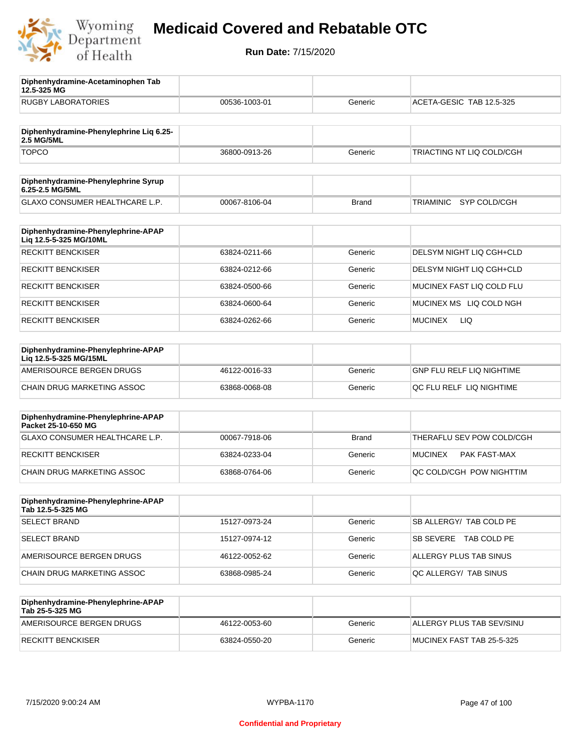# Medicaid Covered and Rebatable OTC

**Run Date:** 7/15/2020

| Diphenhydramine-Acetaminophen Tab 12.5-325 MG | | | |
|---|---|---|---|
| RUGBY LABORATORIES | 00536-1003-01 | Generic | ACETA-GESIC TAB 12.5-325 |

| Diphenhydramine-Phenylephrine Liq 6.25-2.5 MG/5ML | | | |
|---|---|---|---|
| TOPCO | 36800-0913-26 | Generic | TRIACTING NT LIQ COLD/CGH |

| Diphenhydramine-Phenylephrine Syrup 6.25-2.5 MG/5ML | | | |
|---|---|---|---|
| GLAXO CONSUMER HEALTHCARE L.P. | 00067-8106-04 | Brand | TRIAMINIC SYP COLD/CGH |

| Diphenhydramine-Phenylephrine-APAP Liq 12.5-5-325 MG/10ML | | | |
|---|---|---|---|
| RECKITT BENCKISER | 63824-0211-66 | Generic | DELSYM NIGHT LIQ CGH+CLD |
| RECKITT BENCKISER | 63824-0212-66 | Generic | DELSYM NIGHT LIQ CGH+CLD |
| RECKITT BENCKISER | 63824-0500-66 | Generic | MUCINEX FAST LIQ COLD FLU |
| RECKITT BENCKISER | 63824-0600-64 | Generic | MUCINEX MS LIQ COLD NGH |
| RECKITT BENCKISER | 63824-0262-66 | Generic | MUCINEX LIQ |

| Diphenhydramine-Phenylephrine-APAP Liq 12.5-5-325 MG/15ML | | | |
|---|---|---|---|
| AMERISOURCE BERGEN DRUGS | 46122-0016-33 | Generic | GNP FLU RELF LIQ NIGHTIME |
| CHAIN DRUG MARKETING ASSOC | 63868-0068-08 | Generic | QC FLU RELF LIQ NIGHTIME |

| Diphenhydramine-Phenylephrine-APAP Packet 25-10-650 MG | | | |
|---|---|---|---|
| GLAXO CONSUMER HEALTHCARE L.P. | 00067-7918-06 | Brand | THERAFLU SEV POW COLD/CGH |
| RECKITT BENCKISER | 63824-0233-04 | Generic | MUCINEX PAK FAST-MAX |
| CHAIN DRUG MARKETING ASSOC | 63868-0764-06 | Generic | QC COLD/CGH POW NIGHTTIM |

| Diphenhydramine-Phenylephrine-APAP Tab 12.5-5-325 MG | | | |
|---|---|---|---|
| SELECT BRAND | 15127-0973-24 | Generic | SB ALLERGY/ TAB COLD PE |
| SELECT BRAND | 15127-0974-12 | Generic | SB SEVERE TAB COLD PE |
| AMERISOURCE BERGEN DRUGS | 46122-0052-62 | Generic | ALLERGY PLUS TAB SINUS |
| CHAIN DRUG MARKETING ASSOC | 63868-0985-24 | Generic | QC ALLERGY/ TAB SINUS |

| Diphenhydramine-Phenylephrine-APAP Tab 25-5-325 MG | | | |
|---|---|---|---|
| AMERISOURCE BERGEN DRUGS | 46122-0053-60 | Generic | ALLERGY PLUS TAB SEV/SINU |
| RECKITT BENCKISER | 63824-0550-20 | Generic | MUCINEX FAST TAB 25-5-325 |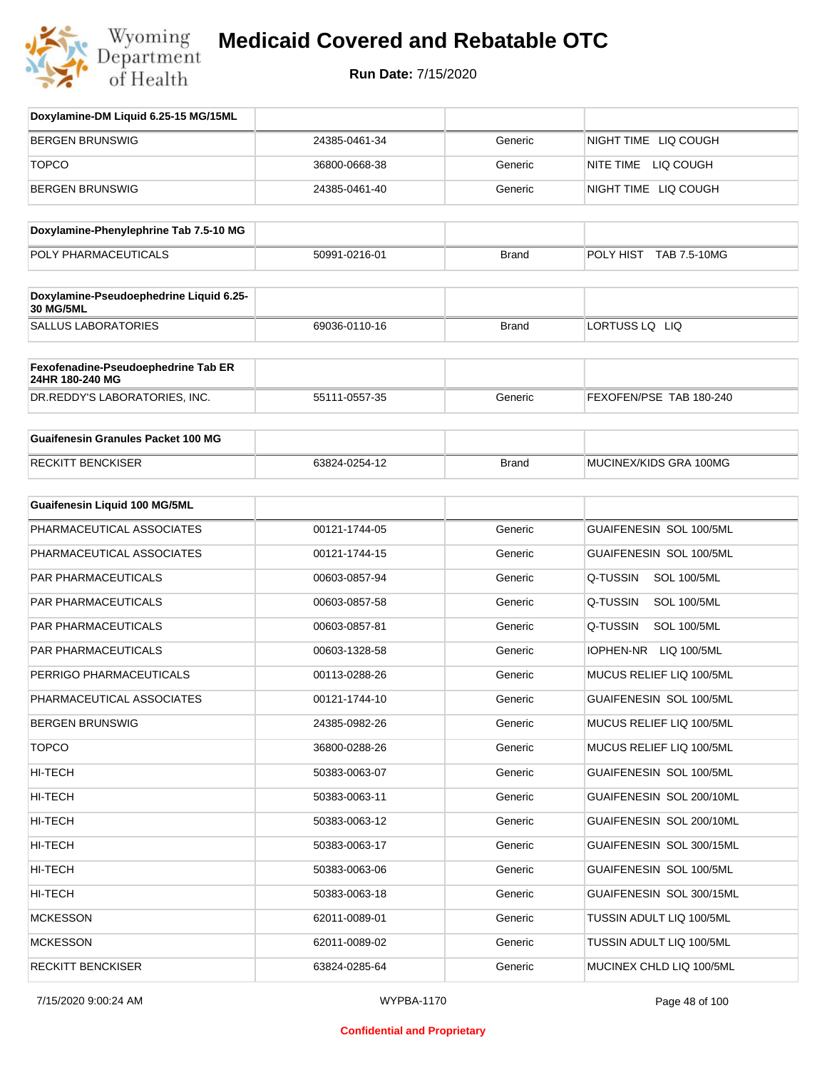# Medicaid Covered and Rebatable OTC

**Run Date:** 7/15/2020

| Doxylamine-DM Liquid 6.25-15 MG/15ML | | | |
|---|---|---|---|
| BERGEN BRUNSWIG | 24385-0461-34 | Generic | NIGHT TIME LIQ COUGH |
| TOPCO | 36800-0668-38 | Generic | NITE TIME LIQ COUGH |
| BERGEN BRUNSWIG | 24385-0461-40 | Generic | NIGHT TIME LIQ COUGH |

| Doxylamine-Phenylephrine Tab 7.5-10 MG | | | |
|---|---|---|---|
| POLY PHARMACEUTICALS | 50991-0216-01 | Brand | POLY HIST TAB 7.5-10MG |

| Doxylamine-Pseudoephedrine Liquid 6.25-30 MG/5ML | | | |
|---|---|---|---|
| SALLUS LABORATORIES | 69036-0110-16 | Brand | LORTUSS LQ LIQ |

| Fexofenadine-Pseudoephedrine Tab ER 24HR 180-240 MG | | | |
|---|---|---|---|
| DR.REDDY'S LABORATORIES, INC. | 55111-0557-35 | Generic | FEXOFEN/PSE TAB 180-240 |

| Guaifenesin Granules Packet 100 MG | | | |
|---|---|---|---|
| RECKITT BENCKISER | 63824-0254-12 | Brand | MUCINEX/KIDS GRA 100MG |

| Guaifenesin Liquid 100 MG/5ML | | | |
|---|---|---|---|
| PHARMACEUTICAL ASSOCIATES | 00121-1744-05 | Generic | GUAIFENESIN SOL 100/5ML |
| PHARMACEUTICAL ASSOCIATES | 00121-1744-15 | Generic | GUAIFENESIN SOL 100/5ML |
| PAR PHARMACEUTICALS | 00603-0857-94 | Generic | Q-TUSSIN SOL 100/5ML |
| PAR PHARMACEUTICALS | 00603-0857-58 | Generic | Q-TUSSIN SOL 100/5ML |
| PAR PHARMACEUTICALS | 00603-0857-81 | Generic | Q-TUSSIN SOL 100/5ML |
| PAR PHARMACEUTICALS | 00603-1328-58 | Generic | IOPHEN-NR LIQ 100/5ML |
| PERRIGO PHARMACEUTICALS | 00113-0288-26 | Generic | MUCUS RELIEF LIQ 100/5ML |
| PHARMACEUTICAL ASSOCIATES | 00121-1744-10 | Generic | GUAIFENESIN SOL 100/5ML |
| BERGEN BRUNSWIG | 24385-0982-26 | Generic | MUCUS RELIEF LIQ 100/5ML |
| TOPCO | 36800-0288-26 | Generic | MUCUS RELIEF LIQ 100/5ML |
| HI-TECH | 50383-0063-07 | Generic | GUAIFENESIN SOL 100/5ML |
| HI-TECH | 50383-0063-11 | Generic | GUAIFENESIN SOL 200/10ML |
| HI-TECH | 50383-0063-12 | Generic | GUAIFENESIN SOL 200/10ML |
| HI-TECH | 50383-0063-17 | Generic | GUAIFENESIN SOL 300/15ML |
| HI-TECH | 50383-0063-06 | Generic | GUAIFENESIN SOL 100/5ML |
| HI-TECH | 50383-0063-18 | Generic | GUAIFENESIN SOL 300/15ML |
| MCKESSON | 62011-0089-01 | Generic | TUSSIN ADULT LIQ 100/5ML |
| MCKESSON | 62011-0089-02 | Generic | TUSSIN ADULT LIQ 100/5ML |
| RECKITT BENCKISER | 63824-0285-64 | Generic | MUCINEX CHLD LIQ 100/5ML |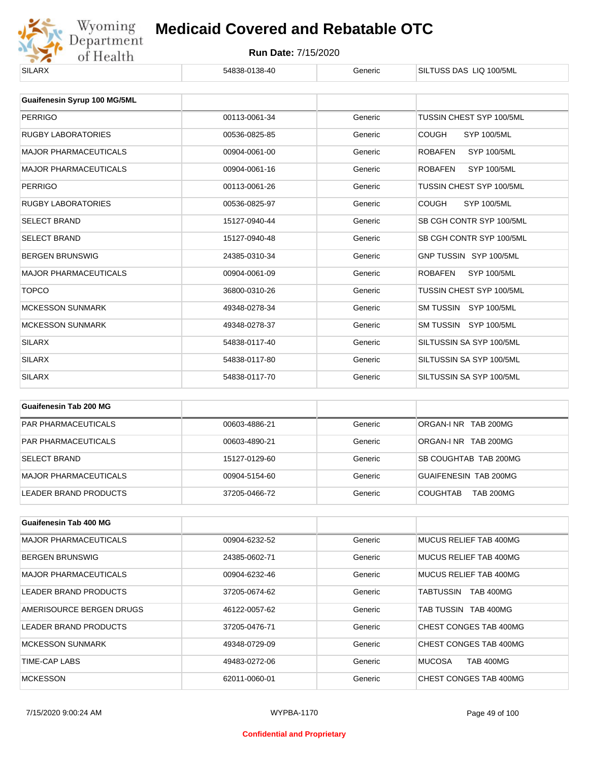| SILARX | 54838-0138-40 | Generic | SILTUSS DAS LIQ 100/5ML |
|---|---|---|---|

| Guaifenesin Syrup 100 MG/5ML | | | |
|---|---|---|---|
| PERRIGO | 00113-0061-34 | Generic | TUSSIN CHEST SYP 100/5ML |
| RUGBY LABORATORIES | 00536-0825-85 | Generic | COUGH SYP 100/5ML |
| MAJOR PHARMACEUTICALS | 00904-0061-00 | Generic | ROBAFEN SYP 100/5ML |
| MAJOR PHARMACEUTICALS | 00904-0061-16 | Generic | ROBAFEN SYP 100/5ML |
| PERRIGO | 00113-0061-26 | Generic | TUSSIN CHEST SYP 100/5ML |
| RUGBY LABORATORIES | 00536-0825-97 | Generic | COUGH SYP 100/5ML |
| SELECT BRAND | 15127-0940-44 | Generic | SB CGH CONTR SYP 100/5ML |
| SELECT BRAND | 15127-0940-48 | Generic | SB CGH CONTR SYP 100/5ML |
| BERGEN BRUNSWIG | 24385-0310-34 | Generic | GNP TUSSIN SYP 100/5ML |
| MAJOR PHARMACEUTICALS | 00904-0061-09 | Generic | ROBAFEN SYP 100/5ML |
| TOPCO | 36800-0310-26 | Generic | TUSSIN CHEST SYP 100/5ML |
| MCKESSON SUNMARK | 49348-0278-34 | Generic | SM TUSSIN SYP 100/5ML |
| MCKESSON SUNMARK | 49348-0278-37 | Generic | SM TUSSIN SYP 100/5ML |
| SILARX | 54838-0117-40 | Generic | SILTUSSIN SA SYP 100/5ML |
| SILARX | 54838-0117-80 | Generic | SILTUSSIN SA SYP 100/5ML |
| SILARX | 54838-0117-70 | Generic | SILTUSSIN SA SYP 100/5ML |

| Guaifenesin Tab 200 MG | | | |
|---|---|---|---|
| PAR PHARMACEUTICALS | 00603-4886-21 | Generic | ORGAN-I NR TAB 200MG |
| PAR PHARMACEUTICALS | 00603-4890-21 | Generic | ORGAN-I NR TAB 200MG |
| SELECT BRAND | 15127-0129-60 | Generic | SB COUGHTAB TAB 200MG |
| MAJOR PHARMACEUTICALS | 00904-5154-60 | Generic | GUAIFENESIN TAB 200MG |
| LEADER BRAND PRODUCTS | 37205-0466-72 | Generic | COUGHTAB TAB 200MG |

| Guaifenesin Tab 400 MG | | | |
|---|---|---|---|
| MAJOR PHARMACEUTICALS | 00904-6232-52 | Generic | MUCUS RELIEF TAB 400MG |
| BERGEN BRUNSWIG | 24385-0602-71 | Generic | MUCUS RELIEF TAB 400MG |
| MAJOR PHARMACEUTICALS | 00904-6232-46 | Generic | MUCUS RELIEF TAB 400MG |
| LEADER BRAND PRODUCTS | 37205-0674-62 | Generic | TABTUSSIN TAB 400MG |
| AMERISOURCE BERGEN DRUGS | 46122-0057-62 | Generic | TAB TUSSIN TAB 400MG |
| LEADER BRAND PRODUCTS | 37205-0476-71 | Generic | CHEST CONGES TAB 400MG |
| MCKESSON SUNMARK | 49348-0729-09 | Generic | CHEST CONGES TAB 400MG |
| TIME-CAP LABS | 49483-0272-06 | Generic | MUCOSA TAB 400MG |
| MCKESSON | 62011-0060-01 | Generic | CHEST CONGES TAB 400MG |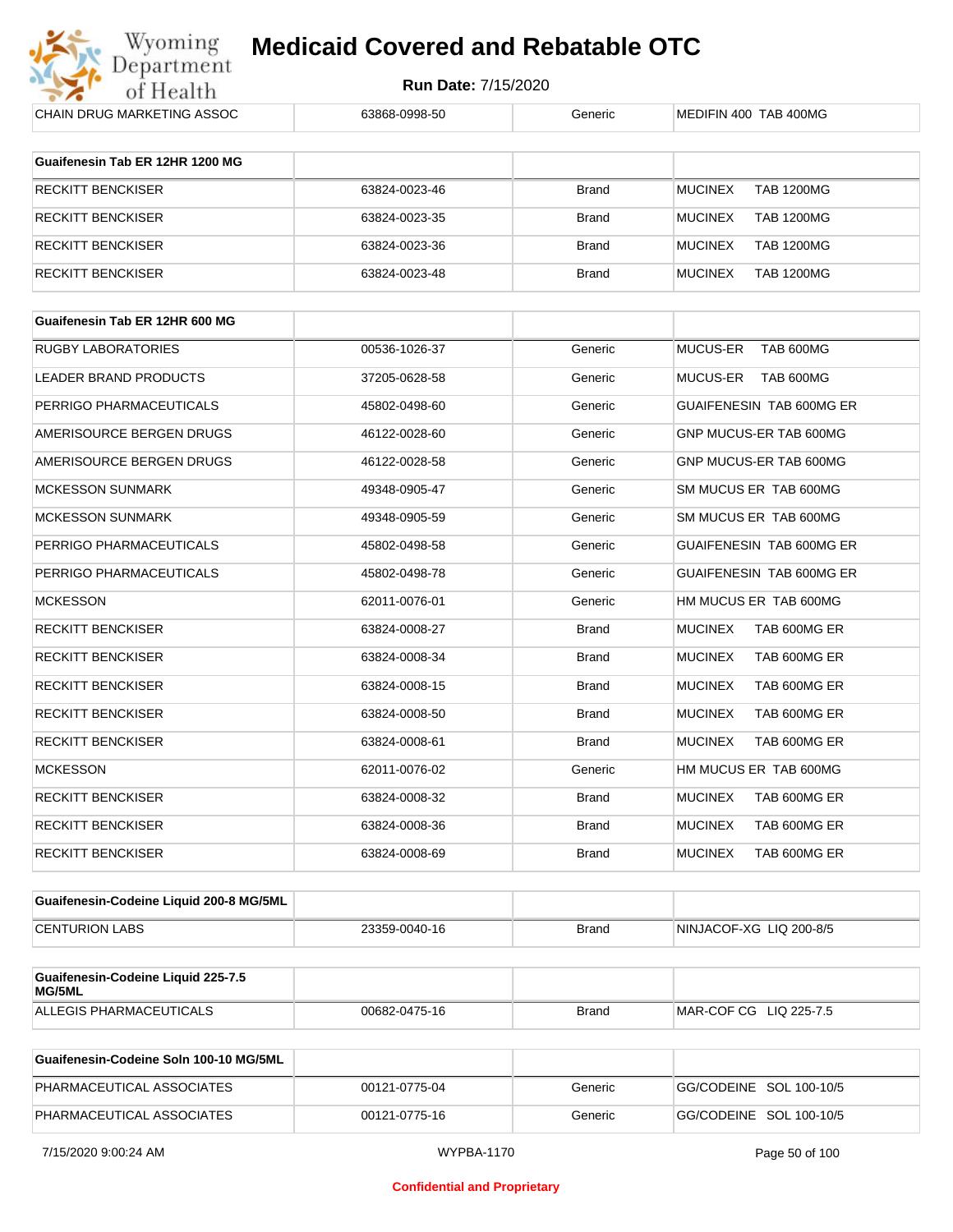| | | | |
|---|---|---|---|
| CHAIN DRUG MARKETING ASSOC | 63868-0998-50 | Generic | MEDIFIN 400 TAB 400MG |

| **Guaifenesin Tab ER 12HR 1200 MG** | | | |
|---|---|---|---|
| RECKITT BENCKISER | 63824-0023-46 | Brand | MUCINEX TAB 1200MG |
| RECKITT BENCKISER | 63824-0023-35 | Brand | MUCINEX TAB 1200MG |
| RECKITT BENCKISER | 63824-0023-36 | Brand | MUCINEX TAB 1200MG |
| RECKITT BENCKISER | 63824-0023-48 | Brand | MUCINEX TAB 1200MG |

| **Guaifenesin Tab ER 12HR 600 MG** | | | |
|---|---|---|---|
| RUGBY LABORATORIES | 00536-1026-37 | Generic | MUCUS-ER TAB 600MG |
| LEADER BRAND PRODUCTS | 37205-0628-58 | Generic | MUCUS-ER TAB 600MG |
| PERRIGO PHARMACEUTICALS | 45802-0498-60 | Generic | GUAIFENESIN TAB 600MG ER |
| AMERISOURCE BERGEN DRUGS | 46122-0028-60 | Generic | GNP MUCUS-ER TAB 600MG |
| AMERISOURCE BERGEN DRUGS | 46122-0028-58 | Generic | GNP MUCUS-ER TAB 600MG |
| MCKESSON SUNMARK | 49348-0905-47 | Generic | SM MUCUS ER TAB 600MG |
| MCKESSON SUNMARK | 49348-0905-59 | Generic | SM MUCUS ER TAB 600MG |
| PERRIGO PHARMACEUTICALS | 45802-0498-58 | Generic | GUAIFENESIN TAB 600MG ER |
| PERRIGO PHARMACEUTICALS | 45802-0498-78 | Generic | GUAIFENESIN TAB 600MG ER |
| MCKESSON | 62011-0076-01 | Generic | HM MUCUS ER TAB 600MG |
| RECKITT BENCKISER | 63824-0008-27 | Brand | MUCINEX TAB 600MG ER |
| RECKITT BENCKISER | 63824-0008-34 | Brand | MUCINEX TAB 600MG ER |
| RECKITT BENCKISER | 63824-0008-15 | Brand | MUCINEX TAB 600MG ER |
| RECKITT BENCKISER | 63824-0008-50 | Brand | MUCINEX TAB 600MG ER |
| RECKITT BENCKISER | 63824-0008-61 | Brand | MUCINEX TAB 600MG ER |
| MCKESSON | 62011-0076-02 | Generic | HM MUCUS ER TAB 600MG |
| RECKITT BENCKISER | 63824-0008-32 | Brand | MUCINEX TAB 600MG ER |
| RECKITT BENCKISER | 63824-0008-36 | Brand | MUCINEX TAB 600MG ER |
| RECKITT BENCKISER | 63824-0008-69 | Brand | MUCINEX TAB 600MG ER |

| **Guaifenesin-Codeine Liquid 200-8 MG/5ML** | | | |
|---|---|---|---|
| CENTURION LABS | 23359-0040-16 | Brand | NINJACOF-XG LIQ 200-8/5 |

| **Guaifenesin-Codeine Liquid 225-7.5 MG/5ML** | | | |
|---|---|---|---|
| ALLEGIS PHARMACEUTICALS | 00682-0475-16 | Brand | MAR-COF CG LIQ 225-7.5 |

| **Guaifenesin-Codeine Soln 100-10 MG/5ML** | | | |
|---|---|---|---|
| PHARMACEUTICAL ASSOCIATES | 00121-0775-04 | Generic | GG/CODEINE SOL 100-10/5 |
| PHARMACEUTICAL ASSOCIATES | 00121-0775-16 | Generic | GG/CODEINE SOL 100-10/5 |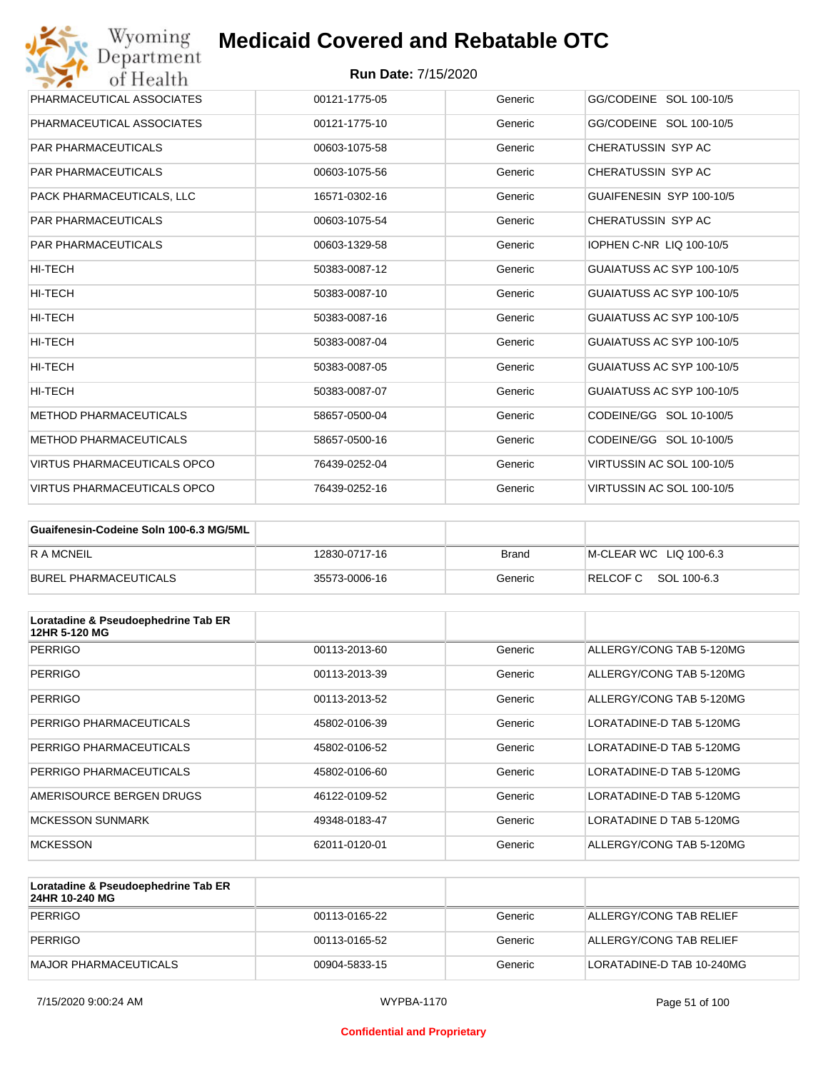| | | | |
|---|---|---|---|
| PHARMACEUTICAL ASSOCIATES | 00121-1775-05 | Generic | GG/CODEINE SOL 100-10/5 |
| PHARMACEUTICAL ASSOCIATES | 00121-1775-10 | Generic | GG/CODEINE SOL 100-10/5 |
| PAR PHARMACEUTICALS | 00603-1075-58 | Generic | CHERATUSSIN SYP AC |
| PAR PHARMACEUTICALS | 00603-1075-56 | Generic | CHERATUSSIN SYP AC |
| PACK PHARMACEUTICALS, LLC | 16571-0302-16 | Generic | GUAIFENESIN SYP 100-10/5 |
| PAR PHARMACEUTICALS | 00603-1075-54 | Generic | CHERATUSSIN SYP AC |
| PAR PHARMACEUTICALS | 00603-1329-58 | Generic | IOPHEN C-NR LIQ 100-10/5 |
| HI-TECH | 50383-0087-12 | Generic | GUAIATUSS AC SYP 100-10/5 |
| HI-TECH | 50383-0087-10 | Generic | GUAIATUSS AC SYP 100-10/5 |
| HI-TECH | 50383-0087-16 | Generic | GUAIATUSS AC SYP 100-10/5 |
| HI-TECH | 50383-0087-04 | Generic | GUAIATUSS AC SYP 100-10/5 |
| HI-TECH | 50383-0087-05 | Generic | GUAIATUSS AC SYP 100-10/5 |
| HI-TECH | 50383-0087-07 | Generic | GUAIATUSS AC SYP 100-10/5 |
| METHOD PHARMACEUTICALS | 58657-0500-04 | Generic | CODEINE/GG SOL 10-100/5 |
| METHOD PHARMACEUTICALS | 58657-0500-16 | Generic | CODEINE/GG SOL 10-100/5 |
| VIRTUS PHARMACEUTICALS OPCO | 76439-0252-04 | Generic | VIRTUSSIN AC SOL 100-10/5 |
| VIRTUS PHARMACEUTICALS OPCO | 76439-0252-16 | Generic | VIRTUSSIN AC SOL 100-10/5 |

| Guaifenesin-Codeine Soln 100-6.3 MG/5ML | | | |
|---|---|---|---|
| R A MCNEIL | 12830-0717-16 | Brand | M-CLEAR WC LIQ 100-6.3 |
| BUREL PHARMACEUTICALS | 35573-0006-16 | Generic | RELCOF C SOL 100-6.3 |

| Loratadine & Pseudoephedrine Tab ER 12HR 5-120 MG | | | |
|---|---|---|---|
| PERRIGO | 00113-2013-60 | Generic | ALLERGY/CONG TAB 5-120MG |
| PERRIGO | 00113-2013-39 | Generic | ALLERGY/CONG TAB 5-120MG |
| PERRIGO | 00113-2013-52 | Generic | ALLERGY/CONG TAB 5-120MG |
| PERRIGO PHARMACEUTICALS | 45802-0106-39 | Generic | LORATADINE-D TAB 5-120MG |
| PERRIGO PHARMACEUTICALS | 45802-0106-52 | Generic | LORATADINE-D TAB 5-120MG |
| PERRIGO PHARMACEUTICALS | 45802-0106-60 | Generic | LORATADINE-D TAB 5-120MG |
| AMERISOURCE BERGEN DRUGS | 46122-0109-52 | Generic | LORATADINE-D TAB 5-120MG |
| MCKESSON SUNMARK | 49348-0183-47 | Generic | LORATADINE D TAB 5-120MG |
| MCKESSON | 62011-0120-01 | Generic | ALLERGY/CONG TAB 5-120MG |

| Loratadine & Pseudoephedrine Tab ER 24HR 10-240 MG | | | |
|---|---|---|---|
| PERRIGO | 00113-0165-22 | Generic | ALLERGY/CONG TAB RELIEF |
| PERRIGO | 00113-0165-52 | Generic | ALLERGY/CONG TAB RELIEF |
| MAJOR PHARMACEUTICALS | 00904-5833-15 | Generic | LORATADINE-D TAB 10-240MG |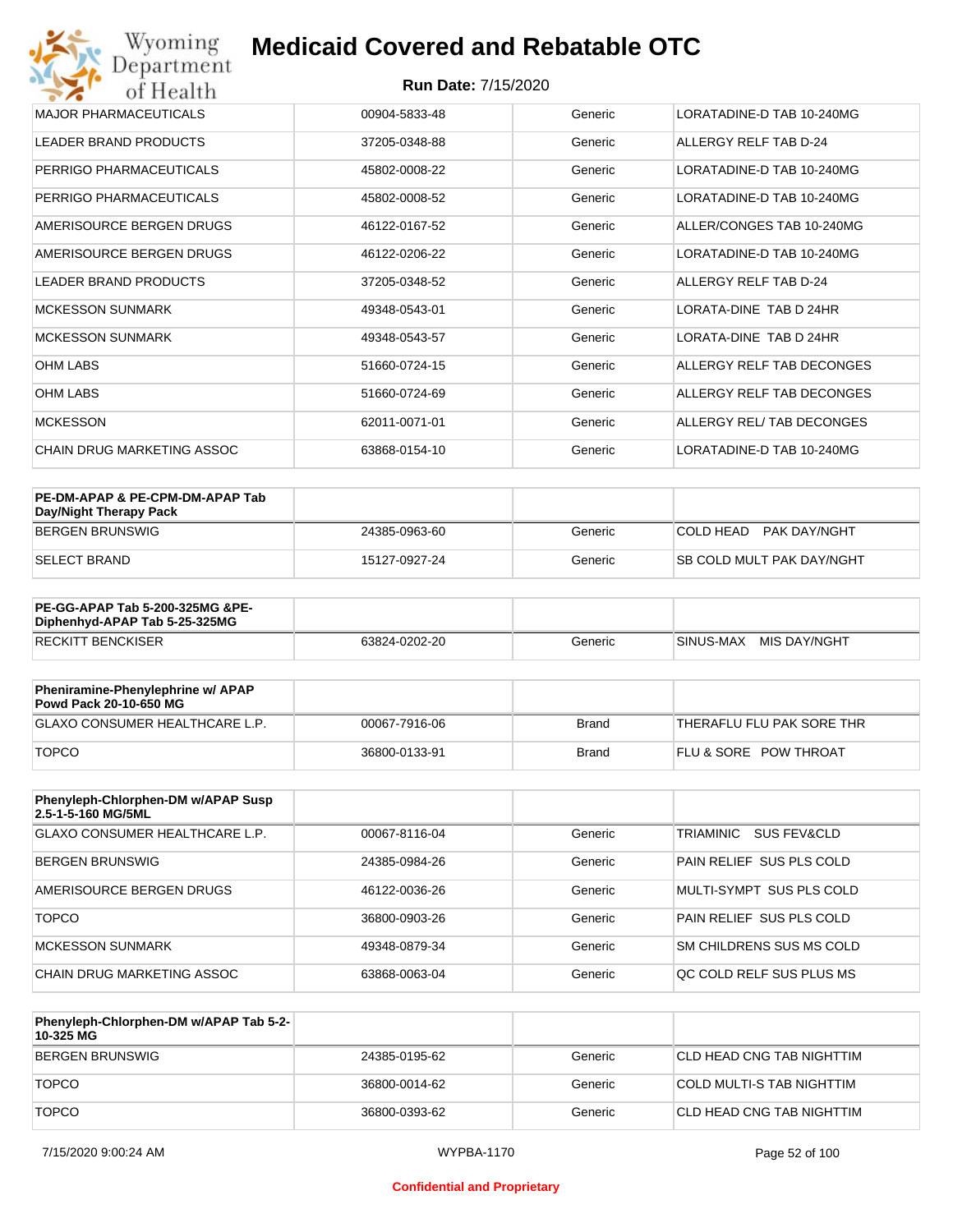| | | | |
|---|---|---|---|
| MAJOR PHARMACEUTICALS | 00904-5833-48 | Generic | LORATADINE-D TAB 10-240MG |
| LEADER BRAND PRODUCTS | 37205-0348-88 | Generic | ALLERGY RELF TAB D-24 |
| PERRIGO PHARMACEUTICALS | 45802-0008-22 | Generic | LORATADINE-D TAB 10-240MG |
| PERRIGO PHARMACEUTICALS | 45802-0008-52 | Generic | LORATADINE-D TAB 10-240MG |
| AMERISOURCE BERGEN DRUGS | 46122-0167-52 | Generic | ALLER/CONGES TAB 10-240MG |
| AMERISOURCE BERGEN DRUGS | 46122-0206-22 | Generic | LORATADINE-D TAB 10-240MG |
| LEADER BRAND PRODUCTS | 37205-0348-52 | Generic | ALLERGY RELF TAB D-24 |
| MCKESSON SUNMARK | 49348-0543-01 | Generic | LORATA-DINE TAB D 24HR |
| MCKESSON SUNMARK | 49348-0543-57 | Generic | LORATA-DINE TAB D 24HR |
| OHM LABS | 51660-0724-15 | Generic | ALLERGY RELF TAB DECONGES |
| OHM LABS | 51660-0724-69 | Generic | ALLERGY RELF TAB DECONGES |
| MCKESSON | 62011-0071-01 | Generic | ALLERGY REL/ TAB DECONGES |
| CHAIN DRUG MARKETING ASSOC | 63868-0154-10 | Generic | LORATADINE-D TAB 10-240MG |

| **PE-DM-APAP & PE-CPM-DM-APAP Tab Day/Night Therapy Pack** | | | |
|---|---|---|---|
| BERGEN BRUNSWIG | 24385-0963-60 | Generic | COLD HEAD PAK DAY/NGHT |
| SELECT BRAND | 15127-0927-24 | Generic | SB COLD MULT PAK DAY/NGHT |

| **PE-GG-APAP Tab 5-200-325MG &PE-Diphenhyd-APAP Tab 5-25-325MG** | | | |
|---|---|---|---|
| RECKITT BENCKISER | 63824-0202-20 | Generic | SINUS-MAX MIS DAY/NGHT |

| **Pheniramine-Phenylephrine w/ APAP Powd Pack 20-10-650 MG** | | | |
|---|---|---|---|
| GLAXO CONSUMER HEALTHCARE L.P. | 00067-7916-06 | Brand | THERAFLU FLU PAK SORE THR |
| TOPCO | 36800-0133-91 | Brand | FLU & SORE POW THROAT |

| **Phenyleph-Chlorphen-DM w/APAP Susp 2.5-1-5-160 MG/5ML** | | | |
|---|---|---|---|
| GLAXO CONSUMER HEALTHCARE L.P. | 00067-8116-04 | Generic | TRIAMINIC SUS FEV&CLD |
| BERGEN BRUNSWIG | 24385-0984-26 | Generic | PAIN RELIEF SUS PLS COLD |
| AMERISOURCE BERGEN DRUGS | 46122-0036-26 | Generic | MULTI-SYMPT SUS PLS COLD |
| TOPCO | 36800-0903-26 | Generic | PAIN RELIEF SUS PLS COLD |
| MCKESSON SUNMARK | 49348-0879-34 | Generic | SM CHILDRENS SUS MS COLD |
| CHAIN DRUG MARKETING ASSOC | 63868-0063-04 | Generic | QC COLD RELF SUS PLUS MS |

| **Phenyleph-Chlorphen-DM w/APAP Tab 5-2-10-325 MG** | | | |
|---|---|---|---|
| BERGEN BRUNSWIG | 24385-0195-62 | Generic | CLD HEAD CNG TAB NIGHTTIM |
| TOPCO | 36800-0014-62 | Generic | COLD MULTI-S TAB NIGHTTIM |
| TOPCO | 36800-0393-62 | Generic | CLD HEAD CNG TAB NIGHTTIM |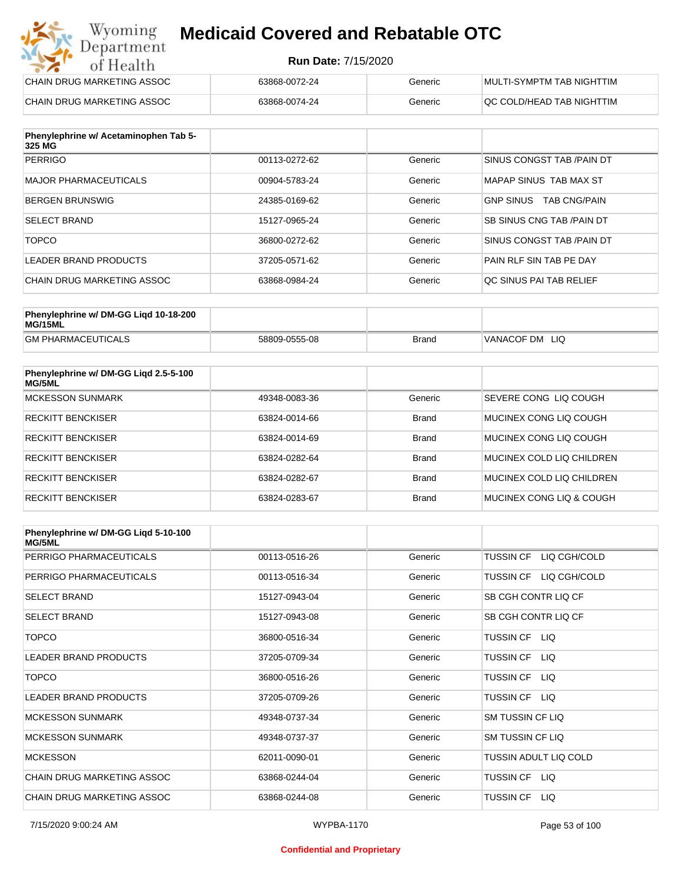| | | | |
|---|---|---|---|
| CHAIN DRUG MARKETING ASSOC | 63868-0072-24 | Generic | MULTI-SYMPTM TAB NIGHTTIM |
| CHAIN DRUG MARKETING ASSOC | 63868-0074-24 | Generic | QC COLD/HEAD TAB NIGHTTIM |

| Phenylephrine w/ Acetaminophen Tab 5-325 MG | | | |
|---|---|---|---|
| PERRIGO | 00113-0272-62 | Generic | SINUS CONGST TAB /PAIN DT |
| MAJOR PHARMACEUTICALS | 00904-5783-24 | Generic | MAPAP SINUS TAB MAX ST |
| BERGEN BRUNSWIG | 24385-0169-62 | Generic | GNP SINUS TAB CNG/PAIN |
| SELECT BRAND | 15127-0965-24 | Generic | SB SINUS CNG TAB /PAIN DT |
| TOPCO | 36800-0272-62 | Generic | SINUS CONGST TAB /PAIN DT |
| LEADER BRAND PRODUCTS | 37205-0571-62 | Generic | PAIN RLF SIN TAB PE DAY |
| CHAIN DRUG MARKETING ASSOC | 63868-0984-24 | Generic | QC SINUS PAI TAB RELIEF |

| Phenylephrine w/ DM-GG Liqd 10-18-200 MG/15ML | | | |
|---|---|---|---|
| GM PHARMACEUTICALS | 58809-0555-08 | Brand | VANACOF DM LIQ |

| Phenylephrine w/ DM-GG Liqd 2.5-5-100 MG/5ML | | | |
|---|---|---|---|
| MCKESSON SUNMARK | 49348-0083-36 | Generic | SEVERE CONG LIQ COUGH |
| RECKITT BENCKISER | 63824-0014-66 | Brand | MUCINEX CONG LIQ COUGH |
| RECKITT BENCKISER | 63824-0014-69 | Brand | MUCINEX CONG LIQ COUGH |
| RECKITT BENCKISER | 63824-0282-64 | Brand | MUCINEX COLD LIQ CHILDREN |
| RECKITT BENCKISER | 63824-0282-67 | Brand | MUCINEX COLD LIQ CHILDREN |
| RECKITT BENCKISER | 63824-0283-67 | Brand | MUCINEX CONG LIQ & COUGH |

| Phenylephrine w/ DM-GG Liqd 5-10-100 MG/5ML | | | |
|---|---|---|---|
| PERRIGO PHARMACEUTICALS | 00113-0516-26 | Generic | TUSSIN CF LIQ CGH/COLD |
| PERRIGO PHARMACEUTICALS | 00113-0516-34 | Generic | TUSSIN CF LIQ CGH/COLD |
| SELECT BRAND | 15127-0943-04 | Generic | SB CGH CONTR LIQ CF |
| SELECT BRAND | 15127-0943-08 | Generic | SB CGH CONTR LIQ CF |
| TOPCO | 36800-0516-34 | Generic | TUSSIN CF LIQ |
| LEADER BRAND PRODUCTS | 37205-0709-34 | Generic | TUSSIN CF LIQ |
| TOPCO | 36800-0516-26 | Generic | TUSSIN CF LIQ |
| LEADER BRAND PRODUCTS | 37205-0709-26 | Generic | TUSSIN CF LIQ |
| MCKESSON SUNMARK | 49348-0737-34 | Generic | SM TUSSIN CF LIQ |
| MCKESSON SUNMARK | 49348-0737-37 | Generic | SM TUSSIN CF LIQ |
| MCKESSON | 62011-0090-01 | Generic | TUSSIN ADULT LIQ COLD |
| CHAIN DRUG MARKETING ASSOC | 63868-0244-04 | Generic | TUSSIN CF LIQ |
| CHAIN DRUG MARKETING ASSOC | 63868-0244-08 | Generic | TUSSIN CF LIQ |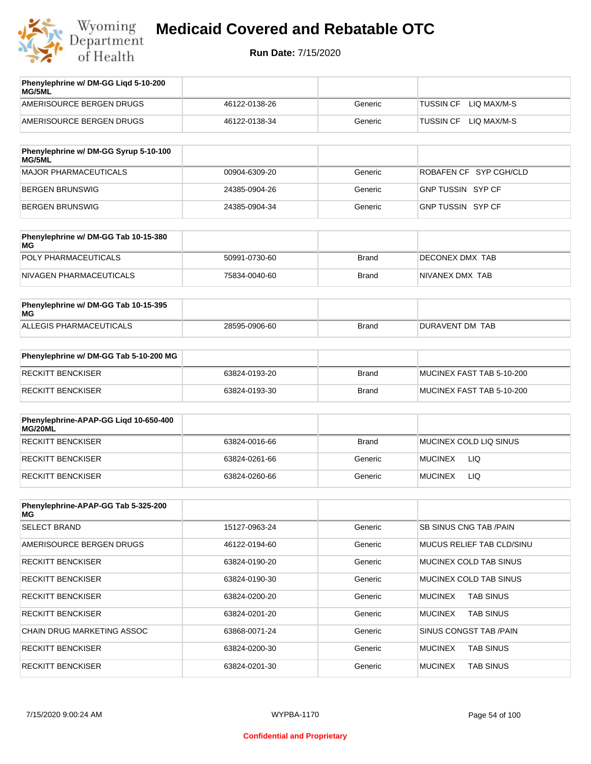# Medicaid Covered and Rebatable OTC

**Run Date:** 7/15/2020

| Phenylephrine w/ DM-GG Liqd 5-10-200 MG/5ML | | | |
|---|---|---|---|
| AMERISOURCE BERGEN DRUGS | 46122-0138-26 | Generic | TUSSIN CF LIQ MAX/M-S |
| AMERISOURCE BERGEN DRUGS | 46122-0138-34 | Generic | TUSSIN CF LIQ MAX/M-S |

| Phenylephrine w/ DM-GG Syrup 5-10-100 MG/5ML | | | |
|---|---|---|---|
| MAJOR PHARMACEUTICALS | 00904-6309-20 | Generic | ROBAFEN CF SYP CGH/CLD |
| BERGEN BRUNSWIG | 24385-0904-26 | Generic | GNP TUSSIN SYP CF |
| BERGEN BRUNSWIG | 24385-0904-34 | Generic | GNP TUSSIN SYP CF |

| Phenylephrine w/ DM-GG Tab 10-15-380 MG | | | |
|---|---|---|---|
| POLY PHARMACEUTICALS | 50991-0730-60 | Brand | DECONEX DMX TAB |
| NIVAGEN PHARMACEUTICALS | 75834-0040-60 | Brand | NIVANEX DMX TAB |

| Phenylephrine w/ DM-GG Tab 10-15-395 MG | | | |
|---|---|---|---|
| ALLEGIS PHARMACEUTICALS | 28595-0906-60 | Brand | DURAVENT DM TAB |

| Phenylephrine w/ DM-GG Tab 5-10-200 MG | | | |
|---|---|---|---|
| RECKITT BENCKISER | 63824-0193-20 | Brand | MUCINEX FAST TAB 5-10-200 |
| RECKITT BENCKISER | 63824-0193-30 | Brand | MUCINEX FAST TAB 5-10-200 |

| Phenylephrine-APAP-GG Liqd 10-650-400 MG/20ML | | | |
|---|---|---|---|
| RECKITT BENCKISER | 63824-0016-66 | Brand | MUCINEX COLD LIQ SINUS |
| RECKITT BENCKISER | 63824-0261-66 | Generic | MUCINEX LIQ |
| RECKITT BENCKISER | 63824-0260-66 | Generic | MUCINEX LIQ |

| Phenylephrine-APAP-GG Tab 5-325-200 MG | | | |
|---|---|---|---|
| SELECT BRAND | 15127-0963-24 | Generic | SB SINUS CNG TAB /PAIN |
| AMERISOURCE BERGEN DRUGS | 46122-0194-60 | Generic | MUCUS RELIEF TAB CLD/SINU |
| RECKITT BENCKISER | 63824-0190-20 | Generic | MUCINEX COLD TAB SINUS |
| RECKITT BENCKISER | 63824-0190-30 | Generic | MUCINEX COLD TAB SINUS |
| RECKITT BENCKISER | 63824-0200-20 | Generic | MUCINEX TAB SINUS |
| RECKITT BENCKISER | 63824-0201-20 | Generic | MUCINEX TAB SINUS |
| CHAIN DRUG MARKETING ASSOC | 63868-0071-24 | Generic | SINUS CONGST TAB /PAIN |
| RECKITT BENCKISER | 63824-0200-30 | Generic | MUCINEX TAB SINUS |
| RECKITT BENCKISER | 63824-0201-30 | Generic | MUCINEX TAB SINUS |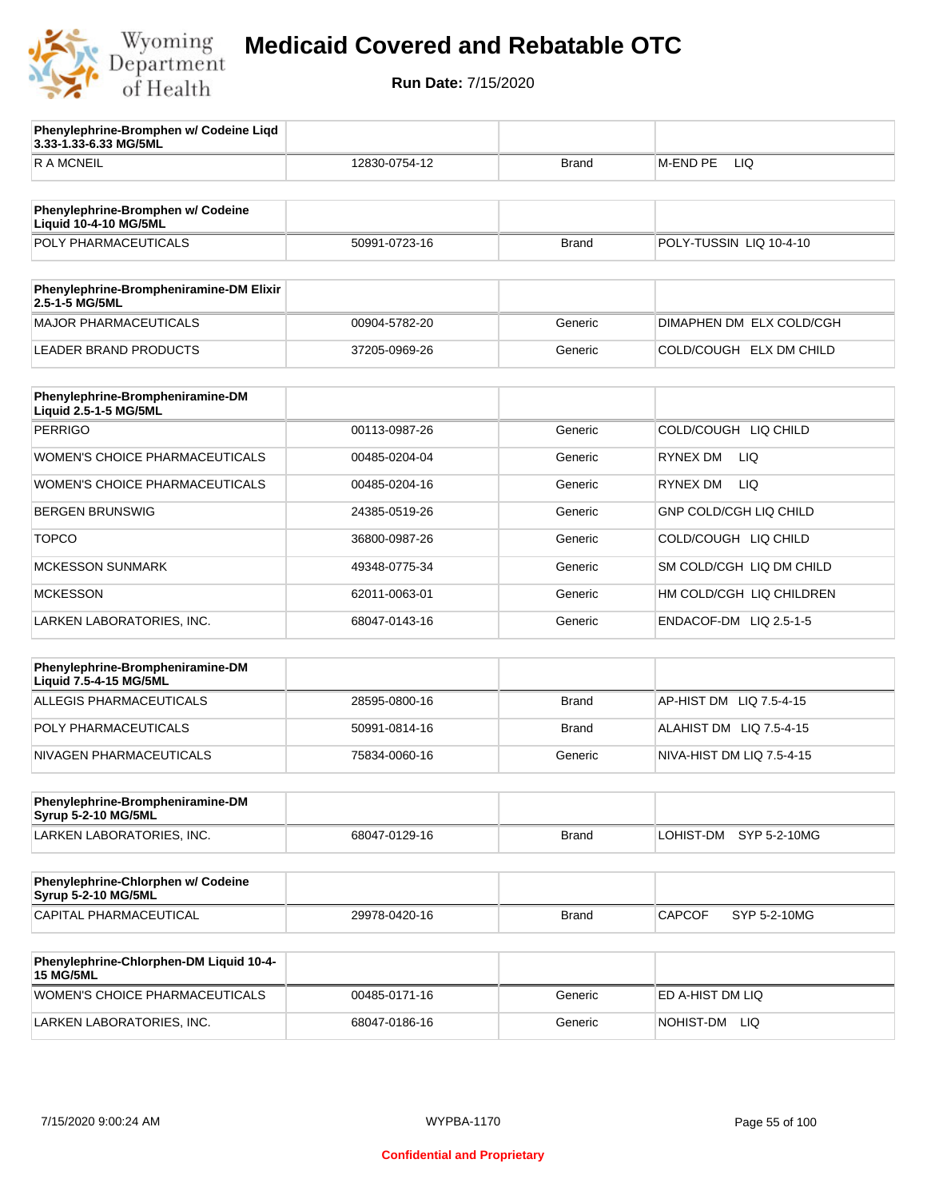# Medicaid Covered and Rebatable OTC

**Run Date:** 7/15/2020

| Phenylephrine-Bromphen w/ Codeine Liqd 3.33-1.33-6.33 MG/5ML | | | |
|---|---|---|---|
| R A MCNEIL | 12830-0754-12 | Brand | M-END PE LIQ |

| Phenylephrine-Bromphen w/ Codeine Liquid 10-4-10 MG/5ML | | | |
|---|---|---|---|
| POLY PHARMACEUTICALS | 50991-0723-16 | Brand | POLY-TUSSIN LIQ 10-4-10 |

| Phenylephrine-Brompheniramine-DM Elixir 2.5-1-5 MG/5ML | | | |
|---|---|---|---|
| MAJOR PHARMACEUTICALS | 00904-5782-20 | Generic | DIMAPHEN DM ELX COLD/CGH |
| LEADER BRAND PRODUCTS | 37205-0969-26 | Generic | COLD/COUGH ELX DM CHILD |

| Phenylephrine-Brompheniramine-DM Liquid 2.5-1-5 MG/5ML | | | |
|---|---|---|---|
| PERRIGO | 00113-0987-26 | Generic | COLD/COUGH LIQ CHILD |
| WOMEN'S CHOICE PHARMACEUTICALS | 00485-0204-04 | Generic | RYNEX DM LIQ |
| WOMEN'S CHOICE PHARMACEUTICALS | 00485-0204-16 | Generic | RYNEX DM LIQ |
| BERGEN BRUNSWIG | 24385-0519-26 | Generic | GNP COLD/CGH LIQ CHILD |
| TOPCO | 36800-0987-26 | Generic | COLD/COUGH LIQ CHILD |
| MCKESSON SUNMARK | 49348-0775-34 | Generic | SM COLD/CGH LIQ DM CHILD |
| MCKESSON | 62011-0063-01 | Generic | HM COLD/CGH LIQ CHILDREN |
| LARKEN LABORATORIES, INC. | 68047-0143-16 | Generic | ENDACOF-DM LIQ 2.5-1-5 |

| Phenylephrine-Brompheniramine-DM Liquid 7.5-4-15 MG/5ML | | | |
|---|---|---|---|
| ALLEGIS PHARMACEUTICALS | 28595-0800-16 | Brand | AP-HIST DM LIQ 7.5-4-15 |
| POLY PHARMACEUTICALS | 50991-0814-16 | Brand | ALAHIST DM LIQ 7.5-4-15 |
| NIVAGEN PHARMACEUTICALS | 75834-0060-16 | Generic | NIVA-HIST DM LIQ 7.5-4-15 |

| Phenylephrine-Brompheniramine-DM Syrup 5-2-10 MG/5ML | | | |
|---|---|---|---|
| LARKEN LABORATORIES, INC. | 68047-0129-16 | Brand | LOHIST-DM SYP 5-2-10MG |

| Phenylephrine-Chlorphen w/ Codeine Syrup 5-2-10 MG/5ML | | | |
|---|---|---|---|
| CAPITAL PHARMACEUTICAL | 29978-0420-16 | Brand | CAPCOF SYP 5-2-10MG |

| Phenylephrine-Chlorphen-DM Liquid 10-4-15 MG/5ML | | | |
|---|---|---|---|
| WOMEN'S CHOICE PHARMACEUTICALS | 00485-0171-16 | Generic | ED A-HIST DM LIQ |
| LARKEN LABORATORIES, INC. | 68047-0186-16 | Generic | NOHIST-DM LIQ |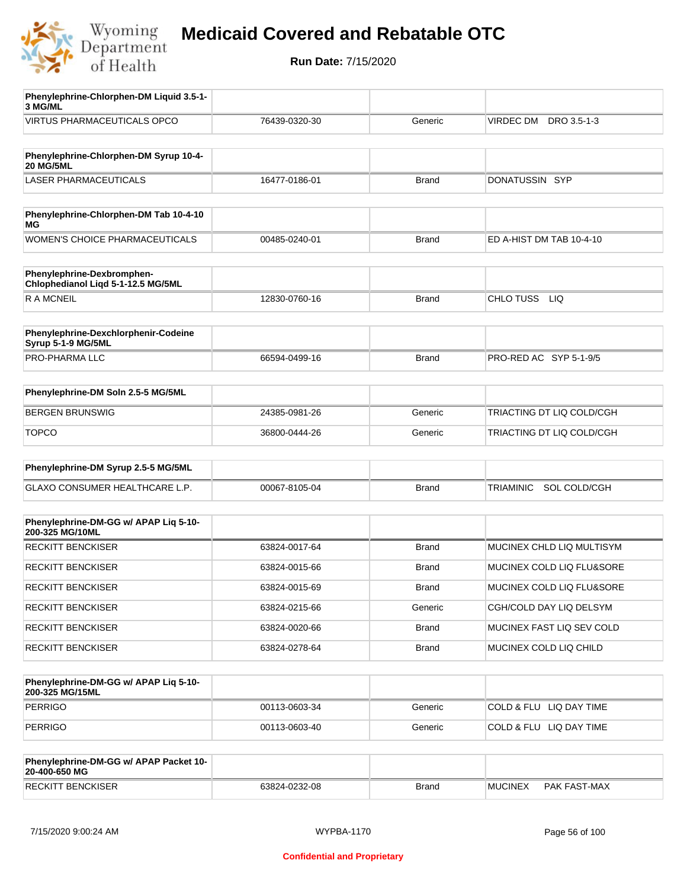# Medicaid Covered and Rebatable OTC

**Run Date:** 7/15/2020

| Phenylephrine-Chlorphen-DM Liquid 3.5-1-3 MG/ML | | | |
|---|---|---|---|
| VIRTUS PHARMACEUTICALS OPCO | 76439-0320-30 | Generic | VIRDEC DM DRO 3.5-1-3 |

| Phenylephrine-Chlorphen-DM Syrup 10-4-20 MG/5ML | | | |
|---|---|---|---|
| LASER PHARMACEUTICALS | 16477-0186-01 | Brand | DONATUSSIN SYP |

| Phenylephrine-Chlorphen-DM Tab 10-4-10 MG | | | |
|---|---|---|---|
| WOMEN'S CHOICE PHARMACEUTICALS | 00485-0240-01 | Brand | ED A-HIST DM TAB 10-4-10 |

| Phenylephrine-Dexbromphen-Chlophedianol Liqd 5-1-12.5 MG/5ML | | | |
|---|---|---|---|
| R A MCNEIL | 12830-0760-16 | Brand | CHLO TUSS LIQ |

| Phenylephrine-Dexchlorphenir-Codeine Syrup 5-1-9 MG/5ML | | | |
|---|---|---|---|
| PRO-PHARMA LLC | 66594-0499-16 | Brand | PRO-RED AC SYP 5-1-9/5 |

| Phenylephrine-DM Soln 2.5-5 MG/5ML | | | |
|---|---|---|---|
| BERGEN BRUNSWIG | 24385-0981-26 | Generic | TRIACTING DT LIQ COLD/CGH |
| TOPCO | 36800-0444-26 | Generic | TRIACTING DT LIQ COLD/CGH |

| Phenylephrine-DM Syrup 2.5-5 MG/5ML | | | |
|---|---|---|---|
| GLAXO CONSUMER HEALTHCARE L.P. | 00067-8105-04 | Brand | TRIAMINIC SOL COLD/CGH |

| Phenylephrine-DM-GG w/ APAP Liq 5-10-200-325 MG/10ML | | | |
|---|---|---|---|
| RECKITT BENCKISER | 63824-0017-64 | Brand | MUCINEX CHLD LIQ MULTISYM |
| RECKITT BENCKISER | 63824-0015-66 | Brand | MUCINEX COLD LIQ FLU&SORE |
| RECKITT BENCKISER | 63824-0015-69 | Brand | MUCINEX COLD LIQ FLU&SORE |
| RECKITT BENCKISER | 63824-0215-66 | Generic | CGH/COLD DAY LIQ DELSYM |
| RECKITT BENCKISER | 63824-0020-66 | Brand | MUCINEX FAST LIQ SEV COLD |
| RECKITT BENCKISER | 63824-0278-64 | Brand | MUCINEX COLD LIQ CHILD |

| Phenylephrine-DM-GG w/ APAP Liq 5-10-200-325 MG/15ML | | | |
|---|---|---|---|
| PERRIGO | 00113-0603-34 | Generic | COLD & FLU LIQ DAY TIME |
| PERRIGO | 00113-0603-40 | Generic | COLD & FLU LIQ DAY TIME |

| Phenylephrine-DM-GG w/ APAP Packet 10-20-400-650 MG | | | |
|---|---|---|---|
| RECKITT BENCKISER | 63824-0232-08 | Brand | MUCINEX PAK FAST-MAX |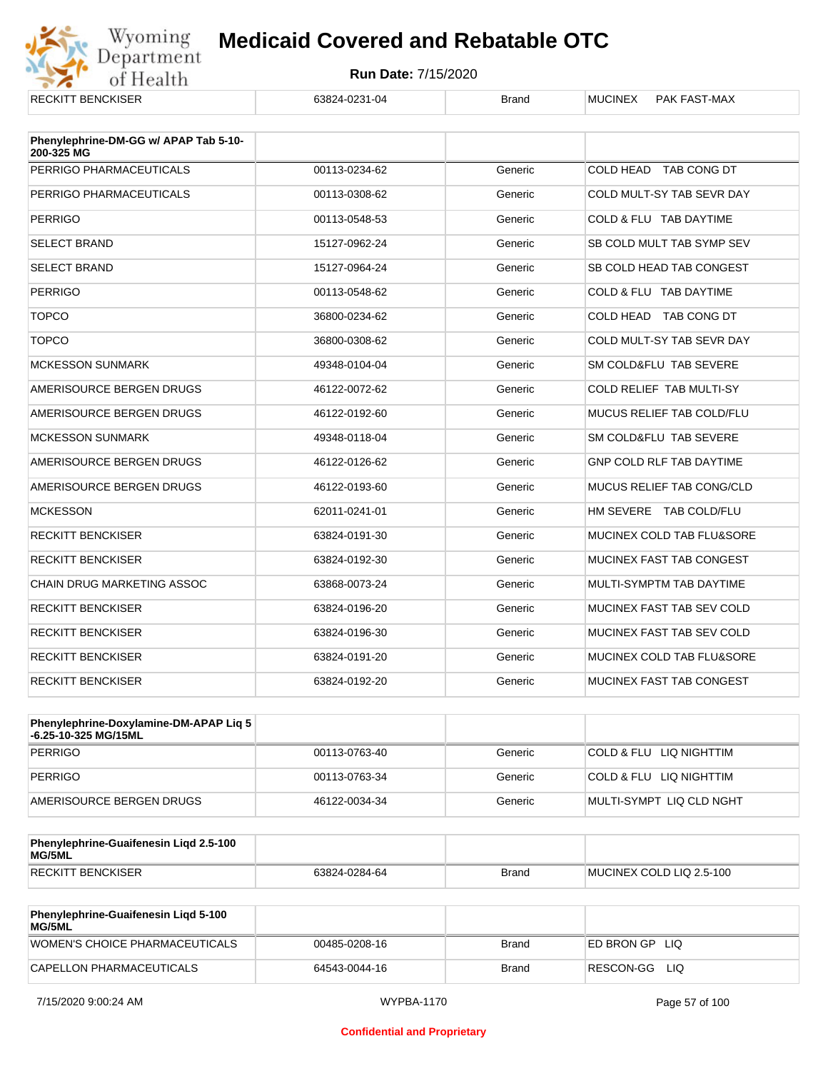| RECKITT BENCKISER | 63824-0231-04 | Brand | MUCINEX PAK FAST-MAX |
|---|---|---|---|

| Phenylephrine-DM-GG w/ APAP Tab 5-10-200-325 MG | | | |
|---|---|---|---|
| PERRIGO PHARMACEUTICALS | 00113-0234-62 | Generic | COLD HEAD TAB CONG DT |
| PERRIGO PHARMACEUTICALS | 00113-0308-62 | Generic | COLD MULT-SY TAB SEVR DAY |
| PERRIGO | 00113-0548-53 | Generic | COLD & FLU TAB DAYTIME |
| SELECT BRAND | 15127-0962-24 | Generic | SB COLD MULT TAB SYMP SEV |
| SELECT BRAND | 15127-0964-24 | Generic | SB COLD HEAD TAB CONGEST |
| PERRIGO | 00113-0548-62 | Generic | COLD & FLU TAB DAYTIME |
| TOPCO | 36800-0234-62 | Generic | COLD HEAD TAB CONG DT |
| TOPCO | 36800-0308-62 | Generic | COLD MULT-SY TAB SEVR DAY |
| MCKESSON SUNMARK | 49348-0104-04 | Generic | SM COLD&FLU TAB SEVERE |
| AMERISOURCE BERGEN DRUGS | 46122-0072-62 | Generic | COLD RELIEF TAB MULTI-SY |
| AMERISOURCE BERGEN DRUGS | 46122-0192-60 | Generic | MUCUS RELIEF TAB COLD/FLU |
| MCKESSON SUNMARK | 49348-0118-04 | Generic | SM COLD&FLU TAB SEVERE |
| AMERISOURCE BERGEN DRUGS | 46122-0126-62 | Generic | GNP COLD RLF TAB DAYTIME |
| AMERISOURCE BERGEN DRUGS | 46122-0193-60 | Generic | MUCUS RELIEF TAB CONG/CLD |
| MCKESSON | 62011-0241-01 | Generic | HM SEVERE TAB COLD/FLU |
| RECKITT BENCKISER | 63824-0191-30 | Generic | MUCINEX COLD TAB FLU&SORE |
| RECKITT BENCKISER | 63824-0192-30 | Generic | MUCINEX FAST TAB CONGEST |
| CHAIN DRUG MARKETING ASSOC | 63868-0073-24 | Generic | MULTI-SYMPTM TAB DAYTIME |
| RECKITT BENCKISER | 63824-0196-20 | Generic | MUCINEX FAST TAB SEV COLD |
| RECKITT BENCKISER | 63824-0196-30 | Generic | MUCINEX FAST TAB SEV COLD |
| RECKITT BENCKISER | 63824-0191-20 | Generic | MUCINEX COLD TAB FLU&SORE |
| RECKITT BENCKISER | 63824-0192-20 | Generic | MUCINEX FAST TAB CONGEST |

| Phenylephrine-Doxylamine-DM-APAP Liq 5-6.25-10-325 MG/15ML | | | |
|---|---|---|---|
| PERRIGO | 00113-0763-40 | Generic | COLD & FLU LIQ NIGHTTIM |
| PERRIGO | 00113-0763-34 | Generic | COLD & FLU LIQ NIGHTTIM |
| AMERISOURCE BERGEN DRUGS | 46122-0034-34 | Generic | MULTI-SYMPT LIQ CLD NGHT |

| Phenylephrine-Guaifenesin Liqd 2.5-100 MG/5ML | | | |
|---|---|---|---|
| RECKITT BENCKISER | 63824-0284-64 | Brand | MUCINEX COLD LIQ 2.5-100 |

| Phenylephrine-Guaifenesin Liqd 5-100 MG/5ML | | | |
|---|---|---|---|
| WOMEN'S CHOICE PHARMACEUTICALS | 00485-0208-16 | Brand | ED BRON GP LIQ |
| CAPELLON PHARMACEUTICALS | 64543-0044-16 | Brand | RESCON-GG LIQ |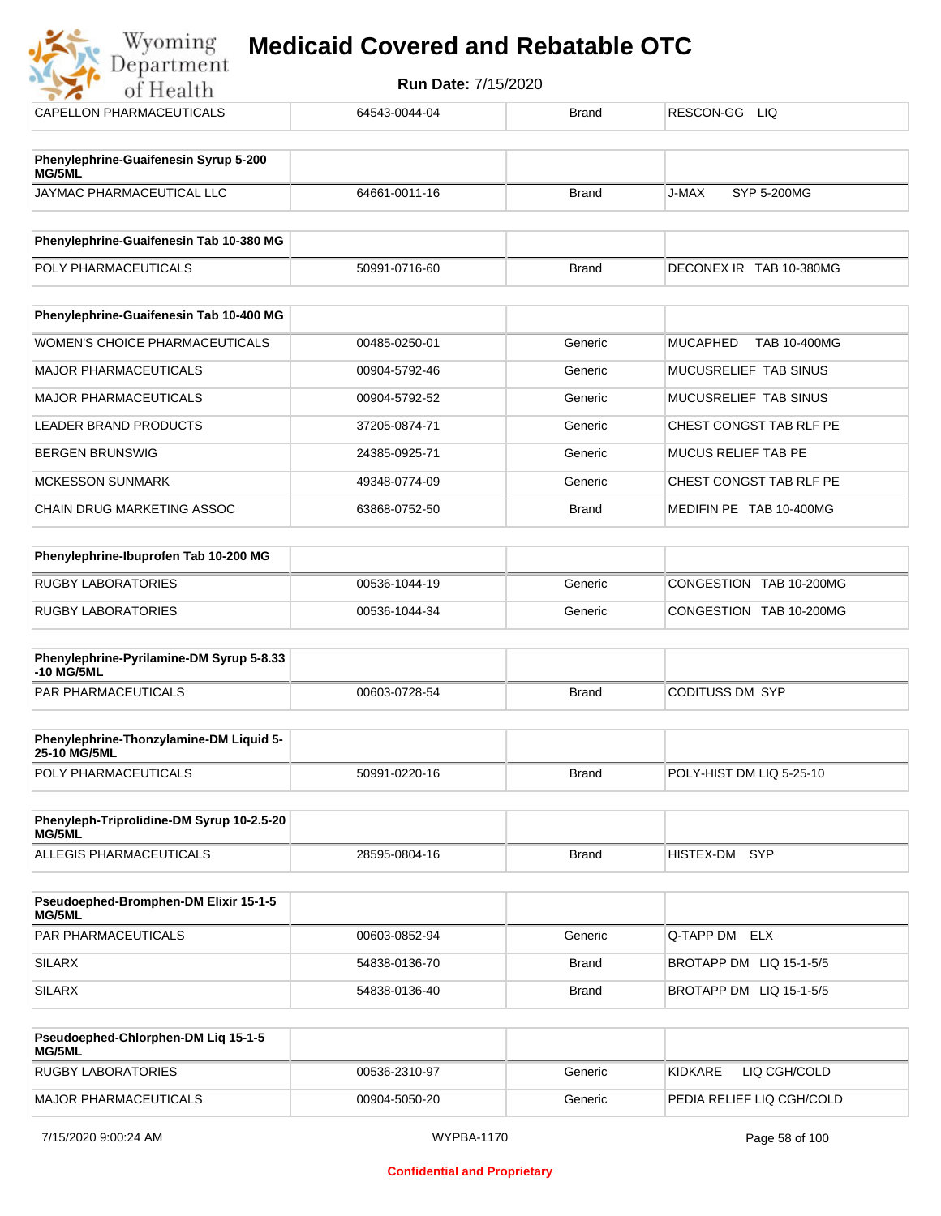| | | | |
|---|---|---|---|
| CAPELLON PHARMACEUTICALS | 64543-0044-04 | Brand | RESCON-GG LIQ |

| **Phenylephrine-Guaifenesin Syrup 5-200 MG/5ML** | | | |
|---|---|---|---|
| JAYMAC PHARMACEUTICAL LLC | 64661-0011-16 | Brand | J-MAX SYP 5-200MG |

| **Phenylephrine-Guaifenesin Tab 10-380 MG** | | | |
|---|---|---|---|
| POLY PHARMACEUTICALS | 50991-0716-60 | Brand | DECONEX IR TAB 10-380MG |

| **Phenylephrine-Guaifenesin Tab 10-400 MG** | | | |
|---|---|---|---|
| WOMEN'S CHOICE PHARMACEUTICALS | 00485-0250-01 | Generic | MUCAPHED TAB 10-400MG |
| MAJOR PHARMACEUTICALS | 00904-5792-46 | Generic | MUCUSRELIEF TAB SINUS |
| MAJOR PHARMACEUTICALS | 00904-5792-52 | Generic | MUCUSRELIEF TAB SINUS |
| LEADER BRAND PRODUCTS | 37205-0874-71 | Generic | CHEST CONGST TAB RLF PE |
| BERGEN BRUNSWIG | 24385-0925-71 | Generic | MUCUS RELIEF TAB PE |
| MCKESSON SUNMARK | 49348-0774-09 | Generic | CHEST CONGST TAB RLF PE |
| CHAIN DRUG MARKETING ASSOC | 63868-0752-50 | Brand | MEDIFIN PE TAB 10-400MG |

| **Phenylephrine-Ibuprofen Tab 10-200 MG** | | | |
|---|---|---|---|
| RUGBY LABORATORIES | 00536-1044-19 | Generic | CONGESTION TAB 10-200MG |
| RUGBY LABORATORIES | 00536-1044-34 | Generic | CONGESTION TAB 10-200MG |

| **Phenylephrine-Pyrilamine-DM Syrup 5-8.33 -10 MG/5ML** | | | |
|---|---|---|---|
| PAR PHARMACEUTICALS | 00603-0728-54 | Brand | CODITUSS DM SYP |

| **Phenylephrine-Thonzylamine-DM Liquid 5-25-10 MG/5ML** | | | |
|---|---|---|---|
| POLY PHARMACEUTICALS | 50991-0220-16 | Brand | POLY-HIST DM LIQ 5-25-10 |

| **Phenyleph-Triprolidine-DM Syrup 10-2.5-20 MG/5ML** | | | |
|---|---|---|---|
| ALLEGIS PHARMACEUTICALS | 28595-0804-16 | Brand | HISTEX-DM SYP |

| **Pseudoephed-Bromphen-DM Elixir 15-1-5 MG/5ML** | | | |
|---|---|---|---|
| PAR PHARMACEUTICALS | 00603-0852-94 | Generic | Q-TAPP DM ELX |
| SILARX | 54838-0136-70 | Brand | BROTAPP DM LIQ 15-1-5/5 |
| SILARX | 54838-0136-40 | Brand | BROTAPP DM LIQ 15-1-5/5 |

| **Pseudoephed-Chlorphen-DM Liq 15-1-5 MG/5ML** | | | |
|---|---|---|---|
| RUGBY LABORATORIES | 00536-2310-97 | Generic | KIDKARE LIQ CGH/COLD |
| MAJOR PHARMACEUTICALS | 00904-5050-20 | Generic | PEDIA RELIEF LIQ CGH/COLD |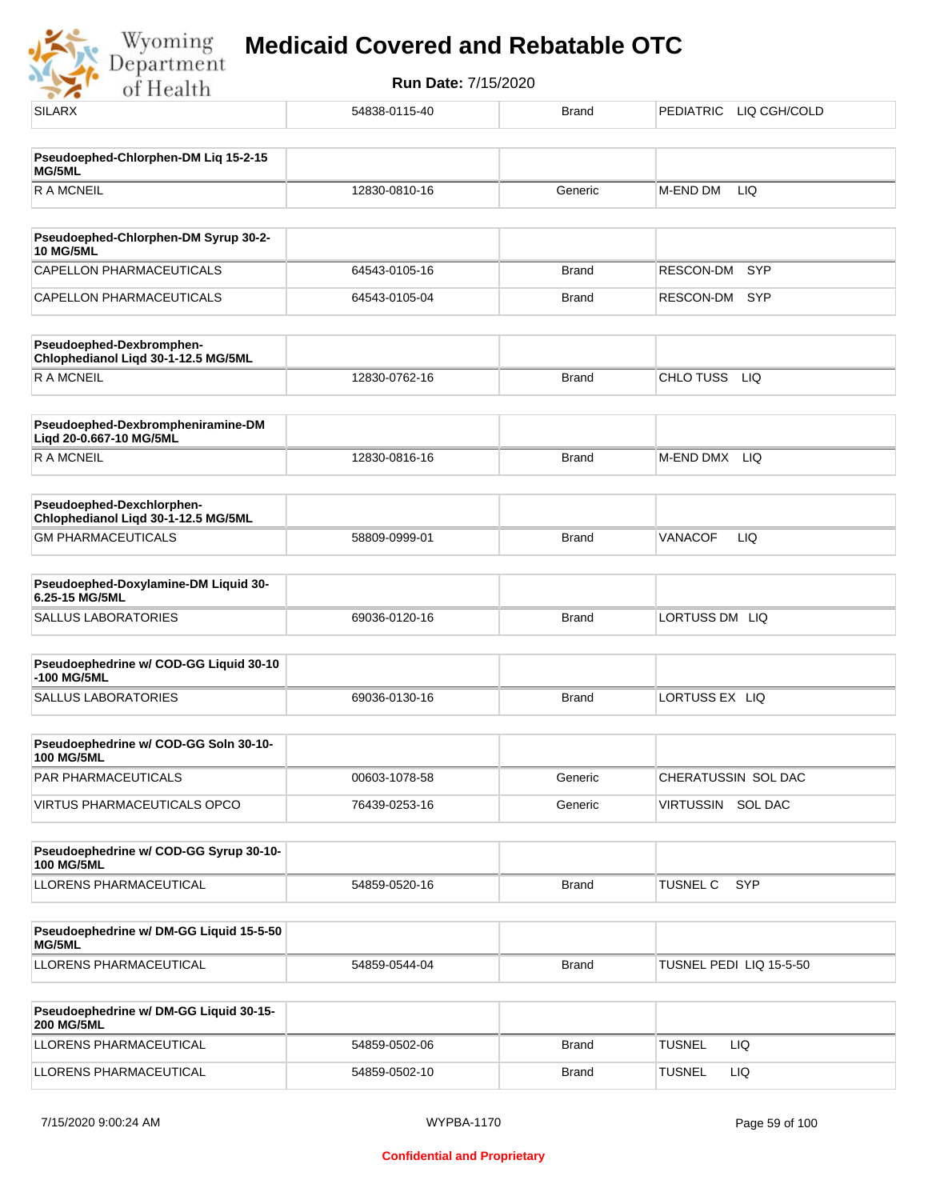| SILARX | 54838-0115-40 | Brand | PEDIATRIC LIQ CGH/COLD |
|---|---|---|---|

| **Pseudoephed-Chlorphen-DM Liq 15-2-15 MG/5ML** | | | |
|---|---|---|---|
| R A MCNEIL | 12830-0810-16 | Generic | M-END DM LIQ |

| **Pseudoephed-Chlorphen-DM Syrup 30-2-10 MG/5ML** | | | |
|---|---|---|---|
| CAPELLON PHARMACEUTICALS | 64543-0105-16 | Brand | RESCON-DM SYP |
| CAPELLON PHARMACEUTICALS | 64543-0105-04 | Brand | RESCON-DM SYP |

| **Pseudoephed-Dexbromphen-Chlophedianol Liqd 30-1-12.5 MG/5ML** | | | |
|---|---|---|---|
| R A MCNEIL | 12830-0762-16 | Brand | CHLO TUSS LIQ |

| **Pseudoephed-Dexbrompheniramine-DM Liqd 20-0.667-10 MG/5ML** | | | |
|---|---|---|---|
| R A MCNEIL | 12830-0816-16 | Brand | M-END DMX LIQ |

| **Pseudoephed-Dexchlorphen-Chlophedianol Liqd 30-1-12.5 MG/5ML** | | | |
|---|---|---|---|
| GM PHARMACEUTICALS | 58809-0999-01 | Brand | VANACOF LIQ |

| **Pseudoephed-Doxylamine-DM Liquid 30-6.25-15 MG/5ML** | | | |
|---|---|---|---|
| SALLUS LABORATORIES | 69036-0120-16 | Brand | LORTUSS DM LIQ |

| **Pseudoephedrine w/ COD-GG Liquid 30-10-100 MG/5ML** | | | |
|---|---|---|---|
| SALLUS LABORATORIES | 69036-0130-16 | Brand | LORTUSS EX LIQ |

| **Pseudoephedrine w/ COD-GG Soln 30-10-100 MG/5ML** | | | |
|---|---|---|---|
| PAR PHARMACEUTICALS | 00603-1078-58 | Generic | CHERATUSSIN SOL DAC |
| VIRTUS PHARMACEUTICALS OPCO | 76439-0253-16 | Generic | VIRTUSSIN SOL DAC |

| **Pseudoephedrine w/ COD-GG Syrup 30-10-100 MG/5ML** | | | |
|---|---|---|---|
| LLORENS PHARMACEUTICAL | 54859-0520-16 | Brand | TUSNEL C SYP |

| **Pseudoephedrine w/ DM-GG Liquid 15-5-50 MG/5ML** | | | |
|---|---|---|---|
| LLORENS PHARMACEUTICAL | 54859-0544-04 | Brand | TUSNEL PEDI LIQ 15-5-50 |

| **Pseudoephedrine w/ DM-GG Liquid 30-15-200 MG/5ML** | | | |
|---|---|---|---|
| LLORENS PHARMACEUTICAL | 54859-0502-06 | Brand | TUSNEL LIQ |
| LLORENS PHARMACEUTICAL | 54859-0502-10 | Brand | TUSNEL LIQ |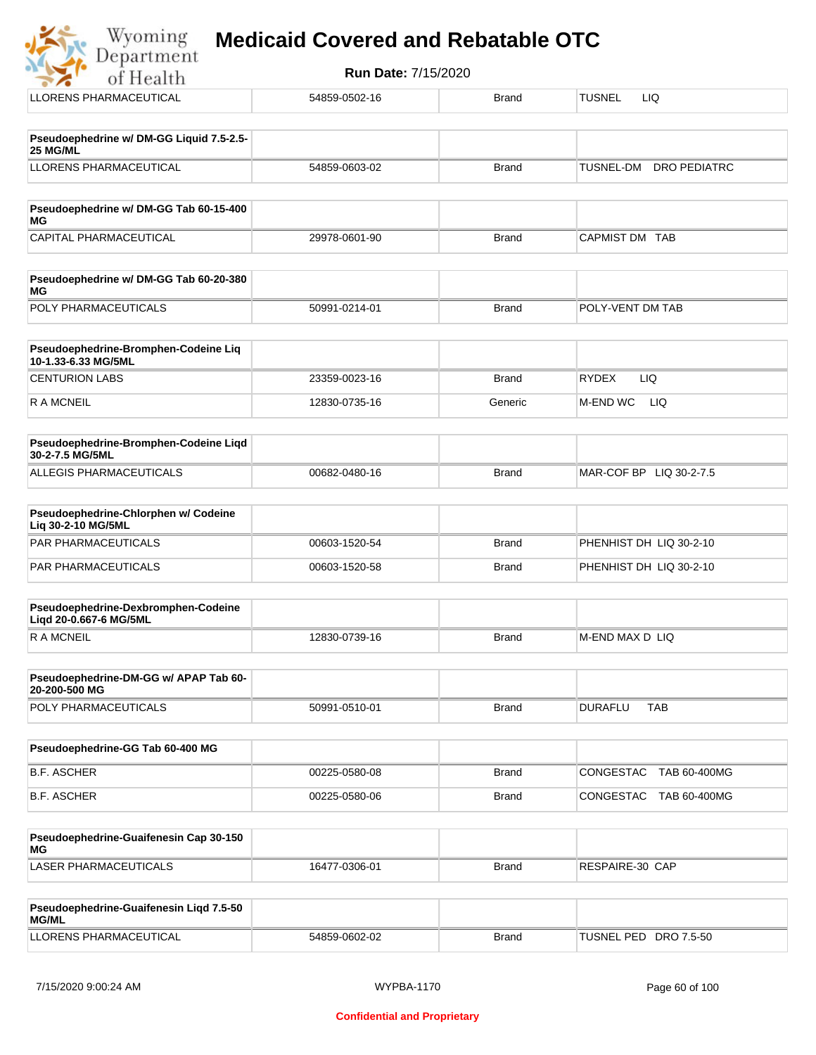# Medicaid Covered and Rebatable OTC

**Run Date:** 7/15/2020

| | | | |
|---|---|---|---|
| LLORENS PHARMACEUTICAL | 54859-0502-16 | Brand | TUSNEL LIQ |

| **Pseudoephedrine w/ DM-GG Liquid 7.5-2.5-25 MG/ML** | | | |
|---|---|---|---|
| LLORENS PHARMACEUTICAL | 54859-0603-02 | Brand | TUSNEL-DM DRO PEDIATRC |

| **Pseudoephedrine w/ DM-GG Tab 60-15-400 MG** | | | |
|---|---|---|---|
| CAPITAL PHARMACEUTICAL | 29978-0601-90 | Brand | CAPMIST DM TAB |

| **Pseudoephedrine w/ DM-GG Tab 60-20-380 MG** | | | |
|---|---|---|---|
| POLY PHARMACEUTICALS | 50991-0214-01 | Brand | POLY-VENT DM TAB |

| **Pseudoephedrine-Bromphen-Codeine Liq 10-1.33-6.33 MG/5ML** | | | |
|---|---|---|---|
| CENTURION LABS | 23359-0023-16 | Brand | RYDEX LIQ |
| R A MCNEIL | 12830-0735-16 | Generic | M-END WC LIQ |

| **Pseudoephedrine-Bromphen-Codeine Liqd 30-2-7.5 MG/5ML** | | | |
|---|---|---|---|
| ALLEGIS PHARMACEUTICALS | 00682-0480-16 | Brand | MAR-COF BP LIQ 30-2-7.5 |

| **Pseudoephedrine-Chlorphen w/ Codeine Liq 30-2-10 MG/5ML** | | | |
|---|---|---|---|
| PAR PHARMACEUTICALS | 00603-1520-54 | Brand | PHENHIST DH LIQ 30-2-10 |
| PAR PHARMACEUTICALS | 00603-1520-58 | Brand | PHENHIST DH LIQ 30-2-10 |

| **Pseudoephedrine-Dexbromphen-Codeine Liqd 20-0.667-6 MG/5ML** | | | |
|---|---|---|---|
| R A MCNEIL | 12830-0739-16 | Brand | M-END MAX D LIQ |

| **Pseudoephedrine-DM-GG w/ APAP Tab 60-20-200-500 MG** | | | |
|---|---|---|---|
| POLY PHARMACEUTICALS | 50991-0510-01 | Brand | DURAFLU TAB |

| **Pseudoephedrine-GG Tab 60-400 MG** | | | |
|---|---|---|---|
| B.F. ASCHER | 00225-0580-08 | Brand | CONGESTAC TAB 60-400MG |
| B.F. ASCHER | 00225-0580-06 | Brand | CONGESTAC TAB 60-400MG |

| **Pseudoephedrine-Guaifenesin Cap 30-150 MG** | | | |
|---|---|---|---|
| LASER PHARMACEUTICALS | 16477-0306-01 | Brand | RESPAIRE-30 CAP |

| **Pseudoephedrine-Guaifenesin Liqd 7.5-50 MG/ML** | | | |
|---|---|---|---|
| LLORENS PHARMACEUTICAL | 54859-0602-02 | Brand | TUSNEL PED DRO 7.5-50 |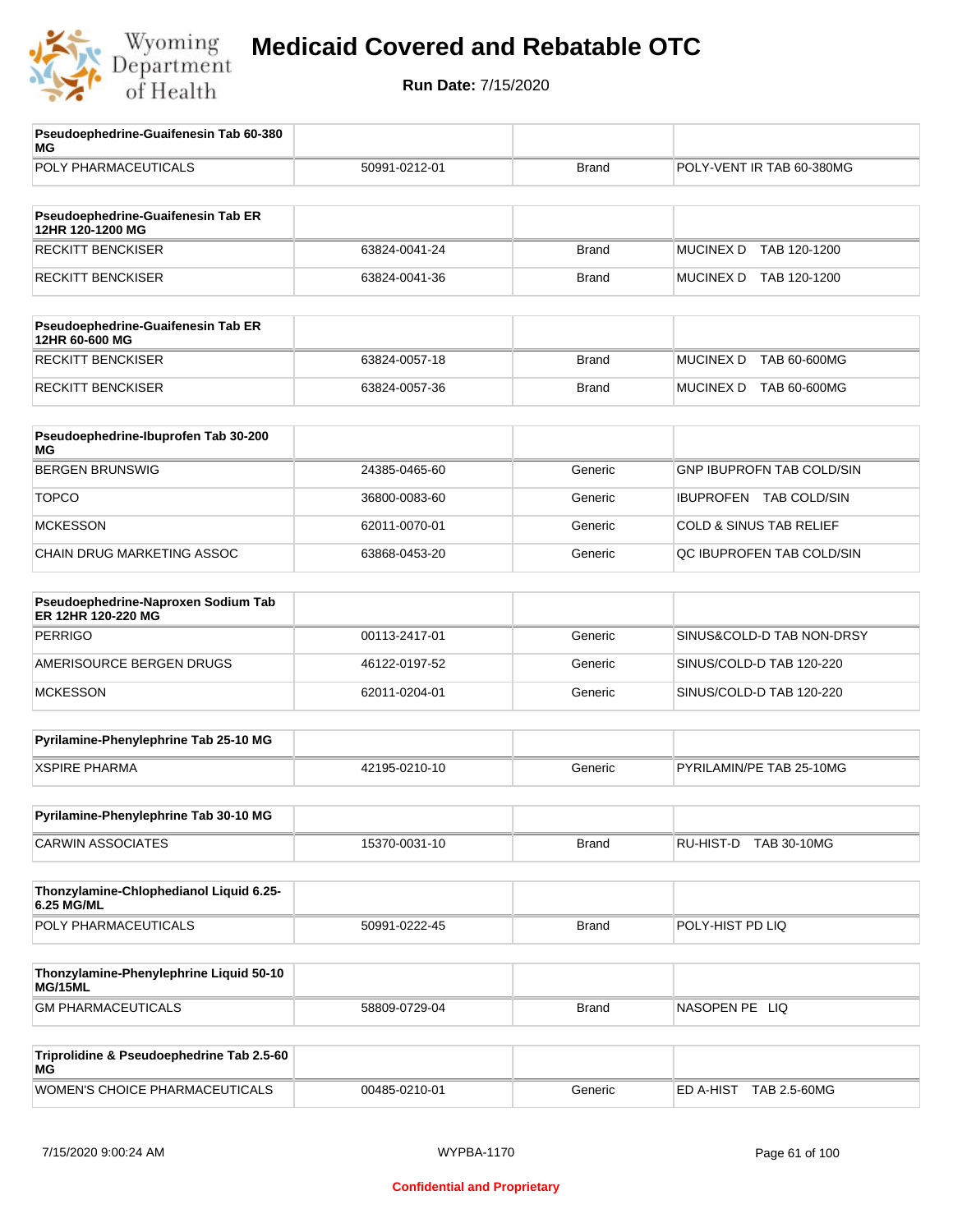# Medicaid Covered and Rebatable OTC

**Run Date:** 7/15/2020

| Pseudoephedrine-Guaifenesin Tab 60-380 MG | | | |
|---|---|---|---|
| POLY PHARMACEUTICALS | 50991-0212-01 | Brand | POLY-VENT IR TAB 60-380MG |

| Pseudoephedrine-Guaifenesin Tab ER 12HR 120-1200 MG | | | |
|---|---|---|---|
| RECKITT BENCKISER | 63824-0041-24 | Brand | MUCINEX D TAB 120-1200 |
| RECKITT BENCKISER | 63824-0041-36 | Brand | MUCINEX D TAB 120-1200 |

| Pseudoephedrine-Guaifenesin Tab ER 12HR 60-600 MG | | | |
|---|---|---|---|
| RECKITT BENCKISER | 63824-0057-18 | Brand | MUCINEX D TAB 60-600MG |
| RECKITT BENCKISER | 63824-0057-36 | Brand | MUCINEX D TAB 60-600MG |

| Pseudoephedrine-Ibuprofen Tab 30-200 MG | | | |
|---|---|---|---|
| BERGEN BRUNSWIG | 24385-0465-60 | Generic | GNP IBUPROFN TAB COLD/SIN |
| TOPCO | 36800-0083-60 | Generic | IBUPROFEN TAB COLD/SIN |
| MCKESSON | 62011-0070-01 | Generic | COLD & SINUS TAB RELIEF |
| CHAIN DRUG MARKETING ASSOC | 63868-0453-20 | Generic | QC IBUPROFEN TAB COLD/SIN |

| Pseudoephedrine-Naproxen Sodium Tab ER 12HR 120-220 MG | | | |
|---|---|---|---|
| PERRIGO | 00113-2417-01 | Generic | SINUS&COLD-D TAB NON-DRSY |
| AMERISOURCE BERGEN DRUGS | 46122-0197-52 | Generic | SINUS/COLD-D TAB 120-220 |
| MCKESSON | 62011-0204-01 | Generic | SINUS/COLD-D TAB 120-220 |

| Pyrilamine-Phenylephrine Tab 25-10 MG | | | |
|---|---|---|---|
| XSPIRE PHARMA | 42195-0210-10 | Generic | PYRILAMIN/PE TAB 25-10MG |

| Pyrilamine-Phenylephrine Tab 30-10 MG | | | |
|---|---|---|---|
| CARWIN ASSOCIATES | 15370-0031-10 | Brand | RU-HIST-D TAB 30-10MG |

| Thonzylamine-Chlophedianol Liquid 6.25-6.25 MG/ML | | | |
|---|---|---|---|
| POLY PHARMACEUTICALS | 50991-0222-45 | Brand | POLY-HIST PD LIQ |

| Thonzylamine-Phenylephrine Liquid 50-10 MG/15ML | | | |
|---|---|---|---|
| GM PHARMACEUTICALS | 58809-0729-04 | Brand | NASOPEN PE LIQ |

| Triprolidine & Pseudoephedrine Tab 2.5-60 MG | | | |
|---|---|---|---|
| WOMEN'S CHOICE PHARMACEUTICALS | 00485-0210-01 | Generic | ED A-HIST TAB 2.5-60MG |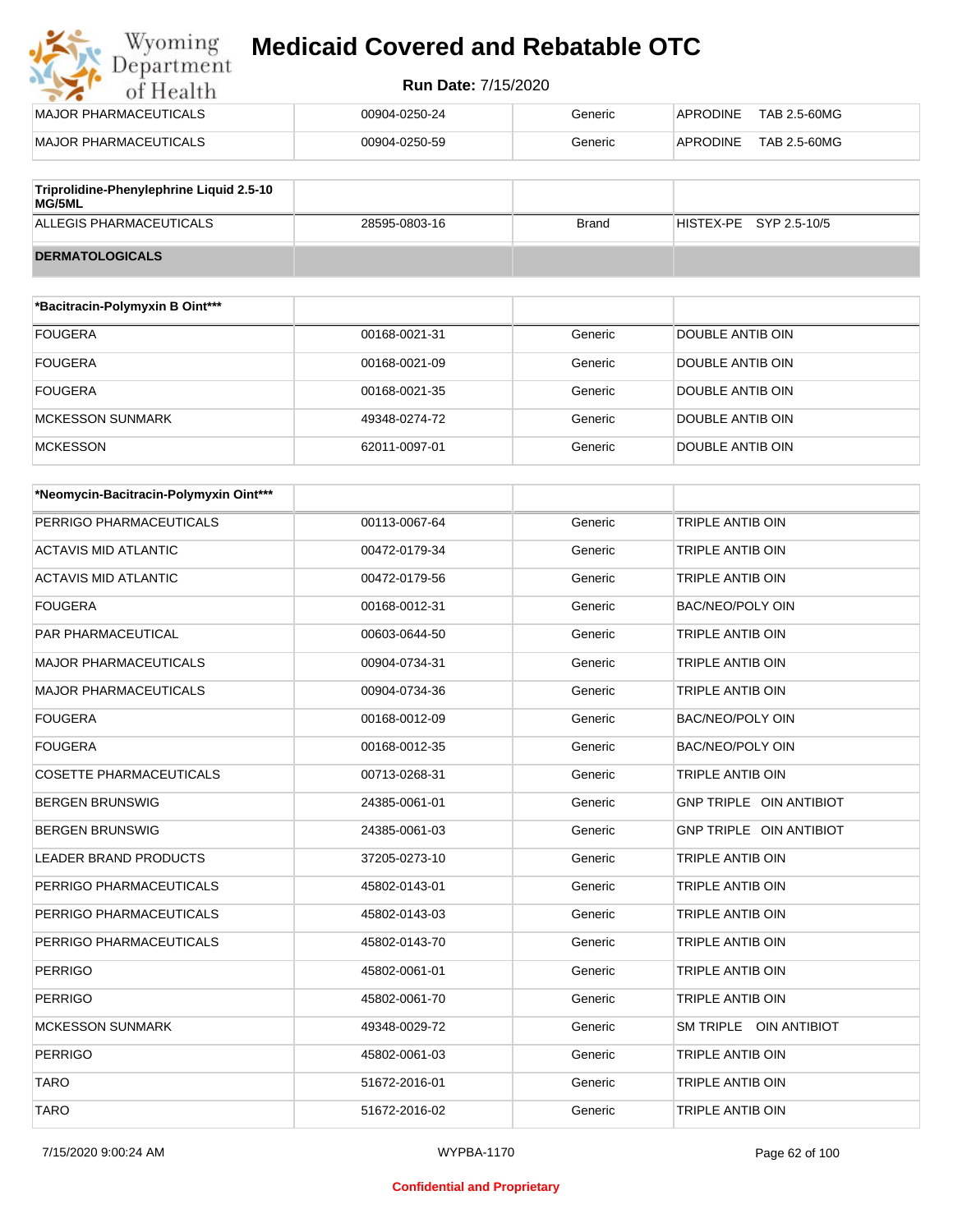| | | | |
|---|---|---|---|
| MAJOR PHARMACEUTICALS | 00904-0250-24 | Generic | APRODINE TAB 2.5-60MG |
| MAJOR PHARMACEUTICALS | 00904-0250-59 | Generic | APRODINE TAB 2.5-60MG |

| Triprolidine-Phenylephrine Liquid 2.5-10 MG/5ML | | | |
|---|---|---|---|
| ALLEGIS PHARMACEUTICALS | 28595-0803-16 | Brand | HISTEX-PE SYP 2.5-10/5 |
| **DERMATOLOGICALS** | | | |

| *Bacitracin-Polymyxin B Oint*** | | | |
|---|---|---|---|
| FOUGERA | 00168-0021-31 | Generic | DOUBLE ANTIB OIN |
| FOUGERA | 00168-0021-09 | Generic | DOUBLE ANTIB OIN |
| FOUGERA | 00168-0021-35 | Generic | DOUBLE ANTIB OIN |
| MCKESSON SUNMARK | 49348-0274-72 | Generic | DOUBLE ANTIB OIN |
| MCKESSON | 62011-0097-01 | Generic | DOUBLE ANTIB OIN |

| *Neomycin-Bacitracin-Polymyxin Oint*** | | | |
|---|---|---|---|
| PERRIGO PHARMACEUTICALS | 00113-0067-64 | Generic | TRIPLE ANTIB OIN |
| ACTAVIS MID ATLANTIC | 00472-0179-34 | Generic | TRIPLE ANTIB OIN |
| ACTAVIS MID ATLANTIC | 00472-0179-56 | Generic | TRIPLE ANTIB OIN |
| FOUGERA | 00168-0012-31 | Generic | BAC/NEO/POLY OIN |
| PAR PHARMACEUTICAL | 00603-0644-50 | Generic | TRIPLE ANTIB OIN |
| MAJOR PHARMACEUTICALS | 00904-0734-31 | Generic | TRIPLE ANTIB OIN |
| MAJOR PHARMACEUTICALS | 00904-0734-36 | Generic | TRIPLE ANTIB OIN |
| FOUGERA | 00168-0012-09 | Generic | BAC/NEO/POLY OIN |
| FOUGERA | 00168-0012-35 | Generic | BAC/NEO/POLY OIN |
| COSETTE PHARMACEUTICALS | 00713-0268-31 | Generic | TRIPLE ANTIB OIN |
| BERGEN BRUNSWIG | 24385-0061-01 | Generic | GNP TRIPLE OIN ANTIBIOT |
| BERGEN BRUNSWIG | 24385-0061-03 | Generic | GNP TRIPLE OIN ANTIBIOT |
| LEADER BRAND PRODUCTS | 37205-0273-10 | Generic | TRIPLE ANTIB OIN |
| PERRIGO PHARMACEUTICALS | 45802-0143-01 | Generic | TRIPLE ANTIB OIN |
| PERRIGO PHARMACEUTICALS | 45802-0143-03 | Generic | TRIPLE ANTIB OIN |
| PERRIGO PHARMACEUTICALS | 45802-0143-70 | Generic | TRIPLE ANTIB OIN |
| PERRIGO | 45802-0061-01 | Generic | TRIPLE ANTIB OIN |
| PERRIGO | 45802-0061-70 | Generic | TRIPLE ANTIB OIN |
| MCKESSON SUNMARK | 49348-0029-72 | Generic | SM TRIPLE OIN ANTIBIOT |
| PERRIGO | 45802-0061-03 | Generic | TRIPLE ANTIB OIN |
| TARO | 51672-2016-01 | Generic | TRIPLE ANTIB OIN |
| TARO | 51672-2016-02 | Generic | TRIPLE ANTIB OIN |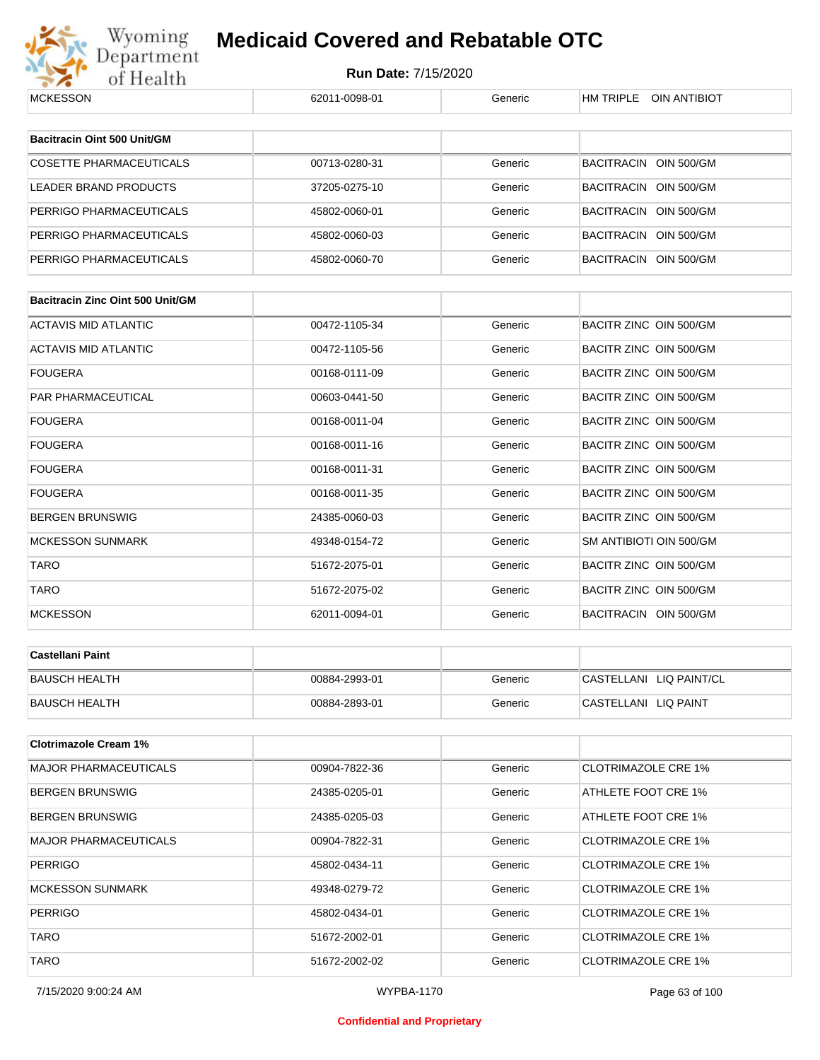| MCKESSON | 62011-0098-01 | Generic | HM TRIPLE OIN ANTIBIOT |
|---|---|---|---|

| Bacitracin Oint 500 Unit/GM | | | |
|---|---|---|---|
| COSETTE PHARMACEUTICALS | 00713-0280-31 | Generic | BACITRACIN OIN 500/GM |
| LEADER BRAND PRODUCTS | 37205-0275-10 | Generic | BACITRACIN OIN 500/GM |
| PERRIGO PHARMACEUTICALS | 45802-0060-01 | Generic | BACITRACIN OIN 500/GM |
| PERRIGO PHARMACEUTICALS | 45802-0060-03 | Generic | BACITRACIN OIN 500/GM |
| PERRIGO PHARMACEUTICALS | 45802-0060-70 | Generic | BACITRACIN OIN 500/GM |

| Bacitracin Zinc Oint 500 Unit/GM | | | |
|---|---|---|---|
| ACTAVIS MID ATLANTIC | 00472-1105-34 | Generic | BACITR ZINC OIN 500/GM |
| ACTAVIS MID ATLANTIC | 00472-1105-56 | Generic | BACITR ZINC OIN 500/GM |
| FOUGERA | 00168-0111-09 | Generic | BACITR ZINC OIN 500/GM |
| PAR PHARMACEUTICAL | 00603-0441-50 | Generic | BACITR ZINC OIN 500/GM |
| FOUGERA | 00168-0011-04 | Generic | BACITR ZINC OIN 500/GM |
| FOUGERA | 00168-0011-16 | Generic | BACITR ZINC OIN 500/GM |
| FOUGERA | 00168-0011-31 | Generic | BACITR ZINC OIN 500/GM |
| FOUGERA | 00168-0011-35 | Generic | BACITR ZINC OIN 500/GM |
| BERGEN BRUNSWIG | 24385-0060-03 | Generic | BACITR ZINC OIN 500/GM |
| MCKESSON SUNMARK | 49348-0154-72 | Generic | SM ANTIBIOTI OIN 500/GM |
| TARO | 51672-2075-01 | Generic | BACITR ZINC OIN 500/GM |
| TARO | 51672-2075-02 | Generic | BACITR ZINC OIN 500/GM |
| MCKESSON | 62011-0094-01 | Generic | BACITRACIN OIN 500/GM |

| Castellani Paint | | | |
|---|---|---|---|
| BAUSCH HEALTH | 00884-2993-01 | Generic | CASTELLANI LIQ PAINT/CL |
| BAUSCH HEALTH | 00884-2893-01 | Generic | CASTELLANI LIQ PAINT |

| Clotrimazole Cream 1% | | | |
|---|---|---|---|
| MAJOR PHARMACEUTICALS | 00904-7822-36 | Generic | CLOTRIMAZOLE CRE 1% |
| BERGEN BRUNSWIG | 24385-0205-01 | Generic | ATHLETE FOOT CRE 1% |
| BERGEN BRUNSWIG | 24385-0205-03 | Generic | ATHLETE FOOT CRE 1% |
| MAJOR PHARMACEUTICALS | 00904-7822-31 | Generic | CLOTRIMAZOLE CRE 1% |
| PERRIGO | 45802-0434-11 | Generic | CLOTRIMAZOLE CRE 1% |
| MCKESSON SUNMARK | 49348-0279-72 | Generic | CLOTRIMAZOLE CRE 1% |
| PERRIGO | 45802-0434-01 | Generic | CLOTRIMAZOLE CRE 1% |
| TARO | 51672-2002-01 | Generic | CLOTRIMAZOLE CRE 1% |
| TARO | 51672-2002-02 | Generic | CLOTRIMAZOLE CRE 1% |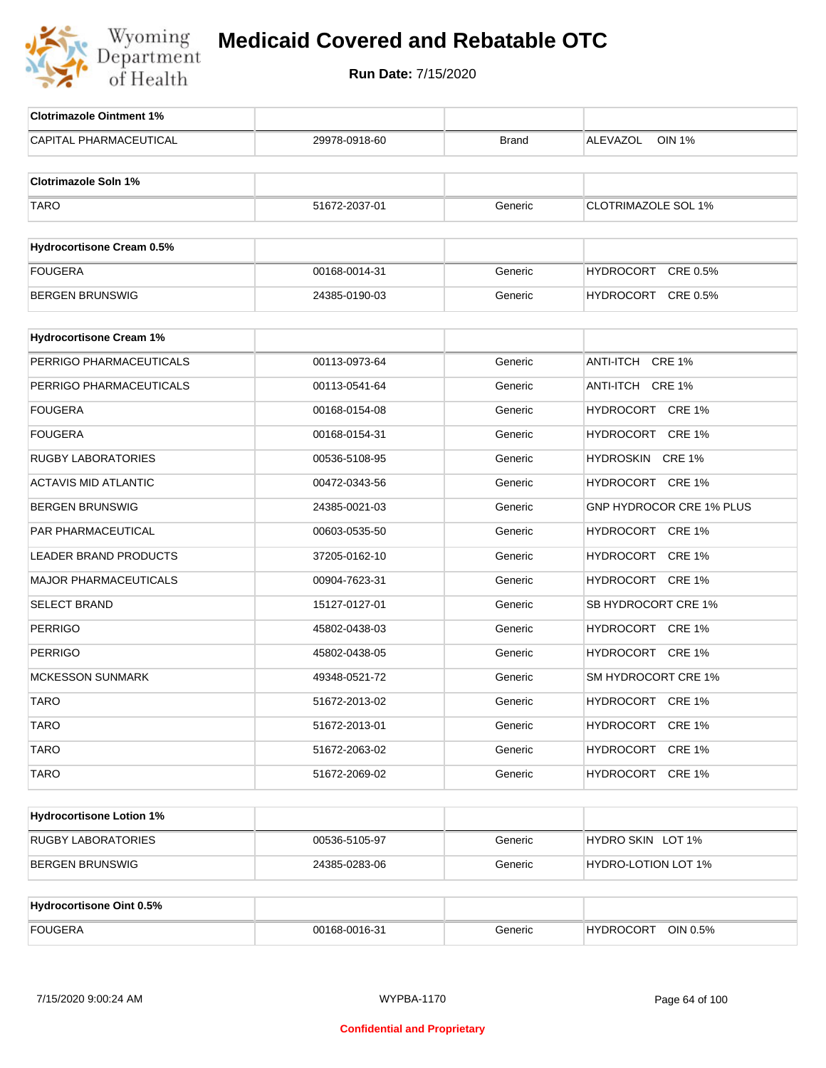# Medicaid Covered and Rebatable OTC

**Run Date:** 7/15/2020

| Clotrimazole Ointment 1% | | | |
|---|---|---|---|
| CAPITAL PHARMACEUTICAL | 29978-0918-60 | Brand | ALEVAZOL OIN 1% |

| Clotrimazole Soln 1% | | | |
|---|---|---|---|
| TARO | 51672-2037-01 | Generic | CLOTRIMAZOLE SOL 1% |

| Hydrocortisone Cream 0.5% | | | |
|---|---|---|---|
| FOUGERA | 00168-0014-31 | Generic | HYDROCORT CRE 0.5% |
| BERGEN BRUNSWIG | 24385-0190-03 | Generic | HYDROCORT CRE 0.5% |

| Hydrocortisone Cream 1% | | | |
|---|---|---|---|
| PERRIGO PHARMACEUTICALS | 00113-0973-64 | Generic | ANTI-ITCH CRE 1% |
| PERRIGO PHARMACEUTICALS | 00113-0541-64 | Generic | ANTI-ITCH CRE 1% |
| FOUGERA | 00168-0154-08 | Generic | HYDROCORT CRE 1% |
| FOUGERA | 00168-0154-31 | Generic | HYDROCORT CRE 1% |
| RUGBY LABORATORIES | 00536-5108-95 | Generic | HYDROSKIN CRE 1% |
| ACTAVIS MID ATLANTIC | 00472-0343-56 | Generic | HYDROCORT CRE 1% |
| BERGEN BRUNSWIG | 24385-0021-03 | Generic | GNP HYDROCOR CRE 1% PLUS |
| PAR PHARMACEUTICAL | 00603-0535-50 | Generic | HYDROCORT CRE 1% |
| LEADER BRAND PRODUCTS | 37205-0162-10 | Generic | HYDROCORT CRE 1% |
| MAJOR PHARMACEUTICALS | 00904-7623-31 | Generic | HYDROCORT CRE 1% |
| SELECT BRAND | 15127-0127-01 | Generic | SB HYDROCORT CRE 1% |
| PERRIGO | 45802-0438-03 | Generic | HYDROCORT CRE 1% |
| PERRIGO | 45802-0438-05 | Generic | HYDROCORT CRE 1% |
| MCKESSON SUNMARK | 49348-0521-72 | Generic | SM HYDROCORT CRE 1% |
| TARO | 51672-2013-02 | Generic | HYDROCORT CRE 1% |
| TARO | 51672-2013-01 | Generic | HYDROCORT CRE 1% |
| TARO | 51672-2063-02 | Generic | HYDROCORT CRE 1% |
| TARO | 51672-2069-02 | Generic | HYDROCORT CRE 1% |

| Hydrocortisone Lotion 1% | | | |
|---|---|---|---|
| RUGBY LABORATORIES | 00536-5105-97 | Generic | HYDRO SKIN LOT 1% |
| BERGEN BRUNSWIG | 24385-0283-06 | Generic | HYDRO-LOTION LOT 1% |

| Hydrocortisone Oint 0.5% | | | |
|---|---|---|---|
| FOUGERA | 00168-0016-31 | Generic | HYDROCORT OIN 0.5% |

WYPBA-1170

**Confidential and Proprietary**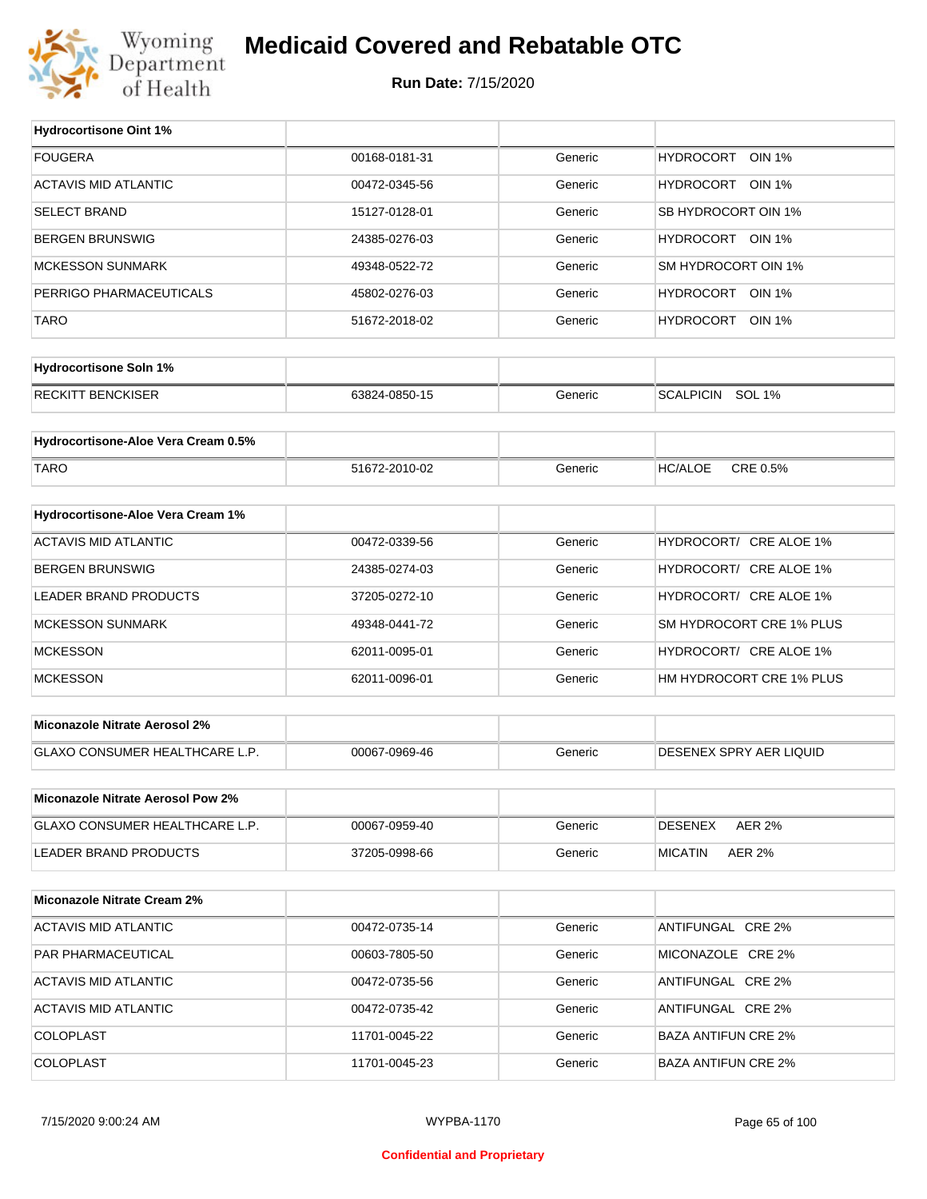| Hydrocortisone Oint 1% | | | |
|---|---|---|---|
| FOUGERA | 00168-0181-31 | Generic | HYDROCORT OIN 1% |
| ACTAVIS MID ATLANTIC | 00472-0345-56 | Generic | HYDROCORT OIN 1% |
| SELECT BRAND | 15127-0128-01 | Generic | SB HYDROCORT OIN 1% |
| BERGEN BRUNSWIG | 24385-0276-03 | Generic | HYDROCORT OIN 1% |
| MCKESSON SUNMARK | 49348-0522-72 | Generic | SM HYDROCORT OIN 1% |
| PERRIGO PHARMACEUTICALS | 45802-0276-03 | Generic | HYDROCORT OIN 1% |
| TARO | 51672-2018-02 | Generic | HYDROCORT OIN 1% |

| Hydrocortisone Soln 1% | | | |
|---|---|---|---|
| RECKITT BENCKISER | 63824-0850-15 | Generic | SCALPICIN SOL 1% |

| Hydrocortisone-Aloe Vera Cream 0.5% | | | |
|---|---|---|---|
| TARO | 51672-2010-02 | Generic | HC/ALOE CRE 0.5% |

| Hydrocortisone-Aloe Vera Cream 1% | | | |
|---|---|---|---|
| ACTAVIS MID ATLANTIC | 00472-0339-56 | Generic | HYDROCORT/ CRE ALOE 1% |
| BERGEN BRUNSWIG | 24385-0274-03 | Generic | HYDROCORT/ CRE ALOE 1% |
| LEADER BRAND PRODUCTS | 37205-0272-10 | Generic | HYDROCORT/ CRE ALOE 1% |
| MCKESSON SUNMARK | 49348-0441-72 | Generic | SM HYDROCORT CRE 1% PLUS |
| MCKESSON | 62011-0095-01 | Generic | HYDROCORT/ CRE ALOE 1% |
| MCKESSON | 62011-0096-01 | Generic | HM HYDROCORT CRE 1% PLUS |

| Miconazole Nitrate Aerosol 2% | | | |
|---|---|---|---|
| GLAXO CONSUMER HEALTHCARE L.P. | 00067-0969-46 | Generic | DESENEX SPRY AER LIQUID |

| Miconazole Nitrate Aerosol Pow 2% | | | |
|---|---|---|---|
| GLAXO CONSUMER HEALTHCARE L.P. | 00067-0959-40 | Generic | DESENEX AER 2% |
| LEADER BRAND PRODUCTS | 37205-0998-66 | Generic | MICATIN AER 2% |

| Miconazole Nitrate Cream 2% | | | |
|---|---|---|---|
| ACTAVIS MID ATLANTIC | 00472-0735-14 | Generic | ANTIFUNGAL CRE 2% |
| PAR PHARMACEUTICAL | 00603-7805-50 | Generic | MICONAZOLE CRE 2% |
| ACTAVIS MID ATLANTIC | 00472-0735-56 | Generic | ANTIFUNGAL CRE 2% |
| ACTAVIS MID ATLANTIC | 00472-0735-42 | Generic | ANTIFUNGAL CRE 2% |
| COLOPLAST | 11701-0045-22 | Generic | BAZA ANTIFUN CRE 2% |
| COLOPLAST | 11701-0045-23 | Generic | BAZA ANTIFUN CRE 2% |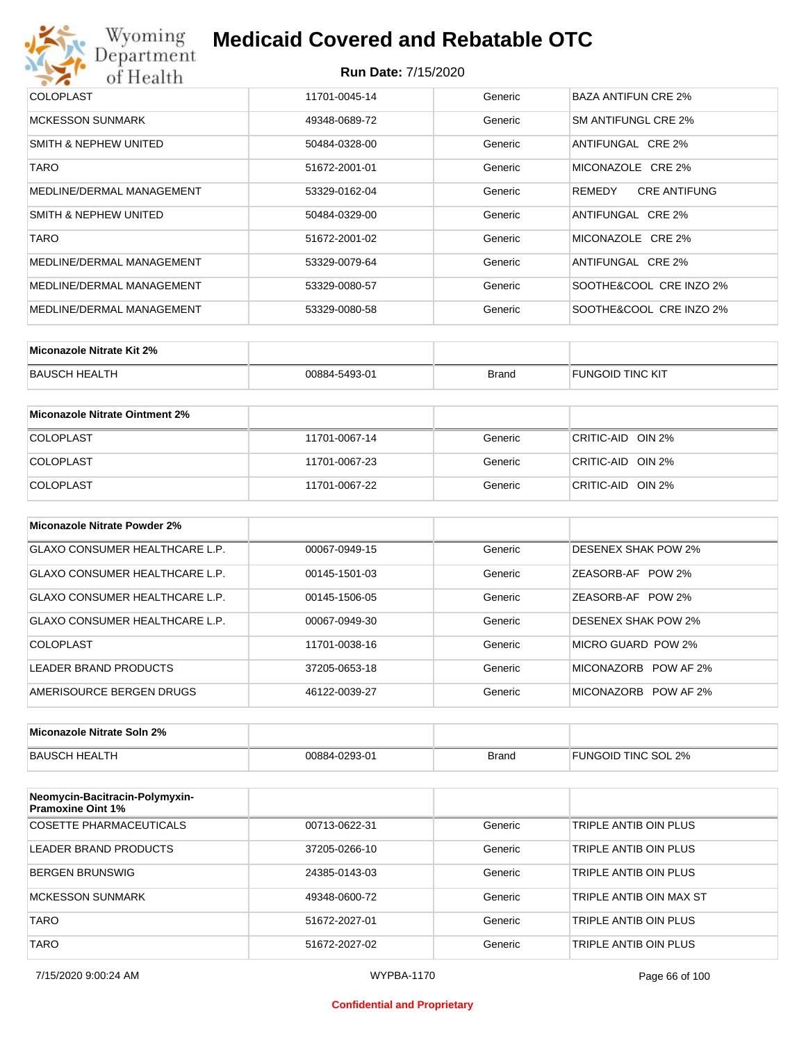| | | | |
|---|---|---|---|
| COLOPLAST | 11701-0045-14 | Generic | BAZA ANTIFUN CRE 2% |
| MCKESSON SUNMARK | 49348-0689-72 | Generic | SM ANTIFUNGL CRE 2% |
| SMITH & NEPHEW UNITED | 50484-0328-00 | Generic | ANTIFUNGAL CRE 2% |
| TARO | 51672-2001-01 | Generic | MICONAZOLE CRE 2% |
| MEDLINE/DERMAL MANAGEMENT | 53329-0162-04 | Generic | REMEDY CRE ANTIFUNG |
| SMITH & NEPHEW UNITED | 50484-0329-00 | Generic | ANTIFUNGAL CRE 2% |
| TARO | 51672-2001-02 | Generic | MICONAZOLE CRE 2% |
| MEDLINE/DERMAL MANAGEMENT | 53329-0079-64 | Generic | ANTIFUNGAL CRE 2% |
| MEDLINE/DERMAL MANAGEMENT | 53329-0080-57 | Generic | SOOTHE&COOL CRE INZO 2% |
| MEDLINE/DERMAL MANAGEMENT | 53329-0080-58 | Generic | SOOTHE&COOL CRE INZO 2% |

| **Miconazole Nitrate Kit 2%** | | | |
|---|---|---|---|
| BAUSCH HEALTH | 00884-5493-01 | Brand | FUNGOID TINC KIT |

| **Miconazole Nitrate Ointment 2%** | | | |
|---|---|---|---|
| COLOPLAST | 11701-0067-14 | Generic | CRITIC-AID OIN 2% |
| COLOPLAST | 11701-0067-23 | Generic | CRITIC-AID OIN 2% |
| COLOPLAST | 11701-0067-22 | Generic | CRITIC-AID OIN 2% |

| **Miconazole Nitrate Powder 2%** | | | |
|---|---|---|---|
| GLAXO CONSUMER HEALTHCARE L.P. | 00067-0949-15 | Generic | DESENEX SHAK POW 2% |
| GLAXO CONSUMER HEALTHCARE L.P. | 00145-1501-03 | Generic | ZEASORB-AF POW 2% |
| GLAXO CONSUMER HEALTHCARE L.P. | 00145-1506-05 | Generic | ZEASORB-AF POW 2% |
| GLAXO CONSUMER HEALTHCARE L.P. | 00067-0949-30 | Generic | DESENEX SHAK POW 2% |
| COLOPLAST | 11701-0038-16 | Generic | MICRO GUARD POW 2% |
| LEADER BRAND PRODUCTS | 37205-0653-18 | Generic | MICONAZORB POW AF 2% |
| AMERISOURCE BERGEN DRUGS | 46122-0039-27 | Generic | MICONAZORB POW AF 2% |

| **Miconazole Nitrate Soln 2%** | | | |
|---|---|---|---|
| BAUSCH HEALTH | 00884-0293-01 | Brand | FUNGOID TINC SOL 2% |

| **Neomycin-Bacitracin-Polymyxin-Pramoxine Oint 1%** | | | |
|---|---|---|---|
| COSETTE PHARMACEUTICALS | 00713-0622-31 | Generic | TRIPLE ANTIB OIN PLUS |
| LEADER BRAND PRODUCTS | 37205-0266-10 | Generic | TRIPLE ANTIB OIN PLUS |
| BERGEN BRUNSWIG | 24385-0143-03 | Generic | TRIPLE ANTIB OIN PLUS |
| MCKESSON SUNMARK | 49348-0600-72 | Generic | TRIPLE ANTIB OIN MAX ST |
| TARO | 51672-2027-01 | Generic | TRIPLE ANTIB OIN PLUS |
| TARO | 51672-2027-02 | Generic | TRIPLE ANTIB OIN PLUS |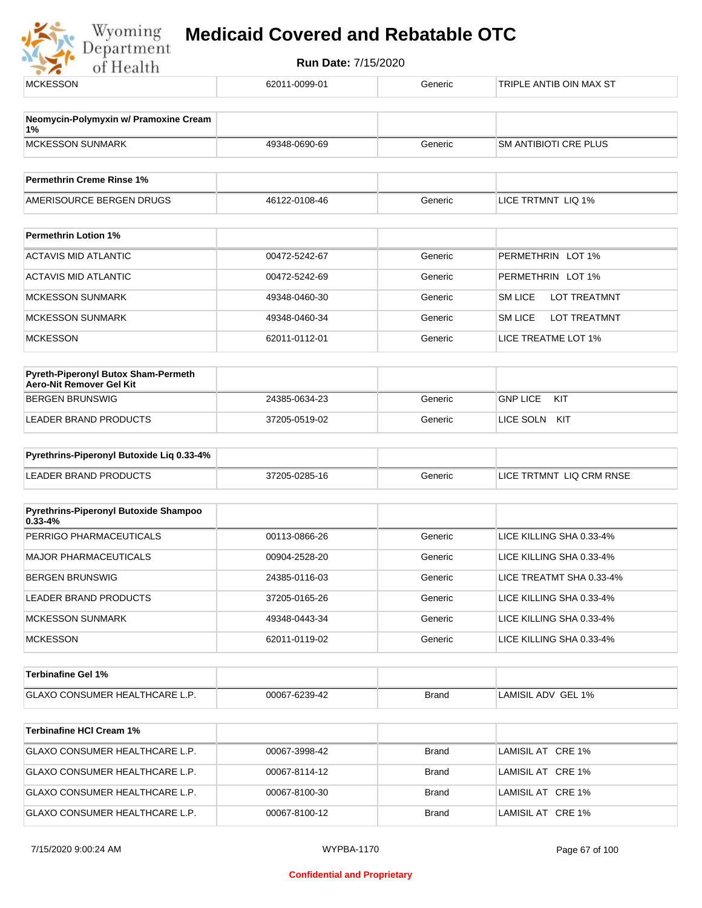| MCKESSON | 62011-0099-01 | Generic | TRIPLE ANTIB OIN MAX ST |
|---|---|---|---|

| **Neomycin-Polymyxin w/ Pramoxine Cream 1%** | | | |
|---|---|---|---|
| MCKESSON SUNMARK | 49348-0690-69 | Generic | SM ANTIBIOTI CRE PLUS |

| **Permethrin Creme Rinse 1%** | | | |
|---|---|---|---|
| AMERISOURCE BERGEN DRUGS | 46122-0108-46 | Generic | LICE TRTMNT LIQ 1% |

| **Permethrin Lotion 1%** | | | |
|---|---|---|---|
| ACTAVIS MID ATLANTIC | 00472-5242-67 | Generic | PERMETHRIN LOT 1% |
| ACTAVIS MID ATLANTIC | 00472-5242-69 | Generic | PERMETHRIN LOT 1% |
| MCKESSON SUNMARK | 49348-0460-30 | Generic | SM LICE LOT TREATMNT |
| MCKESSON SUNMARK | 49348-0460-34 | Generic | SM LICE LOT TREATMNT |
| MCKESSON | 62011-0112-01 | Generic | LICE TREATME LOT 1% |

| **Pyreth-Piperonyl Butox Sham-Permeth Aero-Nit Remover Gel Kit** | | | |
|---|---|---|---|
| BERGEN BRUNSWIG | 24385-0634-23 | Generic | GNP LICE KIT |
| LEADER BRAND PRODUCTS | 37205-0519-02 | Generic | LICE SOLN KIT |

| **Pyrethrins-Piperonyl Butoxide Liq 0.33-4%** | | | |
|---|---|---|---|
| LEADER BRAND PRODUCTS | 37205-0285-16 | Generic | LICE TRTMNT LIQ CRM RNSE |

| **Pyrethrins-Piperonyl Butoxide Shampoo 0.33-4%** | | | |
|---|---|---|---|
| PERRIGO PHARMACEUTICALS | 00113-0866-26 | Generic | LICE KILLING SHA 0.33-4% |
| MAJOR PHARMACEUTICALS | 00904-2528-20 | Generic | LICE KILLING SHA 0.33-4% |
| BERGEN BRUNSWIG | 24385-0116-03 | Generic | LICE TREATMT SHA 0.33-4% |
| LEADER BRAND PRODUCTS | 37205-0165-26 | Generic | LICE KILLING SHA 0.33-4% |
| MCKESSON SUNMARK | 49348-0443-34 | Generic | LICE KILLING SHA 0.33-4% |
| MCKESSON | 62011-0119-02 | Generic | LICE KILLING SHA 0.33-4% |

| **Terbinafine Gel 1%** | | | |
|---|---|---|---|
| GLAXO CONSUMER HEALTHCARE L.P. | 00067-6239-42 | Brand | LAMISIL ADV GEL 1% |

| **Terbinafine HCl Cream 1%** | | | |
|---|---|---|---|
| GLAXO CONSUMER HEALTHCARE L.P. | 00067-3998-42 | Brand | LAMISIL AT CRE 1% |
| GLAXO CONSUMER HEALTHCARE L.P. | 00067-8114-12 | Brand | LAMISIL AT CRE 1% |
| GLAXO CONSUMER HEALTHCARE L.P. | 00067-8100-30 | Brand | LAMISIL AT CRE 1% |
| GLAXO CONSUMER HEALTHCARE L.P. | 00067-8100-12 | Brand | LAMISIL AT CRE 1% |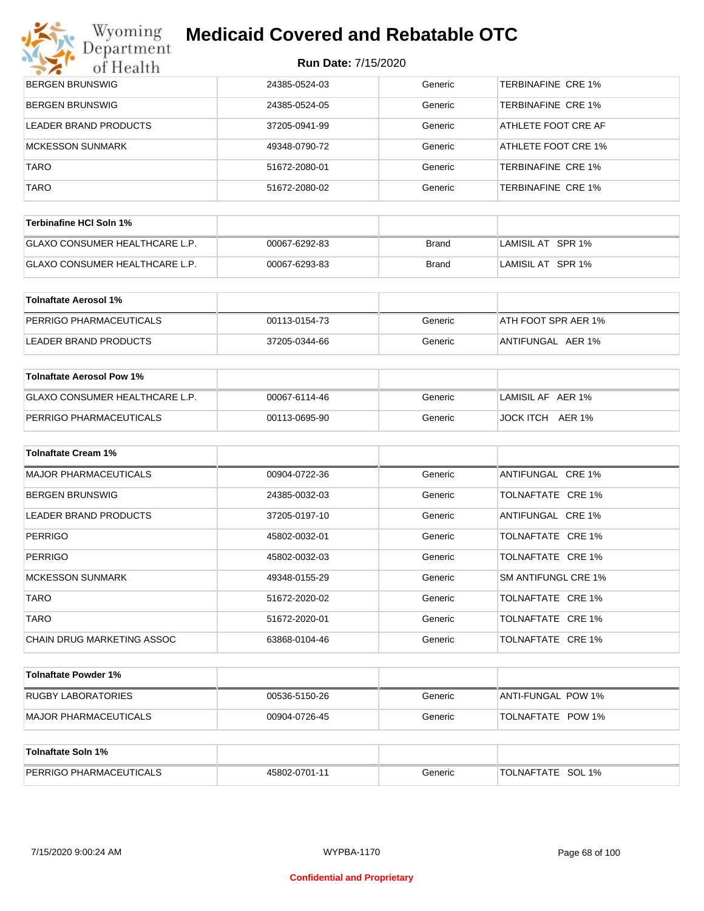| | | | |
|---|---|---|---|
| BERGEN BRUNSWIG | 24385-0524-03 | Generic | TERBINAFINE CRE 1% |
| BERGEN BRUNSWIG | 24385-0524-05 | Generic | TERBINAFINE CRE 1% |
| LEADER BRAND PRODUCTS | 37205-0941-99 | Generic | ATHLETE FOOT CRE AF |
| MCKESSON SUNMARK | 49348-0790-72 | Generic | ATHLETE FOOT CRE 1% |
| TARO | 51672-2080-01 | Generic | TERBINAFINE CRE 1% |
| TARO | 51672-2080-02 | Generic | TERBINAFINE CRE 1% |

| Terbinafine HCl Soln 1% | | | |
|---|---|---|---|
| GLAXO CONSUMER HEALTHCARE L.P. | 00067-6292-83 | Brand | LAMISIL AT SPR 1% |
| GLAXO CONSUMER HEALTHCARE L.P. | 00067-6293-83 | Brand | LAMISIL AT SPR 1% |

| Tolnaftate Aerosol 1% | | | |
|---|---|---|---|
| PERRIGO PHARMACEUTICALS | 00113-0154-73 | Generic | ATH FOOT SPR AER 1% |
| LEADER BRAND PRODUCTS | 37205-0344-66 | Generic | ANTIFUNGAL AER 1% |

| Tolnaftate Aerosol Pow 1% | | | |
|---|---|---|---|
| GLAXO CONSUMER HEALTHCARE L.P. | 00067-6114-46 | Generic | LAMISIL AF AER 1% |
| PERRIGO PHARMACEUTICALS | 00113-0695-90 | Generic | JOCK ITCH AER 1% |

| Tolnaftate Cream 1% | | | |
|---|---|---|---|
| MAJOR PHARMACEUTICALS | 00904-0722-36 | Generic | ANTIFUNGAL CRE 1% |
| BERGEN BRUNSWIG | 24385-0032-03 | Generic | TOLNAFTATE CRE 1% |
| LEADER BRAND PRODUCTS | 37205-0197-10 | Generic | ANTIFUNGAL CRE 1% |
| PERRIGO | 45802-0032-01 | Generic | TOLNAFTATE CRE 1% |
| PERRIGO | 45802-0032-03 | Generic | TOLNAFTATE CRE 1% |
| MCKESSON SUNMARK | 49348-0155-29 | Generic | SM ANTIFUNGL CRE 1% |
| TARO | 51672-2020-02 | Generic | TOLNAFTATE CRE 1% |
| TARO | 51672-2020-01 | Generic | TOLNAFTATE CRE 1% |
| CHAIN DRUG MARKETING ASSOC | 63868-0104-46 | Generic | TOLNAFTATE CRE 1% |

| Tolnaftate Powder 1% | | | |
|---|---|---|---|
| RUGBY LABORATORIES | 00536-5150-26 | Generic | ANTI-FUNGAL POW 1% |
| MAJOR PHARMACEUTICALS | 00904-0726-45 | Generic | TOLNAFTATE POW 1% |

| Tolnaftate Soln 1% | | | |
|---|---|---|---|
| PERRIGO PHARMACEUTICALS | 45802-0701-11 | Generic | TOLNAFTATE SOL 1% |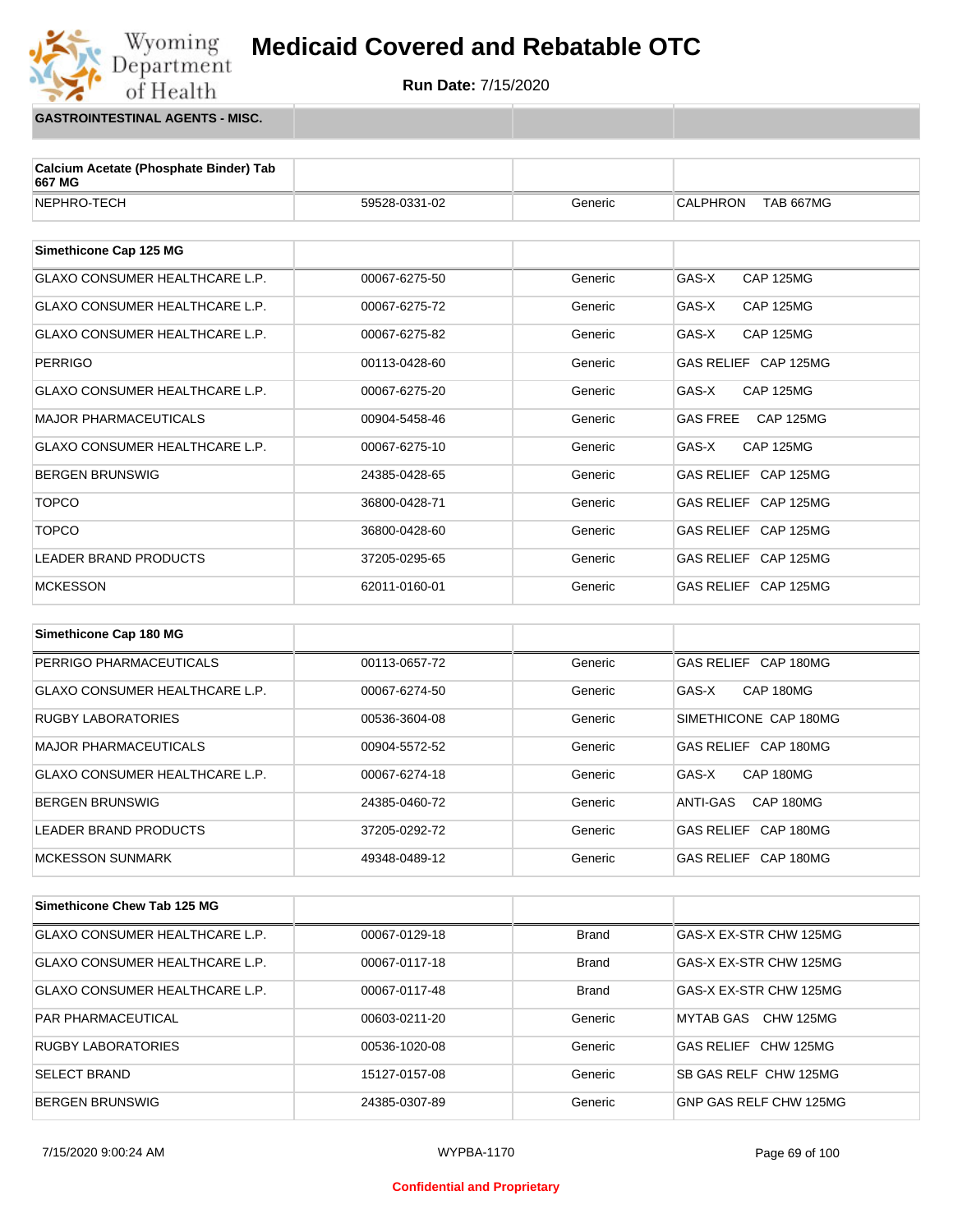# Medicaid Covered and Rebatable OTC

**Run Date:** 7/15/2020

## GASTROINTESTINAL AGENTS - MISC.

| Calcium Acetate (Phosphate Binder) Tab 667 MG | | | |
|---|---|---|---|
| NEPHRO-TECH | 59528-0331-02 | Generic | CALPHRON TAB 667MG |

| Simethicone Cap 125 MG | | | |
|---|---|---|---|
| GLAXO CONSUMER HEALTHCARE L.P. | 00067-6275-50 | Generic | GAS-X CAP 125MG |
| GLAXO CONSUMER HEALTHCARE L.P. | 00067-6275-72 | Generic | GAS-X CAP 125MG |
| GLAXO CONSUMER HEALTHCARE L.P. | 00067-6275-82 | Generic | GAS-X CAP 125MG |
| PERRIGO | 00113-0428-60 | Generic | GAS RELIEF CAP 125MG |
| GLAXO CONSUMER HEALTHCARE L.P. | 00067-6275-20 | Generic | GAS-X CAP 125MG |
| MAJOR PHARMACEUTICALS | 00904-5458-46 | Generic | GAS FREE CAP 125MG |
| GLAXO CONSUMER HEALTHCARE L.P. | 00067-6275-10 | Generic | GAS-X CAP 125MG |
| BERGEN BRUNSWIG | 24385-0428-65 | Generic | GAS RELIEF CAP 125MG |
| TOPCO | 36800-0428-71 | Generic | GAS RELIEF CAP 125MG |
| TOPCO | 36800-0428-60 | Generic | GAS RELIEF CAP 125MG |
| LEADER BRAND PRODUCTS | 37205-0295-65 | Generic | GAS RELIEF CAP 125MG |
| MCKESSON | 62011-0160-01 | Generic | GAS RELIEF CAP 125MG |

| Simethicone Cap 180 MG | | | |
|---|---|---|---|
| PERRIGO PHARMACEUTICALS | 00113-0657-72 | Generic | GAS RELIEF CAP 180MG |
| GLAXO CONSUMER HEALTHCARE L.P. | 00067-6274-50 | Generic | GAS-X CAP 180MG |
| RUGBY LABORATORIES | 00536-3604-08 | Generic | SIMETHICONE CAP 180MG |
| MAJOR PHARMACEUTICALS | 00904-5572-52 | Generic | GAS RELIEF CAP 180MG |
| GLAXO CONSUMER HEALTHCARE L.P. | 00067-6274-18 | Generic | GAS-X CAP 180MG |
| BERGEN BRUNSWIG | 24385-0460-72 | Generic | ANTI-GAS CAP 180MG |
| LEADER BRAND PRODUCTS | 37205-0292-72 | Generic | GAS RELIEF CAP 180MG |
| MCKESSON SUNMARK | 49348-0489-12 | Generic | GAS RELIEF CAP 180MG |

| Simethicone Chew Tab 125 MG | | | |
|---|---|---|---|
| GLAXO CONSUMER HEALTHCARE L.P. | 00067-0129-18 | Brand | GAS-X EX-STR CHW 125MG |
| GLAXO CONSUMER HEALTHCARE L.P. | 00067-0117-18 | Brand | GAS-X EX-STR CHW 125MG |
| GLAXO CONSUMER HEALTHCARE L.P. | 00067-0117-48 | Brand | GAS-X EX-STR CHW 125MG |
| PAR PHARMACEUTICAL | 00603-0211-20 | Generic | MYTAB GAS CHW 125MG |
| RUGBY LABORATORIES | 00536-1020-08 | Generic | GAS RELIEF CHW 125MG |
| SELECT BRAND | 15127-0157-08 | Generic | SB GAS RELF CHW 125MG |
| BERGEN BRUNSWIG | 24385-0307-89 | Generic | GNP GAS RELF CHW 125MG |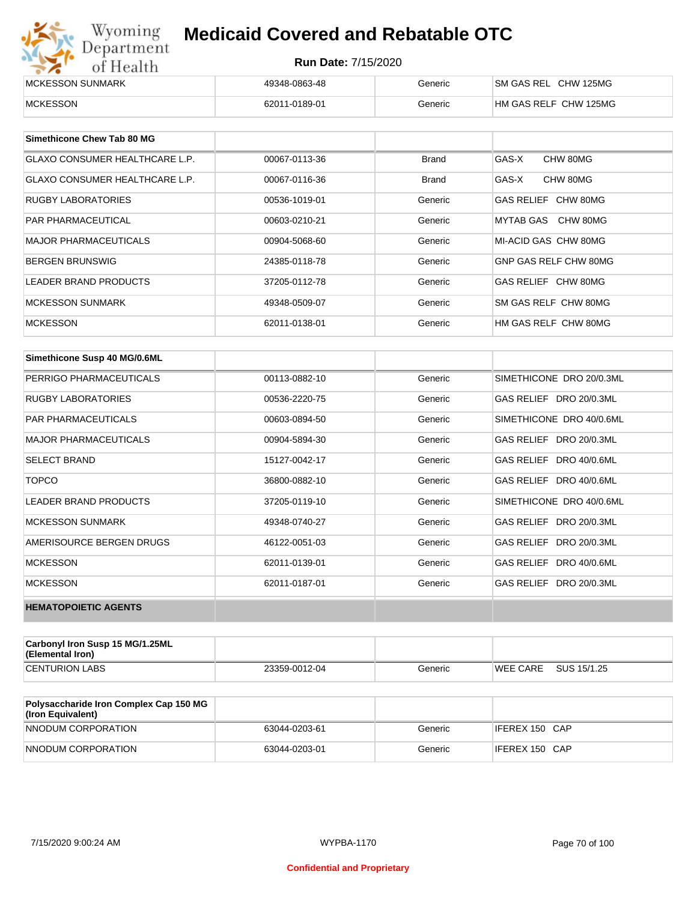| | | | |
|---|---|---|---|
| MCKESSON SUNMARK | 49348-0863-48 | Generic | SM GAS REL CHW 125MG |
| MCKESSON | 62011-0189-01 | Generic | HM GAS RELF CHW 125MG |

| Simethicone Chew Tab 80 MG | | | |
|---|---|---|---|
| GLAXO CONSUMER HEALTHCARE L.P. | 00067-0113-36 | Brand | GAS-X CHW 80MG |
| GLAXO CONSUMER HEALTHCARE L.P. | 00067-0116-36 | Brand | GAS-X CHW 80MG |
| RUGBY LABORATORIES | 00536-1019-01 | Generic | GAS RELIEF CHW 80MG |
| PAR PHARMACEUTICAL | 00603-0210-21 | Generic | MYTAB GAS CHW 80MG |
| MAJOR PHARMACEUTICALS | 00904-5068-60 | Generic | MI-ACID GAS CHW 80MG |
| BERGEN BRUNSWIG | 24385-0118-78 | Generic | GNP GAS RELF CHW 80MG |
| LEADER BRAND PRODUCTS | 37205-0112-78 | Generic | GAS RELIEF CHW 80MG |
| MCKESSON SUNMARK | 49348-0509-07 | Generic | SM GAS RELF CHW 80MG |
| MCKESSON | 62011-0138-01 | Generic | HM GAS RELF CHW 80MG |

| Simethicone Susp 40 MG/0.6ML | | | |
|---|---|---|---|
| PERRIGO PHARMACEUTICALS | 00113-0882-10 | Generic | SIMETHICONE DRO 20/0.3ML |
| RUGBY LABORATORIES | 00536-2220-75 | Generic | GAS RELIEF DRO 20/0.3ML |
| PAR PHARMACEUTICALS | 00603-0894-50 | Generic | SIMETHICONE DRO 40/0.6ML |
| MAJOR PHARMACEUTICALS | 00904-5894-30 | Generic | GAS RELIEF DRO 20/0.3ML |
| SELECT BRAND | 15127-0042-17 | Generic | GAS RELIEF DRO 40/0.6ML |
| TOPCO | 36800-0882-10 | Generic | GAS RELIEF DRO 40/0.6ML |
| LEADER BRAND PRODUCTS | 37205-0119-10 | Generic | SIMETHICONE DRO 40/0.6ML |
| MCKESSON SUNMARK | 49348-0740-27 | Generic | GAS RELIEF DRO 20/0.3ML |
| AMERISOURCE BERGEN DRUGS | 46122-0051-03 | Generic | GAS RELIEF DRO 20/0.3ML |
| MCKESSON | 62011-0139-01 | Generic | GAS RELIEF DRO 40/0.6ML |
| MCKESSON | 62011-0187-01 | Generic | GAS RELIEF DRO 20/0.3ML |
| **HEMATOPOIETIC AGENTS** | | | |

| Carbonyl Iron Susp 15 MG/1.25ML (Elemental Iron) | | | |
|---|---|---|---|
| CENTURION LABS | 23359-0012-04 | Generic | WEE CARE SUS 15/1.25 |

| Polysaccharide Iron Complex Cap 150 MG (Iron Equivalent) | | | |
|---|---|---|---|
| NNODUM CORPORATION | 63044-0203-61 | Generic | IFEREX 150 CAP |
| NNODUM CORPORATION | 63044-0203-01 | Generic | IFEREX 150 CAP |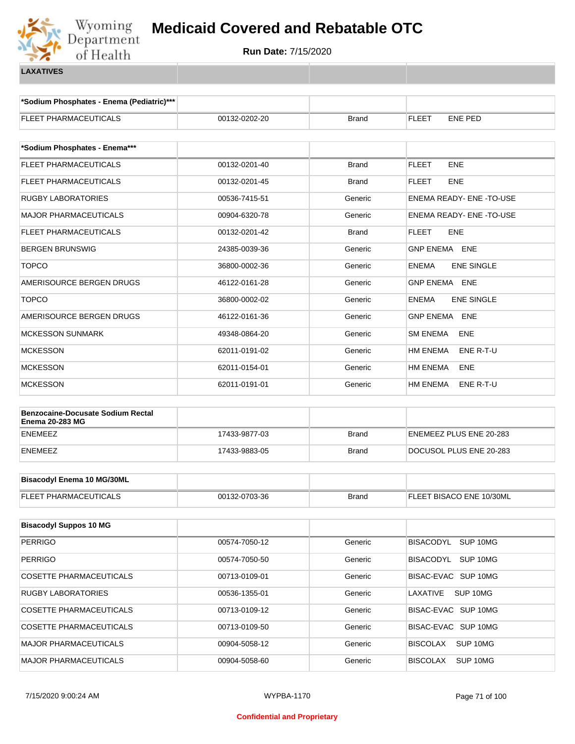# Medicaid Covered and Rebatable OTC

**Run Date:** 7/15/2020

**LAXATIVES**

| *Sodium Phosphates - Enema (Pediatric)*** | | | |
|---|---|---|---|
| FLEET PHARMACEUTICALS | 00132-0202-20 | Brand | FLEET ENE PED |

| *Sodium Phosphates - Enema*** | | | |
|---|---|---|---|
| FLEET PHARMACEUTICALS | 00132-0201-40 | Brand | FLEET ENE |
| FLEET PHARMACEUTICALS | 00132-0201-45 | Brand | FLEET ENE |
| RUGBY LABORATORIES | 00536-7415-51 | Generic | ENEMA READY- ENE -TO-USE |
| MAJOR PHARMACEUTICALS | 00904-6320-78 | Generic | ENEMA READY- ENE -TO-USE |
| FLEET PHARMACEUTICALS | 00132-0201-42 | Brand | FLEET ENE |
| BERGEN BRUNSWIG | 24385-0039-36 | Generic | GNP ENEMA ENE |
| TOPCO | 36800-0002-36 | Generic | ENEMA ENE SINGLE |
| AMERISOURCE BERGEN DRUGS | 46122-0161-28 | Generic | GNP ENEMA ENE |
| TOPCO | 36800-0002-02 | Generic | ENEMA ENE SINGLE |
| AMERISOURCE BERGEN DRUGS | 46122-0161-36 | Generic | GNP ENEMA ENE |
| MCKESSON SUNMARK | 49348-0864-20 | Generic | SM ENEMA ENE |
| MCKESSON | 62011-0191-02 | Generic | HM ENEMA ENE R-T-U |
| MCKESSON | 62011-0154-01 | Generic | HM ENEMA ENE |
| MCKESSON | 62011-0191-01 | Generic | HM ENEMA ENE R-T-U |

| Benzocaine-Docusate Sodium Rectal Enema 20-283 MG | | | |
|---|---|---|---|
| ENEMEEZ | 17433-9877-03 | Brand | ENEMEEZ PLUS ENE 20-283 |
| ENEMEEZ | 17433-9883-05 | Brand | DOCUSOL PLUS ENE 20-283 |

| Bisacodyl Enema 10 MG/30ML | | | |
|---|---|---|---|
| FLEET PHARMACEUTICALS | 00132-0703-36 | Brand | FLEET BISACO ENE 10/30ML |

| Bisacodyl Suppos 10 MG | | | |
|---|---|---|---|
| PERRIGO | 00574-7050-12 | Generic | BISACODYL SUP 10MG |
| PERRIGO | 00574-7050-50 | Generic | BISACODYL SUP 10MG |
| COSETTE PHARMACEUTICALS | 00713-0109-01 | Generic | BISAC-EVAC SUP 10MG |
| RUGBY LABORATORIES | 00536-1355-01 | Generic | LAXATIVE SUP 10MG |
| COSETTE PHARMACEUTICALS | 00713-0109-12 | Generic | BISAC-EVAC SUP 10MG |
| COSETTE PHARMACEUTICALS | 00713-0109-50 | Generic | BISAC-EVAC SUP 10MG |
| MAJOR PHARMACEUTICALS | 00904-5058-12 | Generic | BISCOLAX SUP 10MG |
| MAJOR PHARMACEUTICALS | 00904-5058-60 | Generic | BISCOLAX SUP 10MG |

Confidential and Proprietary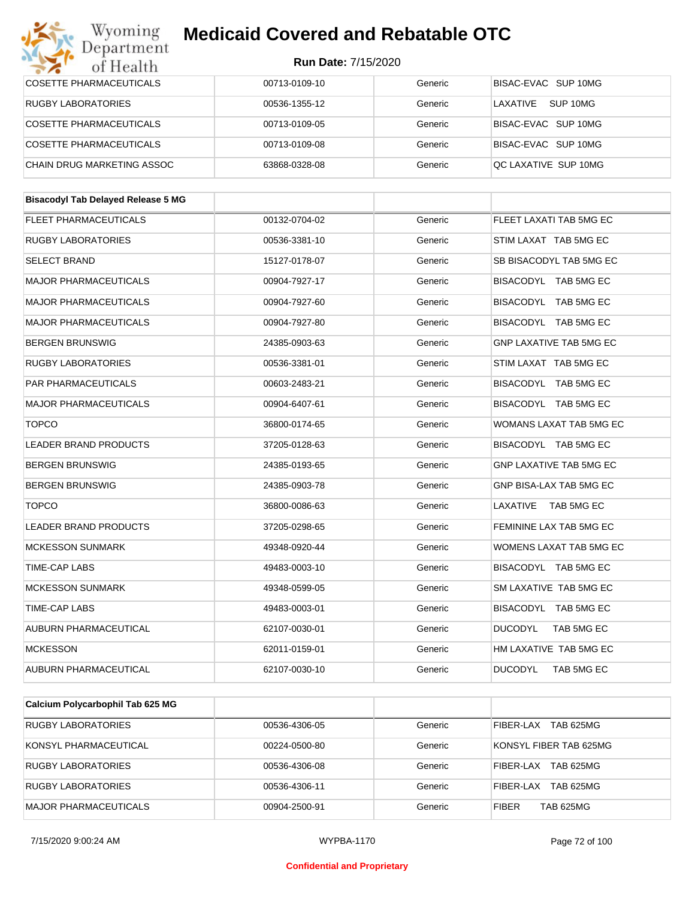| | | | |
|---|---|---|---|
| COSETTE PHARMACEUTICALS | 00713-0109-10 | Generic | BISAC-EVAC SUP 10MG |
| RUGBY LABORATORIES | 00536-1355-12 | Generic | LAXATIVE SUP 10MG |
| COSETTE PHARMACEUTICALS | 00713-0109-05 | Generic | BISAC-EVAC SUP 10MG |
| COSETTE PHARMACEUTICALS | 00713-0109-08 | Generic | BISAC-EVAC SUP 10MG |
| CHAIN DRUG MARKETING ASSOC | 63868-0328-08 | Generic | QC LAXATIVE SUP 10MG |

| **Bisacodyl Tab Delayed Release 5 MG** | | | |
|---|---|---|---|
| FLEET PHARMACEUTICALS | 00132-0704-02 | Generic | FLEET LAXATI TAB 5MG EC |
| RUGBY LABORATORIES | 00536-3381-10 | Generic | STIM LAXAT TAB 5MG EC |
| SELECT BRAND | 15127-0178-07 | Generic | SB BISACODYL TAB 5MG EC |
| MAJOR PHARMACEUTICALS | 00904-7927-17 | Generic | BISACODYL TAB 5MG EC |
| MAJOR PHARMACEUTICALS | 00904-7927-60 | Generic | BISACODYL TAB 5MG EC |
| MAJOR PHARMACEUTICALS | 00904-7927-80 | Generic | BISACODYL TAB 5MG EC |
| BERGEN BRUNSWIG | 24385-0903-63 | Generic | GNP LAXATIVE TAB 5MG EC |
| RUGBY LABORATORIES | 00536-3381-01 | Generic | STIM LAXAT TAB 5MG EC |
| PAR PHARMACEUTICALS | 00603-2483-21 | Generic | BISACODYL TAB 5MG EC |
| MAJOR PHARMACEUTICALS | 00904-6407-61 | Generic | BISACODYL TAB 5MG EC |
| TOPCO | 36800-0174-65 | Generic | WOMANS LAXAT TAB 5MG EC |
| LEADER BRAND PRODUCTS | 37205-0128-63 | Generic | BISACODYL TAB 5MG EC |
| BERGEN BRUNSWIG | 24385-0193-65 | Generic | GNP LAXATIVE TAB 5MG EC |
| BERGEN BRUNSWIG | 24385-0903-78 | Generic | GNP BISA-LAX TAB 5MG EC |
| TOPCO | 36800-0086-63 | Generic | LAXATIVE TAB 5MG EC |
| LEADER BRAND PRODUCTS | 37205-0298-65 | Generic | FEMININE LAX TAB 5MG EC |
| MCKESSON SUNMARK | 49348-0920-44 | Generic | WOMENS LAXAT TAB 5MG EC |
| TIME-CAP LABS | 49483-0003-10 | Generic | BISACODYL TAB 5MG EC |
| MCKESSON SUNMARK | 49348-0599-05 | Generic | SM LAXATIVE TAB 5MG EC |
| TIME-CAP LABS | 49483-0003-01 | Generic | BISACODYL TAB 5MG EC |
| AUBURN PHARMACEUTICAL | 62107-0030-01 | Generic | DUCODYL TAB 5MG EC |
| MCKESSON | 62011-0159-01 | Generic | HM LAXATIVE TAB 5MG EC |
| AUBURN PHARMACEUTICAL | 62107-0030-10 | Generic | DUCODYL TAB 5MG EC |

| **Calcium Polycarbophil Tab 625 MG** | | | |
|---|---|---|---|
| RUGBY LABORATORIES | 00536-4306-05 | Generic | FIBER-LAX TAB 625MG |
| KONSYL PHARMACEUTICAL | 00224-0500-80 | Generic | KONSYL FIBER TAB 625MG |
| RUGBY LABORATORIES | 00536-4306-08 | Generic | FIBER-LAX TAB 625MG |
| RUGBY LABORATORIES | 00536-4306-11 | Generic | FIBER-LAX TAB 625MG |
| MAJOR PHARMACEUTICALS | 00904-2500-91 | Generic | FIBER TAB 625MG |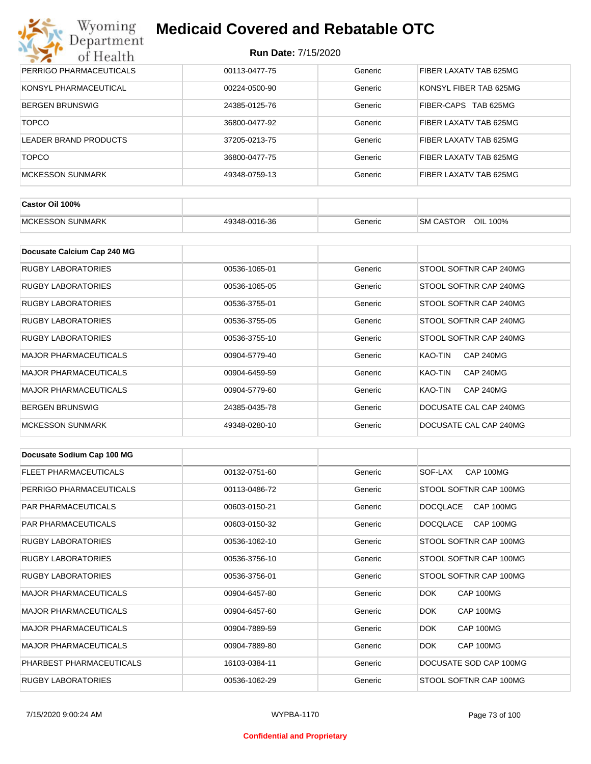| | | | |
|---|---|---|---|
| PERRIGO PHARMACEUTICALS | 00113-0477-75 | Generic | FIBER LAXATV TAB 625MG |
| KONSYL PHARMACEUTICAL | 00224-0500-90 | Generic | KONSYL FIBER TAB 625MG |
| BERGEN BRUNSWIG | 24385-0125-76 | Generic | FIBER-CAPS TAB 625MG |
| TOPCO | 36800-0477-92 | Generic | FIBER LAXATV TAB 625MG |
| LEADER BRAND PRODUCTS | 37205-0213-75 | Generic | FIBER LAXATV TAB 625MG |
| TOPCO | 36800-0477-75 | Generic | FIBER LAXATV TAB 625MG |
| MCKESSON SUNMARK | 49348-0759-13 | Generic | FIBER LAXATV TAB 625MG |

| **Castor Oil 100%** | | | |
|---|---|---|---|
| MCKESSON SUNMARK | 49348-0016-36 | Generic | SM CASTOR OIL 100% |

| **Docusate Calcium Cap 240 MG** | | | |
|---|---|---|---|
| RUGBY LABORATORIES | 00536-1065-01 | Generic | STOOL SOFTNR CAP 240MG |
| RUGBY LABORATORIES | 00536-1065-05 | Generic | STOOL SOFTNR CAP 240MG |
| RUGBY LABORATORIES | 00536-3755-01 | Generic | STOOL SOFTNR CAP 240MG |
| RUGBY LABORATORIES | 00536-3755-05 | Generic | STOOL SOFTNR CAP 240MG |
| RUGBY LABORATORIES | 00536-3755-10 | Generic | STOOL SOFTNR CAP 240MG |
| MAJOR PHARMACEUTICALS | 00904-5779-40 | Generic | KAO-TIN CAP 240MG |
| MAJOR PHARMACEUTICALS | 00904-6459-59 | Generic | KAO-TIN CAP 240MG |
| MAJOR PHARMACEUTICALS | 00904-5779-60 | Generic | KAO-TIN CAP 240MG |
| BERGEN BRUNSWIG | 24385-0435-78 | Generic | DOCUSATE CAL CAP 240MG |
| MCKESSON SUNMARK | 49348-0280-10 | Generic | DOCUSATE CAL CAP 240MG |

| **Docusate Sodium Cap 100 MG** | | | |
|---|---|---|---|
| FLEET PHARMACEUTICALS | 00132-0751-60 | Generic | SOF-LAX CAP 100MG |
| PERRIGO PHARMACEUTICALS | 00113-0486-72 | Generic | STOOL SOFTNR CAP 100MG |
| PAR PHARMACEUTICALS | 00603-0150-21 | Generic | DOCQLACE CAP 100MG |
| PAR PHARMACEUTICALS | 00603-0150-32 | Generic | DOCQLACE CAP 100MG |
| RUGBY LABORATORIES | 00536-1062-10 | Generic | STOOL SOFTNR CAP 100MG |
| RUGBY LABORATORIES | 00536-3756-10 | Generic | STOOL SOFTNR CAP 100MG |
| RUGBY LABORATORIES | 00536-3756-01 | Generic | STOOL SOFTNR CAP 100MG |
| MAJOR PHARMACEUTICALS | 00904-6457-80 | Generic | DOK CAP 100MG |
| MAJOR PHARMACEUTICALS | 00904-6457-60 | Generic | DOK CAP 100MG |
| MAJOR PHARMACEUTICALS | 00904-7889-59 | Generic | DOK CAP 100MG |
| MAJOR PHARMACEUTICALS | 00904-7889-80 | Generic | DOK CAP 100MG |
| PHARBEST PHARMACEUTICALS | 16103-0384-11 | Generic | DOCUSATE SOD CAP 100MG |
| RUGBY LABORATORIES | 00536-1062-29 | Generic | STOOL SOFTNR CAP 100MG |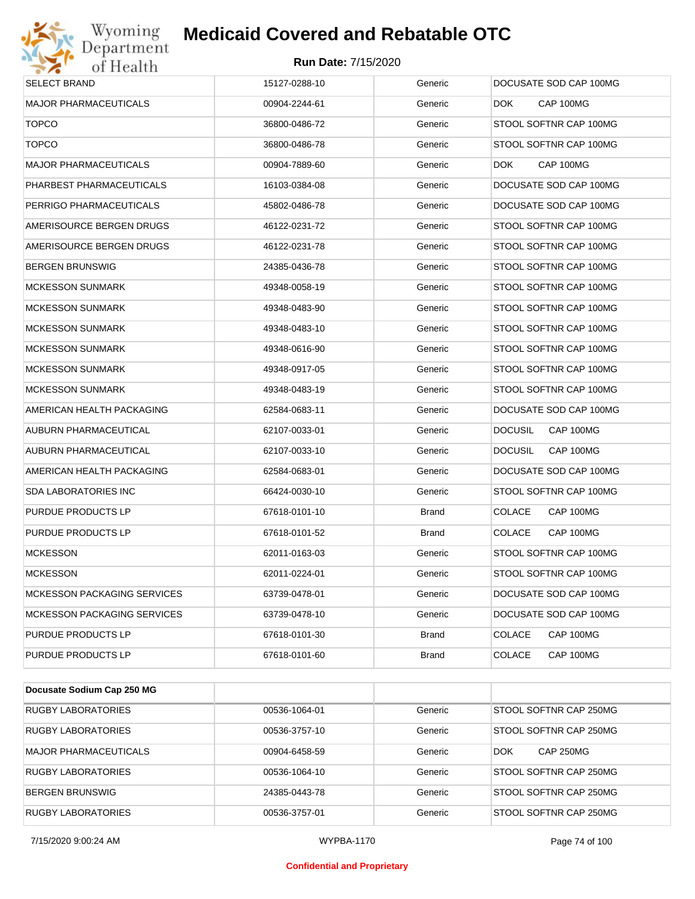| | | | |
|---|---|---|---|
| SELECT BRAND | 15127-0288-10 | Generic | DOCUSATE SOD CAP 100MG |
| MAJOR PHARMACEUTICALS | 00904-2244-61 | Generic | DOK CAP 100MG |
| TOPCO | 36800-0486-72 | Generic | STOOL SOFTNR CAP 100MG |
| TOPCO | 36800-0486-78 | Generic | STOOL SOFTNR CAP 100MG |
| MAJOR PHARMACEUTICALS | 00904-7889-60 | Generic | DOK CAP 100MG |
| PHARBEST PHARMACEUTICALS | 16103-0384-08 | Generic | DOCUSATE SOD CAP 100MG |
| PERRIGO PHARMACEUTICALS | 45802-0486-78 | Generic | DOCUSATE SOD CAP 100MG |
| AMERISOURCE BERGEN DRUGS | 46122-0231-72 | Generic | STOOL SOFTNR CAP 100MG |
| AMERISOURCE BERGEN DRUGS | 46122-0231-78 | Generic | STOOL SOFTNR CAP 100MG |
| BERGEN BRUNSWIG | 24385-0436-78 | Generic | STOOL SOFTNR CAP 100MG |
| MCKESSON SUNMARK | 49348-0058-19 | Generic | STOOL SOFTNR CAP 100MG |
| MCKESSON SUNMARK | 49348-0483-90 | Generic | STOOL SOFTNR CAP 100MG |
| MCKESSON SUNMARK | 49348-0483-10 | Generic | STOOL SOFTNR CAP 100MG |
| MCKESSON SUNMARK | 49348-0616-90 | Generic | STOOL SOFTNR CAP 100MG |
| MCKESSON SUNMARK | 49348-0917-05 | Generic | STOOL SOFTNR CAP 100MG |
| MCKESSON SUNMARK | 49348-0483-19 | Generic | STOOL SOFTNR CAP 100MG |
| AMERICAN HEALTH PACKAGING | 62584-0683-11 | Generic | DOCUSATE SOD CAP 100MG |
| AUBURN PHARMACEUTICAL | 62107-0033-01 | Generic | DOCUSIL CAP 100MG |
| AUBURN PHARMACEUTICAL | 62107-0033-10 | Generic | DOCUSIL CAP 100MG |
| AMERICAN HEALTH PACKAGING | 62584-0683-01 | Generic | DOCUSATE SOD CAP 100MG |
| SDA LABORATORIES INC | 66424-0030-10 | Generic | STOOL SOFTNR CAP 100MG |
| PURDUE PRODUCTS LP | 67618-0101-10 | Brand | COLACE CAP 100MG |
| PURDUE PRODUCTS LP | 67618-0101-52 | Brand | COLACE CAP 100MG |
| MCKESSON | 62011-0163-03 | Generic | STOOL SOFTNR CAP 100MG |
| MCKESSON | 62011-0224-01 | Generic | STOOL SOFTNR CAP 100MG |
| MCKESSON PACKAGING SERVICES | 63739-0478-01 | Generic | DOCUSATE SOD CAP 100MG |
| MCKESSON PACKAGING SERVICES | 63739-0478-10 | Generic | DOCUSATE SOD CAP 100MG |
| PURDUE PRODUCTS LP | 67618-0101-30 | Brand | COLACE CAP 100MG |
| PURDUE PRODUCTS LP | 67618-0101-60 | Brand | COLACE CAP 100MG |

| **Docusate Sodium Cap 250 MG** | | | |
|---|---|---|---|
| RUGBY LABORATORIES | 00536-1064-01 | Generic | STOOL SOFTNR CAP 250MG |
| RUGBY LABORATORIES | 00536-3757-10 | Generic | STOOL SOFTNR CAP 250MG |
| MAJOR PHARMACEUTICALS | 00904-6458-59 | Generic | DOK CAP 250MG |
| RUGBY LABORATORIES | 00536-1064-10 | Generic | STOOL SOFTNR CAP 250MG |
| BERGEN BRUNSWIG | 24385-0443-78 | Generic | STOOL SOFTNR CAP 250MG |
| RUGBY LABORATORIES | 00536-3757-01 | Generic | STOOL SOFTNR CAP 250MG |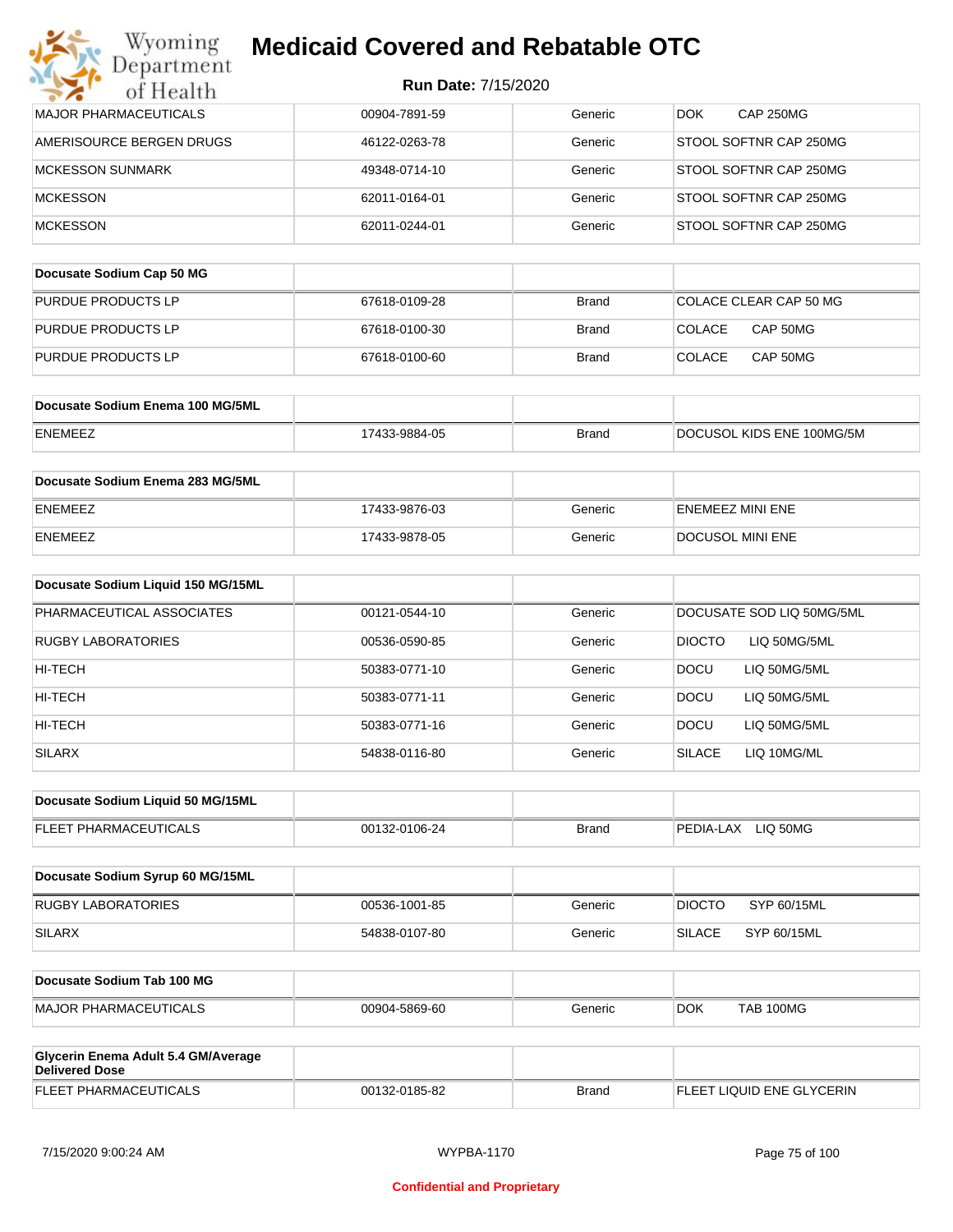# Medicaid Covered and Rebatable OTC

**Run Date:** 7/15/2020

| | | | |
|---|---|---|---|
| MAJOR PHARMACEUTICALS | 00904-7891-59 | Generic | DOK CAP 250MG |
| AMERISOURCE BERGEN DRUGS | 46122-0263-78 | Generic | STOOL SOFTNR CAP 250MG |
| MCKESSON SUNMARK | 49348-0714-10 | Generic | STOOL SOFTNR CAP 250MG |
| MCKESSON | 62011-0164-01 | Generic | STOOL SOFTNR CAP 250MG |
| MCKESSON | 62011-0244-01 | Generic | STOOL SOFTNR CAP 250MG |

| **Docusate Sodium Cap 50 MG** | | | |
|---|---|---|---|
| PURDUE PRODUCTS LP | 67618-0109-28 | Brand | COLACE CLEAR CAP 50 MG |
| PURDUE PRODUCTS LP | 67618-0100-30 | Brand | COLACE CAP 50MG |
| PURDUE PRODUCTS LP | 67618-0100-60 | Brand | COLACE CAP 50MG |

| **Docusate Sodium Enema 100 MG/5ML** | | | |
|---|---|---|---|
| ENEMEEZ | 17433-9884-05 | Brand | DOCUSOL KIDS ENE 100MG/5M |

| **Docusate Sodium Enema 283 MG/5ML** | | | |
|---|---|---|---|
| ENEMEEZ | 17433-9876-03 | Generic | ENEMEEZ MINI ENE |
| ENEMEEZ | 17433-9878-05 | Generic | DOCUSOL MINI ENE |

| **Docusate Sodium Liquid 150 MG/15ML** | | | |
|---|---|---|---|
| PHARMACEUTICAL ASSOCIATES | 00121-0544-10 | Generic | DOCUSATE SOD LIQ 50MG/5ML |
| RUGBY LABORATORIES | 00536-0590-85 | Generic | DIOCTO LIQ 50MG/5ML |
| HI-TECH | 50383-0771-10 | Generic | DOCU LIQ 50MG/5ML |
| HI-TECH | 50383-0771-11 | Generic | DOCU LIQ 50MG/5ML |
| HI-TECH | 50383-0771-16 | Generic | DOCU LIQ 50MG/5ML |
| SILARX | 54838-0116-80 | Generic | SILACE LIQ 10MG/ML |

| **Docusate Sodium Liquid 50 MG/15ML** | | | |
|---|---|---|---|
| FLEET PHARMACEUTICALS | 00132-0106-24 | Brand | PEDIA-LAX LIQ 50MG |

| **Docusate Sodium Syrup 60 MG/15ML** | | | |
|---|---|---|---|
| RUGBY LABORATORIES | 00536-1001-85 | Generic | DIOCTO SYP 60/15ML |
| SILARX | 54838-0107-80 | Generic | SILACE SYP 60/15ML |

| **Docusate Sodium Tab 100 MG** | | | |
|---|---|---|---|
| MAJOR PHARMACEUTICALS | 00904-5869-60 | Generic | DOK TAB 100MG |

| **Glycerin Enema Adult 5.4 GM/Average Delivered Dose** | | | |
|---|---|---|---|
| FLEET PHARMACEUTICALS | 00132-0185-82 | Brand | FLEET LIQUID ENE GLYCERIN |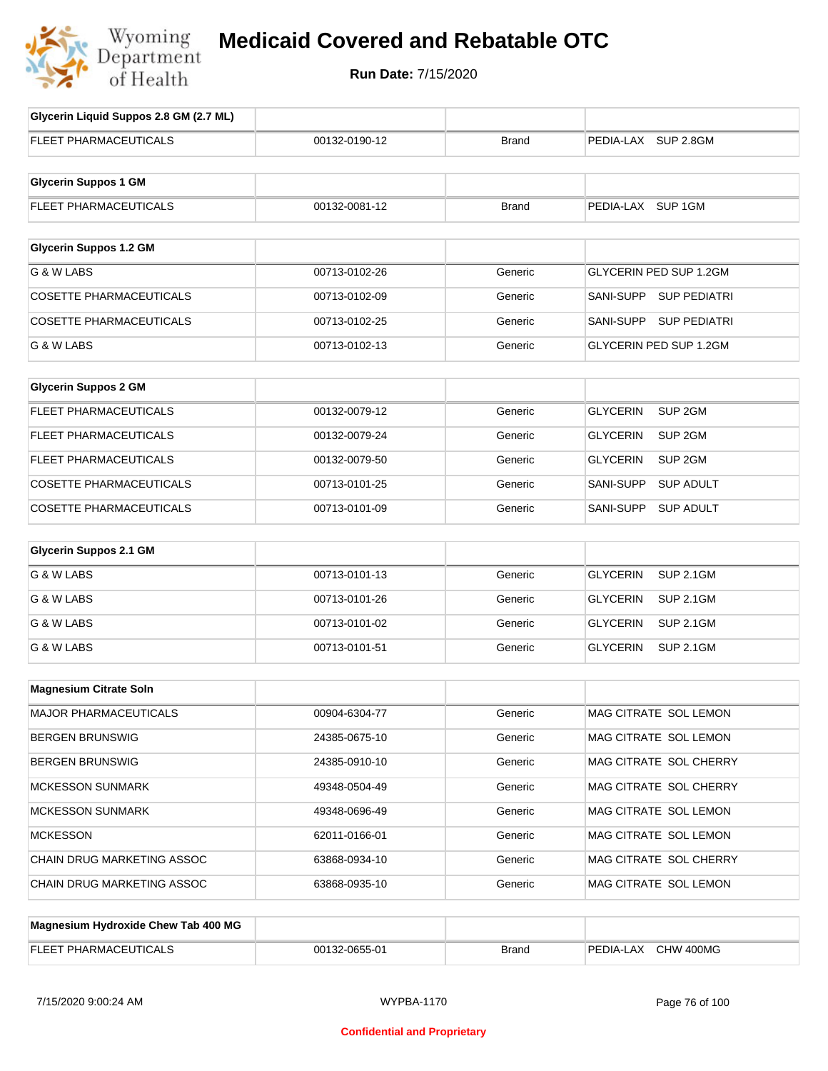# Medicaid Covered and Rebatable OTC

**Run Date:** 7/15/2020

| Glycerin Liquid Suppos 2.8 GM (2.7 ML) | | | |
|---|---|---|---|
| FLEET PHARMACEUTICALS | 00132-0190-12 | Brand | PEDIA-LAX SUP 2.8GM |

| Glycerin Suppos 1 GM | | | |
|---|---|---|---|
| FLEET PHARMACEUTICALS | 00132-0081-12 | Brand | PEDIA-LAX SUP 1GM |

| Glycerin Suppos 1.2 GM | | | |
|---|---|---|---|
| G & W LABS | 00713-0102-26 | Generic | GLYCERIN PED SUP 1.2GM |
| COSETTE PHARMACEUTICALS | 00713-0102-09 | Generic | SANI-SUPP SUP PEDIATRI |
| COSETTE PHARMACEUTICALS | 00713-0102-25 | Generic | SANI-SUPP SUP PEDIATRI |
| G & W LABS | 00713-0102-13 | Generic | GLYCERIN PED SUP 1.2GM |

| Glycerin Suppos 2 GM | | | |
|---|---|---|---|
| FLEET PHARMACEUTICALS | 00132-0079-12 | Generic | GLYCERIN SUP 2GM |
| FLEET PHARMACEUTICALS | 00132-0079-24 | Generic | GLYCERIN SUP 2GM |
| FLEET PHARMACEUTICALS | 00132-0079-50 | Generic | GLYCERIN SUP 2GM |
| COSETTE PHARMACEUTICALS | 00713-0101-25 | Generic | SANI-SUPP SUP ADULT |
| COSETTE PHARMACEUTICALS | 00713-0101-09 | Generic | SANI-SUPP SUP ADULT |

| Glycerin Suppos 2.1 GM | | | |
|---|---|---|---|
| G & W LABS | 00713-0101-13 | Generic | GLYCERIN SUP 2.1GM |
| G & W LABS | 00713-0101-26 | Generic | GLYCERIN SUP 2.1GM |
| G & W LABS | 00713-0101-02 | Generic | GLYCERIN SUP 2.1GM |
| G & W LABS | 00713-0101-51 | Generic | GLYCERIN SUP 2.1GM |

| Magnesium Citrate Soln | | | |
|---|---|---|---|
| MAJOR PHARMACEUTICALS | 00904-6304-77 | Generic | MAG CITRATE SOL LEMON |
| BERGEN BRUNSWIG | 24385-0675-10 | Generic | MAG CITRATE SOL LEMON |
| BERGEN BRUNSWIG | 24385-0910-10 | Generic | MAG CITRATE SOL CHERRY |
| MCKESSON SUNMARK | 49348-0504-49 | Generic | MAG CITRATE SOL CHERRY |
| MCKESSON SUNMARK | 49348-0696-49 | Generic | MAG CITRATE SOL LEMON |
| MCKESSON | 62011-0166-01 | Generic | MAG CITRATE SOL LEMON |
| CHAIN DRUG MARKETING ASSOC | 63868-0934-10 | Generic | MAG CITRATE SOL CHERRY |
| CHAIN DRUG MARKETING ASSOC | 63868-0935-10 | Generic | MAG CITRATE SOL LEMON |

| Magnesium Hydroxide Chew Tab 400 MG | | | |
|---|---|---|---|
| FLEET PHARMACEUTICALS | 00132-0655-01 | Brand | PEDIA-LAX CHW 400MG |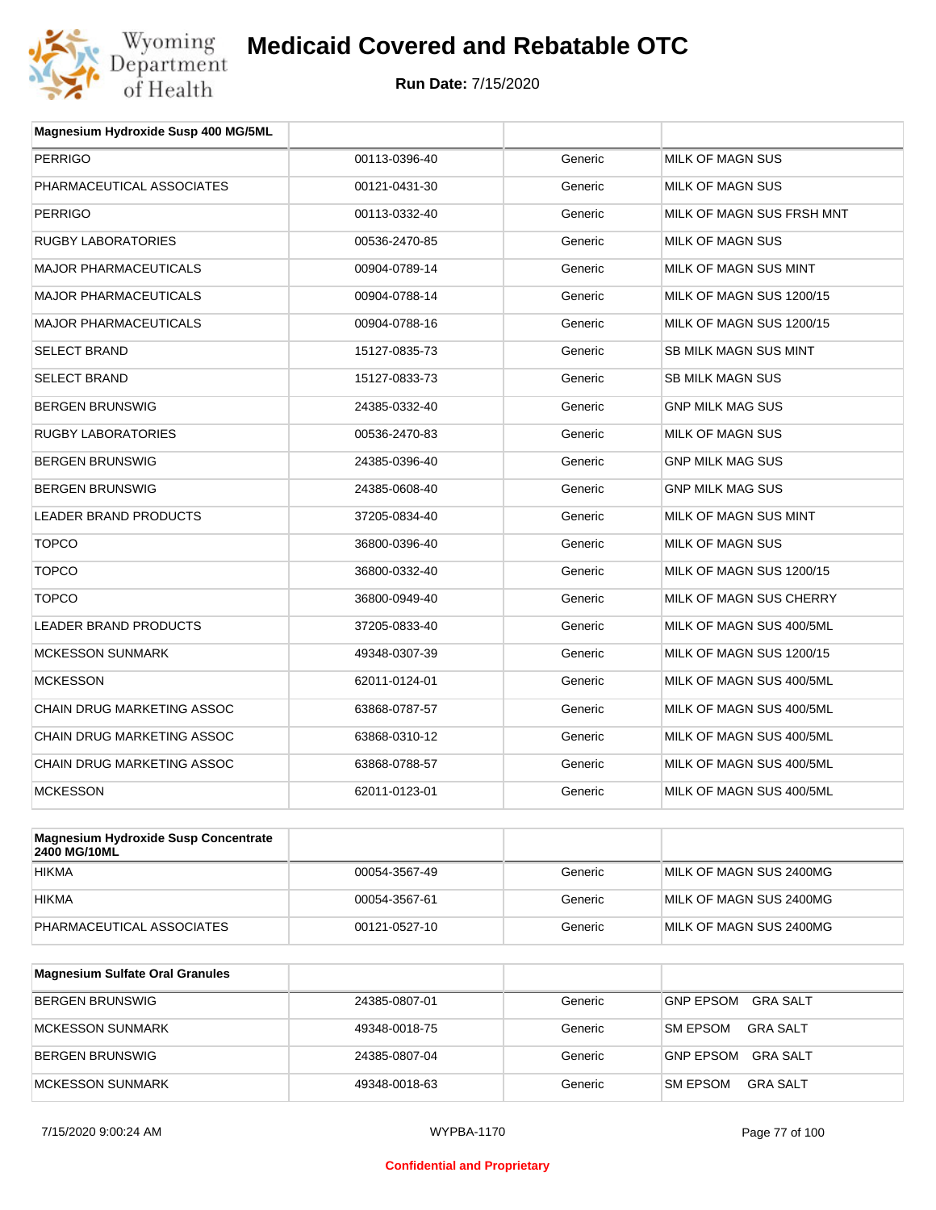| Magnesium Hydroxide Susp 400 MG/5ML | | | |
|---|---|---|---|
| PERRIGO | 00113-0396-40 | Generic | MILK OF MAGN SUS |
| PHARMACEUTICAL ASSOCIATES | 00121-0431-30 | Generic | MILK OF MAGN SUS |
| PERRIGO | 00113-0332-40 | Generic | MILK OF MAGN SUS FRSH MNT |
| RUGBY LABORATORIES | 00536-2470-85 | Generic | MILK OF MAGN SUS |
| MAJOR PHARMACEUTICALS | 00904-0789-14 | Generic | MILK OF MAGN SUS MINT |
| MAJOR PHARMACEUTICALS | 00904-0788-14 | Generic | MILK OF MAGN SUS 1200/15 |
| MAJOR PHARMACEUTICALS | 00904-0788-16 | Generic | MILK OF MAGN SUS 1200/15 |
| SELECT BRAND | 15127-0835-73 | Generic | SB MILK MAGN SUS MINT |
| SELECT BRAND | 15127-0833-73 | Generic | SB MILK MAGN SUS |
| BERGEN BRUNSWIG | 24385-0332-40 | Generic | GNP MILK MAG SUS |
| RUGBY LABORATORIES | 00536-2470-83 | Generic | MILK OF MAGN SUS |
| BERGEN BRUNSWIG | 24385-0396-40 | Generic | GNP MILK MAG SUS |
| BERGEN BRUNSWIG | 24385-0608-40 | Generic | GNP MILK MAG SUS |
| LEADER BRAND PRODUCTS | 37205-0834-40 | Generic | MILK OF MAGN SUS MINT |
| TOPCO | 36800-0396-40 | Generic | MILK OF MAGN SUS |
| TOPCO | 36800-0332-40 | Generic | MILK OF MAGN SUS 1200/15 |
| TOPCO | 36800-0949-40 | Generic | MILK OF MAGN SUS CHERRY |
| LEADER BRAND PRODUCTS | 37205-0833-40 | Generic | MILK OF MAGN SUS 400/5ML |
| MCKESSON SUNMARK | 49348-0307-39 | Generic | MILK OF MAGN SUS 1200/15 |
| MCKESSON | 62011-0124-01 | Generic | MILK OF MAGN SUS 400/5ML |
| CHAIN DRUG MARKETING ASSOC | 63868-0787-57 | Generic | MILK OF MAGN SUS 400/5ML |
| CHAIN DRUG MARKETING ASSOC | 63868-0310-12 | Generic | MILK OF MAGN SUS 400/5ML |
| CHAIN DRUG MARKETING ASSOC | 63868-0788-57 | Generic | MILK OF MAGN SUS 400/5ML |
| MCKESSON | 62011-0123-01 | Generic | MILK OF MAGN SUS 400/5ML |

| Magnesium Hydroxide Susp Concentrate 2400 MG/10ML | | | |
|---|---|---|---|
| HIKMA | 00054-3567-49 | Generic | MILK OF MAGN SUS 2400MG |
| HIKMA | 00054-3567-61 | Generic | MILK OF MAGN SUS 2400MG |
| PHARMACEUTICAL ASSOCIATES | 00121-0527-10 | Generic | MILK OF MAGN SUS 2400MG |

| Magnesium Sulfate Oral Granules | | | |
|---|---|---|---|
| BERGEN BRUNSWIG | 24385-0807-01 | Generic | GNP EPSOM GRA SALT |
| MCKESSON SUNMARK | 49348-0018-75 | Generic | SM EPSOM GRA SALT |
| BERGEN BRUNSWIG | 24385-0807-04 | Generic | GNP EPSOM GRA SALT |
| MCKESSON SUNMARK | 49348-0018-63 | Generic | SM EPSOM GRA SALT |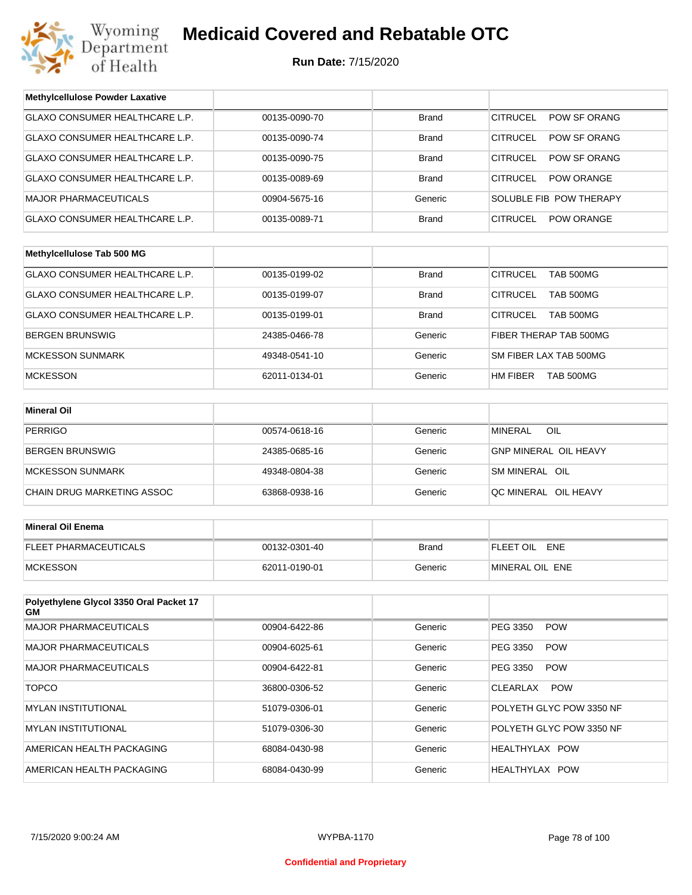# Medicaid Covered and Rebatable OTC

**Run Date:** 7/15/2020

| Methylcellulose Powder Laxative | | | |
|---|---|---|---|
| GLAXO CONSUMER HEALTHCARE L.P. | 00135-0090-70 | Brand | CITRUCEL POW SF ORANG |
| GLAXO CONSUMER HEALTHCARE L.P. | 00135-0090-74 | Brand | CITRUCEL POW SF ORANG |
| GLAXO CONSUMER HEALTHCARE L.P. | 00135-0090-75 | Brand | CITRUCEL POW SF ORANG |
| GLAXO CONSUMER HEALTHCARE L.P. | 00135-0089-69 | Brand | CITRUCEL POW ORANGE |
| MAJOR PHARMACEUTICALS | 00904-5675-16 | Generic | SOLUBLE FIB POW THERAPY |
| GLAXO CONSUMER HEALTHCARE L.P. | 00135-0089-71 | Brand | CITRUCEL POW ORANGE |

| Methylcellulose Tab 500 MG | | | |
|---|---|---|---|
| GLAXO CONSUMER HEALTHCARE L.P. | 00135-0199-02 | Brand | CITRUCEL TAB 500MG |
| GLAXO CONSUMER HEALTHCARE L.P. | 00135-0199-07 | Brand | CITRUCEL TAB 500MG |
| GLAXO CONSUMER HEALTHCARE L.P. | 00135-0199-01 | Brand | CITRUCEL TAB 500MG |
| BERGEN BRUNSWIG | 24385-0466-78 | Generic | FIBER THERAP TAB 500MG |
| MCKESSON SUNMARK | 49348-0541-10 | Generic | SM FIBER LAX TAB 500MG |
| MCKESSON | 62011-0134-01 | Generic | HM FIBER TAB 500MG |

| Mineral Oil | | | |
|---|---|---|---|
| PERRIGO | 00574-0618-16 | Generic | MINERAL OIL |
| BERGEN BRUNSWIG | 24385-0685-16 | Generic | GNP MINERAL OIL HEAVY |
| MCKESSON SUNMARK | 49348-0804-38 | Generic | SM MINERAL OIL |
| CHAIN DRUG MARKETING ASSOC | 63868-0938-16 | Generic | QC MINERAL OIL HEAVY |

| Mineral Oil Enema | | | |
|---|---|---|---|
| FLEET PHARMACEUTICALS | 00132-0301-40 | Brand | FLEET OIL ENE |
| MCKESSON | 62011-0190-01 | Generic | MINERAL OIL ENE |

| Polyethylene Glycol 3350 Oral Packet 17 GM | | | |
|---|---|---|---|
| MAJOR PHARMACEUTICALS | 00904-6422-86 | Generic | PEG 3350 POW |
| MAJOR PHARMACEUTICALS | 00904-6025-61 | Generic | PEG 3350 POW |
| MAJOR PHARMACEUTICALS | 00904-6422-81 | Generic | PEG 3350 POW |
| TOPCO | 36800-0306-52 | Generic | CLEARLAX POW |
| MYLAN INSTITUTIONAL | 51079-0306-01 | Generic | POLYETH GLYC POW 3350 NF |
| MYLAN INSTITUTIONAL | 51079-0306-30 | Generic | POLYETH GLYC POW 3350 NF |
| AMERICAN HEALTH PACKAGING | 68084-0430-98 | Generic | HEALTHYLAX POW |
| AMERICAN HEALTH PACKAGING | 68084-0430-99 | Generic | HEALTHYLAX POW |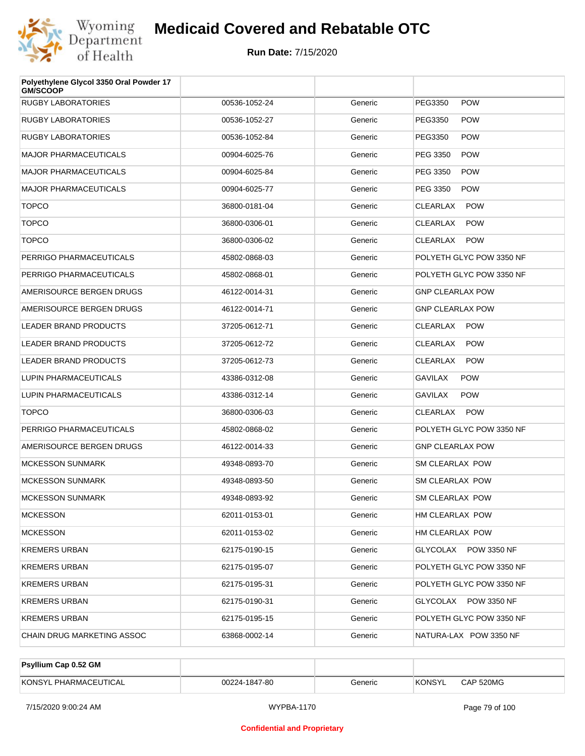# Medicaid Covered and Rebatable OTC

**Run Date:** 7/15/2020

| Polyethylene Glycol 3350 Oral Powder 17 GM/SCOOP | | | |
|---|---|---|---|
| RUGBY LABORATORIES | 00536-1052-24 | Generic | PEG3350 POW |
| RUGBY LABORATORIES | 00536-1052-27 | Generic | PEG3350 POW |
| RUGBY LABORATORIES | 00536-1052-84 | Generic | PEG3350 POW |
| MAJOR PHARMACEUTICALS | 00904-6025-76 | Generic | PEG 3350 POW |
| MAJOR PHARMACEUTICALS | 00904-6025-84 | Generic | PEG 3350 POW |
| MAJOR PHARMACEUTICALS | 00904-6025-77 | Generic | PEG 3350 POW |
| TOPCO | 36800-0181-04 | Generic | CLEARLAX POW |
| TOPCO | 36800-0306-01 | Generic | CLEARLAX POW |
| TOPCO | 36800-0306-02 | Generic | CLEARLAX POW |
| PERRIGO PHARMACEUTICALS | 45802-0868-03 | Generic | POLYETH GLYC POW 3350 NF |
| PERRIGO PHARMACEUTICALS | 45802-0868-01 | Generic | POLYETH GLYC POW 3350 NF |
| AMERISOURCE BERGEN DRUGS | 46122-0014-31 | Generic | GNP CLEARLAX POW |
| AMERISOURCE BERGEN DRUGS | 46122-0014-71 | Generic | GNP CLEARLAX POW |
| LEADER BRAND PRODUCTS | 37205-0612-71 | Generic | CLEARLAX POW |
| LEADER BRAND PRODUCTS | 37205-0612-72 | Generic | CLEARLAX POW |
| LEADER BRAND PRODUCTS | 37205-0612-73 | Generic | CLEARLAX POW |
| LUPIN PHARMACEUTICALS | 43386-0312-08 | Generic | GAVILAX POW |
| LUPIN PHARMACEUTICALS | 43386-0312-14 | Generic | GAVILAX POW |
| TOPCO | 36800-0306-03 | Generic | CLEARLAX POW |
| PERRIGO PHARMACEUTICALS | 45802-0868-02 | Generic | POLYETH GLYC POW 3350 NF |
| AMERISOURCE BERGEN DRUGS | 46122-0014-33 | Generic | GNP CLEARLAX POW |
| MCKESSON SUNMARK | 49348-0893-70 | Generic | SM CLEARLAX POW |
| MCKESSON SUNMARK | 49348-0893-50 | Generic | SM CLEARLAX POW |
| MCKESSON SUNMARK | 49348-0893-92 | Generic | SM CLEARLAX POW |
| MCKESSON | 62011-0153-01 | Generic | HM CLEARLAX POW |
| MCKESSON | 62011-0153-02 | Generic | HM CLEARLAX POW |
| KREMERS URBAN | 62175-0190-15 | Generic | GLYCOLAX POW 3350 NF |
| KREMERS URBAN | 62175-0195-07 | Generic | POLYETH GLYC POW 3350 NF |
| KREMERS URBAN | 62175-0195-31 | Generic | POLYETH GLYC POW 3350 NF |
| KREMERS URBAN | 62175-0190-31 | Generic | GLYCOLAX POW 3350 NF |
| KREMERS URBAN | 62175-0195-15 | Generic | POLYETH GLYC POW 3350 NF |
| CHAIN DRUG MARKETING ASSOC | 63868-0002-14 | Generic | NATURA-LAX POW 3350 NF |

| Psyllium Cap 0.52 GM | | | |
|---|---|---|---|
| KONSYL PHARMACEUTICAL | 00224-1847-80 | Generic | KONSYL CAP 520MG |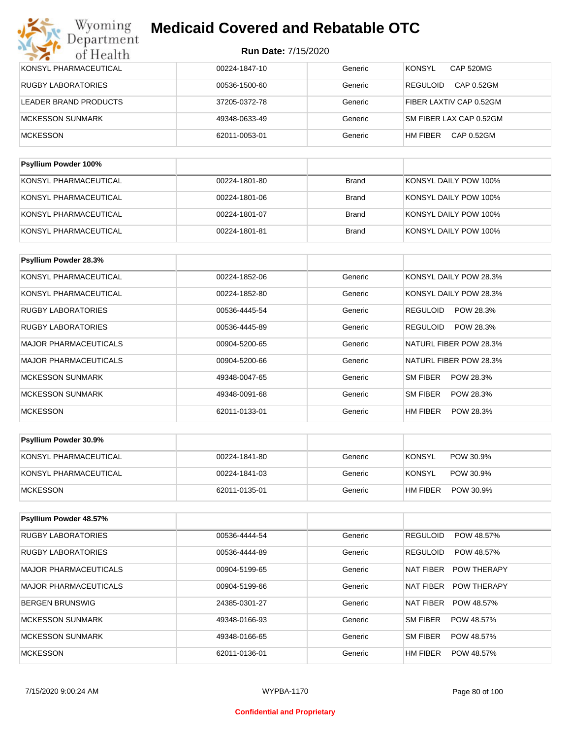| | | | |
|---|---|---|---|
| KONSYL PHARMACEUTICAL | 00224-1847-10 | Generic | KONSYL CAP 520MG |
| RUGBY LABORATORIES | 00536-1500-60 | Generic | REGULOID CAP 0.52GM |
| LEADER BRAND PRODUCTS | 37205-0372-78 | Generic | FIBER LAXTIV CAP 0.52GM |
| MCKESSON SUNMARK | 49348-0633-49 | Generic | SM FIBER LAX CAP 0.52GM |
| MCKESSON | 62011-0053-01 | Generic | HM FIBER CAP 0.52GM |

| Psyllium Powder 100% | | | |
|---|---|---|---|
| KONSYL PHARMACEUTICAL | 00224-1801-80 | Brand | KONSYL DAILY POW 100% |
| KONSYL PHARMACEUTICAL | 00224-1801-06 | Brand | KONSYL DAILY POW 100% |
| KONSYL PHARMACEUTICAL | 00224-1801-07 | Brand | KONSYL DAILY POW 100% |
| KONSYL PHARMACEUTICAL | 00224-1801-81 | Brand | KONSYL DAILY POW 100% |

| Psyllium Powder 28.3% | | | |
|---|---|---|---|
| KONSYL PHARMACEUTICAL | 00224-1852-06 | Generic | KONSYL DAILY POW 28.3% |
| KONSYL PHARMACEUTICAL | 00224-1852-80 | Generic | KONSYL DAILY POW 28.3% |
| RUGBY LABORATORIES | 00536-4445-54 | Generic | REGULOID POW 28.3% |
| RUGBY LABORATORIES | 00536-4445-89 | Generic | REGULOID POW 28.3% |
| MAJOR PHARMACEUTICALS | 00904-5200-65 | Generic | NATURL FIBER POW 28.3% |
| MAJOR PHARMACEUTICALS | 00904-5200-66 | Generic | NATURL FIBER POW 28.3% |
| MCKESSON SUNMARK | 49348-0047-65 | Generic | SM FIBER POW 28.3% |
| MCKESSON SUNMARK | 49348-0091-68 | Generic | SM FIBER POW 28.3% |
| MCKESSON | 62011-0133-01 | Generic | HM FIBER POW 28.3% |

| Psyllium Powder 30.9% | | | |
|---|---|---|---|
| KONSYL PHARMACEUTICAL | 00224-1841-80 | Generic | KONSYL POW 30.9% |
| KONSYL PHARMACEUTICAL | 00224-1841-03 | Generic | KONSYL POW 30.9% |
| MCKESSON | 62011-0135-01 | Generic | HM FIBER POW 30.9% |

| Psyllium Powder 48.57% | | | |
|---|---|---|---|
| RUGBY LABORATORIES | 00536-4444-54 | Generic | REGULOID POW 48.57% |
| RUGBY LABORATORIES | 00536-4444-89 | Generic | REGULOID POW 48.57% |
| MAJOR PHARMACEUTICALS | 00904-5199-65 | Generic | NAT FIBER POW THERAPY |
| MAJOR PHARMACEUTICALS | 00904-5199-66 | Generic | NAT FIBER POW THERAPY |
| BERGEN BRUNSWIG | 24385-0301-27 | Generic | NAT FIBER POW 48.57% |
| MCKESSON SUNMARK | 49348-0166-93 | Generic | SM FIBER POW 48.57% |
| MCKESSON SUNMARK | 49348-0166-65 | Generic | SM FIBER POW 48.57% |
| MCKESSON | 62011-0136-01 | Generic | HM FIBER POW 48.57% |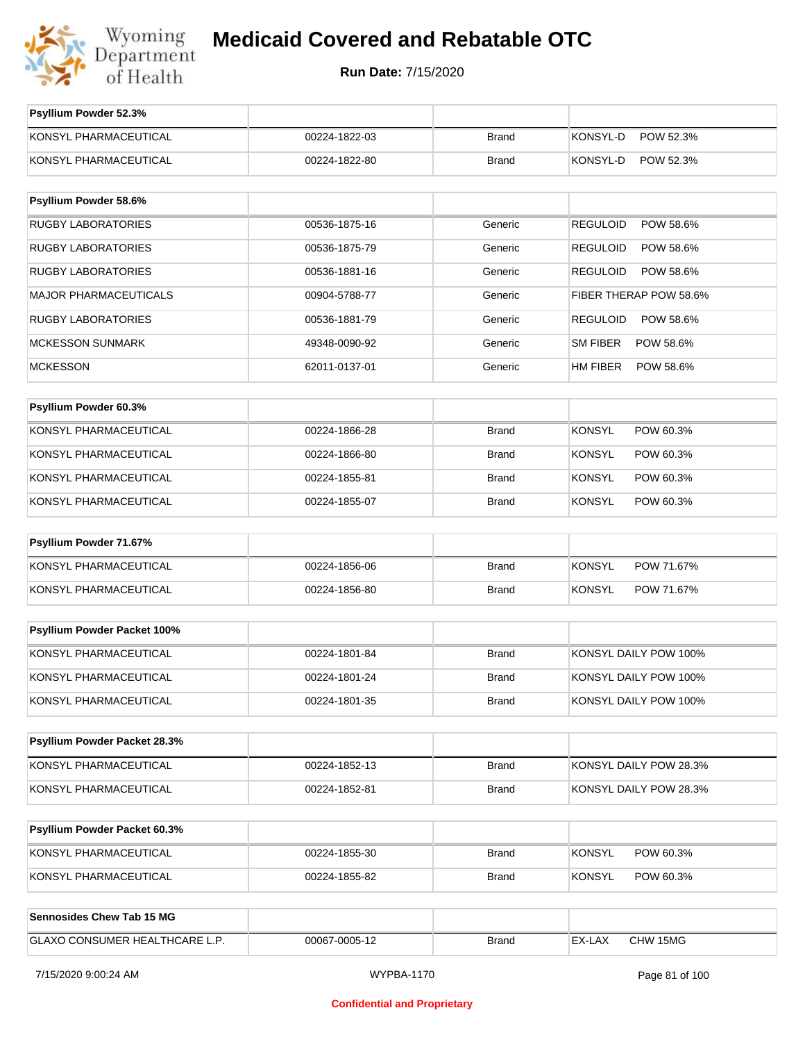| Psyllium Powder 52.3% | | | |
|---|---|---|---|
| KONSYL PHARMACEUTICAL | 00224-1822-03 | Brand | KONSYL-D POW 52.3% |
| KONSYL PHARMACEUTICAL | 00224-1822-80 | Brand | KONSYL-D POW 52.3% |

| Psyllium Powder 58.6% | | | |
|---|---|---|---|
| RUGBY LABORATORIES | 00536-1875-16 | Generic | REGULOID POW 58.6% |
| RUGBY LABORATORIES | 00536-1875-79 | Generic | REGULOID POW 58.6% |
| RUGBY LABORATORIES | 00536-1881-16 | Generic | REGULOID POW 58.6% |
| MAJOR PHARMACEUTICALS | 00904-5788-77 | Generic | FIBER THERAP POW 58.6% |
| RUGBY LABORATORIES | 00536-1881-79 | Generic | REGULOID POW 58.6% |
| MCKESSON SUNMARK | 49348-0090-92 | Generic | SM FIBER POW 58.6% |
| MCKESSON | 62011-0137-01 | Generic | HM FIBER POW 58.6% |

| Psyllium Powder 60.3% | | | |
|---|---|---|---|
| KONSYL PHARMACEUTICAL | 00224-1866-28 | Brand | KONSYL POW 60.3% |
| KONSYL PHARMACEUTICAL | 00224-1866-80 | Brand | KONSYL POW 60.3% |
| KONSYL PHARMACEUTICAL | 00224-1855-81 | Brand | KONSYL POW 60.3% |
| KONSYL PHARMACEUTICAL | 00224-1855-07 | Brand | KONSYL POW 60.3% |

| Psyllium Powder 71.67% | | | |
|---|---|---|---|
| KONSYL PHARMACEUTICAL | 00224-1856-06 | Brand | KONSYL POW 71.67% |
| KONSYL PHARMACEUTICAL | 00224-1856-80 | Brand | KONSYL POW 71.67% |

| Psyllium Powder Packet 100% | | | |
|---|---|---|---|
| KONSYL PHARMACEUTICAL | 00224-1801-84 | Brand | KONSYL DAILY POW 100% |
| KONSYL PHARMACEUTICAL | 00224-1801-24 | Brand | KONSYL DAILY POW 100% |
| KONSYL PHARMACEUTICAL | 00224-1801-35 | Brand | KONSYL DAILY POW 100% |

| Psyllium Powder Packet 28.3% | | | |
|---|---|---|---|
| KONSYL PHARMACEUTICAL | 00224-1852-13 | Brand | KONSYL DAILY POW 28.3% |
| KONSYL PHARMACEUTICAL | 00224-1852-81 | Brand | KONSYL DAILY POW 28.3% |

| Psyllium Powder Packet 60.3% | | | |
|---|---|---|---|
| KONSYL PHARMACEUTICAL | 00224-1855-30 | Brand | KONSYL POW 60.3% |
| KONSYL PHARMACEUTICAL | 00224-1855-82 | Brand | KONSYL POW 60.3% |

| Sennosides Chew Tab 15 MG | | | |
|---|---|---|---|
| GLAXO CONSUMER HEALTHCARE L.P. | 00067-0005-12 | Brand | EX-LAX CHW 15MG |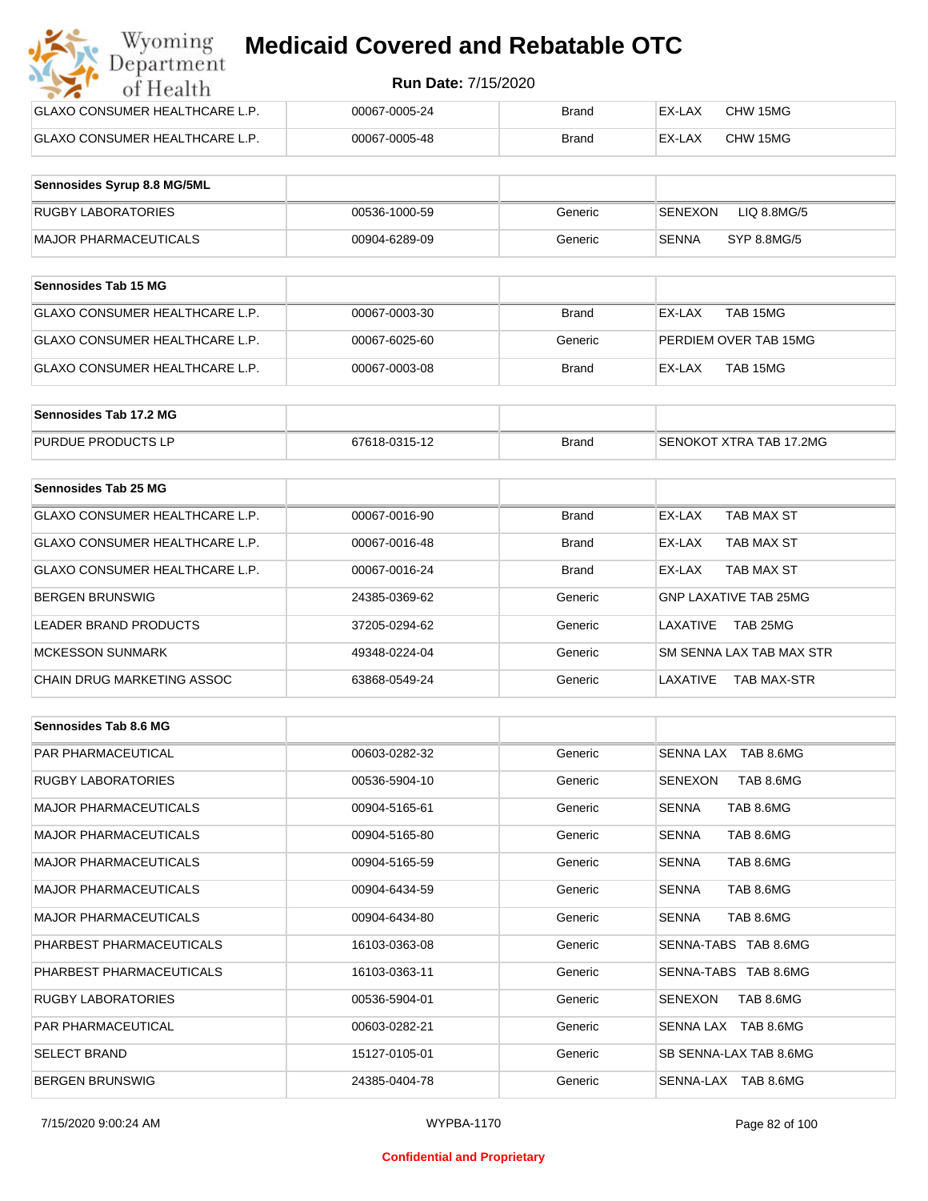| | | | |
|---|---|---|---|
| GLAXO CONSUMER HEALTHCARE L.P. | 00067-0005-24 | Brand | EX-LAX CHW 15MG |
| GLAXO CONSUMER HEALTHCARE L.P. | 00067-0005-48 | Brand | EX-LAX CHW 15MG |

| Sennosides Syrup 8.8 MG/5ML | | | |
|---|---|---|---|
| RUGBY LABORATORIES | 00536-1000-59 | Generic | SENEXON LIQ 8.8MG/5 |
| MAJOR PHARMACEUTICALS | 00904-6289-09 | Generic | SENNA SYP 8.8MG/5 |

| Sennosides Tab 15 MG | | | |
|---|---|---|---|
| GLAXO CONSUMER HEALTHCARE L.P. | 00067-0003-30 | Brand | EX-LAX TAB 15MG |
| GLAXO CONSUMER HEALTHCARE L.P. | 00067-6025-60 | Generic | PERDIEM OVER TAB 15MG |
| GLAXO CONSUMER HEALTHCARE L.P. | 00067-0003-08 | Brand | EX-LAX TAB 15MG |

| Sennosides Tab 17.2 MG | | | |
|---|---|---|---|
| PURDUE PRODUCTS LP | 67618-0315-12 | Brand | SENOKOT XTRA TAB 17.2MG |

| Sennosides Tab 25 MG | | | |
|---|---|---|---|
| GLAXO CONSUMER HEALTHCARE L.P. | 00067-0016-90 | Brand | EX-LAX TAB MAX ST |
| GLAXO CONSUMER HEALTHCARE L.P. | 00067-0016-48 | Brand | EX-LAX TAB MAX ST |
| GLAXO CONSUMER HEALTHCARE L.P. | 00067-0016-24 | Brand | EX-LAX TAB MAX ST |
| BERGEN BRUNSWIG | 24385-0369-62 | Generic | GNP LAXATIVE TAB 25MG |
| LEADER BRAND PRODUCTS | 37205-0294-62 | Generic | LAXATIVE TAB 25MG |
| MCKESSON SUNMARK | 49348-0224-04 | Generic | SM SENNA LAX TAB MAX STR |
| CHAIN DRUG MARKETING ASSOC | 63868-0549-24 | Generic | LAXATIVE TAB MAX-STR |

| Sennosides Tab 8.6 MG | | | |
|---|---|---|---|
| PAR PHARMACEUTICAL | 00603-0282-32 | Generic | SENNA LAX TAB 8.6MG |
| RUGBY LABORATORIES | 00536-5904-10 | Generic | SENEXON TAB 8.6MG |
| MAJOR PHARMACEUTICALS | 00904-5165-61 | Generic | SENNA TAB 8.6MG |
| MAJOR PHARMACEUTICALS | 00904-5165-80 | Generic | SENNA TAB 8.6MG |
| MAJOR PHARMACEUTICALS | 00904-5165-59 | Generic | SENNA TAB 8.6MG |
| MAJOR PHARMACEUTICALS | 00904-6434-59 | Generic | SENNA TAB 8.6MG |
| MAJOR PHARMACEUTICALS | 00904-6434-80 | Generic | SENNA TAB 8.6MG |
| PHARBEST PHARMACEUTICALS | 16103-0363-08 | Generic | SENNA-TABS TAB 8.6MG |
| PHARBEST PHARMACEUTICALS | 16103-0363-11 | Generic | SENNA-TABS TAB 8.6MG |
| RUGBY LABORATORIES | 00536-5904-01 | Generic | SENEXON TAB 8.6MG |
| PAR PHARMACEUTICAL | 00603-0282-21 | Generic | SENNA LAX TAB 8.6MG |
| SELECT BRAND | 15127-0105-01 | Generic | SB SENNA-LAX TAB 8.6MG |
| BERGEN BRUNSWIG | 24385-0404-78 | Generic | SENNA-LAX TAB 8.6MG |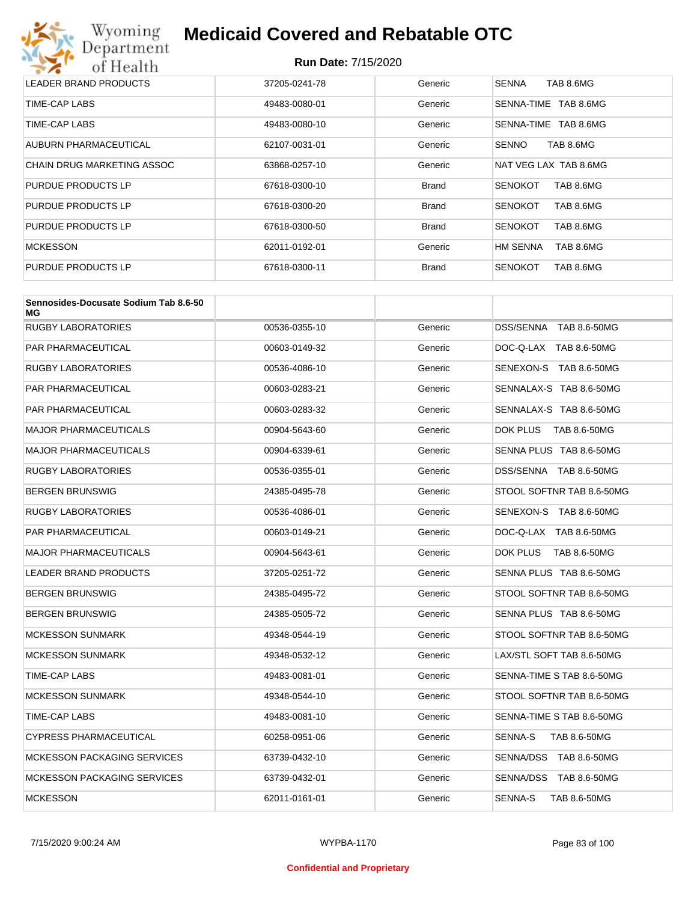| | | | |
|---|---|---|---|
| LEADER BRAND PRODUCTS | 37205-0241-78 | Generic | SENNA TAB 8.6MG |
| TIME-CAP LABS | 49483-0080-01 | Generic | SENNA-TIME TAB 8.6MG |
| TIME-CAP LABS | 49483-0080-10 | Generic | SENNA-TIME TAB 8.6MG |
| AUBURN PHARMACEUTICAL | 62107-0031-01 | Generic | SENNO TAB 8.6MG |
| CHAIN DRUG MARKETING ASSOC | 63868-0257-10 | Generic | NAT VEG LAX TAB 8.6MG |
| PURDUE PRODUCTS LP | 67618-0300-10 | Brand | SENOKOT TAB 8.6MG |
| PURDUE PRODUCTS LP | 67618-0300-20 | Brand | SENOKOT TAB 8.6MG |
| PURDUE PRODUCTS LP | 67618-0300-50 | Brand | SENOKOT TAB 8.6MG |
| MCKESSON | 62011-0192-01 | Generic | HM SENNA TAB 8.6MG |
| PURDUE PRODUCTS LP | 67618-0300-11 | Brand | SENOKOT TAB 8.6MG |

| Sennosides-Docusate Sodium Tab 8.6-50 MG | | | |
|---|---|---|---|
| RUGBY LABORATORIES | 00536-0355-10 | Generic | DSS/SENNA TAB 8.6-50MG |
| PAR PHARMACEUTICAL | 00603-0149-32 | Generic | DOC-Q-LAX TAB 8.6-50MG |
| RUGBY LABORATORIES | 00536-4086-10 | Generic | SENEXON-S TAB 8.6-50MG |
| PAR PHARMACEUTICAL | 00603-0283-21 | Generic | SENNALAX-S TAB 8.6-50MG |
| PAR PHARMACEUTICAL | 00603-0283-32 | Generic | SENNALAX-S TAB 8.6-50MG |
| MAJOR PHARMACEUTICALS | 00904-5643-60 | Generic | DOK PLUS TAB 8.6-50MG |
| MAJOR PHARMACEUTICALS | 00904-6339-61 | Generic | SENNA PLUS TAB 8.6-50MG |
| RUGBY LABORATORIES | 00536-0355-01 | Generic | DSS/SENNA TAB 8.6-50MG |
| BERGEN BRUNSWIG | 24385-0495-78 | Generic | STOOL SOFTNR TAB 8.6-50MG |
| RUGBY LABORATORIES | 00536-4086-01 | Generic | SENEXON-S TAB 8.6-50MG |
| PAR PHARMACEUTICAL | 00603-0149-21 | Generic | DOC-Q-LAX TAB 8.6-50MG |
| MAJOR PHARMACEUTICALS | 00904-5643-61 | Generic | DOK PLUS TAB 8.6-50MG |
| LEADER BRAND PRODUCTS | 37205-0251-72 | Generic | SENNA PLUS TAB 8.6-50MG |
| BERGEN BRUNSWIG | 24385-0495-72 | Generic | STOOL SOFTNR TAB 8.6-50MG |
| BERGEN BRUNSWIG | 24385-0505-72 | Generic | SENNA PLUS TAB 8.6-50MG |
| MCKESSON SUNMARK | 49348-0544-19 | Generic | STOOL SOFTNR TAB 8.6-50MG |
| MCKESSON SUNMARK | 49348-0532-12 | Generic | LAX/STL SOFT TAB 8.6-50MG |
| TIME-CAP LABS | 49483-0081-01 | Generic | SENNA-TIME S TAB 8.6-50MG |
| MCKESSON SUNMARK | 49348-0544-10 | Generic | STOOL SOFTNR TAB 8.6-50MG |
| TIME-CAP LABS | 49483-0081-10 | Generic | SENNA-TIME S TAB 8.6-50MG |
| CYPRESS PHARMACEUTICAL | 60258-0951-06 | Generic | SENNA-S TAB 8.6-50MG |
| MCKESSON PACKAGING SERVICES | 63739-0432-10 | Generic | SENNA/DSS TAB 8.6-50MG |
| MCKESSON PACKAGING SERVICES | 63739-0432-01 | Generic | SENNA/DSS TAB 8.6-50MG |
| MCKESSON | 62011-0161-01 | Generic | SENNA-S TAB 8.6-50MG |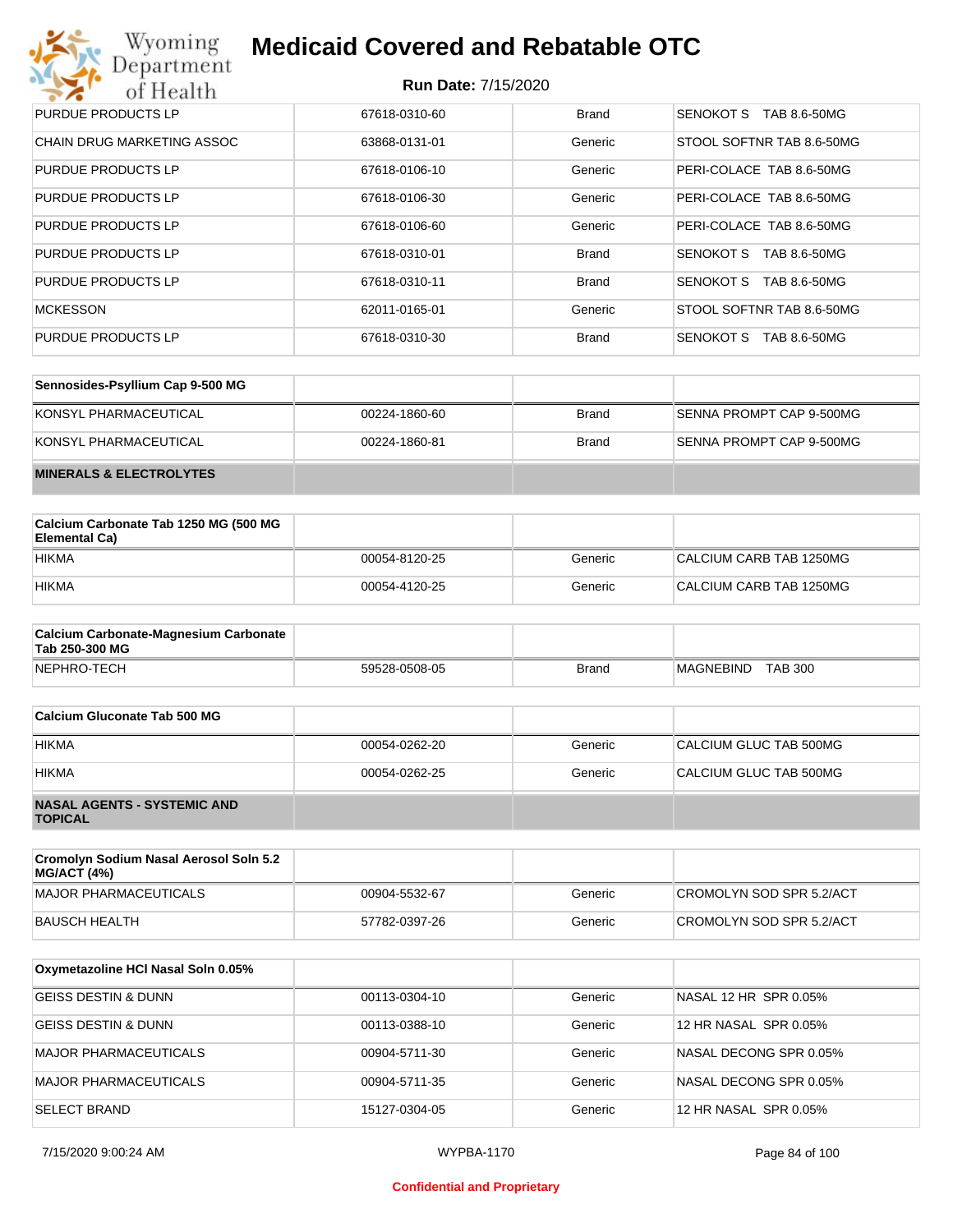| | | | |
|---|---|---|---|
| PURDUE PRODUCTS LP | 67618-0310-60 | Brand | SENOKOT S TAB 8.6-50MG |
| CHAIN DRUG MARKETING ASSOC | 63868-0131-01 | Generic | STOOL SOFTNR TAB 8.6-50MG |
| PURDUE PRODUCTS LP | 67618-0106-10 | Generic | PERI-COLACE TAB 8.6-50MG |
| PURDUE PRODUCTS LP | 67618-0106-30 | Generic | PERI-COLACE TAB 8.6-50MG |
| PURDUE PRODUCTS LP | 67618-0106-60 | Generic | PERI-COLACE TAB 8.6-50MG |
| PURDUE PRODUCTS LP | 67618-0310-01 | Brand | SENOKOT S TAB 8.6-50MG |
| PURDUE PRODUCTS LP | 67618-0310-11 | Brand | SENOKOT S TAB 8.6-50MG |
| MCKESSON | 62011-0165-01 | Generic | STOOL SOFTNR TAB 8.6-50MG |
| PURDUE PRODUCTS LP | 67618-0310-30 | Brand | SENOKOT S TAB 8.6-50MG |

| Sennosides-Psyllium Cap 9-500 MG | | | |
|---|---|---|---|
| KONSYL PHARMACEUTICAL | 00224-1860-60 | Brand | SENNA PROMPT CAP 9-500MG |
| KONSYL PHARMACEUTICAL | 00224-1860-81 | Brand | SENNA PROMPT CAP 9-500MG |

**MINERALS & ELECTROLYTES**

| Calcium Carbonate Tab 1250 MG (500 MG Elemental Ca) | | | |
|---|---|---|---|
| HIKMA | 00054-8120-25 | Generic | CALCIUM CARB TAB 1250MG |
| HIKMA | 00054-4120-25 | Generic | CALCIUM CARB TAB 1250MG |

| Calcium Carbonate-Magnesium Carbonate Tab 250-300 MG | | | |
|---|---|---|---|
| NEPHRO-TECH | 59528-0508-05 | Brand | MAGNEBIND TAB 300 |

| Calcium Gluconate Tab 500 MG | | | |
|---|---|---|---|
| HIKMA | 00054-0262-20 | Generic | CALCIUM GLUC TAB 500MG |
| HIKMA | 00054-0262-25 | Generic | CALCIUM GLUC TAB 500MG |

**NASAL AGENTS - SYSTEMIC AND TOPICAL**

| Cromolyn Sodium Nasal Aerosol Soln 5.2 MG/ACT (4%) | | | |
|---|---|---|---|
| MAJOR PHARMACEUTICALS | 00904-5532-67 | Generic | CROMOLYN SOD SPR 5.2/ACT |
| BAUSCH HEALTH | 57782-0397-26 | Generic | CROMOLYN SOD SPR 5.2/ACT |

| Oxymetazoline HCl Nasal Soln 0.05% | | | |
|---|---|---|---|
| GEISS DESTIN & DUNN | 00113-0304-10 | Generic | NASAL 12 HR SPR 0.05% |
| GEISS DESTIN & DUNN | 00113-0388-10 | Generic | 12 HR NASAL SPR 0.05% |
| MAJOR PHARMACEUTICALS | 00904-5711-30 | Generic | NASAL DECONG SPR 0.05% |
| MAJOR PHARMACEUTICALS | 00904-5711-35 | Generic | NASAL DECONG SPR 0.05% |
| SELECT BRAND | 15127-0304-05 | Generic | 12 HR NASAL SPR 0.05% |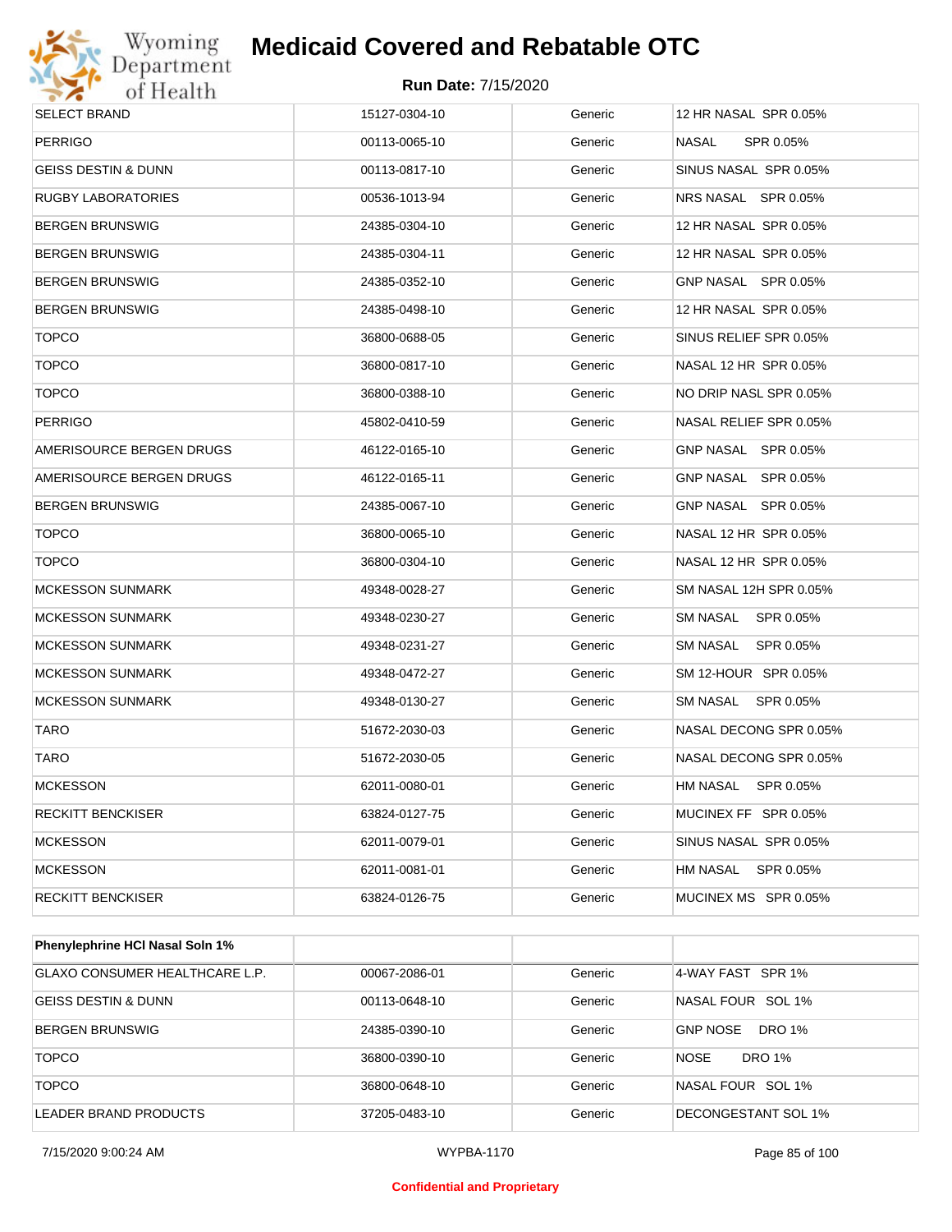| SELECT BRAND | 15127-0304-10 | Generic | 12 HR NASAL SPR 0.05% |
|---|---|---|---|
| PERRIGO | 00113-0065-10 | Generic | NASAL SPR 0.05% |
| GEISS DESTIN & DUNN | 00113-0817-10 | Generic | SINUS NASAL SPR 0.05% |
| RUGBY LABORATORIES | 00536-1013-94 | Generic | NRS NASAL SPR 0.05% |
| BERGEN BRUNSWIG | 24385-0304-10 | Generic | 12 HR NASAL SPR 0.05% |
| BERGEN BRUNSWIG | 24385-0304-11 | Generic | 12 HR NASAL SPR 0.05% |
| BERGEN BRUNSWIG | 24385-0352-10 | Generic | GNP NASAL SPR 0.05% |
| BERGEN BRUNSWIG | 24385-0498-10 | Generic | 12 HR NASAL SPR 0.05% |
| TOPCO | 36800-0688-05 | Generic | SINUS RELIEF SPR 0.05% |
| TOPCO | 36800-0817-10 | Generic | NASAL 12 HR SPR 0.05% |
| TOPCO | 36800-0388-10 | Generic | NO DRIP NASL SPR 0.05% |
| PERRIGO | 45802-0410-59 | Generic | NASAL RELIEF SPR 0.05% |
| AMERISOURCE BERGEN DRUGS | 46122-0165-10 | Generic | GNP NASAL SPR 0.05% |
| AMERISOURCE BERGEN DRUGS | 46122-0165-11 | Generic | GNP NASAL SPR 0.05% |
| BERGEN BRUNSWIG | 24385-0067-10 | Generic | GNP NASAL SPR 0.05% |
| TOPCO | 36800-0065-10 | Generic | NASAL 12 HR SPR 0.05% |
| TOPCO | 36800-0304-10 | Generic | NASAL 12 HR SPR 0.05% |
| MCKESSON SUNMARK | 49348-0028-27 | Generic | SM NASAL 12H SPR 0.05% |
| MCKESSON SUNMARK | 49348-0230-27 | Generic | SM NASAL SPR 0.05% |
| MCKESSON SUNMARK | 49348-0231-27 | Generic | SM NASAL SPR 0.05% |
| MCKESSON SUNMARK | 49348-0472-27 | Generic | SM 12-HOUR SPR 0.05% |
| MCKESSON SUNMARK | 49348-0130-27 | Generic | SM NASAL SPR 0.05% |
| TARO | 51672-2030-03 | Generic | NASAL DECONG SPR 0.05% |
| TARO | 51672-2030-05 | Generic | NASAL DECONG SPR 0.05% |
| MCKESSON | 62011-0080-01 | Generic | HM NASAL SPR 0.05% |
| RECKITT BENCKISER | 63824-0127-75 | Generic | MUCINEX FF SPR 0.05% |
| MCKESSON | 62011-0079-01 | Generic | SINUS NASAL SPR 0.05% |
| MCKESSON | 62011-0081-01 | Generic | HM NASAL SPR 0.05% |
| RECKITT BENCKISER | 63824-0126-75 | Generic | MUCINEX MS SPR 0.05% |

| **Phenylephrine HCl Nasal Soln 1%** | | | |
|---|---|---|---|
| GLAXO CONSUMER HEALTHCARE L.P. | 00067-2086-01 | Generic | 4-WAY FAST SPR 1% |
| GEISS DESTIN & DUNN | 00113-0648-10 | Generic | NASAL FOUR SOL 1% |
| BERGEN BRUNSWIG | 24385-0390-10 | Generic | GNP NOSE DRO 1% |
| TOPCO | 36800-0390-10 | Generic | NOSE DRO 1% |
| TOPCO | 36800-0648-10 | Generic | NASAL FOUR SOL 1% |
| LEADER BRAND PRODUCTS | 37205-0483-10 | Generic | DECONGESTANT SOL 1% |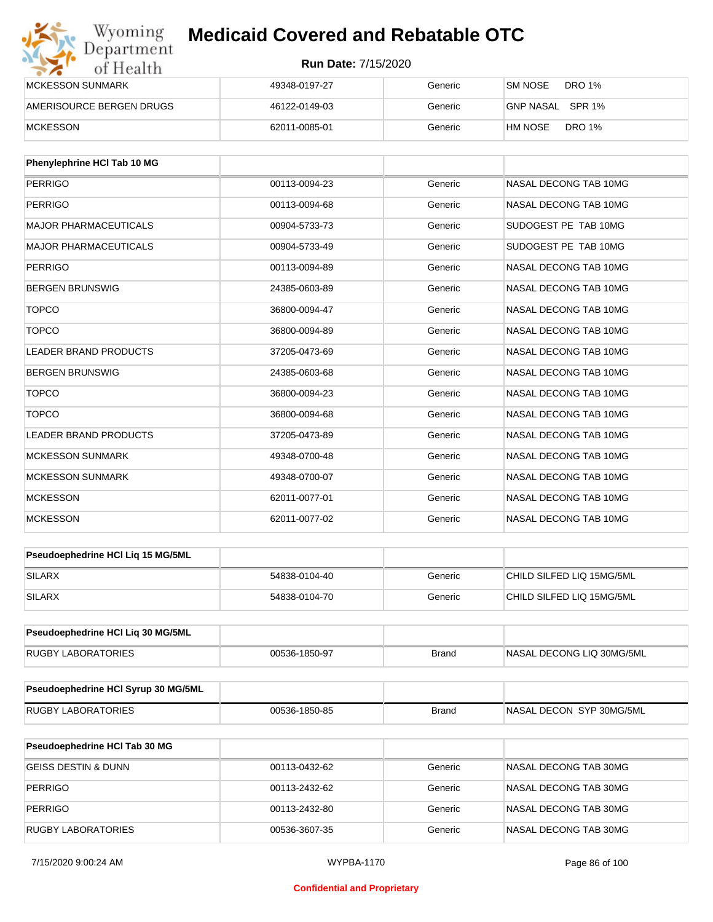| | | | |
|---|---|---|---|
| MCKESSON SUNMARK | 49348-0197-27 | Generic | SM NOSE DRO 1% |
| AMERISOURCE BERGEN DRUGS | 46122-0149-03 | Generic | GNP NASAL SPR 1% |
| MCKESSON | 62011-0085-01 | Generic | HM NOSE DRO 1% |

| Phenylephrine HCl Tab 10 MG | | | |
|---|---|---|---|
| PERRIGO | 00113-0094-23 | Generic | NASAL DECONG TAB 10MG |
| PERRIGO | 00113-0094-68 | Generic | NASAL DECONG TAB 10MG |
| MAJOR PHARMACEUTICALS | 00904-5733-73 | Generic | SUDOGEST PE TAB 10MG |
| MAJOR PHARMACEUTICALS | 00904-5733-49 | Generic | SUDOGEST PE TAB 10MG |
| PERRIGO | 00113-0094-89 | Generic | NASAL DECONG TAB 10MG |
| BERGEN BRUNSWIG | 24385-0603-89 | Generic | NASAL DECONG TAB 10MG |
| TOPCO | 36800-0094-47 | Generic | NASAL DECONG TAB 10MG |
| TOPCO | 36800-0094-89 | Generic | NASAL DECONG TAB 10MG |
| LEADER BRAND PRODUCTS | 37205-0473-69 | Generic | NASAL DECONG TAB 10MG |
| BERGEN BRUNSWIG | 24385-0603-68 | Generic | NASAL DECONG TAB 10MG |
| TOPCO | 36800-0094-23 | Generic | NASAL DECONG TAB 10MG |
| TOPCO | 36800-0094-68 | Generic | NASAL DECONG TAB 10MG |
| LEADER BRAND PRODUCTS | 37205-0473-89 | Generic | NASAL DECONG TAB 10MG |
| MCKESSON SUNMARK | 49348-0700-48 | Generic | NASAL DECONG TAB 10MG |
| MCKESSON SUNMARK | 49348-0700-07 | Generic | NASAL DECONG TAB 10MG |
| MCKESSON | 62011-0077-01 | Generic | NASAL DECONG TAB 10MG |
| MCKESSON | 62011-0077-02 | Generic | NASAL DECONG TAB 10MG |

| Pseudoephedrine HCl Liq 15 MG/5ML | | | |
|---|---|---|---|
| SILARX | 54838-0104-40 | Generic | CHILD SILFED LIQ 15MG/5ML |
| SILARX | 54838-0104-70 | Generic | CHILD SILFED LIQ 15MG/5ML |

| Pseudoephedrine HCl Liq 30 MG/5ML | | | |
|---|---|---|---|
| RUGBY LABORATORIES | 00536-1850-97 | Brand | NASAL DECONG LIQ 30MG/5ML |

| Pseudoephedrine HCl Syrup 30 MG/5ML | | | |
|---|---|---|---|
| RUGBY LABORATORIES | 00536-1850-85 | Brand | NASAL DECON SYP 30MG/5ML |

| Pseudoephedrine HCl Tab 30 MG | | | |
|---|---|---|---|
| GEISS DESTIN & DUNN | 00113-0432-62 | Generic | NASAL DECONG TAB 30MG |
| PERRIGO | 00113-2432-62 | Generic | NASAL DECONG TAB 30MG |
| PERRIGO | 00113-2432-80 | Generic | NASAL DECONG TAB 30MG |
| RUGBY LABORATORIES | 00536-3607-35 | Generic | NASAL DECONG TAB 30MG |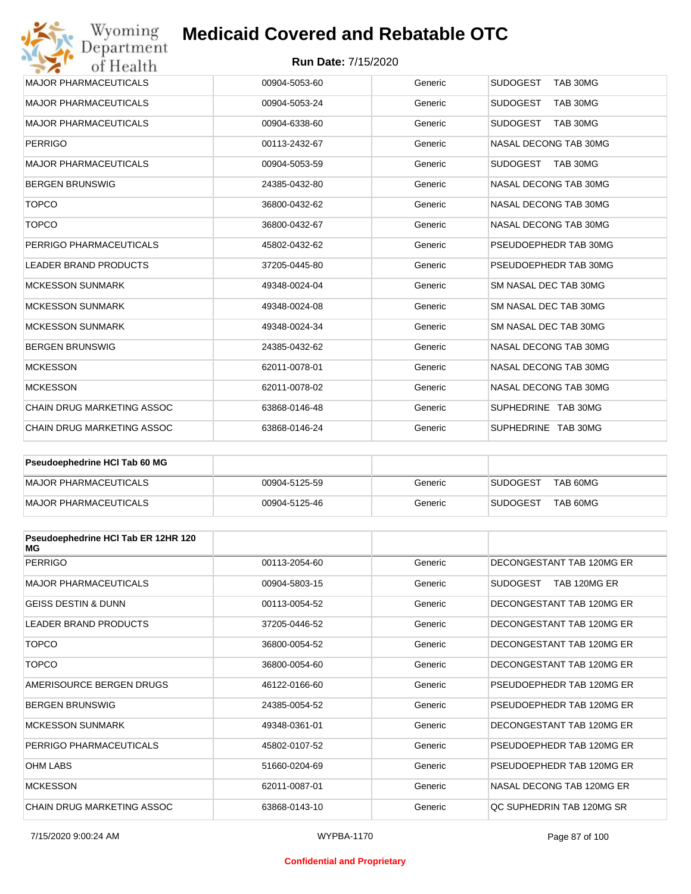| | | | |
|---|---|---|---|
| MAJOR PHARMACEUTICALS | 00904-5053-60 | Generic | SUDOGEST TAB 30MG |
| MAJOR PHARMACEUTICALS | 00904-5053-24 | Generic | SUDOGEST TAB 30MG |
| MAJOR PHARMACEUTICALS | 00904-6338-60 | Generic | SUDOGEST TAB 30MG |
| PERRIGO | 00113-2432-67 | Generic | NASAL DECONG TAB 30MG |
| MAJOR PHARMACEUTICALS | 00904-5053-59 | Generic | SUDOGEST TAB 30MG |
| BERGEN BRUNSWIG | 24385-0432-80 | Generic | NASAL DECONG TAB 30MG |
| TOPCO | 36800-0432-62 | Generic | NASAL DECONG TAB 30MG |
| TOPCO | 36800-0432-67 | Generic | NASAL DECONG TAB 30MG |
| PERRIGO PHARMACEUTICALS | 45802-0432-62 | Generic | PSEUDOEPHEDR TAB 30MG |
| LEADER BRAND PRODUCTS | 37205-0445-80 | Generic | PSEUDOEPHEDR TAB 30MG |
| MCKESSON SUNMARK | 49348-0024-04 | Generic | SM NASAL DEC TAB 30MG |
| MCKESSON SUNMARK | 49348-0024-08 | Generic | SM NASAL DEC TAB 30MG |
| MCKESSON SUNMARK | 49348-0024-34 | Generic | SM NASAL DEC TAB 30MG |
| BERGEN BRUNSWIG | 24385-0432-62 | Generic | NASAL DECONG TAB 30MG |
| MCKESSON | 62011-0078-01 | Generic | NASAL DECONG TAB 30MG |
| MCKESSON | 62011-0078-02 | Generic | NASAL DECONG TAB 30MG |
| CHAIN DRUG MARKETING ASSOC | 63868-0146-48 | Generic | SUPHEDRINE TAB 30MG |
| CHAIN DRUG MARKETING ASSOC | 63868-0146-24 | Generic | SUPHEDRINE TAB 30MG |

| **Pseudoephedrine HCl Tab 60 MG** | | | |
|---|---|---|---|
| MAJOR PHARMACEUTICALS | 00904-5125-59 | Generic | SUDOGEST TAB 60MG |
| MAJOR PHARMACEUTICALS | 00904-5125-46 | Generic | SUDOGEST TAB 60MG |

| **Pseudoephedrine HCl Tab ER 12HR 120 MG** | | | |
|---|---|---|---|
| PERRIGO | 00113-2054-60 | Generic | DECONGESTANT TAB 120MG ER |
| MAJOR PHARMACEUTICALS | 00904-5803-15 | Generic | SUDOGEST TAB 120MG ER |
| GEISS DESTIN & DUNN | 00113-0054-52 | Generic | DECONGESTANT TAB 120MG ER |
| LEADER BRAND PRODUCTS | 37205-0446-52 | Generic | DECONGESTANT TAB 120MG ER |
| TOPCO | 36800-0054-52 | Generic | DECONGESTANT TAB 120MG ER |
| TOPCO | 36800-0054-60 | Generic | DECONGESTANT TAB 120MG ER |
| AMERISOURCE BERGEN DRUGS | 46122-0166-60 | Generic | PSEUDOEPHEDR TAB 120MG ER |
| BERGEN BRUNSWIG | 24385-0054-52 | Generic | PSEUDOEPHEDR TAB 120MG ER |
| MCKESSON SUNMARK | 49348-0361-01 | Generic | DECONGESTANT TAB 120MG ER |
| PERRIGO PHARMACEUTICALS | 45802-0107-52 | Generic | PSEUDOEPHEDR TAB 120MG ER |
| OHM LABS | 51660-0204-69 | Generic | PSEUDOEPHEDR TAB 120MG ER |
| MCKESSON | 62011-0087-01 | Generic | NASAL DECONG TAB 120MG ER |
| CHAIN DRUG MARKETING ASSOC | 63868-0143-10 | Generic | QC SUPHEDRIN TAB 120MG SR |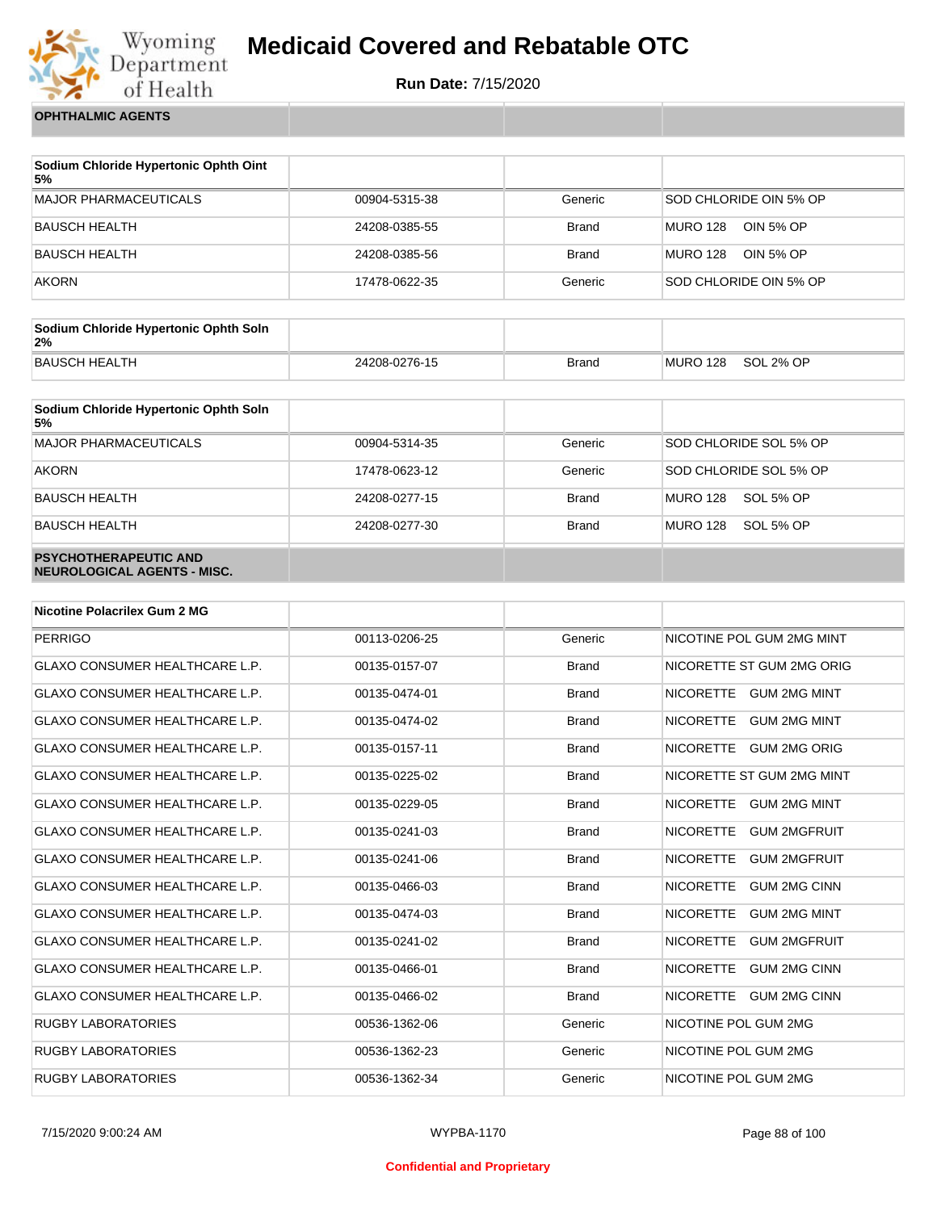# Medicaid Covered and Rebatable OTC

**Run Date:** 7/15/2020

| OPHTHALMIC AGENTS | | | |
|---|---|---|---|

| Sodium Chloride Hypertonic Ophth Oint 5% | | | |
|---|---|---|---|
| MAJOR PHARMACEUTICALS | 00904-5315-38 | Generic | SOD CHLORIDE OIN 5% OP |
| BAUSCH HEALTH | 24208-0385-55 | Brand | MURO 128 OIN 5% OP |
| BAUSCH HEALTH | 24208-0385-56 | Brand | MURO 128 OIN 5% OP |
| AKORN | 17478-0622-35 | Generic | SOD CHLORIDE OIN 5% OP |

| Sodium Chloride Hypertonic Ophth Soln 2% | | | |
|---|---|---|---|
| BAUSCH HEALTH | 24208-0276-15 | Brand | MURO 128 SOL 2% OP |

| Sodium Chloride Hypertonic Ophth Soln 5% | | | |
|---|---|---|---|
| MAJOR PHARMACEUTICALS | 00904-5314-35 | Generic | SOD CHLORIDE SOL 5% OP |
| AKORN | 17478-0623-12 | Generic | SOD CHLORIDE SOL 5% OP |
| BAUSCH HEALTH | 24208-0277-15 | Brand | MURO 128 SOL 5% OP |
| BAUSCH HEALTH | 24208-0277-30 | Brand | MURO 128 SOL 5% OP |

| PSYCHOTHERAPEUTIC AND NEUROLOGICAL AGENTS - MISC. | | | |
|---|---|---|---|

| Nicotine Polacrilex Gum 2 MG | | | |
|---|---|---|---|
| PERRIGO | 00113-0206-25 | Generic | NICOTINE POL GUM 2MG MINT |
| GLAXO CONSUMER HEALTHCARE L.P. | 00135-0157-07 | Brand | NICORETTE ST GUM 2MG ORIG |
| GLAXO CONSUMER HEALTHCARE L.P. | 00135-0474-01 | Brand | NICORETTE GUM 2MG MINT |
| GLAXO CONSUMER HEALTHCARE L.P. | 00135-0474-02 | Brand | NICORETTE GUM 2MG MINT |
| GLAXO CONSUMER HEALTHCARE L.P. | 00135-0157-11 | Brand | NICORETTE GUM 2MG ORIG |
| GLAXO CONSUMER HEALTHCARE L.P. | 00135-0225-02 | Brand | NICORETTE ST GUM 2MG MINT |
| GLAXO CONSUMER HEALTHCARE L.P. | 00135-0229-05 | Brand | NICORETTE GUM 2MG MINT |
| GLAXO CONSUMER HEALTHCARE L.P. | 00135-0241-03 | Brand | NICORETTE GUM 2MGFRUIT |
| GLAXO CONSUMER HEALTHCARE L.P. | 00135-0241-06 | Brand | NICORETTE GUM 2MGFRUIT |
| GLAXO CONSUMER HEALTHCARE L.P. | 00135-0466-03 | Brand | NICORETTE GUM 2MG CINN |
| GLAXO CONSUMER HEALTHCARE L.P. | 00135-0474-03 | Brand | NICORETTE GUM 2MG MINT |
| GLAXO CONSUMER HEALTHCARE L.P. | 00135-0241-02 | Brand | NICORETTE GUM 2MGFRUIT |
| GLAXO CONSUMER HEALTHCARE L.P. | 00135-0466-01 | Brand | NICORETTE GUM 2MG CINN |
| GLAXO CONSUMER HEALTHCARE L.P. | 00135-0466-02 | Brand | NICORETTE GUM 2MG CINN |
| RUGBY LABORATORIES | 00536-1362-06 | Generic | NICOTINE POL GUM 2MG |
| RUGBY LABORATORIES | 00536-1362-23 | Generic | NICOTINE POL GUM 2MG |
| RUGBY LABORATORIES | 00536-1362-34 | Generic | NICOTINE POL GUM 2MG |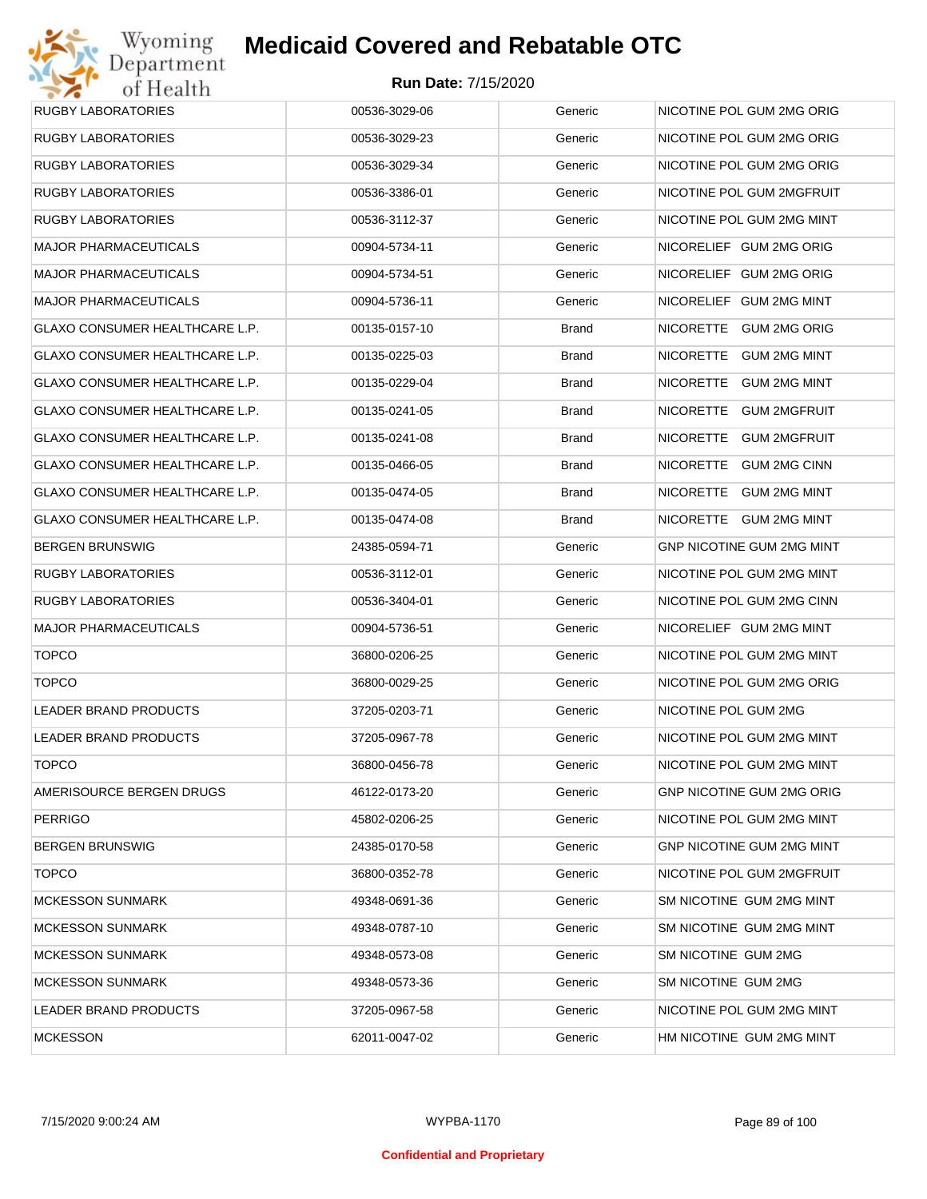| RUGBY LABORATORIES | 00536-3029-06 | Generic | NICOTINE POL GUM 2MG ORIG |
|---|---|---|---|
| RUGBY LABORATORIES | 00536-3029-23 | Generic | NICOTINE POL GUM 2MG ORIG |
| RUGBY LABORATORIES | 00536-3029-34 | Generic | NICOTINE POL GUM 2MG ORIG |
| RUGBY LABORATORIES | 00536-3386-01 | Generic | NICOTINE POL GUM 2MGFRUIT |
| RUGBY LABORATORIES | 00536-3112-37 | Generic | NICOTINE POL GUM 2MG MINT |
| MAJOR PHARMACEUTICALS | 00904-5734-11 | Generic | NICORELIEF GUM 2MG ORIG |
| MAJOR PHARMACEUTICALS | 00904-5734-51 | Generic | NICORELIEF GUM 2MG ORIG |
| MAJOR PHARMACEUTICALS | 00904-5736-11 | Generic | NICORELIEF GUM 2MG MINT |
| GLAXO CONSUMER HEALTHCARE L.P. | 00135-0157-10 | Brand | NICORETTE GUM 2MG ORIG |
| GLAXO CONSUMER HEALTHCARE L.P. | 00135-0225-03 | Brand | NICORETTE GUM 2MG MINT |
| GLAXO CONSUMER HEALTHCARE L.P. | 00135-0229-04 | Brand | NICORETTE GUM 2MG MINT |
| GLAXO CONSUMER HEALTHCARE L.P. | 00135-0241-05 | Brand | NICORETTE GUM 2MGFRUIT |
| GLAXO CONSUMER HEALTHCARE L.P. | 00135-0241-08 | Brand | NICORETTE GUM 2MGFRUIT |
| GLAXO CONSUMER HEALTHCARE L.P. | 00135-0466-05 | Brand | NICORETTE GUM 2MG CINN |
| GLAXO CONSUMER HEALTHCARE L.P. | 00135-0474-05 | Brand | NICORETTE GUM 2MG MINT |
| GLAXO CONSUMER HEALTHCARE L.P. | 00135-0474-08 | Brand | NICORETTE GUM 2MG MINT |
| BERGEN BRUNSWIG | 24385-0594-71 | Generic | GNP NICOTINE GUM 2MG MINT |
| RUGBY LABORATORIES | 00536-3112-01 | Generic | NICOTINE POL GUM 2MG MINT |
| RUGBY LABORATORIES | 00536-3404-01 | Generic | NICOTINE POL GUM 2MG CINN |
| MAJOR PHARMACEUTICALS | 00904-5736-51 | Generic | NICORELIEF GUM 2MG MINT |
| TOPCO | 36800-0206-25 | Generic | NICOTINE POL GUM 2MG MINT |
| TOPCO | 36800-0029-25 | Generic | NICOTINE POL GUM 2MG ORIG |
| LEADER BRAND PRODUCTS | 37205-0203-71 | Generic | NICOTINE POL GUM 2MG |
| LEADER BRAND PRODUCTS | 37205-0967-78 | Generic | NICOTINE POL GUM 2MG MINT |
| TOPCO | 36800-0456-78 | Generic | NICOTINE POL GUM 2MG MINT |
| AMERISOURCE BERGEN DRUGS | 46122-0173-20 | Generic | GNP NICOTINE GUM 2MG ORIG |
| PERRIGO | 45802-0206-25 | Generic | NICOTINE POL GUM 2MG MINT |
| BERGEN BRUNSWIG | 24385-0170-58 | Generic | GNP NICOTINE GUM 2MG MINT |
| TOPCO | 36800-0352-78 | Generic | NICOTINE POL GUM 2MGFRUIT |
| MCKESSON SUNMARK | 49348-0691-36 | Generic | SM NICOTINE GUM 2MG MINT |
| MCKESSON SUNMARK | 49348-0787-10 | Generic | SM NICOTINE GUM 2MG MINT |
| MCKESSON SUNMARK | 49348-0573-08 | Generic | SM NICOTINE GUM 2MG |
| MCKESSON SUNMARK | 49348-0573-36 | Generic | SM NICOTINE GUM 2MG |
| LEADER BRAND PRODUCTS | 37205-0967-58 | Generic | NICOTINE POL GUM 2MG MINT |
| MCKESSON | 62011-0047-02 | Generic | HM NICOTINE GUM 2MG MINT |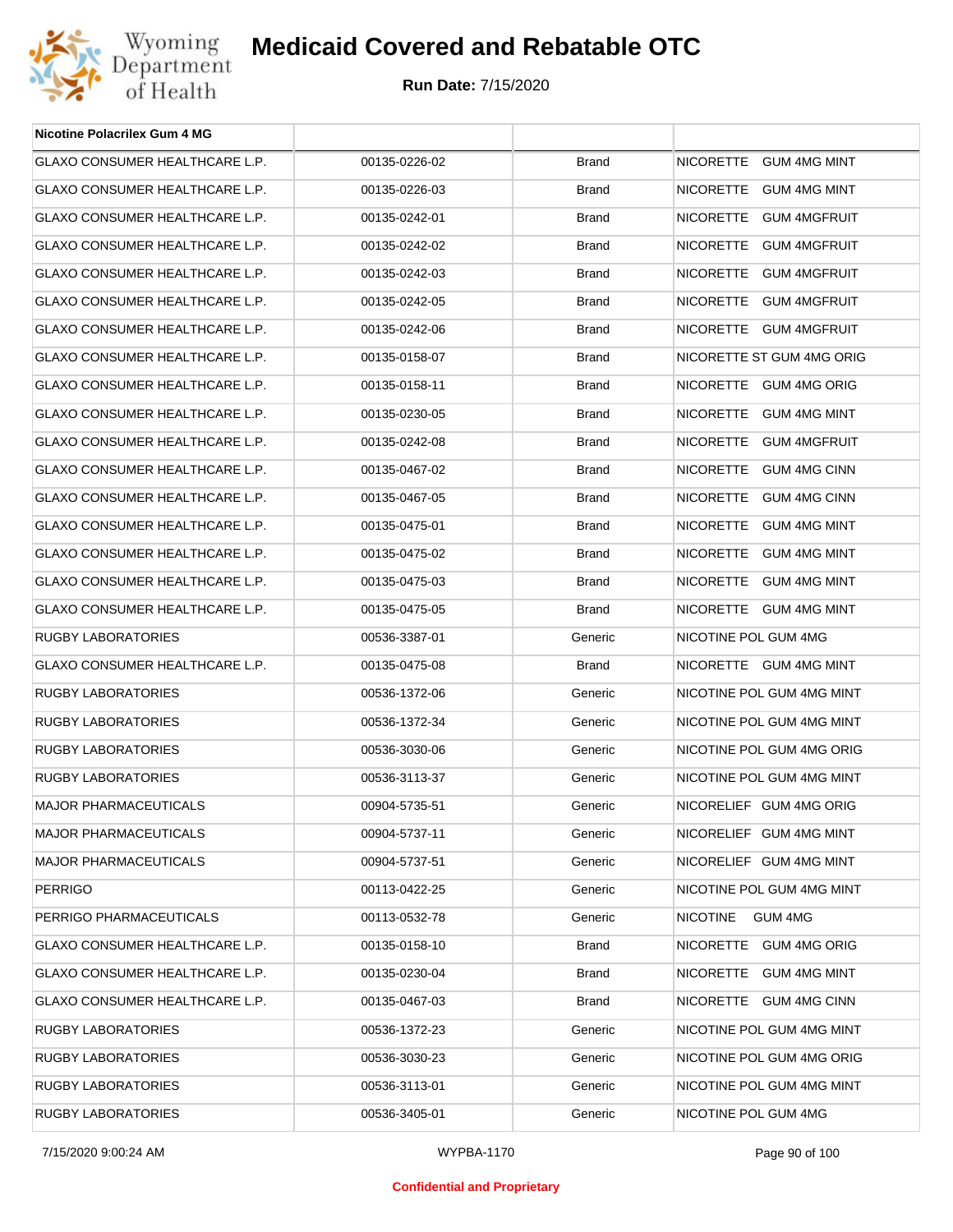| Nicotine Polacrilex Gum 4 MG | | | |
|---|---|---|---|
| GLAXO CONSUMER HEALTHCARE L.P. | 00135-0226-02 | Brand | NICORETTE GUM 4MG MINT |
| GLAXO CONSUMER HEALTHCARE L.P. | 00135-0226-03 | Brand | NICORETTE GUM 4MG MINT |
| GLAXO CONSUMER HEALTHCARE L.P. | 00135-0242-01 | Brand | NICORETTE GUM 4MGFRUIT |
| GLAXO CONSUMER HEALTHCARE L.P. | 00135-0242-02 | Brand | NICORETTE GUM 4MGFRUIT |
| GLAXO CONSUMER HEALTHCARE L.P. | 00135-0242-03 | Brand | NICORETTE GUM 4MGFRUIT |
| GLAXO CONSUMER HEALTHCARE L.P. | 00135-0242-05 | Brand | NICORETTE GUM 4MGFRUIT |
| GLAXO CONSUMER HEALTHCARE L.P. | 00135-0242-06 | Brand | NICORETTE GUM 4MGFRUIT |
| GLAXO CONSUMER HEALTHCARE L.P. | 00135-0158-07 | Brand | NICORETTE ST GUM 4MG ORIG |
| GLAXO CONSUMER HEALTHCARE L.P. | 00135-0158-11 | Brand | NICORETTE GUM 4MG ORIG |
| GLAXO CONSUMER HEALTHCARE L.P. | 00135-0230-05 | Brand | NICORETTE GUM 4MG MINT |
| GLAXO CONSUMER HEALTHCARE L.P. | 00135-0242-08 | Brand | NICORETTE GUM 4MGFRUIT |
| GLAXO CONSUMER HEALTHCARE L.P. | 00135-0467-02 | Brand | NICORETTE GUM 4MG CINN |
| GLAXO CONSUMER HEALTHCARE L.P. | 00135-0467-05 | Brand | NICORETTE GUM 4MG CINN |
| GLAXO CONSUMER HEALTHCARE L.P. | 00135-0475-01 | Brand | NICORETTE GUM 4MG MINT |
| GLAXO CONSUMER HEALTHCARE L.P. | 00135-0475-02 | Brand | NICORETTE GUM 4MG MINT |
| GLAXO CONSUMER HEALTHCARE L.P. | 00135-0475-03 | Brand | NICORETTE GUM 4MG MINT |
| GLAXO CONSUMER HEALTHCARE L.P. | 00135-0475-05 | Brand | NICORETTE GUM 4MG MINT |
| RUGBY LABORATORIES | 00536-3387-01 | Generic | NICOTINE POL GUM 4MG |
| GLAXO CONSUMER HEALTHCARE L.P. | 00135-0475-08 | Brand | NICORETTE GUM 4MG MINT |
| RUGBY LABORATORIES | 00536-1372-06 | Generic | NICOTINE POL GUM 4MG MINT |
| RUGBY LABORATORIES | 00536-1372-34 | Generic | NICOTINE POL GUM 4MG MINT |
| RUGBY LABORATORIES | 00536-3030-06 | Generic | NICOTINE POL GUM 4MG ORIG |
| RUGBY LABORATORIES | 00536-3113-37 | Generic | NICOTINE POL GUM 4MG MINT |
| MAJOR PHARMACEUTICALS | 00904-5735-51 | Generic | NICORELIEF GUM 4MG ORIG |
| MAJOR PHARMACEUTICALS | 00904-5737-11 | Generic | NICORELIEF GUM 4MG MINT |
| MAJOR PHARMACEUTICALS | 00904-5737-51 | Generic | NICORELIEF GUM 4MG MINT |
| PERRIGO | 00113-0422-25 | Generic | NICOTINE POL GUM 4MG MINT |
| PERRIGO PHARMACEUTICALS | 00113-0532-78 | Generic | NICOTINE GUM 4MG |
| GLAXO CONSUMER HEALTHCARE L.P. | 00135-0158-10 | Brand | NICORETTE GUM 4MG ORIG |
| GLAXO CONSUMER HEALTHCARE L.P. | 00135-0230-04 | Brand | NICORETTE GUM 4MG MINT |
| GLAXO CONSUMER HEALTHCARE L.P. | 00135-0467-03 | Brand | NICORETTE GUM 4MG CINN |
| RUGBY LABORATORIES | 00536-1372-23 | Generic | NICOTINE POL GUM 4MG MINT |
| RUGBY LABORATORIES | 00536-3030-23 | Generic | NICOTINE POL GUM 4MG ORIG |
| RUGBY LABORATORIES | 00536-3113-01 | Generic | NICOTINE POL GUM 4MG MINT |
| RUGBY LABORATORIES | 00536-3405-01 | Generic | NICOTINE POL GUM 4MG |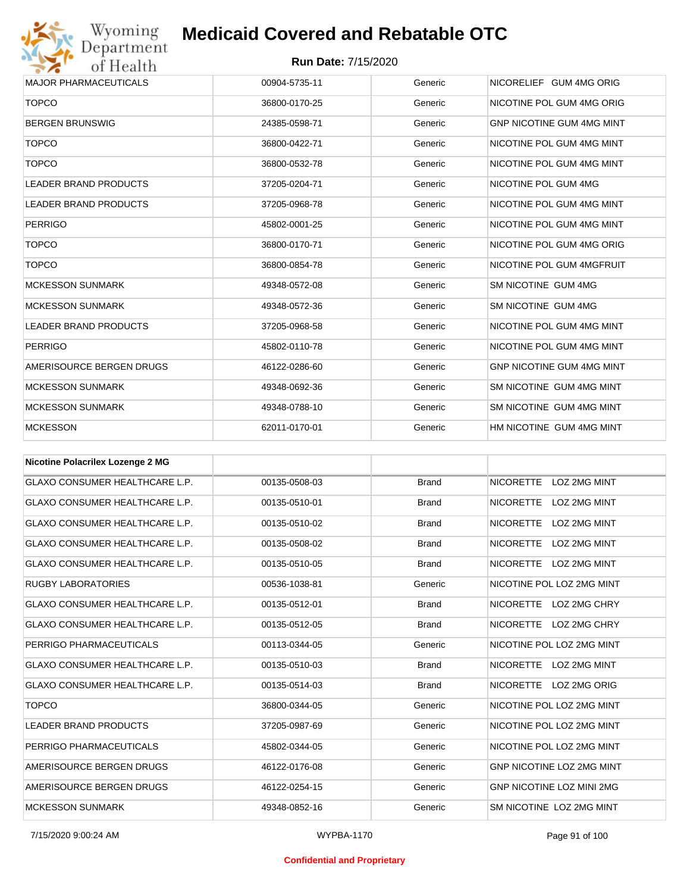| | | | |
|---|---|---|---|
| MAJOR PHARMACEUTICALS | 00904-5735-11 | Generic | NICORELIEF GUM 4MG ORIG |
| TOPCO | 36800-0170-25 | Generic | NICOTINE POL GUM 4MG ORIG |
| BERGEN BRUNSWIG | 24385-0598-71 | Generic | GNP NICOTINE GUM 4MG MINT |
| TOPCO | 36800-0422-71 | Generic | NICOTINE POL GUM 4MG MINT |
| TOPCO | 36800-0532-78 | Generic | NICOTINE POL GUM 4MG MINT |
| LEADER BRAND PRODUCTS | 37205-0204-71 | Generic | NICOTINE POL GUM 4MG |
| LEADER BRAND PRODUCTS | 37205-0968-78 | Generic | NICOTINE POL GUM 4MG MINT |
| PERRIGO | 45802-0001-25 | Generic | NICOTINE POL GUM 4MG MINT |
| TOPCO | 36800-0170-71 | Generic | NICOTINE POL GUM 4MG ORIG |
| TOPCO | 36800-0854-78 | Generic | NICOTINE POL GUM 4MGFRUIT |
| MCKESSON SUNMARK | 49348-0572-08 | Generic | SM NICOTINE GUM 4MG |
| MCKESSON SUNMARK | 49348-0572-36 | Generic | SM NICOTINE GUM 4MG |
| LEADER BRAND PRODUCTS | 37205-0968-58 | Generic | NICOTINE POL GUM 4MG MINT |
| PERRIGO | 45802-0110-78 | Generic | NICOTINE POL GUM 4MG MINT |
| AMERISOURCE BERGEN DRUGS | 46122-0286-60 | Generic | GNP NICOTINE GUM 4MG MINT |
| MCKESSON SUNMARK | 49348-0692-36 | Generic | SM NICOTINE GUM 4MG MINT |
| MCKESSON SUNMARK | 49348-0788-10 | Generic | SM NICOTINE GUM 4MG MINT |
| MCKESSON | 62011-0170-01 | Generic | HM NICOTINE GUM 4MG MINT |

| **Nicotine Polacrilex Lozenge 2 MG** | | | |
|---|---|---|---|
| GLAXO CONSUMER HEALTHCARE L.P. | 00135-0508-03 | Brand | NICORETTE LOZ 2MG MINT |
| GLAXO CONSUMER HEALTHCARE L.P. | 00135-0510-01 | Brand | NICORETTE LOZ 2MG MINT |
| GLAXO CONSUMER HEALTHCARE L.P. | 00135-0510-02 | Brand | NICORETTE LOZ 2MG MINT |
| GLAXO CONSUMER HEALTHCARE L.P. | 00135-0508-02 | Brand | NICORETTE LOZ 2MG MINT |
| GLAXO CONSUMER HEALTHCARE L.P. | 00135-0510-05 | Brand | NICORETTE LOZ 2MG MINT |
| RUGBY LABORATORIES | 00536-1038-81 | Generic | NICOTINE POL LOZ 2MG MINT |
| GLAXO CONSUMER HEALTHCARE L.P. | 00135-0512-01 | Brand | NICORETTE LOZ 2MG CHRY |
| GLAXO CONSUMER HEALTHCARE L.P. | 00135-0512-05 | Brand | NICORETTE LOZ 2MG CHRY |
| PERRIGO PHARMACEUTICALS | 00113-0344-05 | Generic | NICOTINE POL LOZ 2MG MINT |
| GLAXO CONSUMER HEALTHCARE L.P. | 00135-0510-03 | Brand | NICORETTE LOZ 2MG MINT |
| GLAXO CONSUMER HEALTHCARE L.P. | 00135-0514-03 | Brand | NICORETTE LOZ 2MG ORIG |
| TOPCO | 36800-0344-05 | Generic | NICOTINE POL LOZ 2MG MINT |
| LEADER BRAND PRODUCTS | 37205-0987-69 | Generic | NICOTINE POL LOZ 2MG MINT |
| PERRIGO PHARMACEUTICALS | 45802-0344-05 | Generic | NICOTINE POL LOZ 2MG MINT |
| AMERISOURCE BERGEN DRUGS | 46122-0176-08 | Generic | GNP NICOTINE LOZ 2MG MINT |
| AMERISOURCE BERGEN DRUGS | 46122-0254-15 | Generic | GNP NICOTINE LOZ MINI 2MG |
| MCKESSON SUNMARK | 49348-0852-16 | Generic | SM NICOTINE LOZ 2MG MINT |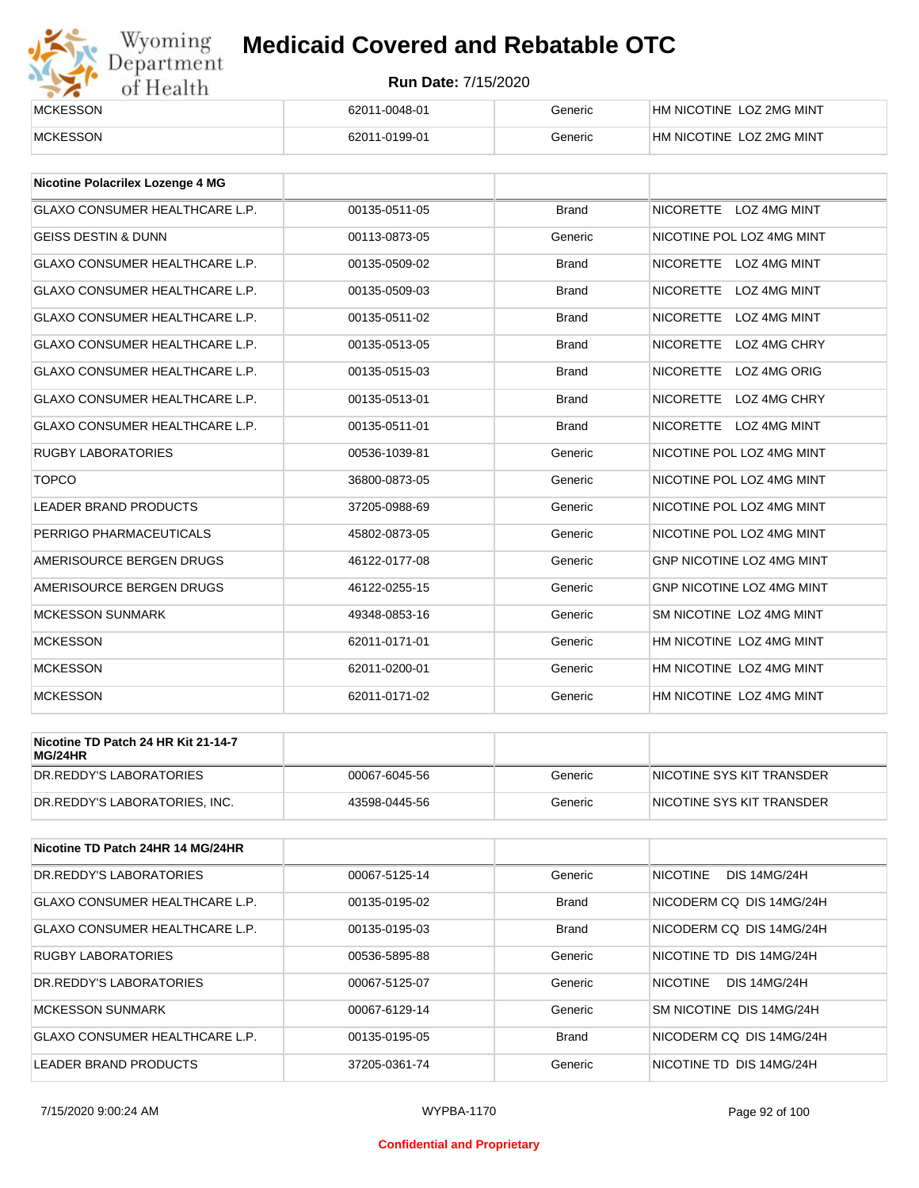| | | | |
|---|---|---|---|
| MCKESSON | 62011-0048-01 | Generic | HM NICOTINE LOZ 2MG MINT |
| MCKESSON | 62011-0199-01 | Generic | HM NICOTINE LOZ 2MG MINT |

| Nicotine Polacrilex Lozenge 4 MG | | | |
|---|---|---|---|
| GLAXO CONSUMER HEALTHCARE L.P. | 00135-0511-05 | Brand | NICORETTE LOZ 4MG MINT |
| GEISS DESTIN & DUNN | 00113-0873-05 | Generic | NICOTINE POL LOZ 4MG MINT |
| GLAXO CONSUMER HEALTHCARE L.P. | 00135-0509-02 | Brand | NICORETTE LOZ 4MG MINT |
| GLAXO CONSUMER HEALTHCARE L.P. | 00135-0509-03 | Brand | NICORETTE LOZ 4MG MINT |
| GLAXO CONSUMER HEALTHCARE L.P. | 00135-0511-02 | Brand | NICORETTE LOZ 4MG MINT |
| GLAXO CONSUMER HEALTHCARE L.P. | 00135-0513-05 | Brand | NICORETTE LOZ 4MG CHRY |
| GLAXO CONSUMER HEALTHCARE L.P. | 00135-0515-03 | Brand | NICORETTE LOZ 4MG ORIG |
| GLAXO CONSUMER HEALTHCARE L.P. | 00135-0513-01 | Brand | NICORETTE LOZ 4MG CHRY |
| GLAXO CONSUMER HEALTHCARE L.P. | 00135-0511-01 | Brand | NICORETTE LOZ 4MG MINT |
| RUGBY LABORATORIES | 00536-1039-81 | Generic | NICOTINE POL LOZ 4MG MINT |
| TOPCO | 36800-0873-05 | Generic | NICOTINE POL LOZ 4MG MINT |
| LEADER BRAND PRODUCTS | 37205-0988-69 | Generic | NICOTINE POL LOZ 4MG MINT |
| PERRIGO PHARMACEUTICALS | 45802-0873-05 | Generic | NICOTINE POL LOZ 4MG MINT |
| AMERISOURCE BERGEN DRUGS | 46122-0177-08 | Generic | GNP NICOTINE LOZ 4MG MINT |
| AMERISOURCE BERGEN DRUGS | 46122-0255-15 | Generic | GNP NICOTINE LOZ 4MG MINT |
| MCKESSON SUNMARK | 49348-0853-16 | Generic | SM NICOTINE LOZ 4MG MINT |
| MCKESSON | 62011-0171-01 | Generic | HM NICOTINE LOZ 4MG MINT |
| MCKESSON | 62011-0200-01 | Generic | HM NICOTINE LOZ 4MG MINT |
| MCKESSON | 62011-0171-02 | Generic | HM NICOTINE LOZ 4MG MINT |

| Nicotine TD Patch 24 HR Kit 21-14-7 MG/24HR | | | |
|---|---|---|---|
| DR.REDDY'S LABORATORIES | 00067-6045-56 | Generic | NICOTINE SYS KIT TRANSDER |
| DR.REDDY'S LABORATORIES, INC. | 43598-0445-56 | Generic | NICOTINE SYS KIT TRANSDER |

| Nicotine TD Patch 24HR 14 MG/24HR | | | |
|---|---|---|---|
| DR.REDDY'S LABORATORIES | 00067-5125-14 | Generic | NICOTINE DIS 14MG/24H |
| GLAXO CONSUMER HEALTHCARE L.P. | 00135-0195-02 | Brand | NICODERM CQ DIS 14MG/24H |
| GLAXO CONSUMER HEALTHCARE L.P. | 00135-0195-03 | Brand | NICODERM CQ DIS 14MG/24H |
| RUGBY LABORATORIES | 00536-5895-88 | Generic | NICOTINE TD DIS 14MG/24H |
| DR.REDDY'S LABORATORIES | 00067-5125-07 | Generic | NICOTINE DIS 14MG/24H |
| MCKESSON SUNMARK | 00067-6129-14 | Generic | SM NICOTINE DIS 14MG/24H |
| GLAXO CONSUMER HEALTHCARE L.P. | 00135-0195-05 | Brand | NICODERM CQ DIS 14MG/24H |
| LEADER BRAND PRODUCTS | 37205-0361-74 | Generic | NICOTINE TD DIS 14MG/24H |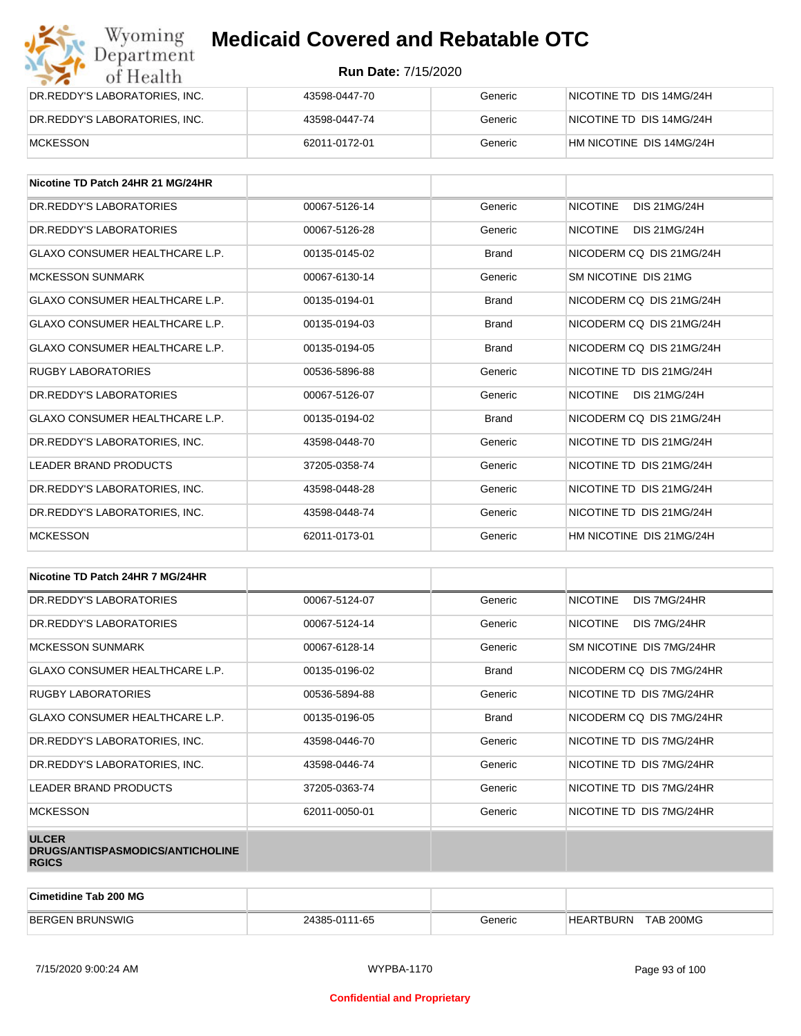| | | | |
|---|---|---|---|
| DR.REDDY'S LABORATORIES, INC. | 43598-0447-70 | Generic | NICOTINE TD DIS 14MG/24H |
| DR.REDDY'S LABORATORIES, INC. | 43598-0447-74 | Generic | NICOTINE TD DIS 14MG/24H |
| MCKESSON | 62011-0172-01 | Generic | HM NICOTINE DIS 14MG/24H |

| Nicotine TD Patch 24HR 21 MG/24HR | | | |
|---|---|---|---|
| DR.REDDY'S LABORATORIES | 00067-5126-14 | Generic | NICOTINE DIS 21MG/24H |
| DR.REDDY'S LABORATORIES | 00067-5126-28 | Generic | NICOTINE DIS 21MG/24H |
| GLAXO CONSUMER HEALTHCARE L.P. | 00135-0145-02 | Brand | NICODERM CQ DIS 21MG/24H |
| MCKESSON SUNMARK | 00067-6130-14 | Generic | SM NICOTINE DIS 21MG |
| GLAXO CONSUMER HEALTHCARE L.P. | 00135-0194-01 | Brand | NICODERM CQ DIS 21MG/24H |
| GLAXO CONSUMER HEALTHCARE L.P. | 00135-0194-03 | Brand | NICODERM CQ DIS 21MG/24H |
| GLAXO CONSUMER HEALTHCARE L.P. | 00135-0194-05 | Brand | NICODERM CQ DIS 21MG/24H |
| RUGBY LABORATORIES | 00536-5896-88 | Generic | NICOTINE TD DIS 21MG/24H |
| DR.REDDY'S LABORATORIES | 00067-5126-07 | Generic | NICOTINE DIS 21MG/24H |
| GLAXO CONSUMER HEALTHCARE L.P. | 00135-0194-02 | Brand | NICODERM CQ DIS 21MG/24H |
| DR.REDDY'S LABORATORIES, INC. | 43598-0448-70 | Generic | NICOTINE TD DIS 21MG/24H |
| LEADER BRAND PRODUCTS | 37205-0358-74 | Generic | NICOTINE TD DIS 21MG/24H |
| DR.REDDY'S LABORATORIES, INC. | 43598-0448-28 | Generic | NICOTINE TD DIS 21MG/24H |
| DR.REDDY'S LABORATORIES, INC. | 43598-0448-74 | Generic | NICOTINE TD DIS 21MG/24H |
| MCKESSON | 62011-0173-01 | Generic | HM NICOTINE DIS 21MG/24H |

| Nicotine TD Patch 24HR 7 MG/24HR | | | |
|---|---|---|---|
| DR.REDDY'S LABORATORIES | 00067-5124-07 | Generic | NICOTINE DIS 7MG/24HR |
| DR.REDDY'S LABORATORIES | 00067-5124-14 | Generic | NICOTINE DIS 7MG/24HR |
| MCKESSON SUNMARK | 00067-6128-14 | Generic | SM NICOTINE DIS 7MG/24HR |
| GLAXO CONSUMER HEALTHCARE L.P. | 00135-0196-02 | Brand | NICODERM CQ DIS 7MG/24HR |
| RUGBY LABORATORIES | 00536-5894-88 | Generic | NICOTINE TD DIS 7MG/24HR |
| GLAXO CONSUMER HEALTHCARE L.P. | 00135-0196-05 | Brand | NICODERM CQ DIS 7MG/24HR |
| DR.REDDY'S LABORATORIES, INC. | 43598-0446-70 | Generic | NICOTINE TD DIS 7MG/24HR |
| DR.REDDY'S LABORATORIES, INC. | 43598-0446-74 | Generic | NICOTINE TD DIS 7MG/24HR |
| LEADER BRAND PRODUCTS | 37205-0363-74 | Generic | NICOTINE TD DIS 7MG/24HR |
| MCKESSON | 62011-0050-01 | Generic | NICOTINE TD DIS 7MG/24HR |

**ULCER DRUGS/ANTISPASMODICS/ANTICHOLINERGICS**

| Cimetidine Tab 200 MG | | | |
|---|---|---|---|
| BERGEN BRUNSWIG | 24385-0111-65 | Generic | HEARTBURN TAB 200MG |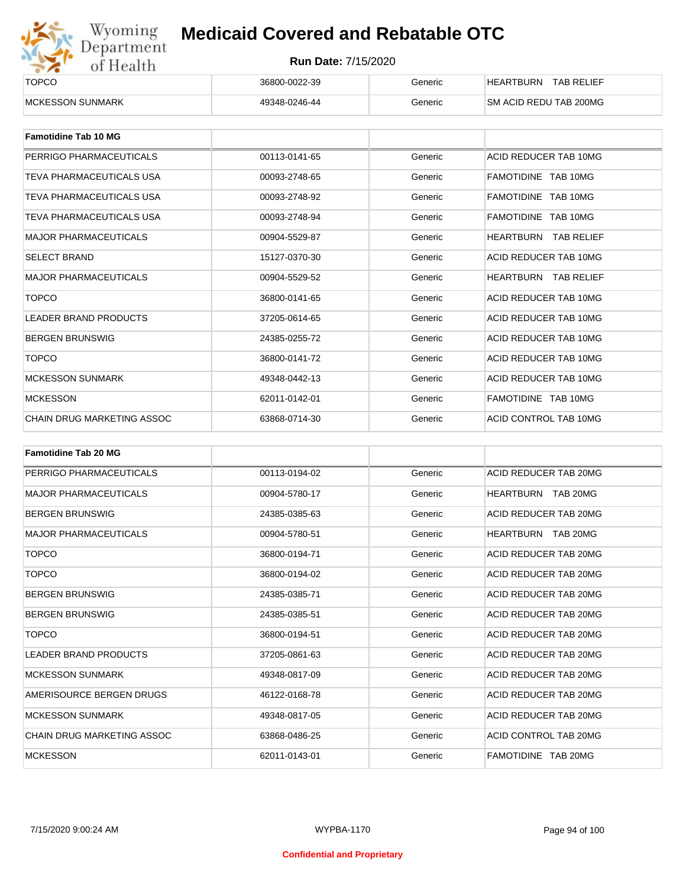| | | | |
|---|---|---|---|
| TOPCO | 36800-0022-39 | Generic | HEARTBURN TAB RELIEF |
| MCKESSON SUNMARK | 49348-0246-44 | Generic | SM ACID REDU TAB 200MG |

| **Famotidine Tab 10 MG** | | | |
|---|---|---|---|
| PERRIGO PHARMACEUTICALS | 00113-0141-65 | Generic | ACID REDUCER TAB 10MG |
| TEVA PHARMACEUTICALS USA | 00093-2748-65 | Generic | FAMOTIDINE TAB 10MG |
| TEVA PHARMACEUTICALS USA | 00093-2748-92 | Generic | FAMOTIDINE TAB 10MG |
| TEVA PHARMACEUTICALS USA | 00093-2748-94 | Generic | FAMOTIDINE TAB 10MG |
| MAJOR PHARMACEUTICALS | 00904-5529-87 | Generic | HEARTBURN TAB RELIEF |
| SELECT BRAND | 15127-0370-30 | Generic | ACID REDUCER TAB 10MG |
| MAJOR PHARMACEUTICALS | 00904-5529-52 | Generic | HEARTBURN TAB RELIEF |
| TOPCO | 36800-0141-65 | Generic | ACID REDUCER TAB 10MG |
| LEADER BRAND PRODUCTS | 37205-0614-65 | Generic | ACID REDUCER TAB 10MG |
| BERGEN BRUNSWIG | 24385-0255-72 | Generic | ACID REDUCER TAB 10MG |
| TOPCO | 36800-0141-72 | Generic | ACID REDUCER TAB 10MG |
| MCKESSON SUNMARK | 49348-0442-13 | Generic | ACID REDUCER TAB 10MG |
| MCKESSON | 62011-0142-01 | Generic | FAMOTIDINE TAB 10MG |
| CHAIN DRUG MARKETING ASSOC | 63868-0714-30 | Generic | ACID CONTROL TAB 10MG |

| **Famotidine Tab 20 MG** | | | |
|---|---|---|---|
| PERRIGO PHARMACEUTICALS | 00113-0194-02 | Generic | ACID REDUCER TAB 20MG |
| MAJOR PHARMACEUTICALS | 00904-5780-17 | Generic | HEARTBURN TAB 20MG |
| BERGEN BRUNSWIG | 24385-0385-63 | Generic | ACID REDUCER TAB 20MG |
| MAJOR PHARMACEUTICALS | 00904-5780-51 | Generic | HEARTBURN TAB 20MG |
| TOPCO | 36800-0194-71 | Generic | ACID REDUCER TAB 20MG |
| TOPCO | 36800-0194-02 | Generic | ACID REDUCER TAB 20MG |
| BERGEN BRUNSWIG | 24385-0385-71 | Generic | ACID REDUCER TAB 20MG |
| BERGEN BRUNSWIG | 24385-0385-51 | Generic | ACID REDUCER TAB 20MG |
| TOPCO | 36800-0194-51 | Generic | ACID REDUCER TAB 20MG |
| LEADER BRAND PRODUCTS | 37205-0861-63 | Generic | ACID REDUCER TAB 20MG |
| MCKESSON SUNMARK | 49348-0817-09 | Generic | ACID REDUCER TAB 20MG |
| AMERISOURCE BERGEN DRUGS | 46122-0168-78 | Generic | ACID REDUCER TAB 20MG |
| MCKESSON SUNMARK | 49348-0817-05 | Generic | ACID REDUCER TAB 20MG |
| CHAIN DRUG MARKETING ASSOC | 63868-0486-25 | Generic | ACID CONTROL TAB 20MG |
| MCKESSON | 62011-0143-01 | Generic | FAMOTIDINE TAB 20MG |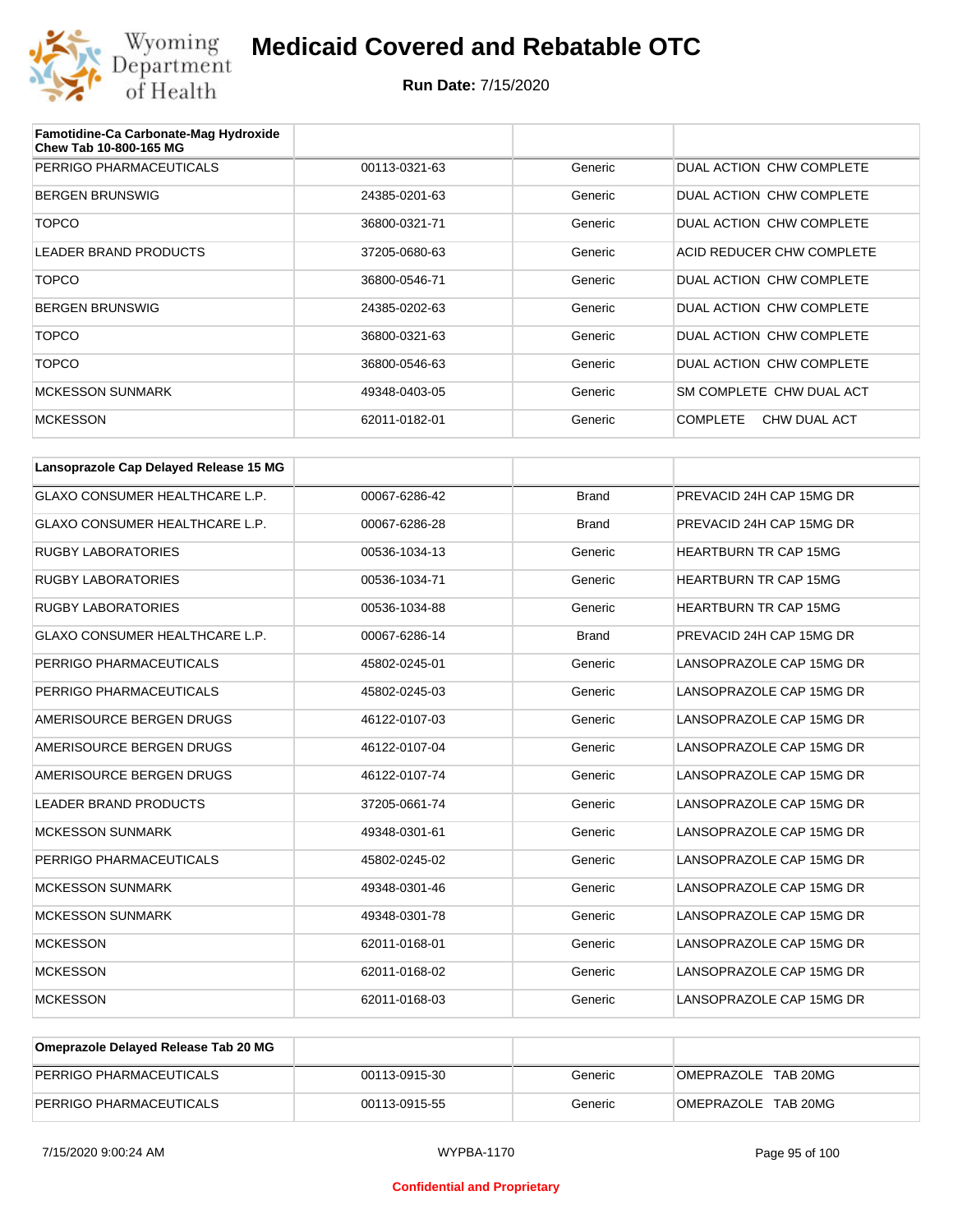# Medicaid Covered and Rebatable OTC

**Run Date:** 7/15/2020

| Famotidine-Ca Carbonate-Mag Hydroxide Chew Tab 10-800-165 MG | | | |
|---|---|---|---|
| PERRIGO PHARMACEUTICALS | 00113-0321-63 | Generic | DUAL ACTION CHW COMPLETE |
| BERGEN BRUNSWIG | 24385-0201-63 | Generic | DUAL ACTION CHW COMPLETE |
| TOPCO | 36800-0321-71 | Generic | DUAL ACTION CHW COMPLETE |
| LEADER BRAND PRODUCTS | 37205-0680-63 | Generic | ACID REDUCER CHW COMPLETE |
| TOPCO | 36800-0546-71 | Generic | DUAL ACTION CHW COMPLETE |
| BERGEN BRUNSWIG | 24385-0202-63 | Generic | DUAL ACTION CHW COMPLETE |
| TOPCO | 36800-0321-63 | Generic | DUAL ACTION CHW COMPLETE |
| TOPCO | 36800-0546-63 | Generic | DUAL ACTION CHW COMPLETE |
| MCKESSON SUNMARK | 49348-0403-05 | Generic | SM COMPLETE CHW DUAL ACT |
| MCKESSON | 62011-0182-01 | Generic | COMPLETE CHW DUAL ACT |

| Lansoprazole Cap Delayed Release 15 MG | | | |
|---|---|---|---|
| GLAXO CONSUMER HEALTHCARE L.P. | 00067-6286-42 | Brand | PREVACID 24H CAP 15MG DR |
| GLAXO CONSUMER HEALTHCARE L.P. | 00067-6286-28 | Brand | PREVACID 24H CAP 15MG DR |
| RUGBY LABORATORIES | 00536-1034-13 | Generic | HEARTBURN TR CAP 15MG |
| RUGBY LABORATORIES | 00536-1034-71 | Generic | HEARTBURN TR CAP 15MG |
| RUGBY LABORATORIES | 00536-1034-88 | Generic | HEARTBURN TR CAP 15MG |
| GLAXO CONSUMER HEALTHCARE L.P. | 00067-6286-14 | Brand | PREVACID 24H CAP 15MG DR |
| PERRIGO PHARMACEUTICALS | 45802-0245-01 | Generic | LANSOPRAZOLE CAP 15MG DR |
| PERRIGO PHARMACEUTICALS | 45802-0245-03 | Generic | LANSOPRAZOLE CAP 15MG DR |
| AMERISOURCE BERGEN DRUGS | 46122-0107-03 | Generic | LANSOPRAZOLE CAP 15MG DR |
| AMERISOURCE BERGEN DRUGS | 46122-0107-04 | Generic | LANSOPRAZOLE CAP 15MG DR |
| AMERISOURCE BERGEN DRUGS | 46122-0107-74 | Generic | LANSOPRAZOLE CAP 15MG DR |
| LEADER BRAND PRODUCTS | 37205-0661-74 | Generic | LANSOPRAZOLE CAP 15MG DR |
| MCKESSON SUNMARK | 49348-0301-61 | Generic | LANSOPRAZOLE CAP 15MG DR |
| PERRIGO PHARMACEUTICALS | 45802-0245-02 | Generic | LANSOPRAZOLE CAP 15MG DR |
| MCKESSON SUNMARK | 49348-0301-46 | Generic | LANSOPRAZOLE CAP 15MG DR |
| MCKESSON SUNMARK | 49348-0301-78 | Generic | LANSOPRAZOLE CAP 15MG DR |
| MCKESSON | 62011-0168-01 | Generic | LANSOPRAZOLE CAP 15MG DR |
| MCKESSON | 62011-0168-02 | Generic | LANSOPRAZOLE CAP 15MG DR |
| MCKESSON | 62011-0168-03 | Generic | LANSOPRAZOLE CAP 15MG DR |

| Omeprazole Delayed Release Tab 20 MG | | | |
|---|---|---|---|
| PERRIGO PHARMACEUTICALS | 00113-0915-30 | Generic | OMEPRAZOLE TAB 20MG |
| PERRIGO PHARMACEUTICALS | 00113-0915-55 | Generic | OMEPRAZOLE TAB 20MG |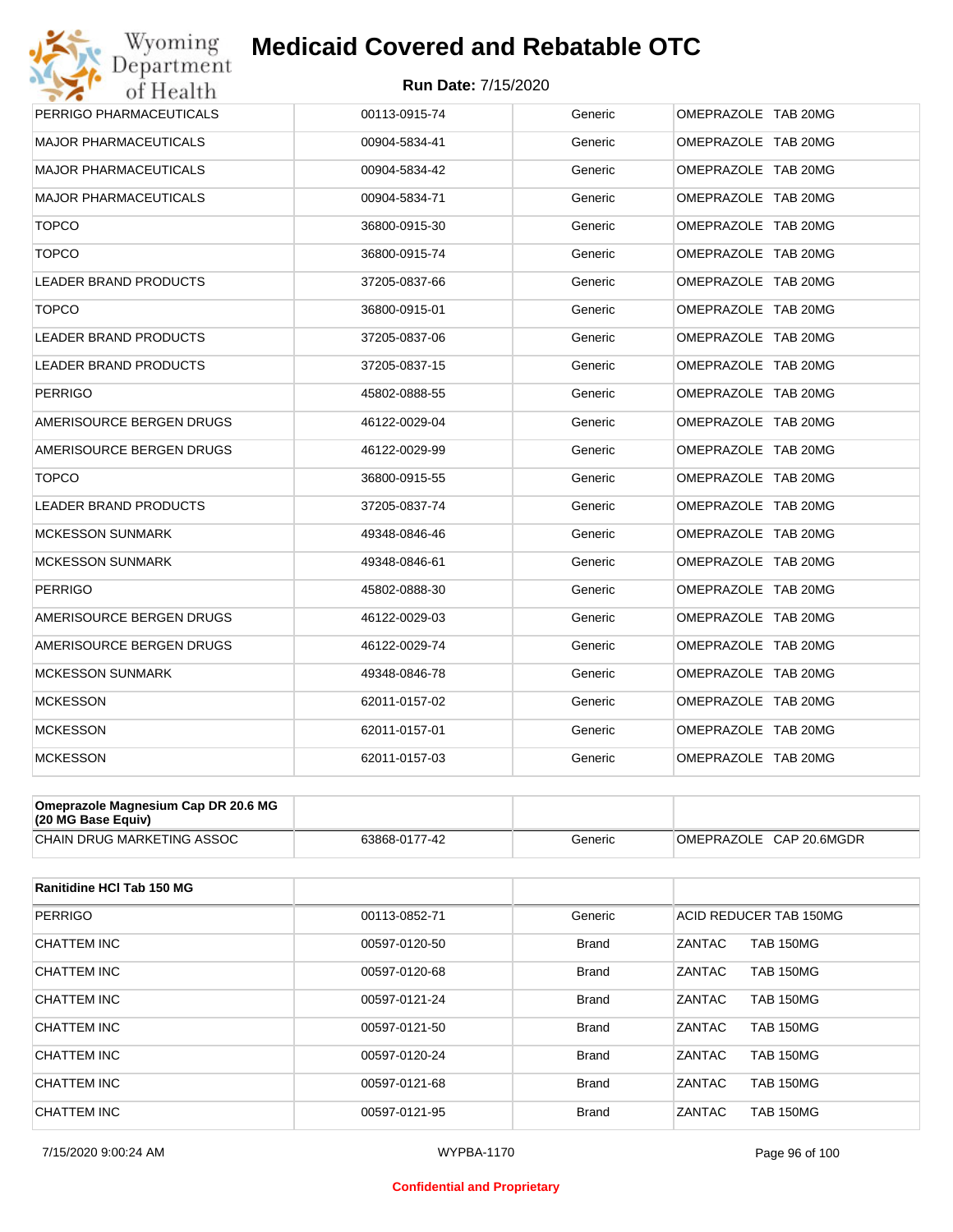# Medicaid Covered and Rebatable OTC

**Run Date:** 7/15/2020

| | | | |
|---|---|---|---|
| PERRIGO PHARMACEUTICALS | 00113-0915-74 | Generic | OMEPRAZOLE TAB 20MG |
| MAJOR PHARMACEUTICALS | 00904-5834-41 | Generic | OMEPRAZOLE TAB 20MG |
| MAJOR PHARMACEUTICALS | 00904-5834-42 | Generic | OMEPRAZOLE TAB 20MG |
| MAJOR PHARMACEUTICALS | 00904-5834-71 | Generic | OMEPRAZOLE TAB 20MG |
| TOPCO | 36800-0915-30 | Generic | OMEPRAZOLE TAB 20MG |
| TOPCO | 36800-0915-74 | Generic | OMEPRAZOLE TAB 20MG |
| LEADER BRAND PRODUCTS | 37205-0837-66 | Generic | OMEPRAZOLE TAB 20MG |
| TOPCO | 36800-0915-01 | Generic | OMEPRAZOLE TAB 20MG |
| LEADER BRAND PRODUCTS | 37205-0837-06 | Generic | OMEPRAZOLE TAB 20MG |
| LEADER BRAND PRODUCTS | 37205-0837-15 | Generic | OMEPRAZOLE TAB 20MG |
| PERRIGO | 45802-0888-55 | Generic | OMEPRAZOLE TAB 20MG |
| AMERISOURCE BERGEN DRUGS | 46122-0029-04 | Generic | OMEPRAZOLE TAB 20MG |
| AMERISOURCE BERGEN DRUGS | 46122-0029-99 | Generic | OMEPRAZOLE TAB 20MG |
| TOPCO | 36800-0915-55 | Generic | OMEPRAZOLE TAB 20MG |
| LEADER BRAND PRODUCTS | 37205-0837-74 | Generic | OMEPRAZOLE TAB 20MG |
| MCKESSON SUNMARK | 49348-0846-46 | Generic | OMEPRAZOLE TAB 20MG |
| MCKESSON SUNMARK | 49348-0846-61 | Generic | OMEPRAZOLE TAB 20MG |
| PERRIGO | 45802-0888-30 | Generic | OMEPRAZOLE TAB 20MG |
| AMERISOURCE BERGEN DRUGS | 46122-0029-03 | Generic | OMEPRAZOLE TAB 20MG |
| AMERISOURCE BERGEN DRUGS | 46122-0029-74 | Generic | OMEPRAZOLE TAB 20MG |
| MCKESSON SUNMARK | 49348-0846-78 | Generic | OMEPRAZOLE TAB 20MG |
| MCKESSON | 62011-0157-02 | Generic | OMEPRAZOLE TAB 20MG |
| MCKESSON | 62011-0157-01 | Generic | OMEPRAZOLE TAB 20MG |
| MCKESSON | 62011-0157-03 | Generic | OMEPRAZOLE TAB 20MG |

| **Omeprazole Magnesium Cap DR 20.6 MG (20 MG Base Equiv)** | | | |
|---|---|---|---|
| CHAIN DRUG MARKETING ASSOC | 63868-0177-42 | Generic | OMEPRAZOLE CAP 20.6MGDR |

| **Ranitidine HCl Tab 150 MG** | | | |
|---|---|---|---|
| PERRIGO | 00113-0852-71 | Generic | ACID REDUCER TAB 150MG |
| CHATTEM INC | 00597-0120-50 | Brand | ZANTAC TAB 150MG |
| CHATTEM INC | 00597-0120-68 | Brand | ZANTAC TAB 150MG |
| CHATTEM INC | 00597-0121-24 | Brand | ZANTAC TAB 150MG |
| CHATTEM INC | 00597-0121-50 | Brand | ZANTAC TAB 150MG |
| CHATTEM INC | 00597-0120-24 | Brand | ZANTAC TAB 150MG |
| CHATTEM INC | 00597-0121-68 | Brand | ZANTAC TAB 150MG |
| CHATTEM INC | 00597-0121-95 | Brand | ZANTAC TAB 150MG |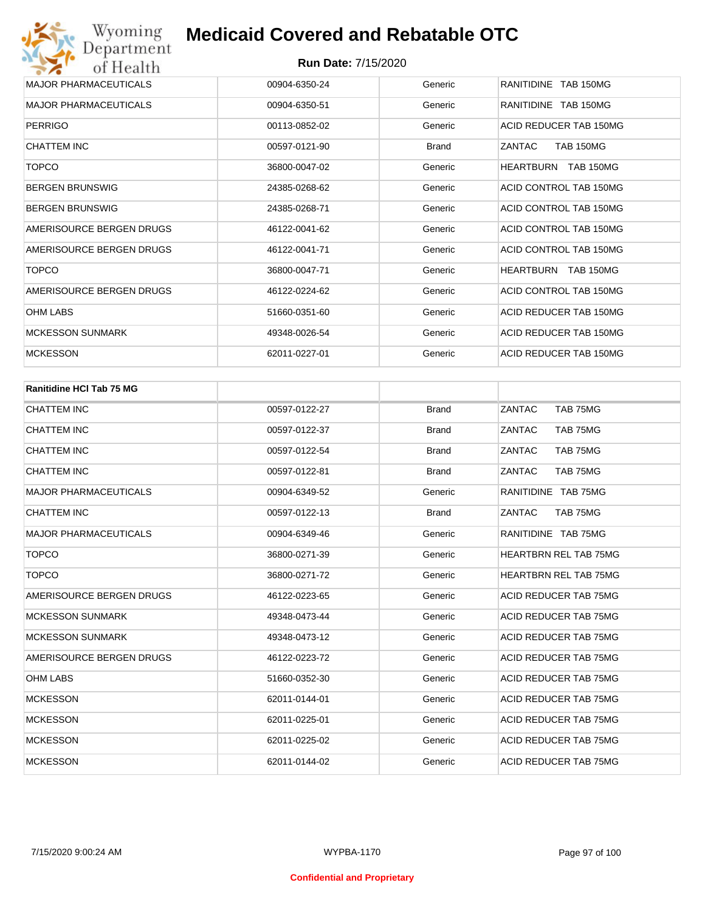| | | | |
|---|---|---|---|
| MAJOR PHARMACEUTICALS | 00904-6350-24 | Generic | RANITIDINE TAB 150MG |
| MAJOR PHARMACEUTICALS | 00904-6350-51 | Generic | RANITIDINE TAB 150MG |
| PERRIGO | 00113-0852-02 | Generic | ACID REDUCER TAB 150MG |
| CHATTEM INC | 00597-0121-90 | Brand | ZANTAC TAB 150MG |
| TOPCO | 36800-0047-02 | Generic | HEARTBURN TAB 150MG |
| BERGEN BRUNSWIG | 24385-0268-62 | Generic | ACID CONTROL TAB 150MG |
| BERGEN BRUNSWIG | 24385-0268-71 | Generic | ACID CONTROL TAB 150MG |
| AMERISOURCE BERGEN DRUGS | 46122-0041-62 | Generic | ACID CONTROL TAB 150MG |
| AMERISOURCE BERGEN DRUGS | 46122-0041-71 | Generic | ACID CONTROL TAB 150MG |
| TOPCO | 36800-0047-71 | Generic | HEARTBURN TAB 150MG |
| AMERISOURCE BERGEN DRUGS | 46122-0224-62 | Generic | ACID CONTROL TAB 150MG |
| OHM LABS | 51660-0351-60 | Generic | ACID REDUCER TAB 150MG |
| MCKESSON SUNMARK | 49348-0026-54 | Generic | ACID REDUCER TAB 150MG |
| MCKESSON | 62011-0227-01 | Generic | ACID REDUCER TAB 150MG |

| Ranitidine HCl Tab 75 MG | | | |
|---|---|---|---|
| CHATTEM INC | 00597-0122-27 | Brand | ZANTAC TAB 75MG |
| CHATTEM INC | 00597-0122-37 | Brand | ZANTAC TAB 75MG |
| CHATTEM INC | 00597-0122-54 | Brand | ZANTAC TAB 75MG |
| CHATTEM INC | 00597-0122-81 | Brand | ZANTAC TAB 75MG |
| MAJOR PHARMACEUTICALS | 00904-6349-52 | Generic | RANITIDINE TAB 75MG |
| CHATTEM INC | 00597-0122-13 | Brand | ZANTAC TAB 75MG |
| MAJOR PHARMACEUTICALS | 00904-6349-46 | Generic | RANITIDINE TAB 75MG |
| TOPCO | 36800-0271-39 | Generic | HEARTBRN REL TAB 75MG |
| TOPCO | 36800-0271-72 | Generic | HEARTBRN REL TAB 75MG |
| AMERISOURCE BERGEN DRUGS | 46122-0223-65 | Generic | ACID REDUCER TAB 75MG |
| MCKESSON SUNMARK | 49348-0473-44 | Generic | ACID REDUCER TAB 75MG |
| MCKESSON SUNMARK | 49348-0473-12 | Generic | ACID REDUCER TAB 75MG |
| AMERISOURCE BERGEN DRUGS | 46122-0223-72 | Generic | ACID REDUCER TAB 75MG |
| OHM LABS | 51660-0352-30 | Generic | ACID REDUCER TAB 75MG |
| MCKESSON | 62011-0144-01 | Generic | ACID REDUCER TAB 75MG |
| MCKESSON | 62011-0225-01 | Generic | ACID REDUCER TAB 75MG |
| MCKESSON | 62011-0225-02 | Generic | ACID REDUCER TAB 75MG |
| MCKESSON | 62011-0144-02 | Generic | ACID REDUCER TAB 75MG |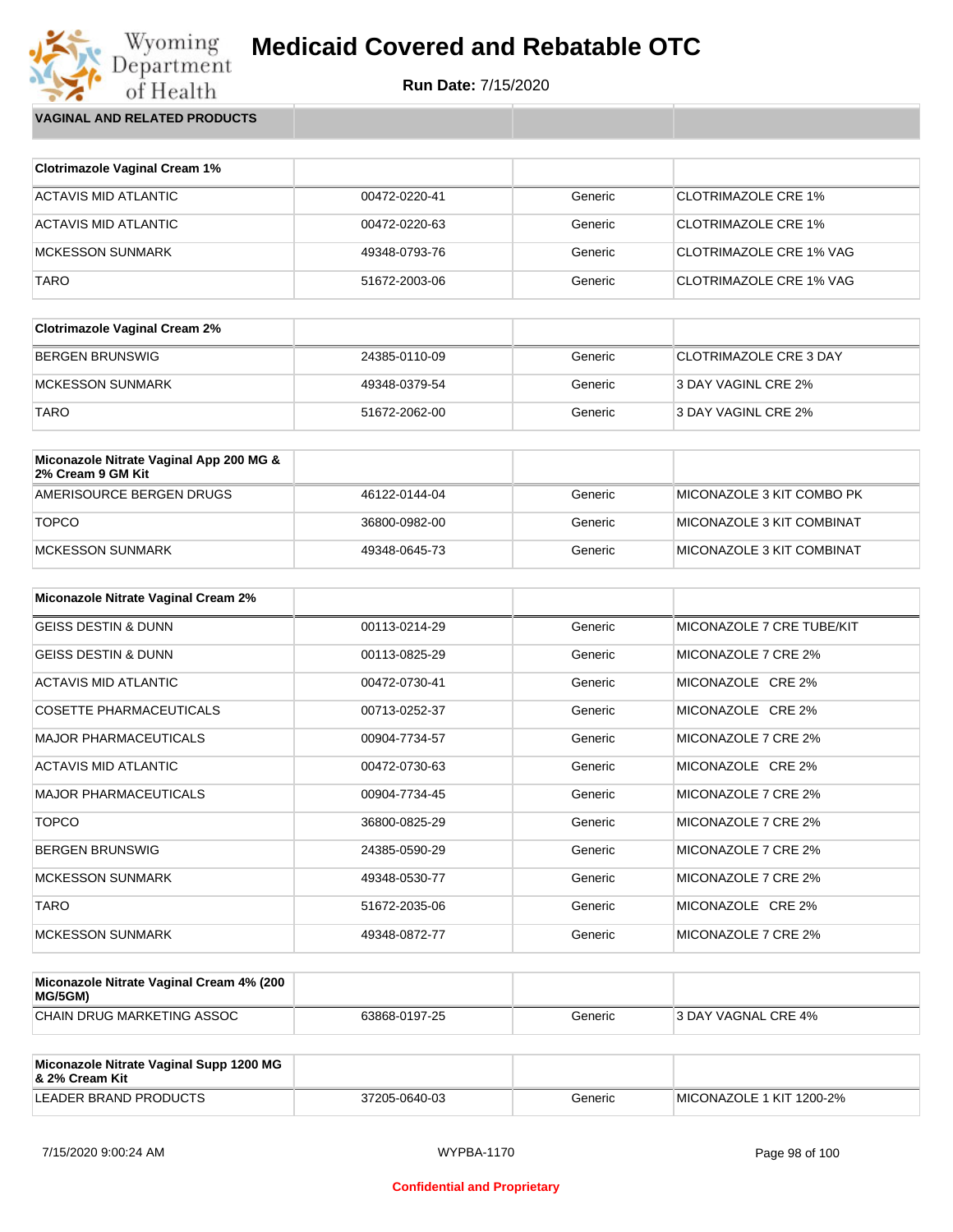# Medicaid Covered and Rebatable OTC

**Run Date:** 7/15/2020

## VAGINAL AND RELATED PRODUCTS

| Clotrimazole Vaginal Cream 1% | | | |
|---|---|---|---|
| ACTAVIS MID ATLANTIC | 00472-0220-41 | Generic | CLOTRIMAZOLE CRE 1% |
| ACTAVIS MID ATLANTIC | 00472-0220-63 | Generic | CLOTRIMAZOLE CRE 1% |
| MCKESSON SUNMARK | 49348-0793-76 | Generic | CLOTRIMAZOLE CRE 1% VAG |
| TARO | 51672-2003-06 | Generic | CLOTRIMAZOLE CRE 1% VAG |

| Clotrimazole Vaginal Cream 2% | | | |
|---|---|---|---|
| BERGEN BRUNSWIG | 24385-0110-09 | Generic | CLOTRIMAZOLE CRE 3 DAY |
| MCKESSON SUNMARK | 49348-0379-54 | Generic | 3 DAY VAGINL CRE 2% |
| TARO | 51672-2062-00 | Generic | 3 DAY VAGINL CRE 2% |

| Miconazole Nitrate Vaginal App 200 MG & 2% Cream 9 GM Kit | | | |
|---|---|---|---|
| AMERISOURCE BERGEN DRUGS | 46122-0144-04 | Generic | MICONAZOLE 3 KIT COMBO PK |
| TOPCO | 36800-0982-00 | Generic | MICONAZOLE 3 KIT COMBINAT |
| MCKESSON SUNMARK | 49348-0645-73 | Generic | MICONAZOLE 3 KIT COMBINAT |

| Miconazole Nitrate Vaginal Cream 2% | | | |
|---|---|---|---|
| GEISS DESTIN & DUNN | 00113-0214-29 | Generic | MICONAZOLE 7 CRE TUBE/KIT |
| GEISS DESTIN & DUNN | 00113-0825-29 | Generic | MICONAZOLE 7 CRE 2% |
| ACTAVIS MID ATLANTIC | 00472-0730-41 | Generic | MICONAZOLE CRE 2% |
| COSETTE PHARMACEUTICALS | 00713-0252-37 | Generic | MICONAZOLE CRE 2% |
| MAJOR PHARMACEUTICALS | 00904-7734-57 | Generic | MICONAZOLE 7 CRE 2% |
| ACTAVIS MID ATLANTIC | 00472-0730-63 | Generic | MICONAZOLE CRE 2% |
| MAJOR PHARMACEUTICALS | 00904-7734-45 | Generic | MICONAZOLE 7 CRE 2% |
| TOPCO | 36800-0825-29 | Generic | MICONAZOLE 7 CRE 2% |
| BERGEN BRUNSWIG | 24385-0590-29 | Generic | MICONAZOLE 7 CRE 2% |
| MCKESSON SUNMARK | 49348-0530-77 | Generic | MICONAZOLE 7 CRE 2% |
| TARO | 51672-2035-06 | Generic | MICONAZOLE CRE 2% |
| MCKESSON SUNMARK | 49348-0872-77 | Generic | MICONAZOLE 7 CRE 2% |

| Miconazole Nitrate Vaginal Cream 4% (200 MG/5GM) | | | |
|---|---|---|---|
| CHAIN DRUG MARKETING ASSOC | 63868-0197-25 | Generic | 3 DAY VAGNAL CRE 4% |

| Miconazole Nitrate Vaginal Supp 1200 MG & 2% Cream Kit | | | |
|---|---|---|---|
| LEADER BRAND PRODUCTS | 37205-0640-03 | Generic | MICONAZOLE 1 KIT 1200-2% |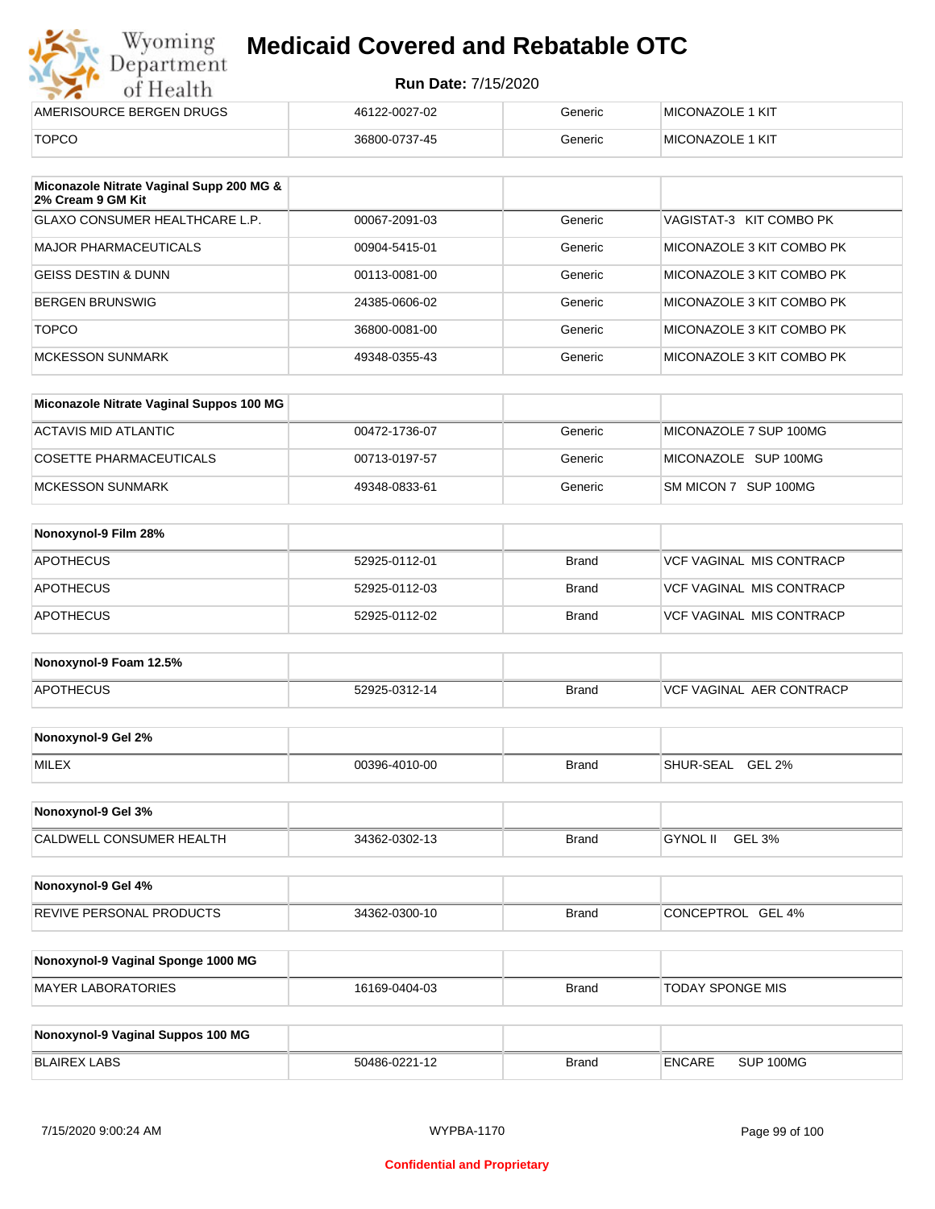| | | | |
|---|---|---|---|
| AMERISOURCE BERGEN DRUGS | 46122-0027-02 | Generic | MICONAZOLE 1 KIT |
| TOPCO | 36800-0737-45 | Generic | MICONAZOLE 1 KIT |

| Miconazole Nitrate Vaginal Supp 200 MG & 2% Cream 9 GM Kit | | | |
|---|---|---|---|
| GLAXO CONSUMER HEALTHCARE L.P. | 00067-2091-03 | Generic | VAGISTAT-3 KIT COMBO PK |
| MAJOR PHARMACEUTICALS | 00904-5415-01 | Generic | MICONAZOLE 3 KIT COMBO PK |
| GEISS DESTIN & DUNN | 00113-0081-00 | Generic | MICONAZOLE 3 KIT COMBO PK |
| BERGEN BRUNSWIG | 24385-0606-02 | Generic | MICONAZOLE 3 KIT COMBO PK |
| TOPCO | 36800-0081-00 | Generic | MICONAZOLE 3 KIT COMBO PK |
| MCKESSON SUNMARK | 49348-0355-43 | Generic | MICONAZOLE 3 KIT COMBO PK |

| Miconazole Nitrate Vaginal Suppos 100 MG | | | |
|---|---|---|---|
| ACTAVIS MID ATLANTIC | 00472-1736-07 | Generic | MICONAZOLE 7 SUP 100MG |
| COSETTE PHARMACEUTICALS | 00713-0197-57 | Generic | MICONAZOLE SUP 100MG |
| MCKESSON SUNMARK | 49348-0833-61 | Generic | SM MICON 7 SUP 100MG |

| Nonoxynol-9 Film 28% | | | |
|---|---|---|---|
| APOTHECUS | 52925-0112-01 | Brand | VCF VAGINAL MIS CONTRACP |
| APOTHECUS | 52925-0112-03 | Brand | VCF VAGINAL MIS CONTRACP |
| APOTHECUS | 52925-0112-02 | Brand | VCF VAGINAL MIS CONTRACP |

| Nonoxynol-9 Foam 12.5% | | | |
|---|---|---|---|
| APOTHECUS | 52925-0312-14 | Brand | VCF VAGINAL AER CONTRACP |

| Nonoxynol-9 Gel 2% | | | |
|---|---|---|---|
| MILEX | 00396-4010-00 | Brand | SHUR-SEAL GEL 2% |

| Nonoxynol-9 Gel 3% | | | |
|---|---|---|---|
| CALDWELL CONSUMER HEALTH | 34362-0302-13 | Brand | GYNOL II GEL 3% |

| Nonoxynol-9 Gel 4% | | | |
|---|---|---|---|
| REVIVE PERSONAL PRODUCTS | 34362-0300-10 | Brand | CONCEPTROL GEL 4% |

| Nonoxynol-9 Vaginal Sponge 1000 MG | | | |
|---|---|---|---|
| MAYER LABORATORIES | 16169-0404-03 | Brand | TODAY SPONGE MIS |

| Nonoxynol-9 Vaginal Suppos 100 MG | | | |
|---|---|---|---|
| BLAIREX LABS | 50486-0221-12 | Brand | ENCARE SUP 100MG |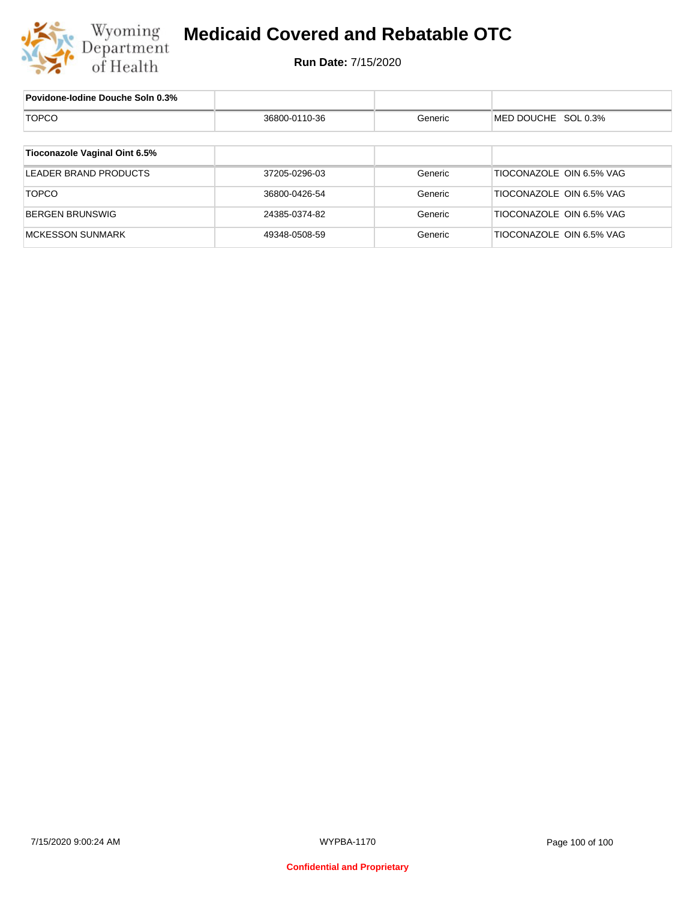| Povidone-Iodine Douche Soln 0.3% | | | |
| --- | --- | --- | --- |
| TOPCO | 36800-0110-36 | Generic | MED DOUCHE SOL 0.3% |

| Tioconazole Vaginal Oint 6.5% | | | |
| --- | --- | --- | --- |
| LEADER BRAND PRODUCTS | 37205-0296-03 | Generic | TIOCONAZOLE OIN 6.5% VAG |
| TOPCO | 36800-0426-54 | Generic | TIOCONAZOLE OIN 6.5% VAG |
| BERGEN BRUNSWIG | 24385-0374-82 | Generic | TIOCONAZOLE OIN 6.5% VAG |
| MCKESSON SUNMARK | 49348-0508-59 | Generic | TIOCONAZOLE OIN 6.5% VAG |